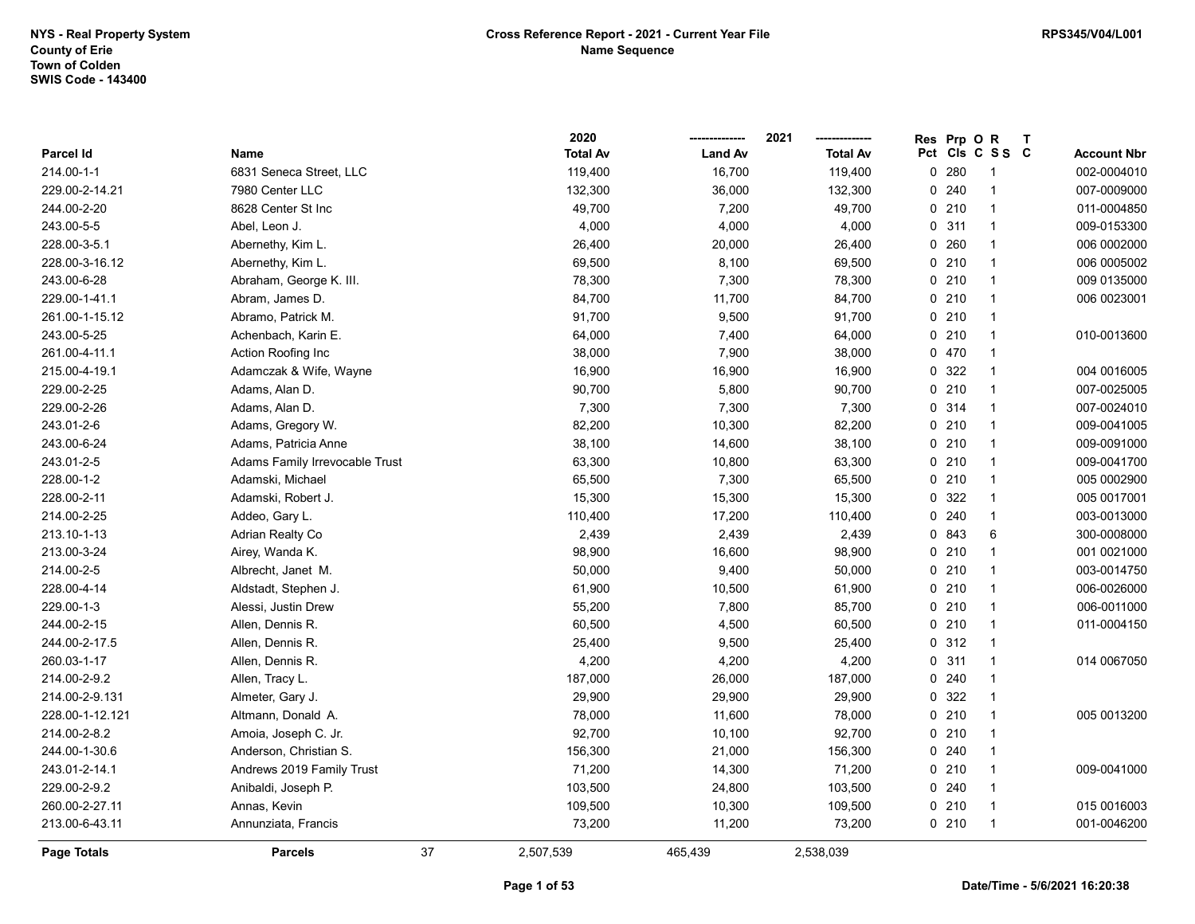NYS - Real Property System
County of Erie
Town of Colden
SWIS Code - 143400

**Cross Reference Report - 2021 - Current Year File**
**Name Sequence**

RPS345/V04/L001

| Parcel Id | Name | 2020 Total Av | 2021 Land Av | 2021 Total Av | Res Pct | Prp Cls | O C | R S S | T C | Account Nbr |
|---|---|---|---|---|---|---|---|---|---|---|
| 214.00-1-1 | 6831 Seneca Street, LLC | 119,400 | 16,700 | 119,400 | 0 | 280 | | 1 | | 002-0004010 |
| 229.00-2-14.21 | 7980 Center LLC | 132,300 | 36,000 | 132,300 | 0 | 240 | | 1 | | 007-0009000 |
| 244.00-2-20 | 8628 Center St Inc | 49,700 | 7,200 | 49,700 | 0 | 210 | | 1 | | 011-0004850 |
| 243.00-5-5 | Abel, Leon J. | 4,000 | 4,000 | 4,000 | 0 | 311 | | 1 | | 009-0153300 |
| 228.00-3-5.1 | Abernethy, Kim L. | 26,400 | 20,000 | 26,400 | 0 | 260 | | 1 | | 006 0002000 |
| 228.00-3-16.12 | Abernethy, Kim L. | 69,500 | 8,100 | 69,500 | 0 | 210 | | 1 | | 006 0005002 |
| 243.00-6-28 | Abraham, George K. III. | 78,300 | 7,300 | 78,300 | 0 | 210 | | 1 | | 009 0135000 |
| 229.00-1-41.1 | Abram, James D. | 84,700 | 11,700 | 84,700 | 0 | 210 | | 1 | | 006 0023001 |
| 261.00-1-15.12 | Abramo, Patrick M. | 91,700 | 9,500 | 91,700 | 0 | 210 | | 1 | | |
| 243.00-5-25 | Achenbach, Karin E. | 64,000 | 7,400 | 64,000 | 0 | 210 | | 1 | | 010-0013600 |
| 261.00-4-11.1 | Action Roofing Inc | 38,000 | 7,900 | 38,000 | 0 | 470 | | 1 | | |
| 215.00-4-19.1 | Adamczak & Wife, Wayne | 16,900 | 16,900 | 16,900 | 0 | 322 | | 1 | | 004 0016005 |
| 229.00-2-25 | Adams, Alan D. | 90,700 | 5,800 | 90,700 | 0 | 210 | | 1 | | 007-0025005 |
| 229.00-2-26 | Adams, Alan D. | 7,300 | 7,300 | 7,300 | 0 | 314 | | 1 | | 007-0024010 |
| 243.01-2-6 | Adams, Gregory W. | 82,200 | 10,300 | 82,200 | 0 | 210 | | 1 | | 009-0041005 |
| 243.00-6-24 | Adams, Patricia Anne | 38,100 | 14,600 | 38,100 | 0 | 210 | | 1 | | 009-0091000 |
| 243.01-2-5 | Adams Family Irrevocable Trust | 63,300 | 10,800 | 63,300 | 0 | 210 | | 1 | | 009-0041700 |
| 228.00-1-2 | Adamski, Michael | 65,500 | 7,300 | 65,500 | 0 | 210 | | 1 | | 005 0002900 |
| 228.00-2-11 | Adamski, Robert J. | 15,300 | 15,300 | 15,300 | 0 | 322 | | 1 | | 005 0017001 |
| 214.00-2-25 | Addeo, Gary L. | 110,400 | 17,200 | 110,400 | 0 | 240 | | 1 | | 003-0013000 |
| 213.10-1-13 | Adrian Realty Co | 2,439 | 2,439 | 2,439 | 0 | 843 | | 6 | | 300-0008000 |
| 213.00-3-24 | Airey, Wanda K. | 98,900 | 16,600 | 98,900 | 0 | 210 | | 1 | | 001 0021000 |
| 214.00-2-5 | Albrecht, Janet M. | 50,000 | 9,400 | 50,000 | 0 | 210 | | 1 | | 003-0014750 |
| 228.00-4-14 | Aldstadt, Stephen J. | 61,900 | 10,500 | 61,900 | 0 | 210 | | 1 | | 006-0026000 |
| 229.00-1-3 | Alessi, Justin Drew | 55,200 | 7,800 | 85,700 | 0 | 210 | | 1 | | 006-0011000 |
| 244.00-2-15 | Allen, Dennis R. | 60,500 | 4,500 | 60,500 | 0 | 210 | | 1 | | 011-0004150 |
| 244.00-2-17.5 | Allen, Dennis R. | 25,400 | 9,500 | 25,400 | 0 | 312 | | 1 | | |
| 260.03-1-17 | Allen, Dennis R. | 4,200 | 4,200 | 4,200 | 0 | 311 | | 1 | | 014 0067050 |
| 214.00-2-9.2 | Allen, Tracy L. | 187,000 | 26,000 | 187,000 | 0 | 240 | | 1 | | |
| 214.00-2-9.131 | Almeter, Gary J. | 29,900 | 29,900 | 29,900 | 0 | 322 | | 1 | | |
| 228.00-1-12.121 | Altmann, Donald A. | 78,000 | 11,600 | 78,000 | 0 | 210 | | 1 | | 005 0013200 |
| 214.00-2-8.2 | Amoia, Joseph C. Jr. | 92,700 | 10,100 | 92,700 | 0 | 210 | | 1 | | |
| 244.00-1-30.6 | Anderson, Christian S. | 156,300 | 21,000 | 156,300 | 0 | 240 | | 1 | | |
| 243.01-2-14.1 | Andrews 2019 Family Trust | 71,200 | 14,300 | 71,200 | 0 | 210 | | 1 | | 009-0041000 |
| 229.00-2-9.2 | Anibaldi, Joseph P. | 103,500 | 24,800 | 103,500 | 0 | 240 | | 1 | | |
| 260.00-2-27.11 | Annas, Kevin | 109,500 | 10,300 | 109,500 | 0 | 210 | | 1 | | 015 0016003 |
| 213.00-6-43.11 | Annunziata, Francis | 73,200 | 11,200 | 73,200 | 0 | 210 | | 1 | | 001-0046200 |
| **Page Totals** | **Parcels** 37 | 2,507,539 | 465,439 | 2,538,039 | | | | | | |

Date/Time - 5/6/2021 16:20:38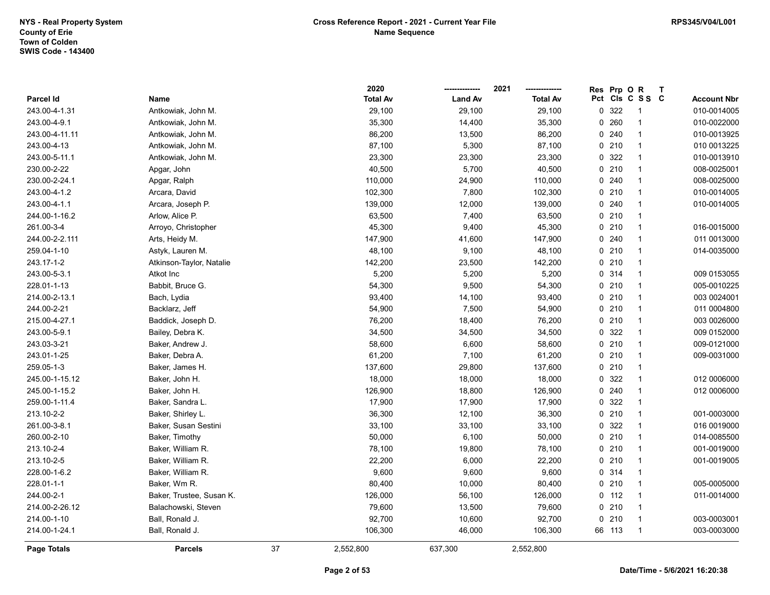NYS - Real Property System
County of Erie
Town of Colden
SWIS Code - 143400

**Cross Reference Report - 2021 - Current Year File**
**Name Sequence**

RPS345/V04/L001

| Parcel Id | Name | 2020 Total Av | 2021 Land Av | 2021 Total Av | Res Pct | Prp Cls | O C | R S S | T C | Account Nbr |
|---|---|---|---|---|---|---|---|---|---|---|
| 243.00-4-1.31 | Antkowiak, John M. | 29,100 | 29,100 | 29,100 | 0 | 322 | | 1 | | 010-0014005 |
| 243.00-4-9.1 | Antkowiak, John M. | 35,300 | 14,400 | 35,300 | 0 | 260 | | 1 | | 010-0022000 |
| 243.00-4-11.11 | Antkowiak, John M. | 86,200 | 13,500 | 86,200 | 0 | 240 | | 1 | | 010-0013925 |
| 243.00-4-13 | Antkowiak, John M. | 87,100 | 5,300 | 87,100 | 0 | 210 | | 1 | | 010 0013225 |
| 243.00-5-11.1 | Antkowiak, John M. | 23,300 | 23,300 | 23,300 | 0 | 322 | | 1 | | 010-0013910 |
| 230.00-2-22 | Apgar, John | 40,500 | 5,700 | 40,500 | 0 | 210 | | 1 | | 008-0025001 |
| 230.00-2-24.1 | Apgar, Ralph | 110,000 | 24,900 | 110,000 | 0 | 240 | | 1 | | 008-0025000 |
| 243.00-4-1.2 | Arcara, David | 102,300 | 7,800 | 102,300 | 0 | 210 | | 1 | | 010-0014005 |
| 243.00-4-1.1 | Arcara, Joseph P. | 139,000 | 12,000 | 139,000 | 0 | 240 | | 1 | | 010-0014005 |
| 244.00-1-16.2 | Arlow, Alice P. | 63,500 | 7,400 | 63,500 | 0 | 210 | | 1 | | |
| 261.00-3-4 | Arroyo, Christopher | 45,300 | 9,400 | 45,300 | 0 | 210 | | 1 | | 016-0015000 |
| 244.00-2-2.111 | Arts, Heidy M. | 147,900 | 41,600 | 147,900 | 0 | 240 | | 1 | | 011 0013000 |
| 259.04-1-10 | Astyk, Lauren M. | 48,100 | 9,100 | 48,100 | 0 | 210 | | 1 | | 014-0035000 |
| 243.17-1-2 | Atkinson-Taylor, Natalie | 142,200 | 23,500 | 142,200 | 0 | 210 | | 1 | | |
| 243.00-5-3.1 | Atkot Inc | 5,200 | 5,200 | 5,200 | 0 | 314 | | 1 | | 009 0153055 |
| 228.01-1-13 | Babbit, Bruce G. | 54,300 | 9,500 | 54,300 | 0 | 210 | | 1 | | 005-0010225 |
| 214.00-2-13.1 | Bach, Lydia | 93,400 | 14,100 | 93,400 | 0 | 210 | | 1 | | 003 0024001 |
| 244.00-2-21 | Backlarz, Jeff | 54,900 | 7,500 | 54,900 | 0 | 210 | | 1 | | 011 0004800 |
| 215.00-4-27.1 | Baddick, Joseph D. | 76,200 | 18,400 | 76,200 | 0 | 210 | | 1 | | 003 0026000 |
| 243.00-5-9.1 | Bailey, Debra K. | 34,500 | 34,500 | 34,500 | 0 | 322 | | 1 | | 009 0152000 |
| 243.03-3-21 | Baker, Andrew J. | 58,600 | 6,600 | 58,600 | 0 | 210 | | 1 | | 009-0121000 |
| 243.01-1-25 | Baker, Debra A. | 61,200 | 7,100 | 61,200 | 0 | 210 | | 1 | | 009-0031000 |
| 259.05-1-3 | Baker, James H. | 137,600 | 29,800 | 137,600 | 0 | 210 | | 1 | | |
| 245.00-1-15.12 | Baker, John H. | 18,000 | 18,000 | 18,000 | 0 | 322 | | 1 | | 012 0006000 |
| 245.00-1-15.2 | Baker, John H. | 126,900 | 18,800 | 126,900 | 0 | 240 | | 1 | | 012 0006000 |
| 259.00-1-11.4 | Baker, Sandra L. | 17,900 | 17,900 | 17,900 | 0 | 322 | | 1 | | |
| 213.10-2-2 | Baker, Shirley L. | 36,300 | 12,100 | 36,300 | 0 | 210 | | 1 | | 001-0003000 |
| 261.00-3-8.1 | Baker, Susan Sestini | 33,100 | 33,100 | 33,100 | 0 | 322 | | 1 | | 016 0019000 |
| 260.00-2-10 | Baker, Timothy | 50,000 | 6,100 | 50,000 | 0 | 210 | | 1 | | 014-0085500 |
| 213.10-2-4 | Baker, William R. | 78,100 | 19,800 | 78,100 | 0 | 210 | | 1 | | 001-0019000 |
| 213.10-2-5 | Baker, William R. | 22,200 | 6,000 | 22,200 | 0 | 210 | | 1 | | 001-0019005 |
| 228.00-1-6.2 | Baker, William R. | 9,600 | 9,600 | 9,600 | 0 | 314 | | 1 | | |
| 228.01-1-1 | Baker, Wm R. | 80,400 | 10,000 | 80,400 | 0 | 210 | | 1 | | 005-0005000 |
| 244.00-2-1 | Baker, Trustee, Susan K. | 126,000 | 56,100 | 126,000 | 0 | 112 | | 1 | | 011-0014000 |
| 214.00-2-26.12 | Balachowski, Steven | 79,600 | 13,500 | 79,600 | 0 | 210 | | 1 | | |
| 214.00-1-10 | Ball, Ronald J. | 92,700 | 10,600 | 92,700 | 0 | 210 | | 1 | | 003-0003001 |
| 214.00-1-24.1 | Ball, Ronald J. | 106,300 | 46,000 | 106,300 | 66 | 113 | | 1 | | 003-0003000 |
| **Page Totals** | **Parcels** 37 | 2,552,800 | 637,300 | 2,552,800 | | | | | | |

Date/Time - 5/6/2021 16:20:38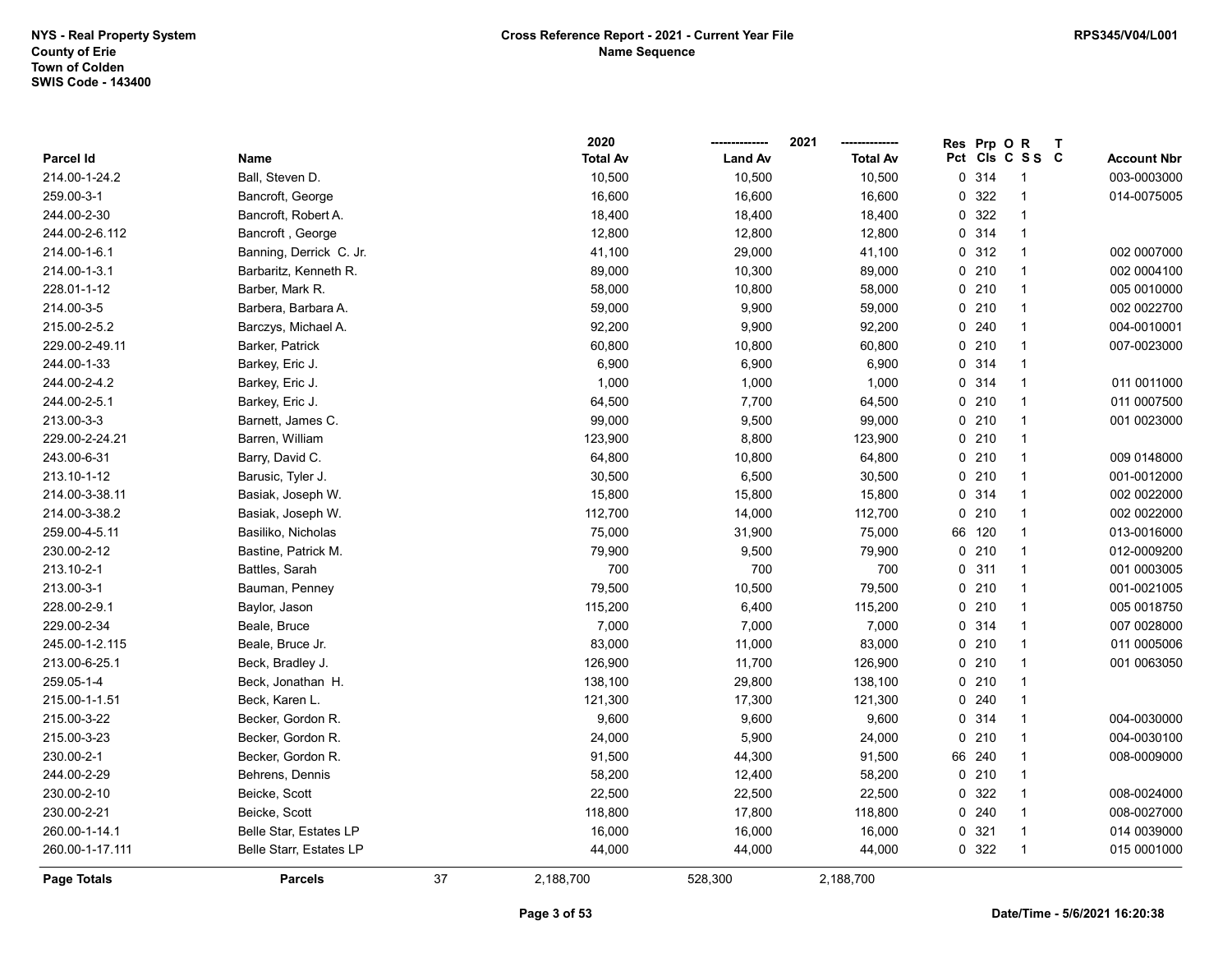| Parcel Id | Name | 2020 Total Av | 2021 Land Av | 2021 Total Av | Res Pct | Prp Cls | O C | R S S | T C | Account Nbr |
|---|---|---|---|---|---|---|---|---|---|---|
| 214.00-1-24.2 | Ball, Steven D. | 10,500 | 10,500 | 10,500 | 0 | 314 | | 1 | | 003-0003000 |
| 259.00-3-1 | Bancroft, George | 16,600 | 16,600 | 16,600 | 0 | 322 | | 1 | | 014-0075005 |
| 244.00-2-30 | Bancroft, Robert A. | 18,400 | 18,400 | 18,400 | 0 | 322 | | 1 | | |
| 244.00-2-6.112 | Bancroft , George | 12,800 | 12,800 | 12,800 | 0 | 314 | | 1 | | |
| 214.00-1-6.1 | Banning, Derrick C. Jr. | 41,100 | 29,000 | 41,100 | 0 | 312 | | 1 | | 002 0007000 |
| 214.00-1-3.1 | Barbaritz, Kenneth R. | 89,000 | 10,300 | 89,000 | 0 | 210 | | 1 | | 002 0004100 |
| 228.01-1-12 | Barber, Mark R. | 58,000 | 10,800 | 58,000 | 0 | 210 | | 1 | | 005 0010000 |
| 214.00-3-5 | Barbera, Barbara A. | 59,000 | 9,900 | 59,000 | 0 | 210 | | 1 | | 002 0022700 |
| 215.00-2-5.2 | Barczys, Michael A. | 92,200 | 9,900 | 92,200 | 0 | 240 | | 1 | | 004-0010001 |
| 229.00-2-49.11 | Barker, Patrick | 60,800 | 10,800 | 60,800 | 0 | 210 | | 1 | | 007-0023000 |
| 244.00-1-33 | Barkey, Eric J. | 6,900 | 6,900 | 6,900 | 0 | 314 | | 1 | | |
| 244.00-2-4.2 | Barkey, Eric J. | 1,000 | 1,000 | 1,000 | 0 | 314 | | 1 | | 011 0011000 |
| 244.00-2-5.1 | Barkey, Eric J. | 64,500 | 7,700 | 64,500 | 0 | 210 | | 1 | | 011 0007500 |
| 213.00-3-3 | Barnett, James C. | 99,000 | 9,500 | 99,000 | 0 | 210 | | 1 | | 001 0023000 |
| 229.00-2-24.21 | Barren, William | 123,900 | 8,800 | 123,900 | 0 | 210 | | 1 | | |
| 243.00-6-31 | Barry, David C. | 64,800 | 10,800 | 64,800 | 0 | 210 | | 1 | | 009 0148000 |
| 213.10-1-12 | Barusic, Tyler J. | 30,500 | 6,500 | 30,500 | 0 | 210 | | 1 | | 001-0012000 |
| 214.00-3-38.11 | Basiak, Joseph W. | 15,800 | 15,800 | 15,800 | 0 | 314 | | 1 | | 002 0022000 |
| 214.00-3-38.2 | Basiak, Joseph W. | 112,700 | 14,000 | 112,700 | 0 | 210 | | 1 | | 002 0022000 |
| 259.00-4-5.11 | Basiliko, Nicholas | 75,000 | 31,900 | 75,000 | 66 | 120 | | 1 | | 013-0016000 |
| 230.00-2-12 | Bastine, Patrick M. | 79,900 | 9,500 | 79,900 | 0 | 210 | | 1 | | 012-0009200 |
| 213.10-2-1 | Battles, Sarah | 700 | 700 | 700 | 0 | 311 | | 1 | | 001 0003005 |
| 213.00-3-1 | Bauman, Penney | 79,500 | 10,500 | 79,500 | 0 | 210 | | 1 | | 001-0021005 |
| 228.00-2-9.1 | Baylor, Jason | 115,200 | 6,400 | 115,200 | 0 | 210 | | 1 | | 005 0018750 |
| 229.00-2-34 | Beale, Bruce | 7,000 | 7,000 | 7,000 | 0 | 314 | | 1 | | 007 0028000 |
| 245.00-1-2.115 | Beale, Bruce Jr. | 83,000 | 11,000 | 83,000 | 0 | 210 | | 1 | | 011 0005006 |
| 213.00-6-25.1 | Beck, Bradley J. | 126,900 | 11,700 | 126,900 | 0 | 210 | | 1 | | 001 0063050 |
| 259.05-1-4 | Beck, Jonathan H. | 138,100 | 29,800 | 138,100 | 0 | 210 | | 1 | | |
| 215.00-1-1.51 | Beck, Karen L. | 121,300 | 17,300 | 121,300 | 0 | 240 | | 1 | | |
| 215.00-3-22 | Becker, Gordon R. | 9,600 | 9,600 | 9,600 | 0 | 314 | | 1 | | 004-0030000 |
| 215.00-3-23 | Becker, Gordon R. | 24,000 | 5,900 | 24,000 | 0 | 210 | | 1 | | 004-0030100 |
| 230.00-2-1 | Becker, Gordon R. | 91,500 | 44,300 | 91,500 | 66 | 240 | | 1 | | 008-0009000 |
| 244.00-2-29 | Behrens, Dennis | 58,200 | 12,400 | 58,200 | 0 | 210 | | 1 | | |
| 230.00-2-10 | Beicke, Scott | 22,500 | 22,500 | 22,500 | 0 | 322 | | 1 | | 008-0024000 |
| 230.00-2-21 | Beicke, Scott | 118,800 | 17,800 | 118,800 | 0 | 240 | | 1 | | 008-0027000 |
| 260.00-1-14.1 | Belle Star, Estates LP | 16,000 | 16,000 | 16,000 | 0 | 321 | | 1 | | 014 0039000 |
| 260.00-1-17.111 | Belle Starr, Estates LP | 44,000 | 44,000 | 44,000 | 0 | 322 | | 1 | | 015 0001000 |
| **Page Totals** | **Parcels** 37 | 2,188,700 | 528,300 | 2,188,700 | | | | | | |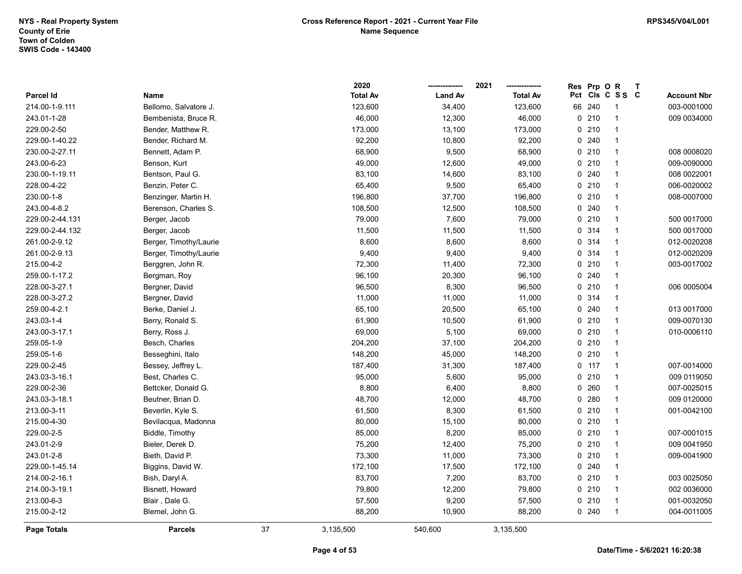NYS - Real Property System
County of Erie
Town of Colden
SWIS Code - 143400

**Cross Reference Report - 2021 - Current Year File**
**Name Sequence**

RPS345/V04/L001

| Parcel Id | Name | 2020 Total Av | 2021 Land Av | 2021 Total Av | Res Pct | Prp Cls | O C | R S S | T C | Account Nbr |
|---|---|---|---|---|---|---|---|---|---|---|
| 214.00-1-9.111 | Bellomo, Salvatore J. | 123,600 | 34,400 | 123,600 | 66 | 240 | | 1 | | 003-0001000 |
| 243.01-1-28 | Bembenista, Bruce R. | 46,000 | 12,300 | 46,000 | 0 | 210 | | 1 | | 009 0034000 |
| 229.00-2-50 | Bender, Matthew R. | 173,000 | 13,100 | 173,000 | 0 | 210 | | 1 | | |
| 229.00-1-40.22 | Bender, Richard M. | 92,200 | 10,800 | 92,200 | 0 | 240 | | 1 | | |
| 230.00-2-27.11 | Bennett, Adam P. | 68,900 | 9,500 | 68,900 | 0 | 210 | | 1 | | 008 0008020 |
| 243.00-6-23 | Benson, Kurt | 49,000 | 12,600 | 49,000 | 0 | 210 | | 1 | | 009-0090000 |
| 230.00-1-19.11 | Bentson, Paul G. | 83,100 | 14,600 | 83,100 | 0 | 240 | | 1 | | 008 0022001 |
| 228.00-4-22 | Benzin, Peter C. | 65,400 | 9,500 | 65,400 | 0 | 210 | | 1 | | 006-0020002 |
| 230.00-1-8 | Benzinger, Martin H. | 196,800 | 37,700 | 196,800 | 0 | 210 | | 1 | | 008-0007000 |
| 243.00-4-8.2 | Berenson, Charles S. | 108,500 | 12,500 | 108,500 | 0 | 240 | | 1 | | |
| 229.00-2-44.131 | Berger, Jacob | 79,000 | 7,600 | 79,000 | 0 | 210 | | 1 | | 500 0017000 |
| 229.00-2-44.132 | Berger, Jacob | 11,500 | 11,500 | 11,500 | 0 | 314 | | 1 | | 500 0017000 |
| 261.00-2-9.12 | Berger, Timothy/Laurie | 8,600 | 8,600 | 8,600 | 0 | 314 | | 1 | | 012-0020208 |
| 261.00-2-9.13 | Berger, Timothy/Laurie | 9,400 | 9,400 | 9,400 | 0 | 314 | | 1 | | 012-0020209 |
| 215.00-4-2 | Berggren, John R. | 72,300 | 11,400 | 72,300 | 0 | 210 | | 1 | | 003-0017002 |
| 259.00-1-17.2 | Bergman, Roy | 96,100 | 20,300 | 96,100 | 0 | 240 | | 1 | | |
| 228.00-3-27.1 | Bergner, David | 96,500 | 8,300 | 96,500 | 0 | 210 | | 1 | | 006 0005004 |
| 228.00-3-27.2 | Bergner, David | 11,000 | 11,000 | 11,000 | 0 | 314 | | 1 | | |
| 259.00-4-2.1 | Berke, Daniel J. | 65,100 | 20,500 | 65,100 | 0 | 240 | | 1 | | 013 0017000 |
| 243.03-1-4 | Berry, Ronald S. | 61,900 | 10,500 | 61,900 | 0 | 210 | | 1 | | 009-0070130 |
| 243.00-3-17.1 | Berry, Ross J. | 69,000 | 5,100 | 69,000 | 0 | 210 | | 1 | | 010-0006110 |
| 259.05-1-9 | Besch, Charles | 204,200 | 37,100 | 204,200 | 0 | 210 | | 1 | | |
| 259.05-1-6 | Besseghini, Italo | 148,200 | 45,000 | 148,200 | 0 | 210 | | 1 | | |
| 229.00-2-45 | Bessey, Jeffrey L. | 187,400 | 31,300 | 187,400 | 0 | 117 | | 1 | | 007-0014000 |
| 243.03-3-16.1 | Best, Charles C. | 95,000 | 5,600 | 95,000 | 0 | 210 | | 1 | | 009 0119050 |
| 229.00-2-36 | Bettcker, Donald G. | 8,800 | 6,400 | 8,800 | 0 | 260 | | 1 | | 007-0025015 |
| 243.03-3-18.1 | Beutner, Brian D. | 48,700 | 12,000 | 48,700 | 0 | 280 | | 1 | | 009 0120000 |
| 213.00-3-11 | Beverlin, Kyle S. | 61,500 | 8,300 | 61,500 | 0 | 210 | | 1 | | 001-0042100 |
| 215.00-4-30 | Bevilacqua, Madonna | 80,000 | 15,100 | 80,000 | 0 | 210 | | 1 | | |
| 229.00-2-5 | Biddle, Timothy | 85,000 | 8,200 | 85,000 | 0 | 210 | | 1 | | 007-0001015 |
| 243.01-2-9 | Bieler, Derek D. | 75,200 | 12,400 | 75,200 | 0 | 210 | | 1 | | 009 0041950 |
| 243.01-2-8 | Bieth, David P. | 73,300 | 11,000 | 73,300 | 0 | 210 | | 1 | | 009-0041900 |
| 229.00-1-45.14 | Biggins, David W. | 172,100 | 17,500 | 172,100 | 0 | 240 | | 1 | | |
| 214.00-2-16.1 | Bish, Daryl A. | 83,700 | 7,200 | 83,700 | 0 | 210 | | 1 | | 003 0025050 |
| 214.00-3-19.1 | Bisnett, Howard | 79,800 | 12,200 | 79,800 | 0 | 210 | | 1 | | 002 0036000 |
| 213.00-6-3 | Blair , Dale G. | 57,500 | 9,200 | 57,500 | 0 | 210 | | 1 | | 001-0032050 |
| 215.00-2-12 | Blemel, John G. | 88,200 | 10,900 | 88,200 | 0 | 240 | | 1 | | 004-0011005 |
| **Page Totals** | **Parcels** 37 | 3,135,500 | 540,600 | 3,135,500 | | | | | | |

Date/Time - 5/6/2021 16:20:38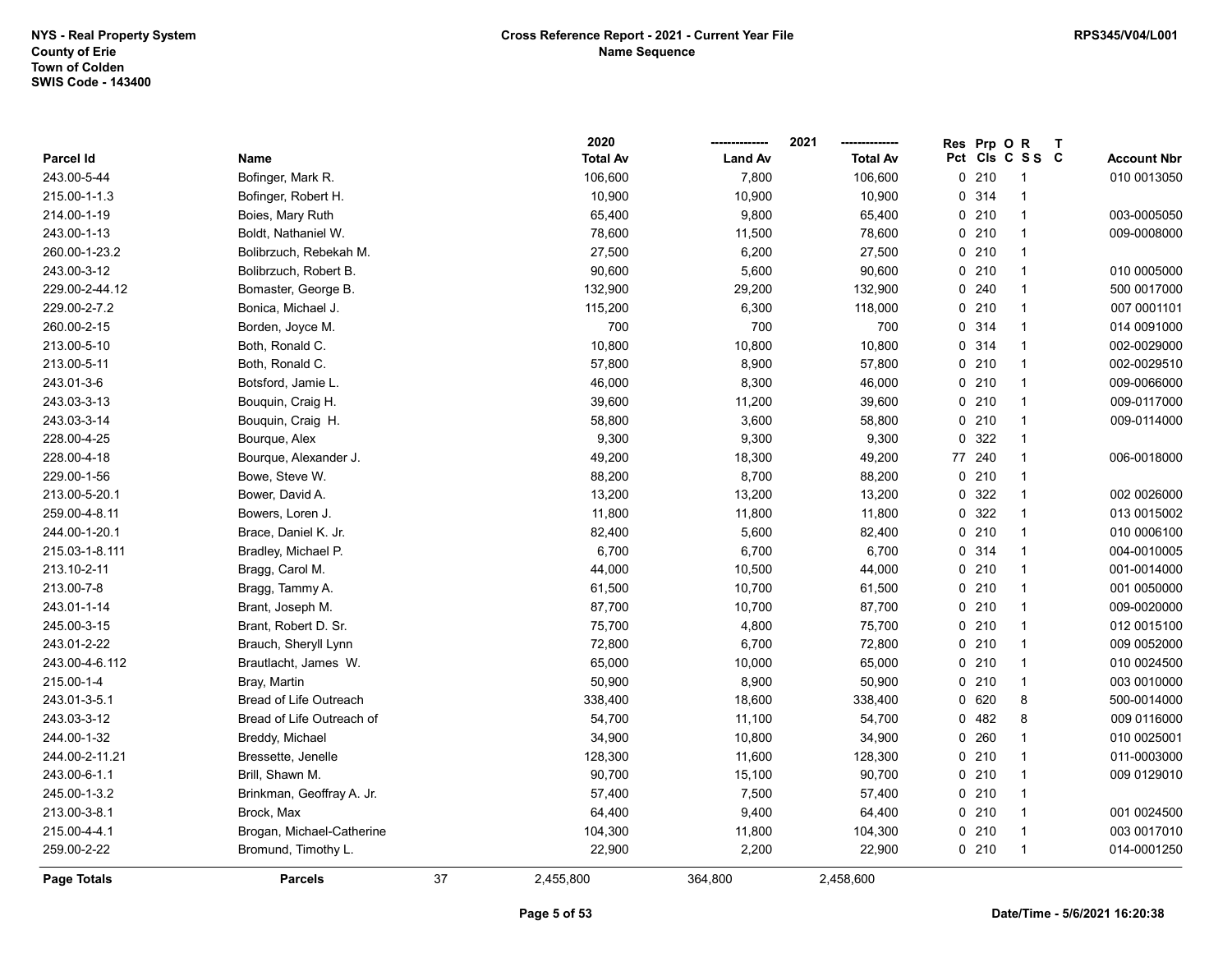NYS - Real Property System
County of Erie
Town of Colden
SWIS Code - 143400

**Cross Reference Report - 2021 - Current Year File**
**Name Sequence**

RPS345/V04/L001

| Parcel Id | Name | | 2020 Total Av | 2021 Land Av | 2021 Total Av | Res Pct | Prp Cls | O C | R S S | T C | Account Nbr |
|---|---|---|---|---|---|---|---|---|---|---|---|
| 243.00-5-44 | Bofinger, Mark R. | | 106,600 | 7,800 | 106,600 | 0 | 210 | | 1 | | 010 0013050 |
| 215.00-1-1.3 | Bofinger, Robert H. | | 10,900 | 10,900 | 10,900 | 0 | 314 | | 1 | | |
| 214.00-1-19 | Boies, Mary Ruth | | 65,400 | 9,800 | 65,400 | 0 | 210 | | 1 | | 003-0005050 |
| 243.00-1-13 | Boldt, Nathaniel W. | | 78,600 | 11,500 | 78,600 | 0 | 210 | | 1 | | 009-0008000 |
| 260.00-1-23.2 | Bolibrzuch, Rebekah M. | | 27,500 | 6,200 | 27,500 | 0 | 210 | | 1 | | |
| 243.00-3-12 | Bolibrzuch, Robert B. | | 90,600 | 5,600 | 90,600 | 0 | 210 | | 1 | | 010 0005000 |
| 229.00-2-44.12 | Bomaster, George B. | | 132,900 | 29,200 | 132,900 | 0 | 240 | | 1 | | 500 0017000 |
| 229.00-2-7.2 | Bonica, Michael J. | | 115,200 | 6,300 | 118,000 | 0 | 210 | | 1 | | 007 0001101 |
| 260.00-2-15 | Borden, Joyce M. | | 700 | 700 | 700 | 0 | 314 | | 1 | | 014 0091000 |
| 213.00-5-10 | Both, Ronald C. | | 10,800 | 10,800 | 10,800 | 0 | 314 | | 1 | | 002-0029000 |
| 213.00-5-11 | Both, Ronald C. | | 57,800 | 8,900 | 57,800 | 0 | 210 | | 1 | | 002-0029510 |
| 243.01-3-6 | Botsford, Jamie L. | | 46,000 | 8,300 | 46,000 | 0 | 210 | | 1 | | 009-0066000 |
| 243.03-3-13 | Bouquin, Craig H. | | 39,600 | 11,200 | 39,600 | 0 | 210 | | 1 | | 009-0117000 |
| 243.03-3-14 | Bouquin, Craig H. | | 58,800 | 3,600 | 58,800 | 0 | 210 | | 1 | | 009-0114000 |
| 228.00-4-25 | Bourque, Alex | | 9,300 | 9,300 | 9,300 | 0 | 322 | | 1 | | |
| 228.00-4-18 | Bourque, Alexander J. | | 49,200 | 18,300 | 49,200 | 77 | 240 | | 1 | | 006-0018000 |
| 229.00-1-56 | Bowe, Steve W. | | 88,200 | 8,700 | 88,200 | 0 | 210 | | 1 | | |
| 213.00-5-20.1 | Bower, David A. | | 13,200 | 13,200 | 13,200 | 0 | 322 | | 1 | | 002 0026000 |
| 259.00-4-8.11 | Bowers, Loren J. | | 11,800 | 11,800 | 11,800 | 0 | 322 | | 1 | | 013 0015002 |
| 244.00-1-20.1 | Brace, Daniel K. Jr. | | 82,400 | 5,600 | 82,400 | 0 | 210 | | 1 | | 010 0006100 |
| 215.03-1-8.111 | Bradley, Michael P. | | 6,700 | 6,700 | 6,700 | 0 | 314 | | 1 | | 004-0010005 |
| 213.10-2-11 | Bragg, Carol M. | | 44,000 | 10,500 | 44,000 | 0 | 210 | | 1 | | 001-0014000 |
| 213.00-7-8 | Bragg, Tammy A. | | 61,500 | 10,700 | 61,500 | 0 | 210 | | 1 | | 001 0050000 |
| 243.01-1-14 | Brant, Joseph M. | | 87,700 | 10,700 | 87,700 | 0 | 210 | | 1 | | 009-0020000 |
| 245.00-3-15 | Brant, Robert D. Sr. | | 75,700 | 4,800 | 75,700 | 0 | 210 | | 1 | | 012 0015100 |
| 243.01-2-22 | Brauch, Sheryll Lynn | | 72,800 | 6,700 | 72,800 | 0 | 210 | | 1 | | 009 0052000 |
| 243.00-4-6.112 | Brautlacht, James W. | | 65,000 | 10,000 | 65,000 | 0 | 210 | | 1 | | 010 0024500 |
| 215.00-1-4 | Bray, Martin | | 50,900 | 8,900 | 50,900 | 0 | 210 | | 1 | | 003 0010000 |
| 243.01-3-5.1 | Bread of Life Outreach | | 338,400 | 18,600 | 338,400 | 0 | 620 | | 8 | | 500-0014000 |
| 243.03-3-12 | Bread of Life Outreach of | | 54,700 | 11,100 | 54,700 | 0 | 482 | | 8 | | 009 0116000 |
| 244.00-1-32 | Breddy, Michael | | 34,900 | 10,800 | 34,900 | 0 | 260 | | 1 | | 010 0025001 |
| 244.00-2-11.21 | Bressette, Jenelle | | 128,300 | 11,600 | 128,300 | 0 | 210 | | 1 | | 011-0003000 |
| 243.00-6-1.1 | Brill, Shawn M. | | 90,700 | 15,100 | 90,700 | 0 | 210 | | 1 | | 009 0129010 |
| 245.00-1-3.2 | Brinkman, Geoffray A. Jr. | | 57,400 | 7,500 | 57,400 | 0 | 210 | | 1 | | |
| 213.00-3-8.1 | Brock, Max | | 64,400 | 9,400 | 64,400 | 0 | 210 | | 1 | | 001 0024500 |
| 215.00-4-4.1 | Brogan, Michael-Catherine | | 104,300 | 11,800 | 104,300 | 0 | 210 | | 1 | | 003 0017010 |
| 259.00-2-22 | Bromund, Timothy L. | | 22,900 | 2,200 | 22,900 | 0 | 210 | | 1 | | 014-0001250 |
| **Page Totals** | **Parcels** | 37 | 2,455,800 | 364,800 | 2,458,600 | | | | | | |

Date/Time - 5/6/2021 16:20:38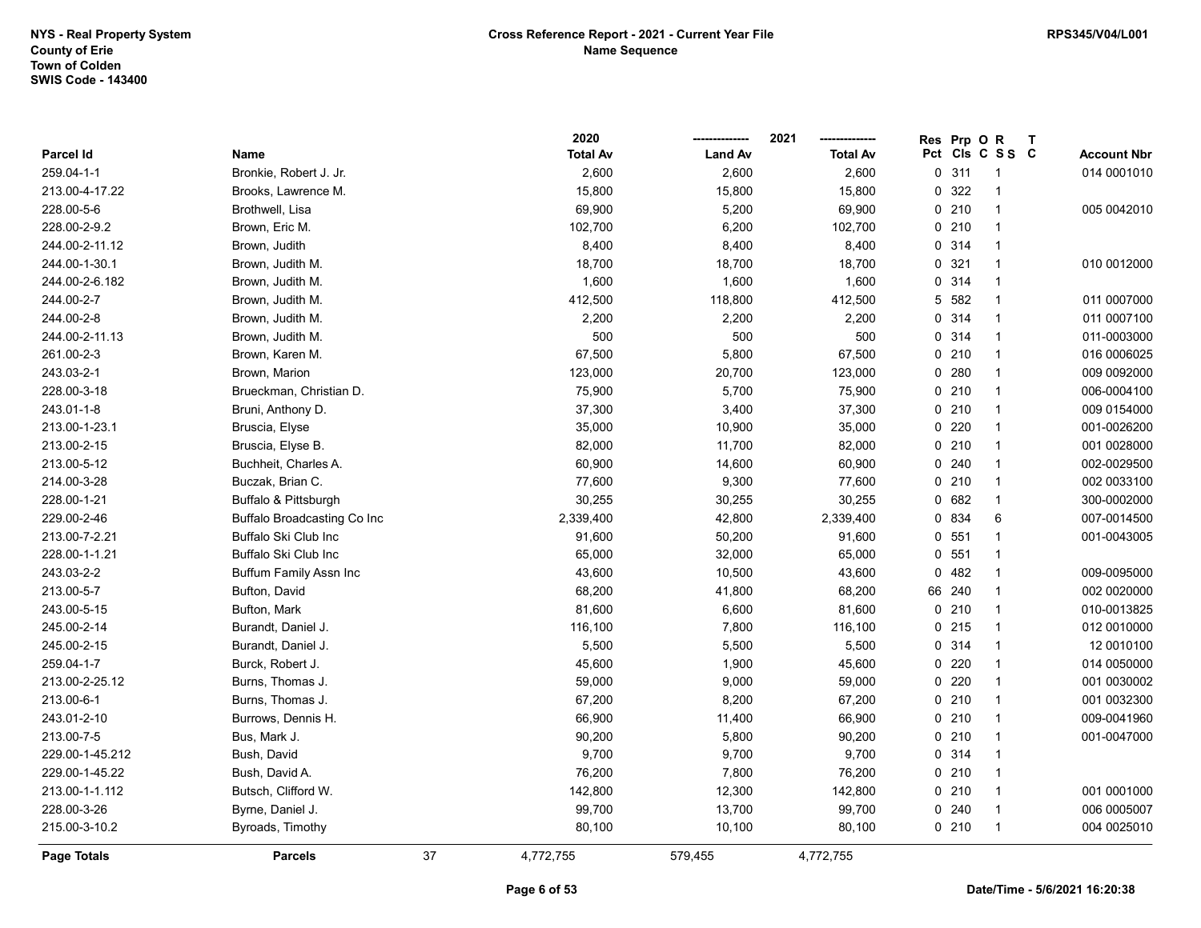NYS - Real Property System
County of Erie
Town of Colden
SWIS Code - 143400

**Cross Reference Report - 2021 - Current Year File**
**Name Sequence**

RPS345/V04/L001

| Parcel Id | Name | 2020 Total Av | 2021 Land Av | 2021 Total Av | Res Pct | Prp Cls | O C | R S S | T C | Account Nbr |
|---|---|---|---|---|---|---|---|---|---|---|
| 259.04-1-1 | Bronkie, Robert J. Jr. | 2,600 | 2,600 | 2,600 | 0 | 311 | | 1 | | 014 0001010 |
| 213.00-4-17.22 | Brooks, Lawrence M. | 15,800 | 15,800 | 15,800 | 0 | 322 | | 1 | | |
| 228.00-5-6 | Brothwell, Lisa | 69,900 | 5,200 | 69,900 | 0 | 210 | | 1 | | 005 0042010 |
| 228.00-2-9.2 | Brown, Eric M. | 102,700 | 6,200 | 102,700 | 0 | 210 | | 1 | | |
| 244.00-2-11.12 | Brown, Judith | 8,400 | 8,400 | 8,400 | 0 | 314 | | 1 | | |
| 244.00-1-30.1 | Brown, Judith M. | 18,700 | 18,700 | 18,700 | 0 | 321 | | 1 | | 010 0012000 |
| 244.00-2-6.182 | Brown, Judith M. | 1,600 | 1,600 | 1,600 | 0 | 314 | | 1 | | |
| 244.00-2-7 | Brown, Judith M. | 412,500 | 118,800 | 412,500 | 5 | 582 | | 1 | | 011 0007000 |
| 244.00-2-8 | Brown, Judith M. | 2,200 | 2,200 | 2,200 | 0 | 314 | | 1 | | 011 0007100 |
| 244.00-2-11.13 | Brown, Judith M. | 500 | 500 | 500 | 0 | 314 | | 1 | | 011-0003000 |
| 261.00-2-3 | Brown, Karen M. | 67,500 | 5,800 | 67,500 | 0 | 210 | | 1 | | 016 0006025 |
| 243.03-2-1 | Brown, Marion | 123,000 | 20,700 | 123,000 | 0 | 280 | | 1 | | 009 0092000 |
| 228.00-3-18 | Brueckman, Christian D. | 75,900 | 5,700 | 75,900 | 0 | 210 | | 1 | | 006-0004100 |
| 243.01-1-8 | Bruni, Anthony D. | 37,300 | 3,400 | 37,300 | 0 | 210 | | 1 | | 009 0154000 |
| 213.00-1-23.1 | Bruscia, Elyse | 35,000 | 10,900 | 35,000 | 0 | 220 | | 1 | | 001-0026200 |
| 213.00-2-15 | Bruscia, Elyse B. | 82,000 | 11,700 | 82,000 | 0 | 210 | | 1 | | 001 0028000 |
| 213.00-5-12 | Buchheit, Charles A. | 60,900 | 14,600 | 60,900 | 0 | 240 | | 1 | | 002-0029500 |
| 214.00-3-28 | Buczak, Brian C. | 77,600 | 9,300 | 77,600 | 0 | 210 | | 1 | | 002 0033100 |
| 228.00-1-21 | Buffalo & Pittsburgh | 30,255 | 30,255 | 30,255 | 0 | 682 | | 1 | | 300-0002000 |
| 229.00-2-46 | Buffalo Broadcasting Co Inc | 2,339,400 | 42,800 | 2,339,400 | 0 | 834 | | 6 | | 007-0014500 |
| 213.00-7-2.21 | Buffalo Ski Club Inc | 91,600 | 50,200 | 91,600 | 0 | 551 | | 1 | | 001-0043005 |
| 228.00-1-1.21 | Buffalo Ski Club Inc | 65,000 | 32,000 | 65,000 | 0 | 551 | | 1 | | |
| 243.03-2-2 | Buffum Family Assn Inc | 43,600 | 10,500 | 43,600 | 0 | 482 | | 1 | | 009-0095000 |
| 213.00-5-7 | Bufton, David | 68,200 | 41,800 | 68,200 | 66 | 240 | | 1 | | 002 0020000 |
| 243.00-5-15 | Bufton, Mark | 81,600 | 6,600 | 81,600 | 0 | 210 | | 1 | | 010-0013825 |
| 245.00-2-14 | Burandt, Daniel J. | 116,100 | 7,800 | 116,100 | 0 | 215 | | 1 | | 012 0010000 |
| 245.00-2-15 | Burandt, Daniel J. | 5,500 | 5,500 | 5,500 | 0 | 314 | | 1 | | 12 0010100 |
| 259.04-1-7 | Burck, Robert J. | 45,600 | 1,900 | 45,600 | 0 | 220 | | 1 | | 014 0050000 |
| 213.00-2-25.12 | Burns, Thomas J. | 59,000 | 9,000 | 59,000 | 0 | 220 | | 1 | | 001 0030002 |
| 213.00-6-1 | Burns, Thomas J. | 67,200 | 8,200 | 67,200 | 0 | 210 | | 1 | | 001 0032300 |
| 243.01-2-10 | Burrows, Dennis H. | 66,900 | 11,400 | 66,900 | 0 | 210 | | 1 | | 009-0041960 |
| 213.00-7-5 | Bus, Mark J. | 90,200 | 5,800 | 90,200 | 0 | 210 | | 1 | | 001-0047000 |
| 229.00-1-45.212 | Bush, David | 9,700 | 9,700 | 9,700 | 0 | 314 | | 1 | | |
| 229.00-1-45.22 | Bush, David A. | 76,200 | 7,800 | 76,200 | 0 | 210 | | 1 | | |
| 213.00-1-1.112 | Butsch, Clifford W. | 142,800 | 12,300 | 142,800 | 0 | 210 | | 1 | | 001 0001000 |
| 228.00-3-26 | Byrne, Daniel J. | 99,700 | 13,700 | 99,700 | 0 | 240 | | 1 | | 006 0005007 |
| 215.00-3-10.2 | Byroads, Timothy | 80,100 | 10,100 | 80,100 | 0 | 210 | | 1 | | 004 0025010 |
| **Page Totals** | **Parcels** 37 | 4,772,755 | 579,455 | 4,772,755 | | | | | | |

Date/Time - 5/6/2021 16:20:38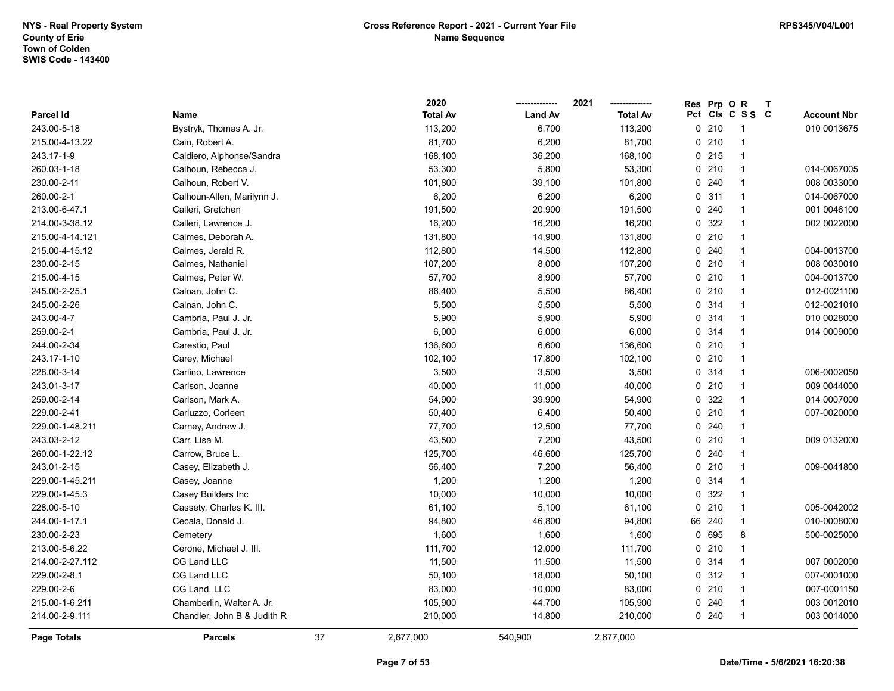NYS - Real Property System
County of Erie
Town of Colden
SWIS Code - 143400

**Cross Reference Report - 2021 - Current Year File**
**Name Sequence**

RPS345/V04/L001

| Parcel Id | Name | 2020 Total Av | 2021 Land Av | 2021 Total Av | Res Pct | Prp Cls | O C | R S S | T C | Account Nbr |
|---|---|---|---|---|---|---|---|---|---|---|
| 243.00-5-18 | Bystryk, Thomas A. Jr. | 113,200 | 6,700 | 113,200 | 0 | 210 | | 1 | | 010 0013675 |
| 215.00-4-13.22 | Cain, Robert A. | 81,700 | 6,200 | 81,700 | 0 | 210 | | 1 | | |
| 243.17-1-9 | Caldiero, Alphonse/Sandra | 168,100 | 36,200 | 168,100 | 0 | 215 | | 1 | | |
| 260.03-1-18 | Calhoun, Rebecca J. | 53,300 | 5,800 | 53,300 | 0 | 210 | | 1 | | 014-0067005 |
| 230.00-2-11 | Calhoun, Robert V. | 101,800 | 39,100 | 101,800 | 0 | 240 | | 1 | | 008 0033000 |
| 260.00-2-1 | Calhoun-Allen, Marilynn J. | 6,200 | 6,200 | 6,200 | 0 | 311 | | 1 | | 014-0067000 |
| 213.00-6-47.1 | Calleri, Gretchen | 191,500 | 20,900 | 191,500 | 0 | 240 | | 1 | | 001 0046100 |
| 214.00-3-38.12 | Calleri, Lawrence J. | 16,200 | 16,200 | 16,200 | 0 | 322 | | 1 | | 002 0022000 |
| 215.00-4-14.121 | Calmes, Deborah A. | 131,800 | 14,900 | 131,800 | 0 | 210 | | 1 | | |
| 215.00-4-15.12 | Calmes, Jerald R. | 112,800 | 14,500 | 112,800 | 0 | 240 | | 1 | | 004-0013700 |
| 230.00-2-15 | Calmes, Nathaniel | 107,200 | 8,000 | 107,200 | 0 | 210 | | 1 | | 008 0030010 |
| 215.00-4-15 | Calmes, Peter W. | 57,700 | 8,900 | 57,700 | 0 | 210 | | 1 | | 004-0013700 |
| 245.00-2-25.1 | Calnan, John C. | 86,400 | 5,500 | 86,400 | 0 | 210 | | 1 | | 012-0021100 |
| 245.00-2-26 | Calnan, John C. | 5,500 | 5,500 | 5,500 | 0 | 314 | | 1 | | 012-0021010 |
| 243.00-4-7 | Cambria, Paul J. Jr. | 5,900 | 5,900 | 5,900 | 0 | 314 | | 1 | | 010 0028000 |
| 259.00-2-1 | Cambria, Paul J. Jr. | 6,000 | 6,000 | 6,000 | 0 | 314 | | 1 | | 014 0009000 |
| 244.00-2-34 | Carestio, Paul | 136,600 | 6,600 | 136,600 | 0 | 210 | | 1 | | |
| 243.17-1-10 | Carey, Michael | 102,100 | 17,800 | 102,100 | 0 | 210 | | 1 | | |
| 228.00-3-14 | Carlino, Lawrence | 3,500 | 3,500 | 3,500 | 0 | 314 | | 1 | | 006-0002050 |
| 243.01-3-17 | Carlson, Joanne | 40,000 | 11,000 | 40,000 | 0 | 210 | | 1 | | 009 0044000 |
| 259.00-2-14 | Carlson, Mark A. | 54,900 | 39,900 | 54,900 | 0 | 322 | | 1 | | 014 0007000 |
| 229.00-2-41 | Carluzzo, Corleen | 50,400 | 6,400 | 50,400 | 0 | 210 | | 1 | | 007-0020000 |
| 229.00-1-48.211 | Carney, Andrew J. | 77,700 | 12,500 | 77,700 | 0 | 240 | | 1 | | |
| 243.03-2-12 | Carr, Lisa M. | 43,500 | 7,200 | 43,500 | 0 | 210 | | 1 | | 009 0132000 |
| 260.00-1-22.12 | Carrow, Bruce L. | 125,700 | 46,600 | 125,700 | 0 | 240 | | 1 | | |
| 243.01-2-15 | Casey, Elizabeth J. | 56,400 | 7,200 | 56,400 | 0 | 210 | | 1 | | 009-0041800 |
| 229.00-1-45.211 | Casey, Joanne | 1,200 | 1,200 | 1,200 | 0 | 314 | | 1 | | |
| 229.00-1-45.3 | Casey Builders Inc | 10,000 | 10,000 | 10,000 | 0 | 322 | | 1 | | |
| 228.00-5-10 | Cassety, Charles K. III. | 61,100 | 5,100 | 61,100 | 0 | 210 | | 1 | | 005-0042002 |
| 244.00-1-17.1 | Cecala, Donald J. | 94,800 | 46,800 | 94,800 | 66 | 240 | | 1 | | 010-0008000 |
| 230.00-2-23 | Cemetery | 1,600 | 1,600 | 1,600 | 0 | 695 | | 8 | | 500-0025000 |
| 213.00-5-6.22 | Cerone, Michael J. III. | 111,700 | 12,000 | 111,700 | 0 | 210 | | 1 | | |
| 214.00-2-27.112 | CG Land LLC | 11,500 | 11,500 | 11,500 | 0 | 314 | | 1 | | 007 0002000 |
| 229.00-2-8.1 | CG Land LLC | 50,100 | 18,000 | 50,100 | 0 | 312 | | 1 | | 007-0001000 |
| 229.00-2-6 | CG Land, LLC | 83,000 | 10,000 | 83,000 | 0 | 210 | | 1 | | 007-0001150 |
| 215.00-1-6.211 | Chamberlin, Walter A. Jr. | 105,900 | 44,700 | 105,900 | 0 | 240 | | 1 | | 003 0012010 |
| 214.00-2-9.111 | Chandler, John B & Judith R | 210,000 | 14,800 | 210,000 | 0 | 240 | | 1 | | 003 0014000 |
| **Page Totals** | **Parcels** 37 | 2,677,000 | 540,900 | 2,677,000 | | | | | | |

Date/Time - 5/6/2021 16:20:38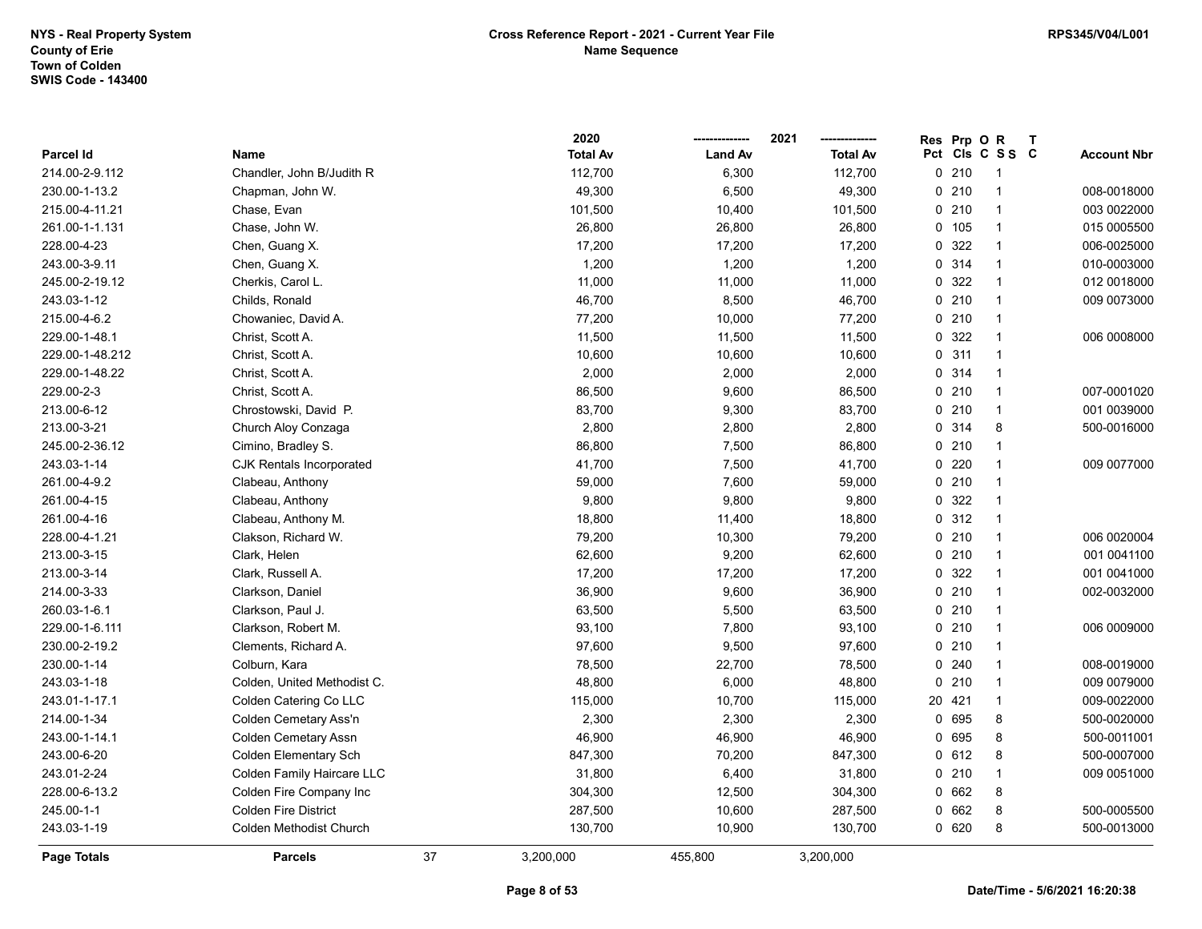NYS - Real Property System
County of Erie
Town of Colden
SWIS Code - 143400

**Cross Reference Report - 2021 - Current Year File**
**Name Sequence**

RPS345/V04/L001

| Parcel Id | Name | 2020 Total Av | 2021 Land Av | 2021 Total Av | Res Pct | Prp Cls | O C | R S S | T C | Account Nbr |
|---|---|---|---|---|---|---|---|---|---|---|
| 214.00-2-9.112 | Chandler, John B/Judith R | 112,700 | 6,300 | 112,700 | 0 | 210 | | 1 | | |
| 230.00-1-13.2 | Chapman, John W. | 49,300 | 6,500 | 49,300 | 0 | 210 | | 1 | | 008-0018000 |
| 215.00-4-11.21 | Chase, Evan | 101,500 | 10,400 | 101,500 | 0 | 210 | | 1 | | 003 0022000 |
| 261.00-1-1.131 | Chase, John W. | 26,800 | 26,800 | 26,800 | 0 | 105 | | 1 | | 015 0005500 |
| 228.00-4-23 | Chen, Guang X. | 17,200 | 17,200 | 17,200 | 0 | 322 | | 1 | | 006-0025000 |
| 243.00-3-9.11 | Chen, Guang X. | 1,200 | 1,200 | 1,200 | 0 | 314 | | 1 | | 010-0003000 |
| 245.00-2-19.12 | Cherkis, Carol L. | 11,000 | 11,000 | 11,000 | 0 | 322 | | 1 | | 012 0018000 |
| 243.03-1-12 | Childs, Ronald | 46,700 | 8,500 | 46,700 | 0 | 210 | | 1 | | 009 0073000 |
| 215.00-4-6.2 | Chowaniec, David A. | 77,200 | 10,000 | 77,200 | 0 | 210 | | 1 | | |
| 229.00-1-48.1 | Christ, Scott A. | 11,500 | 11,500 | 11,500 | 0 | 322 | | 1 | | 006 0008000 |
| 229.00-1-48.212 | Christ, Scott A. | 10,600 | 10,600 | 10,600 | 0 | 311 | | 1 | | |
| 229.00-1-48.22 | Christ, Scott A. | 2,000 | 2,000 | 2,000 | 0 | 314 | | 1 | | |
| 229.00-2-3 | Christ, Scott A. | 86,500 | 9,600 | 86,500 | 0 | 210 | | 1 | | 007-0001020 |
| 213.00-6-12 | Chrostowski, David P. | 83,700 | 9,300 | 83,700 | 0 | 210 | | 1 | | 001 0039000 |
| 213.00-3-21 | Church Aloy Conzaga | 2,800 | 2,800 | 2,800 | 0 | 314 | | 8 | | 500-0016000 |
| 245.00-2-36.12 | Cimino, Bradley S. | 86,800 | 7,500 | 86,800 | 0 | 210 | | 1 | | |
| 243.03-1-14 | CJK Rentals Incorporated | 41,700 | 7,500 | 41,700 | 0 | 220 | | 1 | | 009 0077000 |
| 261.00-4-9.2 | Clabeau, Anthony | 59,000 | 7,600 | 59,000 | 0 | 210 | | 1 | | |
| 261.00-4-15 | Clabeau, Anthony | 9,800 | 9,800 | 9,800 | 0 | 322 | | 1 | | |
| 261.00-4-16 | Clabeau, Anthony M. | 18,800 | 11,400 | 18,800 | 0 | 312 | | 1 | | |
| 228.00-4-1.21 | Clakson, Richard W. | 79,200 | 10,300 | 79,200 | 0 | 210 | | 1 | | 006 0020004 |
| 213.00-3-15 | Clark, Helen | 62,600 | 9,200 | 62,600 | 0 | 210 | | 1 | | 001 0041100 |
| 213.00-3-14 | Clark, Russell A. | 17,200 | 17,200 | 17,200 | 0 | 322 | | 1 | | 001 0041000 |
| 214.00-3-33 | Clarkson, Daniel | 36,900 | 9,600 | 36,900 | 0 | 210 | | 1 | | 002-0032000 |
| 260.03-1-6.1 | Clarkson, Paul J. | 63,500 | 5,500 | 63,500 | 0 | 210 | | 1 | | |
| 229.00-1-6.111 | Clarkson, Robert M. | 93,100 | 7,800 | 93,100 | 0 | 210 | | 1 | | 006 0009000 |
| 230.00-2-19.2 | Clements, Richard A. | 97,600 | 9,500 | 97,600 | 0 | 210 | | 1 | | |
| 230.00-1-14 | Colburn, Kara | 78,500 | 22,700 | 78,500 | 0 | 240 | | 1 | | 008-0019000 |
| 243.03-1-18 | Colden, United Methodist C. | 48,800 | 6,000 | 48,800 | 0 | 210 | | 1 | | 009 0079000 |
| 243.01-1-17.1 | Colden Catering Co LLC | 115,000 | 10,700 | 115,000 | 20 | 421 | | 1 | | 009-0022000 |
| 214.00-1-34 | Colden Cemetary Ass'n | 2,300 | 2,300 | 2,300 | 0 | 695 | | 8 | | 500-0020000 |
| 243.00-1-14.1 | Colden Cemetary Assn | 46,900 | 46,900 | 46,900 | 0 | 695 | | 8 | | 500-0011001 |
| 243.00-6-20 | Colden Elementary Sch | 847,300 | 70,200 | 847,300 | 0 | 612 | | 8 | | 500-0007000 |
| 243.01-2-24 | Colden Family Haircare LLC | 31,800 | 6,400 | 31,800 | 0 | 210 | | 1 | | 009 0051000 |
| 228.00-6-13.2 | Colden Fire Company Inc | 304,300 | 12,500 | 304,300 | 0 | 662 | | 8 | | |
| 245.00-1-1 | Colden Fire District | 287,500 | 10,600 | 287,500 | 0 | 662 | | 8 | | 500-0005500 |
| 243.03-1-19 | Colden Methodist Church | 130,700 | 10,900 | 130,700 | 0 | 620 | | 8 | | 500-0013000 |
| **Page Totals** | **Parcels** 37 | 3,200,000 | 455,800 | 3,200,000 | | | | | | |

**Date/Time - 5/6/2021 16:20:38**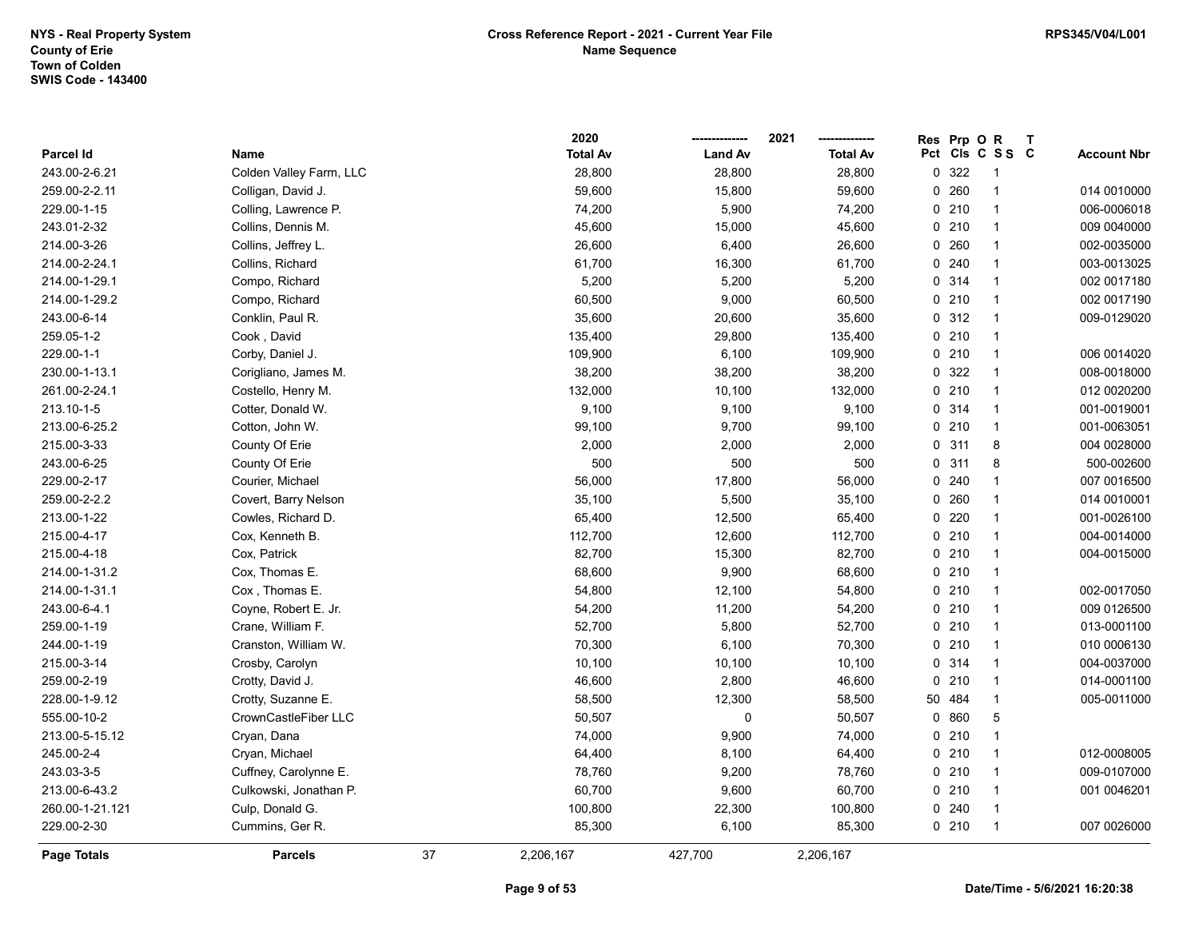NYS - Real Property System
County of Erie
Town of Colden
SWIS Code - 143400

Cross Reference Report - 2021 - Current Year File
Name Sequence

RPS345/V04/L001

| Parcel Id | Name | 2020 Total Av | 2021 Land Av | 2021 Total Av | Res Pct | Prp Cls | O C | R S S | T C | Account Nbr |
|---|---|---|---|---|---|---|---|---|---|---|
| 243.00-2-6.21 | Colden Valley Farm, LLC | 28,800 | 28,800 | 28,800 | 0 | 322 | | 1 | | |
| 259.00-2-2.11 | Colligan, David J. | 59,600 | 15,800 | 59,600 | 0 | 260 | | 1 | | 014 0010000 |
| 229.00-1-15 | Colling, Lawrence P. | 74,200 | 5,900 | 74,200 | 0 | 210 | | 1 | | 006-0006018 |
| 243.01-2-32 | Collins, Dennis M. | 45,600 | 15,000 | 45,600 | 0 | 210 | | 1 | | 009 0040000 |
| 214.00-3-26 | Collins, Jeffrey L. | 26,600 | 6,400 | 26,600 | 0 | 260 | | 1 | | 002-0035000 |
| 214.00-2-24.1 | Collins, Richard | 61,700 | 16,300 | 61,700 | 0 | 240 | | 1 | | 003-0013025 |
| 214.00-1-29.1 | Compo, Richard | 5,200 | 5,200 | 5,200 | 0 | 314 | | 1 | | 002 0017180 |
| 214.00-1-29.2 | Compo, Richard | 60,500 | 9,000 | 60,500 | 0 | 210 | | 1 | | 002 0017190 |
| 243.00-6-14 | Conklin, Paul R. | 35,600 | 20,600 | 35,600 | 0 | 312 | | 1 | | 009-0129020 |
| 259.05-1-2 | Cook , David | 135,400 | 29,800 | 135,400 | 0 | 210 | | 1 | | |
| 229.00-1-1 | Corby, Daniel J. | 109,900 | 6,100 | 109,900 | 0 | 210 | | 1 | | 006 0014020 |
| 230.00-1-13.1 | Corigliano, James M. | 38,200 | 38,200 | 38,200 | 0 | 322 | | 1 | | 008-0018000 |
| 261.00-2-24.1 | Costello, Henry M. | 132,000 | 10,100 | 132,000 | 0 | 210 | | 1 | | 012 0020200 |
| 213.10-1-5 | Cotter, Donald W. | 9,100 | 9,100 | 9,100 | 0 | 314 | | 1 | | 001-0019001 |
| 213.00-6-25.2 | Cotton, John W. | 99,100 | 9,700 | 99,100 | 0 | 210 | | 1 | | 001-0063051 |
| 215.00-3-33 | County Of Erie | 2,000 | 2,000 | 2,000 | 0 | 311 | | 8 | | 004 0028000 |
| 243.00-6-25 | County Of Erie | 500 | 500 | 500 | 0 | 311 | | 8 | | 500-002600 |
| 229.00-2-17 | Courier, Michael | 56,000 | 17,800 | 56,000 | 0 | 240 | | 1 | | 007 0016500 |
| 259.00-2-2.2 | Covert, Barry Nelson | 35,100 | 5,500 | 35,100 | 0 | 260 | | 1 | | 014 0010001 |
| 213.00-1-22 | Cowles, Richard D. | 65,400 | 12,500 | 65,400 | 0 | 220 | | 1 | | 001-0026100 |
| 215.00-4-17 | Cox, Kenneth B. | 112,700 | 12,600 | 112,700 | 0 | 210 | | 1 | | 004-0014000 |
| 215.00-4-18 | Cox, Patrick | 82,700 | 15,300 | 82,700 | 0 | 210 | | 1 | | 004-0015000 |
| 214.00-1-31.2 | Cox, Thomas E. | 68,600 | 9,900 | 68,600 | 0 | 210 | | 1 | | |
| 214.00-1-31.1 | Cox , Thomas E. | 54,800 | 12,100 | 54,800 | 0 | 210 | | 1 | | 002-0017050 |
| 243.00-6-4.1 | Coyne, Robert E. Jr. | 54,200 | 11,200 | 54,200 | 0 | 210 | | 1 | | 009 0126500 |
| 259.00-1-19 | Crane, William F. | 52,700 | 5,800 | 52,700 | 0 | 210 | | 1 | | 013-0001100 |
| 244.00-1-19 | Cranston, William W. | 70,300 | 6,100 | 70,300 | 0 | 210 | | 1 | | 010 0006130 |
| 215.00-3-14 | Crosby, Carolyn | 10,100 | 10,100 | 10,100 | 0 | 314 | | 1 | | 004-0037000 |
| 259.00-2-19 | Crotty, David J. | 46,600 | 2,800 | 46,600 | 0 | 210 | | 1 | | 014-0001100 |
| 228.00-1-9.12 | Crotty, Suzanne E. | 58,500 | 12,300 | 58,500 | 50 | 484 | | 1 | | 005-0011000 |
| 555.00-10-2 | CrownCastleFiber LLC | 50,507 | 0 | 50,507 | 0 | 860 | | 5 | | |
| 213.00-5-15.12 | Cryan, Dana | 74,000 | 9,900 | 74,000 | 0 | 210 | | 1 | | |
| 245.00-2-4 | Cryan, Michael | 64,400 | 8,100 | 64,400 | 0 | 210 | | 1 | | 012-0008005 |
| 243.03-3-5 | Cuffney, Carolynne E. | 78,760 | 9,200 | 78,760 | 0 | 210 | | 1 | | 009-0107000 |
| 213.00-6-43.2 | Culkowski, Jonathan P. | 60,700 | 9,600 | 60,700 | 0 | 210 | | 1 | | 001 0046201 |
| 260.00-1-21.121 | Culp, Donald G. | 100,800 | 22,300 | 100,800 | 0 | 240 | | 1 | | |
| 229.00-2-30 | Cummins, Ger R. | 85,300 | 6,100 | 85,300 | 0 | 210 | | 1 | | 007 0026000 |
| **Page Totals** | **Parcels** 37 | 2,206,167 | 427,700 | 2,206,167 | | | | | | |

Date/Time - 5/6/2021 16:20:38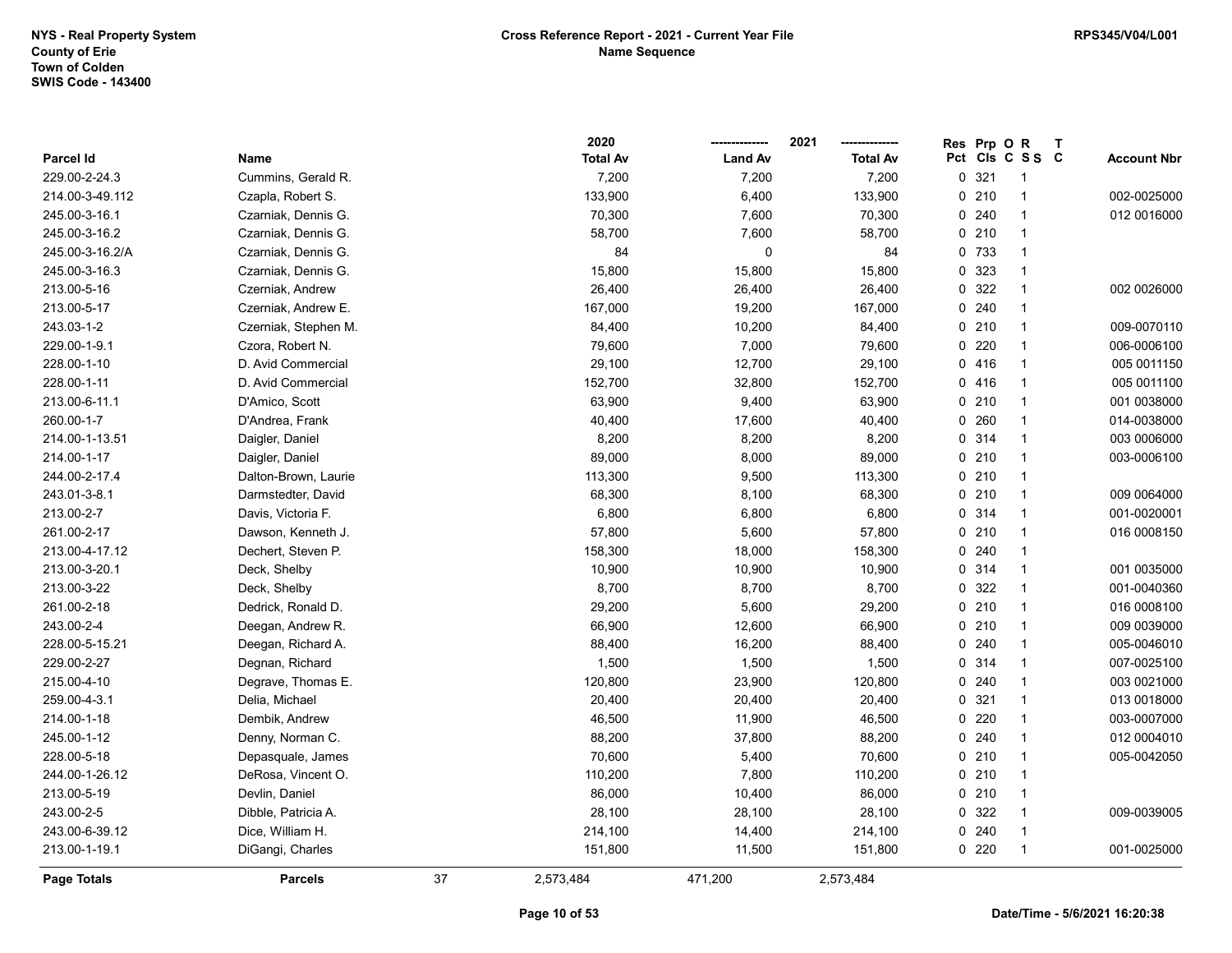NYS - Real Property System
County of Erie
Town of Colden
SWIS Code - 143400

**Cross Reference Report - 2021 - Current Year File**
**Name Sequence**

RPS345/V04/L001

| Parcel Id | Name | 2020 Total Av | 2021 Land Av | 2021 Total Av | Res Pct | Prp Cls | O C | R S S | T C | Account Nbr |
|---|---|---|---|---|---|---|---|---|---|---|
| 229.00-2-24.3 | Cummins, Gerald R. | 7,200 | 7,200 | 7,200 | 0 | 321 | | 1 | | |
| 214.00-3-49.112 | Czapla, Robert S. | 133,900 | 6,400 | 133,900 | 0 | 210 | | 1 | | 002-0025000 |
| 245.00-3-16.1 | Czarniak, Dennis G. | 70,300 | 7,600 | 70,300 | 0 | 240 | | 1 | | 012 0016000 |
| 245.00-3-16.2 | Czarniak, Dennis G. | 58,700 | 7,600 | 58,700 | 0 | 210 | | 1 | | |
| 245.00-3-16.2/A | Czarniak, Dennis G. | 84 | 0 | 84 | 0 | 733 | | 1 | | |
| 245.00-3-16.3 | Czarniak, Dennis G. | 15,800 | 15,800 | 15,800 | 0 | 323 | | 1 | | |
| 213.00-5-16 | Czerniak, Andrew | 26,400 | 26,400 | 26,400 | 0 | 322 | | 1 | | 002 0026000 |
| 213.00-5-17 | Czerniak, Andrew E. | 167,000 | 19,200 | 167,000 | 0 | 240 | | 1 | | |
| 243.03-1-2 | Czerniak, Stephen M. | 84,400 | 10,200 | 84,400 | 0 | 210 | | 1 | | 009-0070110 |
| 229.00-1-9.1 | Czora, Robert N. | 79,600 | 7,000 | 79,600 | 0 | 220 | | 1 | | 006-0006100 |
| 228.00-1-10 | D. Avid Commercial | 29,100 | 12,700 | 29,100 | 0 | 416 | | 1 | | 005 0011150 |
| 228.00-1-11 | D. Avid Commercial | 152,700 | 32,800 | 152,700 | 0 | 416 | | 1 | | 005 0011100 |
| 213.00-6-11.1 | D'Amico, Scott | 63,900 | 9,400 | 63,900 | 0 | 210 | | 1 | | 001 0038000 |
| 260.00-1-7 | D'Andrea, Frank | 40,400 | 17,600 | 40,400 | 0 | 260 | | 1 | | 014-0038000 |
| 214.00-1-13.51 | Daigler, Daniel | 8,200 | 8,200 | 8,200 | 0 | 314 | | 1 | | 003 0006000 |
| 214.00-1-17 | Daigler, Daniel | 89,000 | 8,000 | 89,000 | 0 | 210 | | 1 | | 003-0006100 |
| 244.00-2-17.4 | Dalton-Brown, Laurie | 113,300 | 9,500 | 113,300 | 0 | 210 | | 1 | | |
| 243.01-3-8.1 | Darmstedter, David | 68,300 | 8,100 | 68,300 | 0 | 210 | | 1 | | 009 0064000 |
| 213.00-2-7 | Davis, Victoria F. | 6,800 | 6,800 | 6,800 | 0 | 314 | | 1 | | 001-0020001 |
| 261.00-2-17 | Dawson, Kenneth J. | 57,800 | 5,600 | 57,800 | 0 | 210 | | 1 | | 016 0008150 |
| 213.00-4-17.12 | Dechert, Steven P. | 158,300 | 18,000 | 158,300 | 0 | 240 | | 1 | | |
| 213.00-3-20.1 | Deck, Shelby | 10,900 | 10,900 | 10,900 | 0 | 314 | | 1 | | 001 0035000 |
| 213.00-3-22 | Deck, Shelby | 8,700 | 8,700 | 8,700 | 0 | 322 | | 1 | | 001-0040360 |
| 261.00-2-18 | Dedrick, Ronald D. | 29,200 | 5,600 | 29,200 | 0 | 210 | | 1 | | 016 0008100 |
| 243.00-2-4 | Deegan, Andrew R. | 66,900 | 12,600 | 66,900 | 0 | 210 | | 1 | | 009 0039000 |
| 228.00-5-15.21 | Deegan, Richard A. | 88,400 | 16,200 | 88,400 | 0 | 240 | | 1 | | 005-0046010 |
| 229.00-2-27 | Degnan, Richard | 1,500 | 1,500 | 1,500 | 0 | 314 | | 1 | | 007-0025100 |
| 215.00-4-10 | Degrave, Thomas E. | 120,800 | 23,900 | 120,800 | 0 | 240 | | 1 | | 003 0021000 |
| 259.00-4-3.1 | Delia, Michael | 20,400 | 20,400 | 20,400 | 0 | 321 | | 1 | | 013 0018000 |
| 214.00-1-18 | Dembik, Andrew | 46,500 | 11,900 | 46,500 | 0 | 220 | | 1 | | 003-0007000 |
| 245.00-1-12 | Denny, Norman C. | 88,200 | 37,800 | 88,200 | 0 | 240 | | 1 | | 012 0004010 |
| 228.00-5-18 | Depasquale, James | 70,600 | 5,400 | 70,600 | 0 | 210 | | 1 | | 005-0042050 |
| 244.00-1-26.12 | DeRosa, Vincent O. | 110,200 | 7,800 | 110,200 | 0 | 210 | | 1 | | |
| 213.00-5-19 | Devlin, Daniel | 86,000 | 10,400 | 86,000 | 0 | 210 | | 1 | | |
| 243.00-2-5 | Dibble, Patricia A. | 28,100 | 28,100 | 28,100 | 0 | 322 | | 1 | | 009-0039005 |
| 243.00-6-39.12 | Dice, William H. | 214,100 | 14,400 | 214,100 | 0 | 240 | | 1 | | |
| 213.00-1-19.1 | DiGangi, Charles | 151,800 | 11,500 | 151,800 | 0 | 220 | | 1 | | 001-0025000 |
| **Page Totals** | **Parcels** 37 | 2,573,484 | 471,200 | 2,573,484 | | | | | | |

Date/Time - 5/6/2021 16:20:38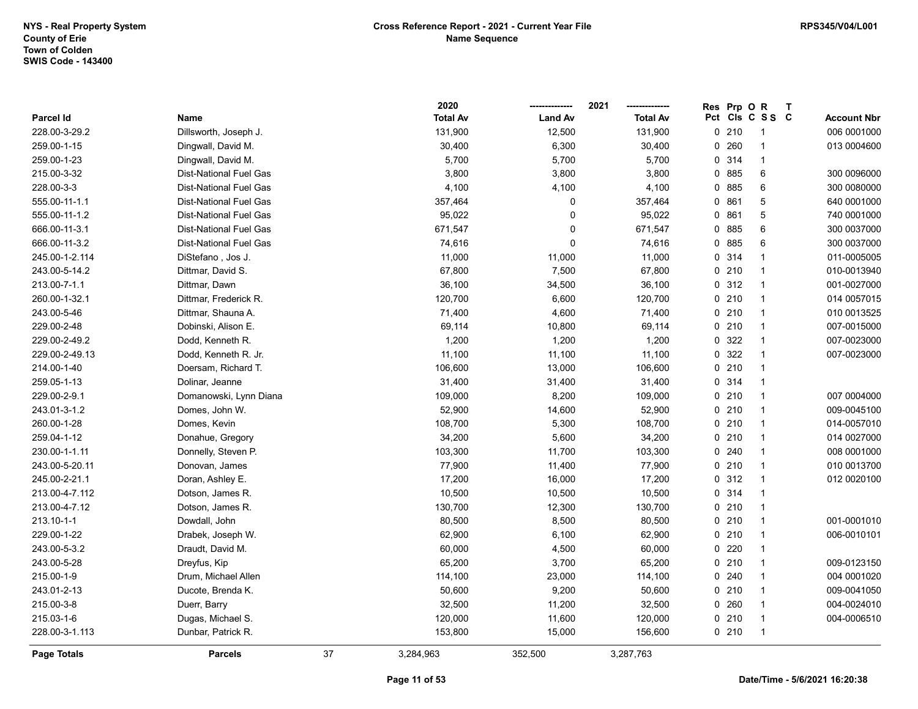NYS - Real Property System
County of Erie
Town of Colden
SWIS Code - 143400

**Cross Reference Report - 2021 - Current Year File**
**Name Sequence**

RPS345/V04/L001

| Parcel Id | Name | 2020 Total Av | 2021 Land Av | 2021 Total Av | Res Pct | Prp Cls | O C | R S S | T C | Account Nbr |
|---|---|---|---|---|---|---|---|---|---|---|
| 228.00-3-29.2 | Dillsworth, Joseph J. | 131,900 | 12,500 | 131,900 | 0 | 210 | | 1 | | 006 0001000 |
| 259.00-1-15 | Dingwall, David M. | 30,400 | 6,300 | 30,400 | 0 | 260 | | 1 | | 013 0004600 |
| 259.00-1-23 | Dingwall, David M. | 5,700 | 5,700 | 5,700 | 0 | 314 | | 1 | | |
| 215.00-3-32 | Dist-National Fuel Gas | 3,800 | 3,800 | 3,800 | 0 | 885 | | 6 | | 300 0096000 |
| 228.00-3-3 | Dist-National Fuel Gas | 4,100 | 4,100 | 4,100 | 0 | 885 | | 6 | | 300 0080000 |
| 555.00-11-1.1 | Dist-National Fuel Gas | 357,464 | 0 | 357,464 | 0 | 861 | | 5 | | 640 0001000 |
| 555.00-11-1.2 | Dist-National Fuel Gas | 95,022 | 0 | 95,022 | 0 | 861 | | 5 | | 740 0001000 |
| 666.00-11-3.1 | Dist-National Fuel Gas | 671,547 | 0 | 671,547 | 0 | 885 | | 6 | | 300 0037000 |
| 666.00-11-3.2 | Dist-National Fuel Gas | 74,616 | 0 | 74,616 | 0 | 885 | | 6 | | 300 0037000 |
| 245.00-1-2.114 | DiStefano , Jos J. | 11,000 | 11,000 | 11,000 | 0 | 314 | | 1 | | 011-0005005 |
| 243.00-5-14.2 | Dittmar, David S. | 67,800 | 7,500 | 67,800 | 0 | 210 | | 1 | | 010-0013940 |
| 213.00-7-1.1 | Dittmar, Dawn | 36,100 | 34,500 | 36,100 | 0 | 312 | | 1 | | 001-0027000 |
| 260.00-1-32.1 | Dittmar, Frederick R. | 120,700 | 6,600 | 120,700 | 0 | 210 | | 1 | | 014 0057015 |
| 243.00-5-46 | Dittmar, Shauna A. | 71,400 | 4,600 | 71,400 | 0 | 210 | | 1 | | 010 0013525 |
| 229.00-2-48 | Dobinski, Alison E. | 69,114 | 10,800 | 69,114 | 0 | 210 | | 1 | | 007-0015000 |
| 229.00-2-49.2 | Dodd, Kenneth R. | 1,200 | 1,200 | 1,200 | 0 | 322 | | 1 | | 007-0023000 |
| 229.00-2-49.13 | Dodd, Kenneth R. Jr. | 11,100 | 11,100 | 11,100 | 0 | 322 | | 1 | | 007-0023000 |
| 214.00-1-40 | Doersam, Richard T. | 106,600 | 13,000 | 106,600 | 0 | 210 | | 1 | | |
| 259.05-1-13 | Dolinar, Jeanne | 31,400 | 31,400 | 31,400 | 0 | 314 | | 1 | | |
| 229.00-2-9.1 | Domanowski, Lynn Diana | 109,000 | 8,200 | 109,000 | 0 | 210 | | 1 | | 007 0004000 |
| 243.01-3-1.2 | Domes, John W. | 52,900 | 14,600 | 52,900 | 0 | 210 | | 1 | | 009-0045100 |
| 260.00-1-28 | Domes, Kevin | 108,700 | 5,300 | 108,700 | 0 | 210 | | 1 | | 014-0057010 |
| 259.04-1-12 | Donahue, Gregory | 34,200 | 5,600 | 34,200 | 0 | 210 | | 1 | | 014 0027000 |
| 230.00-1-1.11 | Donnelly, Steven P. | 103,300 | 11,700 | 103,300 | 0 | 240 | | 1 | | 008 0001000 |
| 243.00-5-20.11 | Donovan, James | 77,900 | 11,400 | 77,900 | 0 | 210 | | 1 | | 010 0013700 |
| 245.00-2-21.1 | Doran, Ashley E. | 17,200 | 16,000 | 17,200 | 0 | 312 | | 1 | | 012 0020100 |
| 213.00-4-7.112 | Dotson, James R. | 10,500 | 10,500 | 10,500 | 0 | 314 | | 1 | | |
| 213.00-4-7.12 | Dotson, James R. | 130,700 | 12,300 | 130,700 | 0 | 210 | | 1 | | |
| 213.10-1-1 | Dowdall, John | 80,500 | 8,500 | 80,500 | 0 | 210 | | 1 | | 001-0001010 |
| 229.00-1-22 | Drabek, Joseph W. | 62,900 | 6,100 | 62,900 | 0 | 210 | | 1 | | 006-0010101 |
| 243.00-5-3.2 | Draudt, David M. | 60,000 | 4,500 | 60,000 | 0 | 220 | | 1 | | |
| 243.00-5-28 | Dreyfus, Kip | 65,200 | 3,700 | 65,200 | 0 | 210 | | 1 | | 009-0123150 |
| 215.00-1-9 | Drum, Michael Allen | 114,100 | 23,000 | 114,100 | 0 | 240 | | 1 | | 004 0001020 |
| 243.01-2-13 | Ducote, Brenda K. | 50,600 | 9,200 | 50,600 | 0 | 210 | | 1 | | 009-0041050 |
| 215.00-3-8 | Duerr, Barry | 32,500 | 11,200 | 32,500 | 0 | 260 | | 1 | | 004-0024010 |
| 215.03-1-6 | Dugas, Michael S. | 120,000 | 11,600 | 120,000 | 0 | 210 | | 1 | | 004-0006510 |
| 228.00-3-1.113 | Dunbar, Patrick R. | 153,800 | 15,000 | 156,600 | 0 | 210 | | 1 | | |
| **Page Totals** | **Parcels** 37 | 3,284,963 | 352,500 | 3,287,763 | | | | | | |

Date/Time - 5/6/2021 16:20:38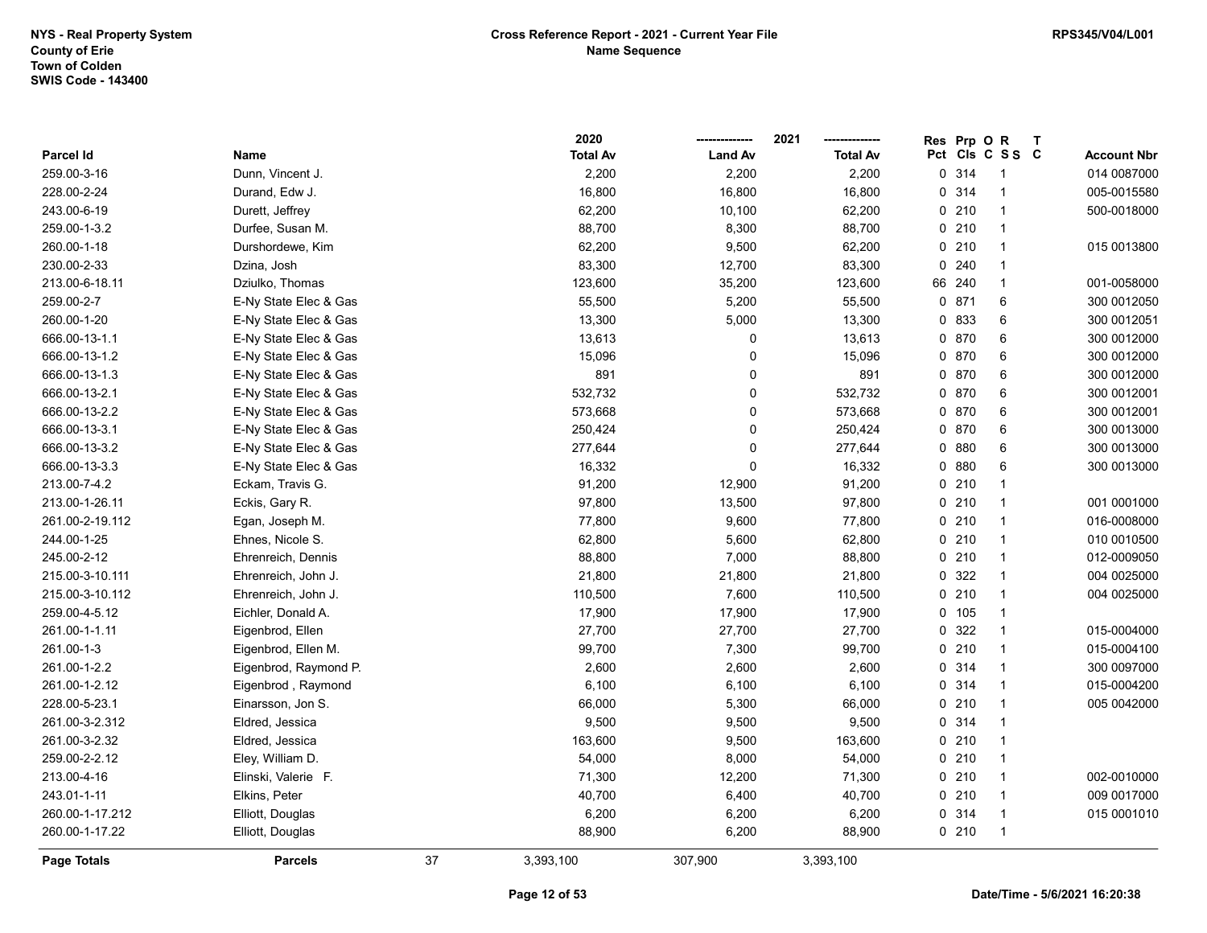NYS - Real Property System
County of Erie
Town of Colden
SWIS Code - 143400

**Cross Reference Report - 2021 - Current Year File**
**Name Sequence**

RPS345/V04/L001

| Parcel Id | Name | 2020 Total Av | 2021 Land Av | 2021 Total Av | Res Pct | Prp Cls | O C | R S S | T C | Account Nbr |
|---|---|---|---|---|---|---|---|---|---|---|
| 259.00-3-16 | Dunn, Vincent J. | 2,200 | 2,200 | 2,200 | 0 | 314 | | 1 | | 014 0087000 |
| 228.00-2-24 | Durand, Edw J. | 16,800 | 16,800 | 16,800 | 0 | 314 | | 1 | | 005-0015580 |
| 243.00-6-19 | Durett, Jeffrey | 62,200 | 10,100 | 62,200 | 0 | 210 | | 1 | | 500-0018000 |
| 259.00-1-3.2 | Durfee, Susan M. | 88,700 | 8,300 | 88,700 | 0 | 210 | | 1 | | |
| 260.00-1-18 | Durshordewe, Kim | 62,200 | 9,500 | 62,200 | 0 | 210 | | 1 | | 015 0013800 |
| 230.00-2-33 | Dzina, Josh | 83,300 | 12,700 | 83,300 | 0 | 240 | | 1 | | |
| 213.00-6-18.11 | Dziulko, Thomas | 123,600 | 35,200 | 123,600 | 66 | 240 | | 1 | | 001-0058000 |
| 259.00-2-7 | E-Ny State Elec & Gas | 55,500 | 5,200 | 55,500 | 0 | 871 | | 6 | | 300 0012050 |
| 260.00-1-20 | E-Ny State Elec & Gas | 13,300 | 5,000 | 13,300 | 0 | 833 | | 6 | | 300 0012051 |
| 666.00-13-1.1 | E-Ny State Elec & Gas | 13,613 | 0 | 13,613 | 0 | 870 | | 6 | | 300 0012000 |
| 666.00-13-1.2 | E-Ny State Elec & Gas | 15,096 | 0 | 15,096 | 0 | 870 | | 6 | | 300 0012000 |
| 666.00-13-1.3 | E-Ny State Elec & Gas | 891 | 0 | 891 | 0 | 870 | | 6 | | 300 0012000 |
| 666.00-13-2.1 | E-Ny State Elec & Gas | 532,732 | 0 | 532,732 | 0 | 870 | | 6 | | 300 0012001 |
| 666.00-13-2.2 | E-Ny State Elec & Gas | 573,668 | 0 | 573,668 | 0 | 870 | | 6 | | 300 0012001 |
| 666.00-13-3.1 | E-Ny State Elec & Gas | 250,424 | 0 | 250,424 | 0 | 870 | | 6 | | 300 0013000 |
| 666.00-13-3.2 | E-Ny State Elec & Gas | 277,644 | 0 | 277,644 | 0 | 880 | | 6 | | 300 0013000 |
| 666.00-13-3.3 | E-Ny State Elec & Gas | 16,332 | 0 | 16,332 | 0 | 880 | | 6 | | 300 0013000 |
| 213.00-7-4.2 | Eckam, Travis G. | 91,200 | 12,900 | 91,200 | 0 | 210 | | 1 | | |
| 213.00-1-26.11 | Eckis, Gary R. | 97,800 | 13,500 | 97,800 | 0 | 210 | | 1 | | 001 0001000 |
| 261.00-2-19.112 | Egan, Joseph M. | 77,800 | 9,600 | 77,800 | 0 | 210 | | 1 | | 016-0008000 |
| 244.00-1-25 | Ehnes, Nicole S. | 62,800 | 5,600 | 62,800 | 0 | 210 | | 1 | | 010 0010500 |
| 245.00-2-12 | Ehrenreich, Dennis | 88,800 | 7,000 | 88,800 | 0 | 210 | | 1 | | 012-0009050 |
| 215.00-3-10.111 | Ehrenreich, John J. | 21,800 | 21,800 | 21,800 | 0 | 322 | | 1 | | 004 0025000 |
| 215.00-3-10.112 | Ehrenreich, John J. | 110,500 | 7,600 | 110,500 | 0 | 210 | | 1 | | 004 0025000 |
| 259.00-4-5.12 | Eichler, Donald A. | 17,900 | 17,900 | 17,900 | 0 | 105 | | 1 | | |
| 261.00-1-1.11 | Eigenbrod, Ellen | 27,700 | 27,700 | 27,700 | 0 | 322 | | 1 | | 015-0004000 |
| 261.00-1-3 | Eigenbrod, Ellen M. | 99,700 | 7,300 | 99,700 | 0 | 210 | | 1 | | 015-0004100 |
| 261.00-1-2.2 | Eigenbrod, Raymond P. | 2,600 | 2,600 | 2,600 | 0 | 314 | | 1 | | 300 0097000 |
| 261.00-1-2.12 | Eigenbrod , Raymond | 6,100 | 6,100 | 6,100 | 0 | 314 | | 1 | | 015-0004200 |
| 228.00-5-23.1 | Einarsson, Jon S. | 66,000 | 5,300 | 66,000 | 0 | 210 | | 1 | | 005 0042000 |
| 261.00-3-2.312 | Eldred, Jessica | 9,500 | 9,500 | 9,500 | 0 | 314 | | 1 | | |
| 261.00-3-2.32 | Eldred, Jessica | 163,600 | 9,500 | 163,600 | 0 | 210 | | 1 | | |
| 259.00-2-2.12 | Eley, William D. | 54,000 | 8,000 | 54,000 | 0 | 210 | | 1 | | |
| 213.00-4-16 | Elinski, Valerie F. | 71,300 | 12,200 | 71,300 | 0 | 210 | | 1 | | 002-0010000 |
| 243.01-1-11 | Elkins, Peter | 40,700 | 6,400 | 40,700 | 0 | 210 | | 1 | | 009 0017000 |
| 260.00-1-17.212 | Elliott, Douglas | 6,200 | 6,200 | 6,200 | 0 | 314 | | 1 | | 015 0001010 |
| 260.00-1-17.22 | Elliott, Douglas | 88,900 | 6,200 | 88,900 | 0 | 210 | | 1 | | |
| **Page Totals** | **Parcels** 37 | 3,393,100 | 307,900 | 3,393,100 | | | | | | |

Date/Time - 5/6/2021 16:20:38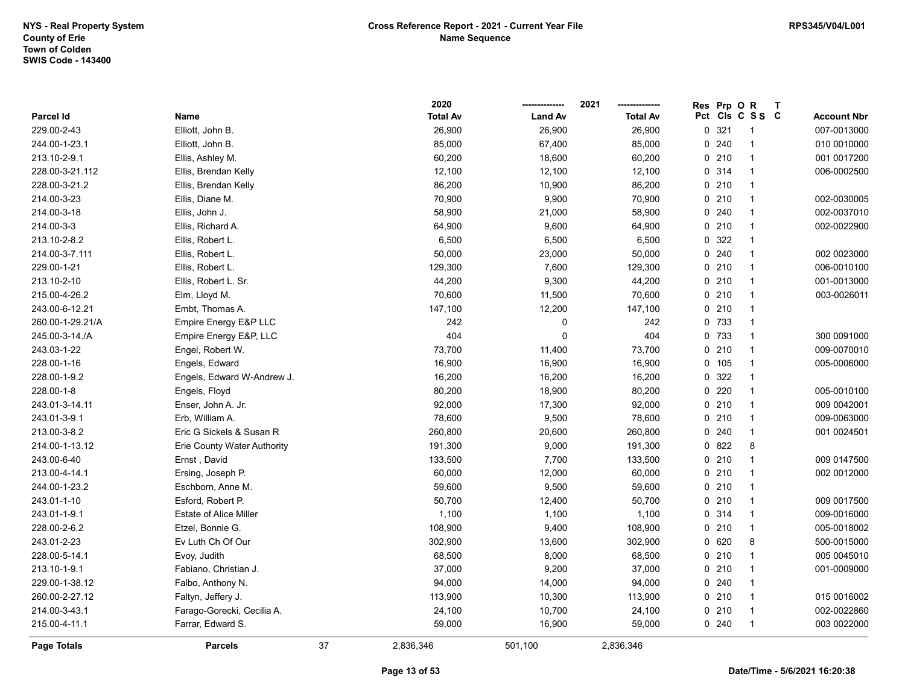NYS - Real Property System
County of Erie
Town of Colden
SWIS Code - 143400

**Cross Reference Report - 2021 - Current Year File**
**Name Sequence**

RPS345/V04/L001

| Parcel Id | Name | 2020 Total Av | 2021 Land Av | 2021 Total Av | Res Pct | Prp Cls | O C | R S S | T C | Account Nbr |
|---|---|---|---|---|---|---|---|---|---|---|
| 229.00-2-43 | Elliott, John B. | 26,900 | 26,900 | 26,900 | 0 | 321 | | 1 | | 007-0013000 |
| 244.00-1-23.1 | Elliott, John B. | 85,000 | 67,400 | 85,000 | 0 | 240 | | 1 | | 010 0010000 |
| 213.10-2-9.1 | Ellis, Ashley M. | 60,200 | 18,600 | 60,200 | 0 | 210 | | 1 | | 001 0017200 |
| 228.00-3-21.112 | Ellis, Brendan Kelly | 12,100 | 12,100 | 12,100 | 0 | 314 | | 1 | | 006-0002500 |
| 228.00-3-21.2 | Ellis, Brendan Kelly | 86,200 | 10,900 | 86,200 | 0 | 210 | | 1 | | |
| 214.00-3-23 | Ellis, Diane M. | 70,900 | 9,900 | 70,900 | 0 | 210 | | 1 | | 002-0030005 |
| 214.00-3-18 | Ellis, John J. | 58,900 | 21,000 | 58,900 | 0 | 240 | | 1 | | 002-0037010 |
| 214.00-3-3 | Ellis, Richard A. | 64,900 | 9,600 | 64,900 | 0 | 210 | | 1 | | 002-0022900 |
| 213.10-2-8.2 | Ellis, Robert L. | 6,500 | 6,500 | 6,500 | 0 | 322 | | 1 | | |
| 214.00-3-7.111 | Ellis, Robert L. | 50,000 | 23,000 | 50,000 | 0 | 240 | | 1 | | 002 0023000 |
| 229.00-1-21 | Ellis, Robert L. | 129,300 | 7,600 | 129,300 | 0 | 210 | | 1 | | 006-0010100 |
| 213.10-2-10 | Ellis, Robert L. Sr. | 44,200 | 9,300 | 44,200 | 0 | 210 | | 1 | | 001-0013000 |
| 215.00-4-26.2 | Elm, Lloyd M. | 70,600 | 11,500 | 70,600 | 0 | 210 | | 1 | | 003-0026011 |
| 243.00-6-12.21 | Embt, Thomas A. | 147,100 | 12,200 | 147,100 | 0 | 210 | | 1 | | |
| 260.00-1-29.21/A | Empire Energy E&P LLC | 242 | 0 | 242 | 0 | 733 | | 1 | | |
| 245.00-3-14./A | Empire Energy E&P, LLC | 404 | 0 | 404 | 0 | 733 | | 1 | | 300 0091000 |
| 243.03-1-22 | Engel, Robert W. | 73,700 | 11,400 | 73,700 | 0 | 210 | | 1 | | 009-0070010 |
| 228.00-1-16 | Engels, Edward | 16,900 | 16,900 | 16,900 | 0 | 105 | | 1 | | 005-0006000 |
| 228.00-1-9.2 | Engels, Edward W-Andrew J. | 16,200 | 16,200 | 16,200 | 0 | 322 | | 1 | | |
| 228.00-1-8 | Engels, Floyd | 80,200 | 18,900 | 80,200 | 0 | 220 | | 1 | | 005-0010100 |
| 243.01-3-14.11 | Enser, John A. Jr. | 92,000 | 17,300 | 92,000 | 0 | 210 | | 1 | | 009 0042001 |
| 243.01-3-9.1 | Erb, William A. | 78,600 | 9,500 | 78,600 | 0 | 210 | | 1 | | 009-0063000 |
| 213.00-3-8.2 | Eric G Sickels & Susan R | 260,800 | 20,600 | 260,800 | 0 | 240 | | 1 | | 001 0024501 |
| 214.00-1-13.12 | Erie County Water Authority | 191,300 | 9,000 | 191,300 | 0 | 822 | | 8 | | |
| 243.00-6-40 | Ernst , David | 133,500 | 7,700 | 133,500 | 0 | 210 | | 1 | | 009 0147500 |
| 213.00-4-14.1 | Ersing, Joseph P. | 60,000 | 12,000 | 60,000 | 0 | 210 | | 1 | | 002 0012000 |
| 244.00-1-23.2 | Eschborn, Anne M. | 59,600 | 9,500 | 59,600 | 0 | 210 | | 1 | | |
| 243.01-1-10 | Esford, Robert P. | 50,700 | 12,400 | 50,700 | 0 | 210 | | 1 | | 009 0017500 |
| 243.01-1-9.1 | Estate of Alice Miller | 1,100 | 1,100 | 1,100 | 0 | 314 | | 1 | | 009-0016000 |
| 228.00-2-6.2 | Etzel, Bonnie G. | 108,900 | 9,400 | 108,900 | 0 | 210 | | 1 | | 005-0018002 |
| 243.01-2-23 | Ev Luth Ch Of Our | 302,900 | 13,600 | 302,900 | 0 | 620 | | 8 | | 500-0015000 |
| 228.00-5-14.1 | Evoy, Judith | 68,500 | 8,000 | 68,500 | 0 | 210 | | 1 | | 005 0045010 |
| 213.10-1-9.1 | Fabiano, Christian J. | 37,000 | 9,200 | 37,000 | 0 | 210 | | 1 | | 001-0009000 |
| 229.00-1-38.12 | Falbo, Anthony N. | 94,000 | 14,000 | 94,000 | 0 | 240 | | 1 | | |
| 260.00-2-27.12 | Faltyn, Jeffery J. | 113,900 | 10,300 | 113,900 | 0 | 210 | | 1 | | 015 0016002 |
| 214.00-3-43.1 | Farago-Gorecki, Cecilia A. | 24,100 | 10,700 | 24,100 | 0 | 210 | | 1 | | 002-0022860 |
| 215.00-4-11.1 | Farrar, Edward S. | 59,000 | 16,900 | 59,000 | 0 | 240 | | 1 | | 003 0022000 |
| **Page Totals** | **Parcels** 37 | 2,836,346 | 501,100 | 2,836,346 | | | | | | |

Date/Time - 5/6/2021 16:20:38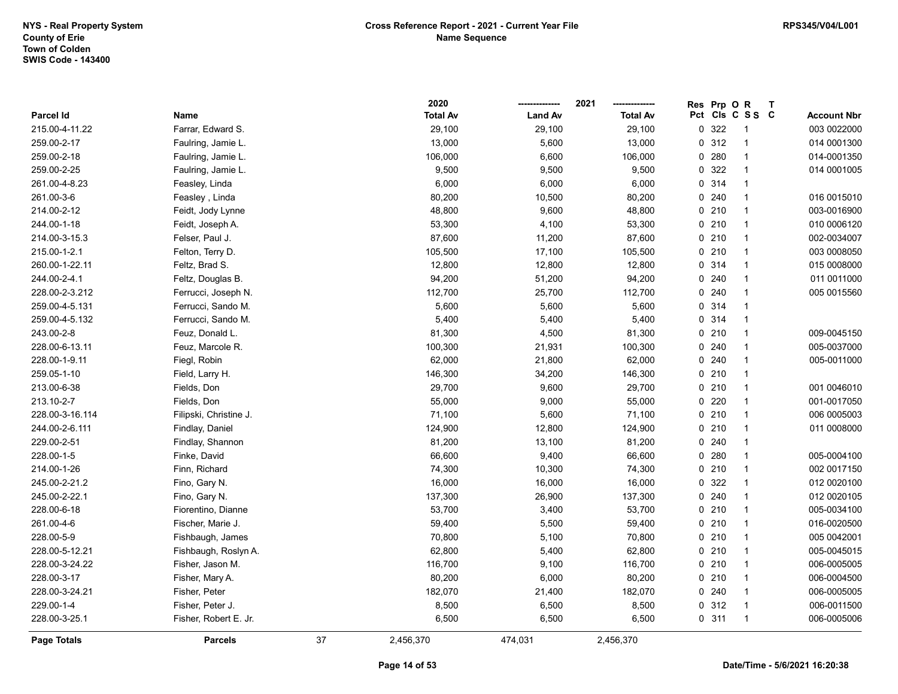NYS - Real Property System
County of Erie
Town of Colden
SWIS Code - 143400

# Cross Reference Report - 2021 - Current Year File
## Name Sequence

RPS345/V04/L001

| Parcel Id | Name | 2020 Total Av | 2021 Land Av | 2021 Total Av | Res Pct | Prp Cls | O C | R S S | T C | Account Nbr |
|---|---|---|---|---|---|---|---|---|---|---|
| 215.00-4-11.22 | Farrar, Edward S. | 29,100 | 29,100 | 29,100 | 0 | 322 | | 1 | | 003 0022000 |
| 259.00-2-17 | Faulring, Jamie L. | 13,000 | 5,600 | 13,000 | 0 | 312 | | 1 | | 014 0001300 |
| 259.00-2-18 | Faulring, Jamie L. | 106,000 | 6,600 | 106,000 | 0 | 280 | | 1 | | 014-0001350 |
| 259.00-2-25 | Faulring, Jamie L. | 9,500 | 9,500 | 9,500 | 0 | 322 | | 1 | | 014 0001005 |
| 261.00-4-8.23 | Feasley, Linda | 6,000 | 6,000 | 6,000 | 0 | 314 | | 1 | | |
| 261.00-3-6 | Feasley , Linda | 80,200 | 10,500 | 80,200 | 0 | 240 | | 1 | | 016 0015010 |
| 214.00-2-12 | Feidt, Jody Lynne | 48,800 | 9,600 | 48,800 | 0 | 210 | | 1 | | 003-0016900 |
| 244.00-1-18 | Feidt, Joseph A. | 53,300 | 4,100 | 53,300 | 0 | 210 | | 1 | | 010 0006120 |
| 214.00-3-15.3 | Felser, Paul J. | 87,600 | 11,200 | 87,600 | 0 | 210 | | 1 | | 002-0034007 |
| 215.00-1-2.1 | Felton, Terry D. | 105,500 | 17,100 | 105,500 | 0 | 210 | | 1 | | 003 0008050 |
| 260.00-1-22.11 | Feltz, Brad S. | 12,800 | 12,800 | 12,800 | 0 | 314 | | 1 | | 015 0008000 |
| 244.00-2-4.1 | Feltz, Douglas B. | 94,200 | 51,200 | 94,200 | 0 | 240 | | 1 | | 011 0011000 |
| 228.00-2-3.212 | Ferrucci, Joseph N. | 112,700 | 25,700 | 112,700 | 0 | 240 | | 1 | | 005 0015560 |
| 259.00-4-5.131 | Ferrucci, Sando M. | 5,600 | 5,600 | 5,600 | 0 | 314 | | 1 | | |
| 259.00-4-5.132 | Ferrucci, Sando M. | 5,400 | 5,400 | 5,400 | 0 | 314 | | 1 | | |
| 243.00-2-8 | Feuz, Donald L. | 81,300 | 4,500 | 81,300 | 0 | 210 | | 1 | | 009-0045150 |
| 228.00-6-13.11 | Feuz, Marcole R. | 100,300 | 21,931 | 100,300 | 0 | 240 | | 1 | | 005-0037000 |
| 228.00-1-9.11 | Fiegl, Robin | 62,000 | 21,800 | 62,000 | 0 | 240 | | 1 | | 005-0011000 |
| 259.05-1-10 | Field, Larry H. | 146,300 | 34,200 | 146,300 | 0 | 210 | | 1 | | |
| 213.00-6-38 | Fields, Don | 29,700 | 9,600 | 29,700 | 0 | 210 | | 1 | | 001 0046010 |
| 213.10-2-7 | Fields, Don | 55,000 | 9,000 | 55,000 | 0 | 220 | | 1 | | 001-0017050 |
| 228.00-3-16.114 | Filipski, Christine J. | 71,100 | 5,600 | 71,100 | 0 | 210 | | 1 | | 006 0005003 |
| 244.00-2-6.111 | Findlay, Daniel | 124,900 | 12,800 | 124,900 | 0 | 210 | | 1 | | 011 0008000 |
| 229.00-2-51 | Findlay, Shannon | 81,200 | 13,100 | 81,200 | 0 | 240 | | 1 | | |
| 228.00-1-5 | Finke, David | 66,600 | 9,400 | 66,600 | 0 | 280 | | 1 | | 005-0004100 |
| 214.00-1-26 | Finn, Richard | 74,300 | 10,300 | 74,300 | 0 | 210 | | 1 | | 002 0017150 |
| 245.00-2-21.2 | Fino, Gary N. | 16,000 | 16,000 | 16,000 | 0 | 322 | | 1 | | 012 0020100 |
| 245.00-2-22.1 | Fino, Gary N. | 137,300 | 26,900 | 137,300 | 0 | 240 | | 1 | | 012 0020105 |
| 228.00-6-18 | Fiorentino, Dianne | 53,700 | 3,400 | 53,700 | 0 | 210 | | 1 | | 005-0034100 |
| 261.00-4-6 | Fischer, Marie J. | 59,400 | 5,500 | 59,400 | 0 | 210 | | 1 | | 016-0020500 |
| 228.00-5-9 | Fishbaugh, James | 70,800 | 5,100 | 70,800 | 0 | 210 | | 1 | | 005 0042001 |
| 228.00-5-12.21 | Fishbaugh, Roslyn A. | 62,800 | 5,400 | 62,800 | 0 | 210 | | 1 | | 005-0045015 |
| 228.00-3-24.22 | Fisher, Jason M. | 116,700 | 9,100 | 116,700 | 0 | 210 | | 1 | | 006-0005005 |
| 228.00-3-17 | Fisher, Mary A. | 80,200 | 6,000 | 80,200 | 0 | 210 | | 1 | | 006-0004500 |
| 228.00-3-24.21 | Fisher, Peter | 182,070 | 21,400 | 182,070 | 0 | 240 | | 1 | | 006-0005005 |
| 229.00-1-4 | Fisher, Peter J. | 8,500 | 6,500 | 8,500 | 0 | 312 | | 1 | | 006-0011500 |
| 228.00-3-25.1 | Fisher, Robert E. Jr. | 6,500 | 6,500 | 6,500 | 0 | 311 | | 1 | | 006-0005006 |
| **Page Totals** | **Parcels** 37 | 2,456,370 | 474,031 | 2,456,370 | | | | | | |

Date/Time - 5/6/2021 16:20:38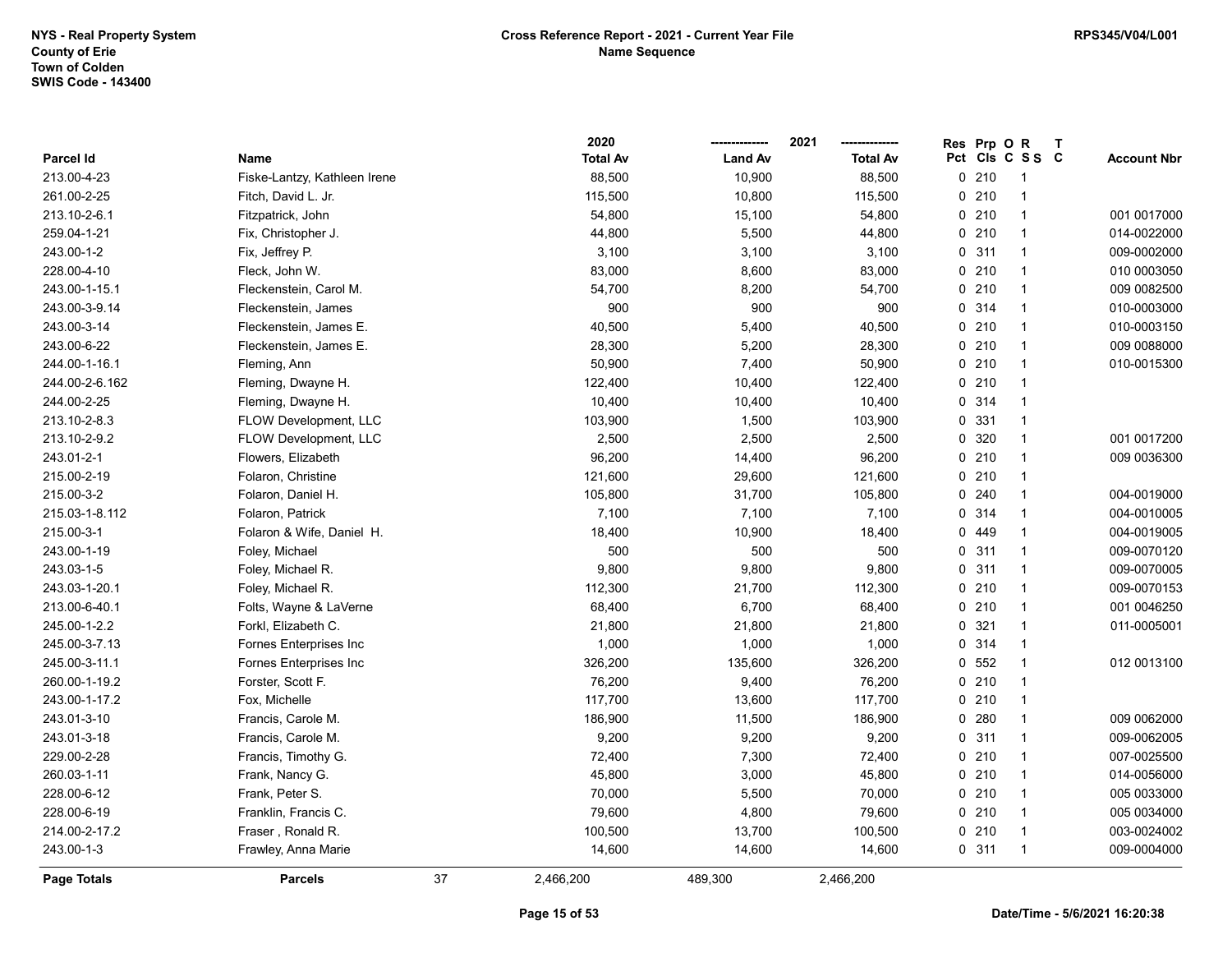NYS - Real Property System
County of Erie
Town of Colden
SWIS Code - 143400

**Cross Reference Report - 2021 - Current Year File**
**Name Sequence**

RPS345/V04/L001

| Parcel Id | Name | 2020 Total Av | 2021 Land Av | 2021 Total Av | Res Pct | Prp Cls | O C | R S S | T C | Account Nbr |
|---|---|---|---|---|---|---|---|---|---|---|
| 213.00-4-23 | Fiske-Lantzy, Kathleen Irene | 88,500 | 10,900 | 88,500 | 0 | 210 | | 1 | | |
| 261.00-2-25 | Fitch, David L. Jr. | 115,500 | 10,800 | 115,500 | 0 | 210 | | 1 | | |
| 213.10-2-6.1 | Fitzpatrick, John | 54,800 | 15,100 | 54,800 | 0 | 210 | | 1 | | 001 0017000 |
| 259.04-1-21 | Fix, Christopher J. | 44,800 | 5,500 | 44,800 | 0 | 210 | | 1 | | 014-0022000 |
| 243.00-1-2 | Fix, Jeffrey P. | 3,100 | 3,100 | 3,100 | 0 | 311 | | 1 | | 009-0002000 |
| 228.00-4-10 | Fleck, John W. | 83,000 | 8,600 | 83,000 | 0 | 210 | | 1 | | 010 0003050 |
| 243.00-1-15.1 | Fleckenstein, Carol M. | 54,700 | 8,200 | 54,700 | 0 | 210 | | 1 | | 009 0082500 |
| 243.00-3-9.14 | Fleckenstein, James | 900 | 900 | 900 | 0 | 314 | | 1 | | 010-0003000 |
| 243.00-3-14 | Fleckenstein, James E. | 40,500 | 5,400 | 40,500 | 0 | 210 | | 1 | | 010-0003150 |
| 243.00-6-22 | Fleckenstein, James E. | 28,300 | 5,200 | 28,300 | 0 | 210 | | 1 | | 009 0088000 |
| 244.00-1-16.1 | Fleming, Ann | 50,900 | 7,400 | 50,900 | 0 | 210 | | 1 | | 010-0015300 |
| 244.00-2-6.162 | Fleming, Dwayne H. | 122,400 | 10,400 | 122,400 | 0 | 210 | | 1 | | |
| 244.00-2-25 | Fleming, Dwayne H. | 10,400 | 10,400 | 10,400 | 0 | 314 | | 1 | | |
| 213.10-2-8.3 | FLOW Development, LLC | 103,900 | 1,500 | 103,900 | 0 | 331 | | 1 | | |
| 213.10-2-9.2 | FLOW Development, LLC | 2,500 | 2,500 | 2,500 | 0 | 320 | | 1 | | 001 0017200 |
| 243.01-2-1 | Flowers, Elizabeth | 96,200 | 14,400 | 96,200 | 0 | 210 | | 1 | | 009 0036300 |
| 215.00-2-19 | Folaron, Christine | 121,600 | 29,600 | 121,600 | 0 | 210 | | 1 | | |
| 215.00-3-2 | Folaron, Daniel H. | 105,800 | 31,700 | 105,800 | 0 | 240 | | 1 | | 004-0019000 |
| 215.03-1-8.112 | Folaron, Patrick | 7,100 | 7,100 | 7,100 | 0 | 314 | | 1 | | 004-0010005 |
| 215.00-3-1 | Folaron & Wife, Daniel H. | 18,400 | 10,900 | 18,400 | 0 | 449 | | 1 | | 004-0019005 |
| 243.00-1-19 | Foley, Michael | 500 | 500 | 500 | 0 | 311 | | 1 | | 009-0070120 |
| 243.03-1-5 | Foley, Michael R. | 9,800 | 9,800 | 9,800 | 0 | 311 | | 1 | | 009-0070005 |
| 243.03-1-20.1 | Foley, Michael R. | 112,300 | 21,700 | 112,300 | 0 | 210 | | 1 | | 009-0070153 |
| 213.00-6-40.1 | Folts, Wayne & LaVerne | 68,400 | 6,700 | 68,400 | 0 | 210 | | 1 | | 001 0046250 |
| 245.00-1-2.2 | Forkl, Elizabeth C. | 21,800 | 21,800 | 21,800 | 0 | 321 | | 1 | | 011-0005001 |
| 245.00-3-7.13 | Fornes Enterprises Inc | 1,000 | 1,000 | 1,000 | 0 | 314 | | 1 | | |
| 245.00-3-11.1 | Fornes Enterprises Inc | 326,200 | 135,600 | 326,200 | 0 | 552 | | 1 | | 012 0013100 |
| 260.00-1-19.2 | Forster, Scott F. | 76,200 | 9,400 | 76,200 | 0 | 210 | | 1 | | |
| 243.00-1-17.2 | Fox, Michelle | 117,700 | 13,600 | 117,700 | 0 | 210 | | 1 | | |
| 243.01-3-10 | Francis, Carole M. | 186,900 | 11,500 | 186,900 | 0 | 280 | | 1 | | 009 0062000 |
| 243.01-3-18 | Francis, Carole M. | 9,200 | 9,200 | 9,200 | 0 | 311 | | 1 | | 009-0062005 |
| 229.00-2-28 | Francis, Timothy G. | 72,400 | 7,300 | 72,400 | 0 | 210 | | 1 | | 007-0025500 |
| 260.03-1-11 | Frank, Nancy G. | 45,800 | 3,000 | 45,800 | 0 | 210 | | 1 | | 014-0056000 |
| 228.00-6-12 | Frank, Peter S. | 70,000 | 5,500 | 70,000 | 0 | 210 | | 1 | | 005 0033000 |
| 228.00-6-19 | Franklin, Francis C. | 79,600 | 4,800 | 79,600 | 0 | 210 | | 1 | | 005 0034000 |
| 214.00-2-17.2 | Fraser , Ronald R. | 100,500 | 13,700 | 100,500 | 0 | 210 | | 1 | | 003-0024002 |
| 243.00-1-3 | Frawley, Anna Marie | 14,600 | 14,600 | 14,600 | 0 | 311 | | 1 | | 009-0004000 |
| **Page Totals** | **Parcels** 37 | 2,466,200 | 489,300 | 2,466,200 | | | | | | |

Date/Time - 5/6/2021 16:20:38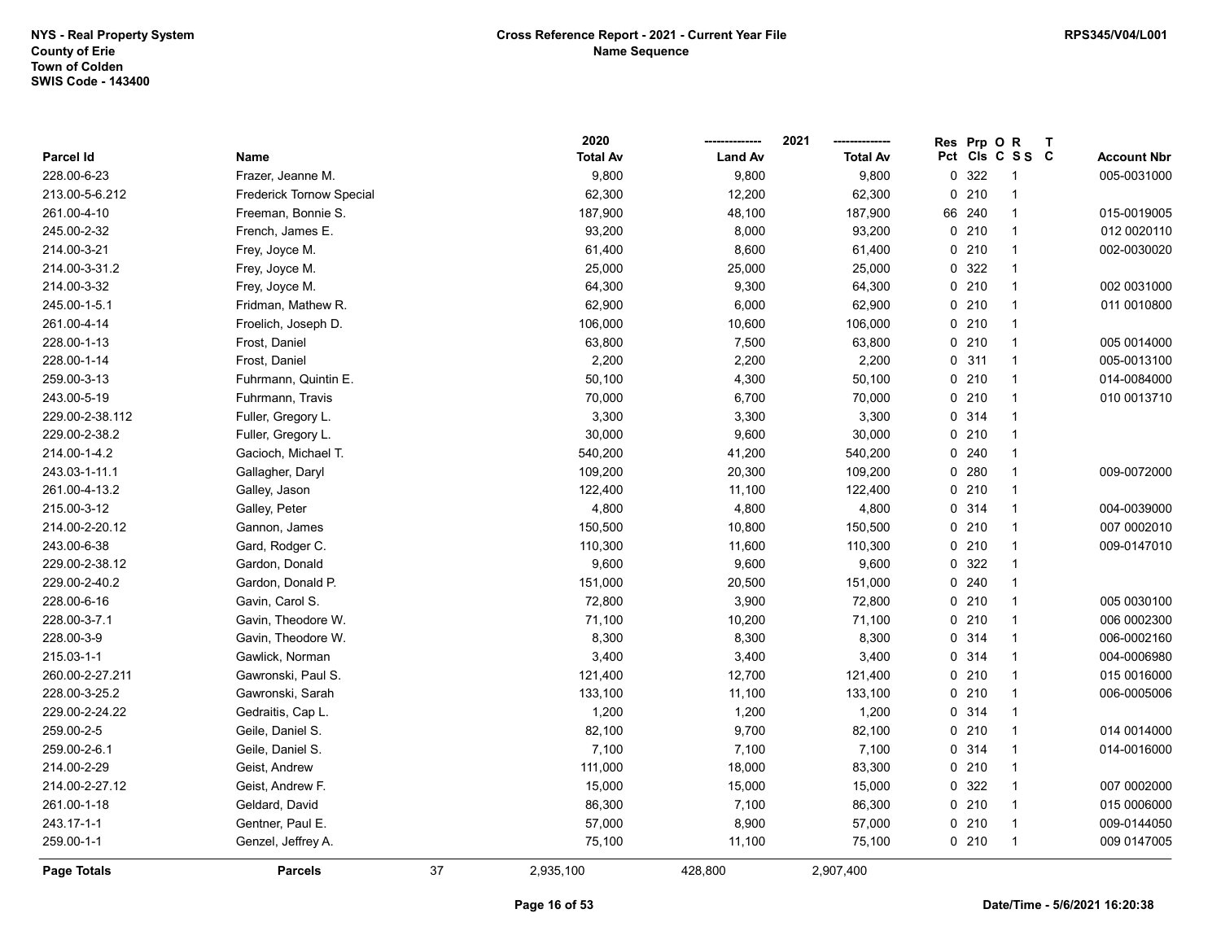NYS - Real Property System
County of Erie
Town of Colden
SWIS Code - 143400

**Cross Reference Report - 2021 - Current Year File**
**Name Sequence**

RPS345/V04/L001

| Parcel Id | Name | 2020 Total Av | 2021 Land Av | 2021 Total Av | Res Pct | Prp Cls | O C | R S S | T C | Account Nbr |
|---|---|---|---|---|---|---|---|---|---|---|
| 228.00-6-23 | Frazer, Jeanne M. | 9,800 | 9,800 | 9,800 | 0 | 322 | | 1 | | 005-0031000 |
| 213.00-5-6.212 | Frederick Tornow Special | 62,300 | 12,200 | 62,300 | 0 | 210 | | 1 | | |
| 261.00-4-10 | Freeman, Bonnie S. | 187,900 | 48,100 | 187,900 | 66 | 240 | | 1 | | 015-0019005 |
| 245.00-2-32 | French, James E. | 93,200 | 8,000 | 93,200 | 0 | 210 | | 1 | | 012 0020110 |
| 214.00-3-21 | Frey, Joyce M. | 61,400 | 8,600 | 61,400 | 0 | 210 | | 1 | | 002-0030020 |
| 214.00-3-31.2 | Frey, Joyce M. | 25,000 | 25,000 | 25,000 | 0 | 322 | | 1 | | |
| 214.00-3-32 | Frey, Joyce M. | 64,300 | 9,300 | 64,300 | 0 | 210 | | 1 | | 002 0031000 |
| 245.00-1-5.1 | Fridman, Mathew R. | 62,900 | 6,000 | 62,900 | 0 | 210 | | 1 | | 011 0010800 |
| 261.00-4-14 | Froelich, Joseph D. | 106,000 | 10,600 | 106,000 | 0 | 210 | | 1 | | |
| 228.00-1-13 | Frost, Daniel | 63,800 | 7,500 | 63,800 | 0 | 210 | | 1 | | 005 0014000 |
| 228.00-1-14 | Frost, Daniel | 2,200 | 2,200 | 2,200 | 0 | 311 | | 1 | | 005-0013100 |
| 259.00-3-13 | Fuhrmann, Quintin E. | 50,100 | 4,300 | 50,100 | 0 | 210 | | 1 | | 014-0084000 |
| 243.00-5-19 | Fuhrmann, Travis | 70,000 | 6,700 | 70,000 | 0 | 210 | | 1 | | 010 0013710 |
| 229.00-2-38.112 | Fuller, Gregory L. | 3,300 | 3,300 | 3,300 | 0 | 314 | | 1 | | |
| 229.00-2-38.2 | Fuller, Gregory L. | 30,000 | 9,600 | 30,000 | 0 | 210 | | 1 | | |
| 214.00-1-4.2 | Gacioch, Michael T. | 540,200 | 41,200 | 540,200 | 0 | 240 | | 1 | | |
| 243.03-1-11.1 | Gallagher, Daryl | 109,200 | 20,300 | 109,200 | 0 | 280 | | 1 | | 009-0072000 |
| 261.00-4-13.2 | Galley, Jason | 122,400 | 11,100 | 122,400 | 0 | 210 | | 1 | | |
| 215.00-3-12 | Galley, Peter | 4,800 | 4,800 | 4,800 | 0 | 314 | | 1 | | 004-0039000 |
| 214.00-2-20.12 | Gannon, James | 150,500 | 10,800 | 150,500 | 0 | 210 | | 1 | | 007 0002010 |
| 243.00-6-38 | Gard, Rodger C. | 110,300 | 11,600 | 110,300 | 0 | 210 | | 1 | | 009-0147010 |
| 229.00-2-38.12 | Gardon, Donald | 9,600 | 9,600 | 9,600 | 0 | 322 | | 1 | | |
| 229.00-2-40.2 | Gardon, Donald P. | 151,000 | 20,500 | 151,000 | 0 | 240 | | 1 | | |
| 228.00-6-16 | Gavin, Carol S. | 72,800 | 3,900 | 72,800 | 0 | 210 | | 1 | | 005 0030100 |
| 228.00-3-7.1 | Gavin, Theodore W. | 71,100 | 10,200 | 71,100 | 0 | 210 | | 1 | | 006 0002300 |
| 228.00-3-9 | Gavin, Theodore W. | 8,300 | 8,300 | 8,300 | 0 | 314 | | 1 | | 006-0002160 |
| 215.03-1-1 | Gawlick, Norman | 3,400 | 3,400 | 3,400 | 0 | 314 | | 1 | | 004-0006980 |
| 260.00-2-27.211 | Gawronski, Paul S. | 121,400 | 12,700 | 121,400 | 0 | 210 | | 1 | | 015 0016000 |
| 228.00-3-25.2 | Gawronski, Sarah | 133,100 | 11,100 | 133,100 | 0 | 210 | | 1 | | 006-0005006 |
| 229.00-2-24.22 | Gedraitis, Cap L. | 1,200 | 1,200 | 1,200 | 0 | 314 | | 1 | | |
| 259.00-2-5 | Geile, Daniel S. | 82,100 | 9,700 | 82,100 | 0 | 210 | | 1 | | 014 0014000 |
| 259.00-2-6.1 | Geile, Daniel S. | 7,100 | 7,100 | 7,100 | 0 | 314 | | 1 | | 014-0016000 |
| 214.00-2-29 | Geist, Andrew | 111,000 | 18,000 | 83,300 | 0 | 210 | | 1 | | |
| 214.00-2-27.12 | Geist, Andrew F. | 15,000 | 15,000 | 15,000 | 0 | 322 | | 1 | | 007 0002000 |
| 261.00-1-18 | Geldard, David | 86,300 | 7,100 | 86,300 | 0 | 210 | | 1 | | 015 0006000 |
| 243.17-1-1 | Gentner, Paul E. | 57,000 | 8,900 | 57,000 | 0 | 210 | | 1 | | 009-0144050 |
| 259.00-1-1 | Genzel, Jeffrey A. | 75,100 | 11,100 | 75,100 | 0 | 210 | | 1 | | 009 0147005 |
| **Page Totals** | **Parcels** 37 | 2,935,100 | 428,800 | 2,907,400 | | | | | | |

Date/Time - 5/6/2021 16:20:38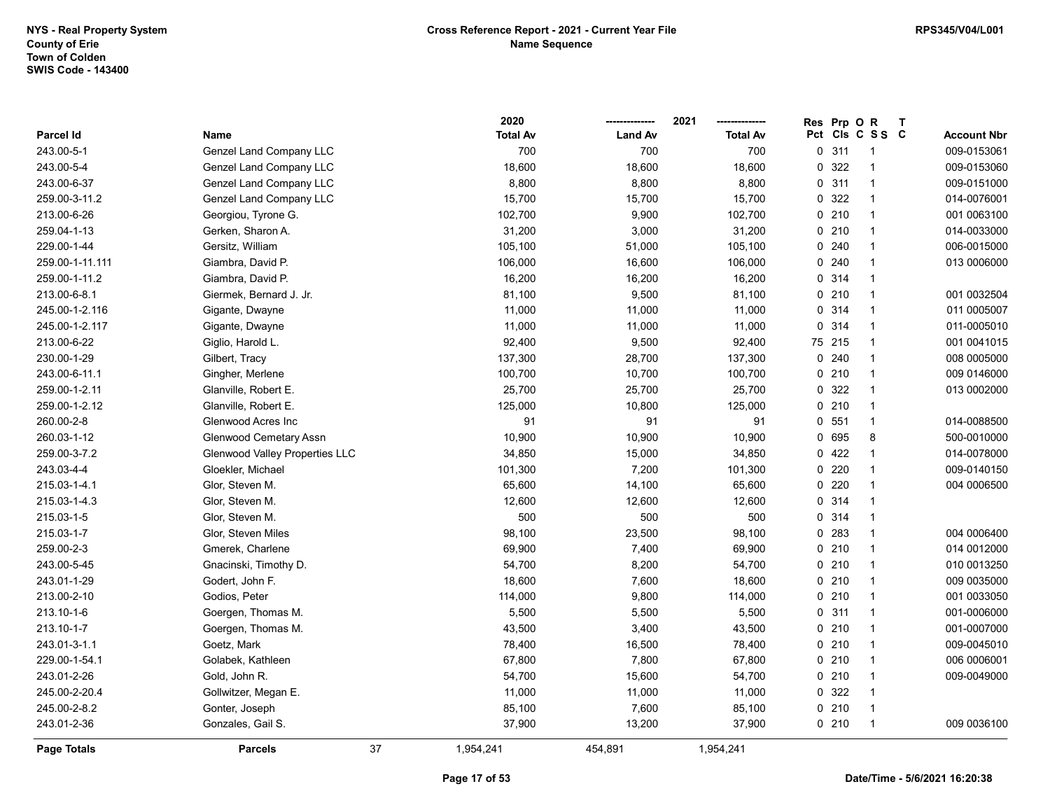NYS - Real Property System
County of Erie
Town of Colden
SWIS Code - 143400

**Cross Reference Report - 2021 - Current Year File**
**Name Sequence**

RPS345/V04/L001

| Parcel Id | Name | 2020 Total Av | 2021 Land Av | 2021 Total Av | Res Pct | Prp Cls | O C | R S S | T C | Account Nbr |
|---|---|---|---|---|---|---|---|---|---|---|
| 243.00-5-1 | Genzel Land Company LLC | 700 | 700 | 700 | 0 | 311 | | 1 | | 009-0153061 |
| 243.00-5-4 | Genzel Land Company LLC | 18,600 | 18,600 | 18,600 | 0 | 322 | | 1 | | 009-0153060 |
| 243.00-6-37 | Genzel Land Company LLC | 8,800 | 8,800 | 8,800 | 0 | 311 | | 1 | | 009-0151000 |
| 259.00-3-11.2 | Genzel Land Company LLC | 15,700 | 15,700 | 15,700 | 0 | 322 | | 1 | | 014-0076001 |
| 213.00-6-26 | Georgiou, Tyrone G. | 102,700 | 9,900 | 102,700 | 0 | 210 | | 1 | | 001 0063100 |
| 259.04-1-13 | Gerken, Sharon A. | 31,200 | 3,000 | 31,200 | 0 | 210 | | 1 | | 014-0033000 |
| 229.00-1-44 | Gersitz, William | 105,100 | 51,000 | 105,100 | 0 | 240 | | 1 | | 006-0015000 |
| 259.00-1-11.111 | Giambra, David P. | 106,000 | 16,600 | 106,000 | 0 | 240 | | 1 | | 013 0006000 |
| 259.00-1-11.2 | Giambra, David P. | 16,200 | 16,200 | 16,200 | 0 | 314 | | 1 | | |
| 213.00-6-8.1 | Giermek, Bernard J. Jr. | 81,100 | 9,500 | 81,100 | 0 | 210 | | 1 | | 001 0032504 |
| 245.00-1-2.116 | Gigante, Dwayne | 11,000 | 11,000 | 11,000 | 0 | 314 | | 1 | | 011 0005007 |
| 245.00-1-2.117 | Gigante, Dwayne | 11,000 | 11,000 | 11,000 | 0 | 314 | | 1 | | 011-0005010 |
| 213.00-6-22 | Giglio, Harold L. | 92,400 | 9,500 | 92,400 | 75 | 215 | | 1 | | 001 0041015 |
| 230.00-1-29 | Gilbert, Tracy | 137,300 | 28,700 | 137,300 | 0 | 240 | | 1 | | 008 0005000 |
| 243.00-6-11.1 | Gingher, Merlene | 100,700 | 10,700 | 100,700 | 0 | 210 | | 1 | | 009 0146000 |
| 259.00-1-2.11 | Glanville, Robert E. | 25,700 | 25,700 | 25,700 | 0 | 322 | | 1 | | 013 0002000 |
| 259.00-1-2.12 | Glanville, Robert E. | 125,000 | 10,800 | 125,000 | 0 | 210 | | 1 | | |
| 260.00-2-8 | Glenwood Acres Inc | 91 | 91 | 91 | 0 | 551 | | 1 | | 014-0088500 |
| 260.03-1-12 | Glenwood Cematary Assn | 10,900 | 10,900 | 10,900 | 0 | 695 | | 8 | | 500-0010000 |
| 259.00-3-7.2 | Glenwood Valley Properties LLC | 34,850 | 15,000 | 34,850 | 0 | 422 | | 1 | | 014-0078000 |
| 243.03-4-4 | Gloekler, Michael | 101,300 | 7,200 | 101,300 | 0 | 220 | | 1 | | 009-0140150 |
| 215.03-1-4.1 | Glor, Steven M. | 65,600 | 14,100 | 65,600 | 0 | 220 | | 1 | | 004 0006500 |
| 215.03-1-4.3 | Glor, Steven M. | 12,600 | 12,600 | 12,600 | 0 | 314 | | 1 | | |
| 215.03-1-5 | Glor, Steven M. | 500 | 500 | 500 | 0 | 314 | | 1 | | |
| 215.03-1-7 | Glor, Steven Miles | 98,100 | 23,500 | 98,100 | 0 | 283 | | 1 | | 004 0006400 |
| 259.00-2-3 | Gmerek, Charlene | 69,900 | 7,400 | 69,900 | 0 | 210 | | 1 | | 014 0012000 |
| 243.00-5-45 | Gnacinski, Timothy D. | 54,700 | 8,200 | 54,700 | 0 | 210 | | 1 | | 010 0013250 |
| 243.01-1-29 | Godert, John F. | 18,600 | 7,600 | 18,600 | 0 | 210 | | 1 | | 009 0035000 |
| 213.00-2-10 | Godios, Peter | 114,000 | 9,800 | 114,000 | 0 | 210 | | 1 | | 001 0033050 |
| 213.10-1-6 | Goergen, Thomas M. | 5,500 | 5,500 | 5,500 | 0 | 311 | | 1 | | 001-0006000 |
| 213.10-1-7 | Goergen, Thomas M. | 43,500 | 3,400 | 43,500 | 0 | 210 | | 1 | | 001-0007000 |
| 243.01-3-1.1 | Goetz, Mark | 78,400 | 16,500 | 78,400 | 0 | 210 | | 1 | | 009-0045010 |
| 229.00-1-54.1 | Golabek, Kathleen | 67,800 | 7,800 | 67,800 | 0 | 210 | | 1 | | 006 0006001 |
| 243.01-2-26 | Gold, John R. | 54,700 | 15,600 | 54,700 | 0 | 210 | | 1 | | 009-0049000 |
| 245.00-2-20.4 | Gollwitzer, Megan E. | 11,000 | 11,000 | 11,000 | 0 | 322 | | 1 | | |
| 245.00-2-8.2 | Gonter, Joseph | 85,100 | 7,600 | 85,100 | 0 | 210 | | 1 | | |
| 243.01-2-36 | Gonzales, Gail S. | 37,900 | 13,200 | 37,900 | 0 | 210 | | 1 | | 009 0036100 |
| **Page Totals** | **Parcels** 37 | 1,954,241 | 454,891 | 1,954,241 | | | | | | |

Date/Time - 5/6/2021 16:20:38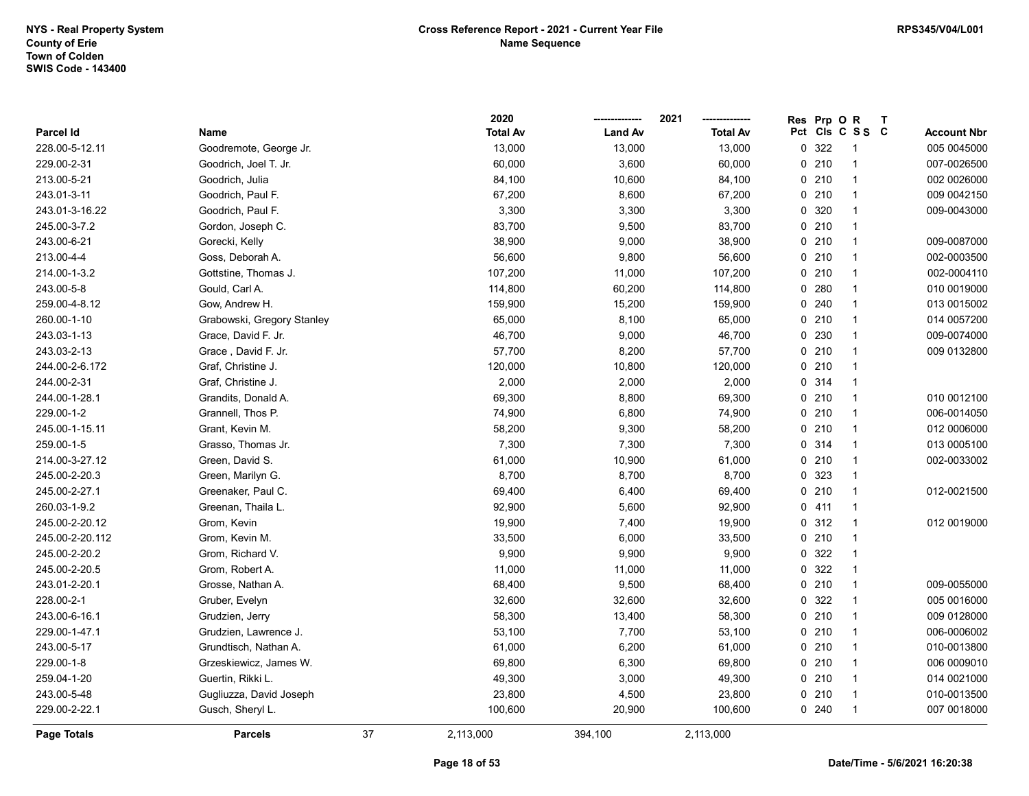NYS - Real Property System
County of Erie
Town of Colden
SWIS Code - 143400

**Cross Reference Report - 2021 - Current Year File**
**Name Sequence**

RPS345/V04/L001

| Parcel Id | Name | 2020 Total Av | 2021 Land Av | 2021 Total Av | Res Pct | Prp Cls | O C | R S S | T C | Account Nbr |
|---|---|---|---|---|---|---|---|---|---|---|
| 228.00-5-12.11 | Goodremote, George Jr. | 13,000 | 13,000 | 13,000 | 0 | 322 | | 1 | | 005 0045000 |
| 229.00-2-31 | Goodrich, Joel T. Jr. | 60,000 | 3,600 | 60,000 | 0 | 210 | | 1 | | 007-0026500 |
| 213.00-5-21 | Goodrich, Julia | 84,100 | 10,600 | 84,100 | 0 | 210 | | 1 | | 002 0026000 |
| 243.01-3-11 | Goodrich, Paul F. | 67,200 | 8,600 | 67,200 | 0 | 210 | | 1 | | 009 0042150 |
| 243.01-3-16.22 | Goodrich, Paul F. | 3,300 | 3,300 | 3,300 | 0 | 320 | | 1 | | 009-0043000 |
| 245.00-3-7.2 | Gordon, Joseph C. | 83,700 | 9,500 | 83,700 | 0 | 210 | | 1 | | |
| 243.00-6-21 | Gorecki, Kelly | 38,900 | 9,000 | 38,900 | 0 | 210 | | 1 | | 009-0087000 |
| 213.00-4-4 | Goss, Deborah A. | 56,600 | 9,800 | 56,600 | 0 | 210 | | 1 | | 002-0003500 |
| 214.00-1-3.2 | Gottstine, Thomas J. | 107,200 | 11,000 | 107,200 | 0 | 210 | | 1 | | 002-0004110 |
| 243.00-5-8 | Gould, Carl A. | 114,800 | 60,200 | 114,800 | 0 | 280 | | 1 | | 010 0019000 |
| 259.00-4-8.12 | Gow, Andrew H. | 159,900 | 15,200 | 159,900 | 0 | 240 | | 1 | | 013 0015002 |
| 260.00-1-10 | Grabowski, Gregory Stanley | 65,000 | 8,100 | 65,000 | 0 | 210 | | 1 | | 014 0057200 |
| 243.03-1-13 | Grace, David F. Jr. | 46,700 | 9,000 | 46,700 | 0 | 230 | | 1 | | 009-0074000 |
| 243.03-2-13 | Grace , David F. Jr. | 57,700 | 8,200 | 57,700 | 0 | 210 | | 1 | | 009 0132800 |
| 244.00-2-6.172 | Graf, Christine J. | 120,000 | 10,800 | 120,000 | 0 | 210 | | 1 | | |
| 244.00-2-31 | Graf, Christine J. | 2,000 | 2,000 | 2,000 | 0 | 314 | | 1 | | |
| 244.00-1-28.1 | Grandits, Donald A. | 69,300 | 8,800 | 69,300 | 0 | 210 | | 1 | | 010 0012100 |
| 229.00-1-2 | Grannell, Thos P. | 74,900 | 6,800 | 74,900 | 0 | 210 | | 1 | | 006-0014050 |
| 245.00-1-15.11 | Grant, Kevin M. | 58,200 | 9,300 | 58,200 | 0 | 210 | | 1 | | 012 0006000 |
| 259.00-1-5 | Grasso, Thomas Jr. | 7,300 | 7,300 | 7,300 | 0 | 314 | | 1 | | 013 0005100 |
| 214.00-3-27.12 | Green, David S. | 61,000 | 10,900 | 61,000 | 0 | 210 | | 1 | | 002-0033002 |
| 245.00-2-20.3 | Green, Marilyn G. | 8,700 | 8,700 | 8,700 | 0 | 323 | | 1 | | |
| 245.00-2-27.1 | Greenaker, Paul C. | 69,400 | 6,400 | 69,400 | 0 | 210 | | 1 | | 012-0021500 |
| 260.03-1-9.2 | Greenan, Thaila L. | 92,900 | 5,600 | 92,900 | 0 | 411 | | 1 | | |
| 245.00-2-20.12 | Grom, Kevin | 19,900 | 7,400 | 19,900 | 0 | 312 | | 1 | | 012 0019000 |
| 245.00-2-20.112 | Grom, Kevin M. | 33,500 | 6,000 | 33,500 | 0 | 210 | | 1 | | |
| 245.00-2-20.2 | Grom, Richard V. | 9,900 | 9,900 | 9,900 | 0 | 322 | | 1 | | |
| 245.00-2-20.5 | Grom, Robert A. | 11,000 | 11,000 | 11,000 | 0 | 322 | | 1 | | |
| 243.01-2-20.1 | Grosse, Nathan A. | 68,400 | 9,500 | 68,400 | 0 | 210 | | 1 | | 009-0055000 |
| 228.00-2-1 | Gruber, Evelyn | 32,600 | 32,600 | 32,600 | 0 | 322 | | 1 | | 005 0016000 |
| 243.00-6-16.1 | Grudzien, Jerry | 58,300 | 13,400 | 58,300 | 0 | 210 | | 1 | | 009 0128000 |
| 229.00-1-47.1 | Grudzien, Lawrence J. | 53,100 | 7,700 | 53,100 | 0 | 210 | | 1 | | 006-0006002 |
| 243.00-5-17 | Grundtisch, Nathan A. | 61,000 | 6,200 | 61,000 | 0 | 210 | | 1 | | 010-0013800 |
| 229.00-1-8 | Grzeskiewicz, James W. | 69,800 | 6,300 | 69,800 | 0 | 210 | | 1 | | 006 0009010 |
| 259.04-1-20 | Guertin, Rikki L. | 49,300 | 3,000 | 49,300 | 0 | 210 | | 1 | | 014 0021000 |
| 243.00-5-48 | Gugliuzza, David Joseph | 23,800 | 4,500 | 23,800 | 0 | 210 | | 1 | | 010-0013500 |
| 229.00-2-22.1 | Gusch, Sheryl L. | 100,600 | 20,900 | 100,600 | 0 | 240 | | 1 | | 007 0018000 |
| **Page Totals** | **Parcels** 37 | 2,113,000 | 394,100 | 2,113,000 | | | | | | |

Date/Time - 5/6/2021 16:20:38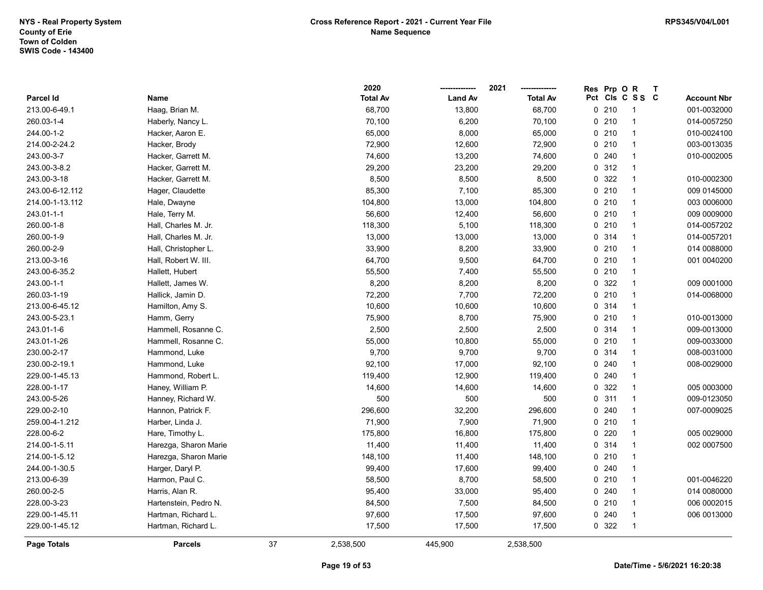NYS - Real Property System
County of Erie
Town of Colden
SWIS Code - 143400

## Cross Reference Report - 2021 - Current Year File
### Name Sequence

RPS345/V04/L001

| Parcel Id | Name | 2020 Total Av | 2021 Land Av | 2021 Total Av | Res Pct | Prp Cls | O C | R S S | T C | Account Nbr |
|---|---|---|---|---|---|---|---|---|---|---|
| 213.00-6-49.1 | Haag, Brian M. | 68,700 | 13,800 | 68,700 | 0 | 210 | | 1 | | 001-0032000 |
| 260.03-1-4 | Haberly, Nancy L. | 70,100 | 6,200 | 70,100 | 0 | 210 | | 1 | | 014-0057250 |
| 244.00-1-2 | Hacker, Aaron E. | 65,000 | 8,000 | 65,000 | 0 | 210 | | 1 | | 010-0024100 |
| 214.00-2-24.2 | Hacker, Brody | 72,900 | 12,600 | 72,900 | 0 | 210 | | 1 | | 003-0013035 |
| 243.00-3-7 | Hacker, Garrett M. | 74,600 | 13,200 | 74,600 | 0 | 240 | | 1 | | 010-0002005 |
| 243.00-3-8.2 | Hacker, Garrett M. | 29,200 | 23,200 | 29,200 | 0 | 312 | | 1 | | |
| 243.00-3-18 | Hacker, Garrett M. | 8,500 | 8,500 | 8,500 | 0 | 322 | | 1 | | 010-0002300 |
| 243.00-6-12.112 | Hager, Claudette | 85,300 | 7,100 | 85,300 | 0 | 210 | | 1 | | 009 0145000 |
| 214.00-1-13.112 | Hale, Dwayne | 104,800 | 13,000 | 104,800 | 0 | 210 | | 1 | | 003 0006000 |
| 243.01-1-1 | Hale, Terry M. | 56,600 | 12,400 | 56,600 | 0 | 210 | | 1 | | 009 0009000 |
| 260.00-1-8 | Hall, Charles M. Jr. | 118,300 | 5,100 | 118,300 | 0 | 210 | | 1 | | 014-0057202 |
| 260.00-1-9 | Hall, Charles M. Jr. | 13,000 | 13,000 | 13,000 | 0 | 314 | | 1 | | 014-0057201 |
| 260.00-2-9 | Hall, Christopher L. | 33,900 | 8,200 | 33,900 | 0 | 210 | | 1 | | 014 0088000 |
| 213.00-3-16 | Hall, Robert W. III. | 64,700 | 9,500 | 64,700 | 0 | 210 | | 1 | | 001 0040200 |
| 243.00-6-35.2 | Hallett, Hubert | 55,500 | 7,400 | 55,500 | 0 | 210 | | 1 | | |
| 243.00-1-1 | Hallett, James W. | 8,200 | 8,200 | 8,200 | 0 | 322 | | 1 | | 009 0001000 |
| 260.03-1-19 | Hallick, Jamin D. | 72,200 | 7,700 | 72,200 | 0 | 210 | | 1 | | 014-0068000 |
| 213.00-6-45.12 | Hamilton, Amy S. | 10,600 | 10,600 | 10,600 | 0 | 314 | | 1 | | |
| 243.00-5-23.1 | Hamm, Gerry | 75,900 | 8,700 | 75,900 | 0 | 210 | | 1 | | 010-0013000 |
| 243.01-1-6 | Hammell, Rosanne C. | 2,500 | 2,500 | 2,500 | 0 | 314 | | 1 | | 009-0013000 |
| 243.01-1-26 | Hammell, Rosanne C. | 55,000 | 10,800 | 55,000 | 0 | 210 | | 1 | | 009-0033000 |
| 230.00-2-17 | Hammond, Luke | 9,700 | 9,700 | 9,700 | 0 | 314 | | 1 | | 008-0031000 |
| 230.00-2-19.1 | Hammond, Luke | 92,100 | 17,000 | 92,100 | 0 | 240 | | 1 | | 008-0029000 |
| 229.00-1-45.13 | Hammond, Robert L. | 119,400 | 12,900 | 119,400 | 0 | 240 | | 1 | | |
| 228.00-1-17 | Haney, William P. | 14,600 | 14,600 | 14,600 | 0 | 322 | | 1 | | 005 0003000 |
| 243.00-5-26 | Hanney, Richard W. | 500 | 500 | 500 | 0 | 311 | | 1 | | 009-0123050 |
| 229.00-2-10 | Hannon, Patrick F. | 296,600 | 32,200 | 296,600 | 0 | 240 | | 1 | | 007-0009025 |
| 259.00-4-1.212 | Harber, Linda J. | 71,900 | 7,900 | 71,900 | 0 | 210 | | 1 | | |
| 228.00-6-2 | Hare, Timothy L. | 175,800 | 16,800 | 175,800 | 0 | 220 | | 1 | | 005 0029000 |
| 214.00-1-5.11 | Harezga, Sharon Marie | 11,400 | 11,400 | 11,400 | 0 | 314 | | 1 | | 002 0007500 |
| 214.00-1-5.12 | Harezga, Sharon Marie | 148,100 | 11,400 | 148,100 | 0 | 210 | | 1 | | |
| 244.00-1-30.5 | Harger, Daryl P. | 99,400 | 17,600 | 99,400 | 0 | 240 | | 1 | | |
| 213.00-6-39 | Harmon, Paul C. | 58,500 | 8,700 | 58,500 | 0 | 210 | | 1 | | 001-0046220 |
| 260.00-2-5 | Harris, Alan R. | 95,400 | 33,000 | 95,400 | 0 | 240 | | 1 | | 014 0080000 |
| 228.00-3-23 | Hartenstein, Pedro N. | 84,500 | 7,500 | 84,500 | 0 | 210 | | 1 | | 006 0002015 |
| 229.00-1-45.11 | Hartman, Richard L. | 97,600 | 17,500 | 97,600 | 0 | 240 | | 1 | | 006 0013000 |
| 229.00-1-45.12 | Hartman, Richard L. | 17,500 | 17,500 | 17,500 | 0 | 322 | | 1 | | |
| **Page Totals** | **Parcels** 37 | 2,538,500 | 445,900 | 2,538,500 | | | | | | |

Date/Time - 5/6/2021 16:20:38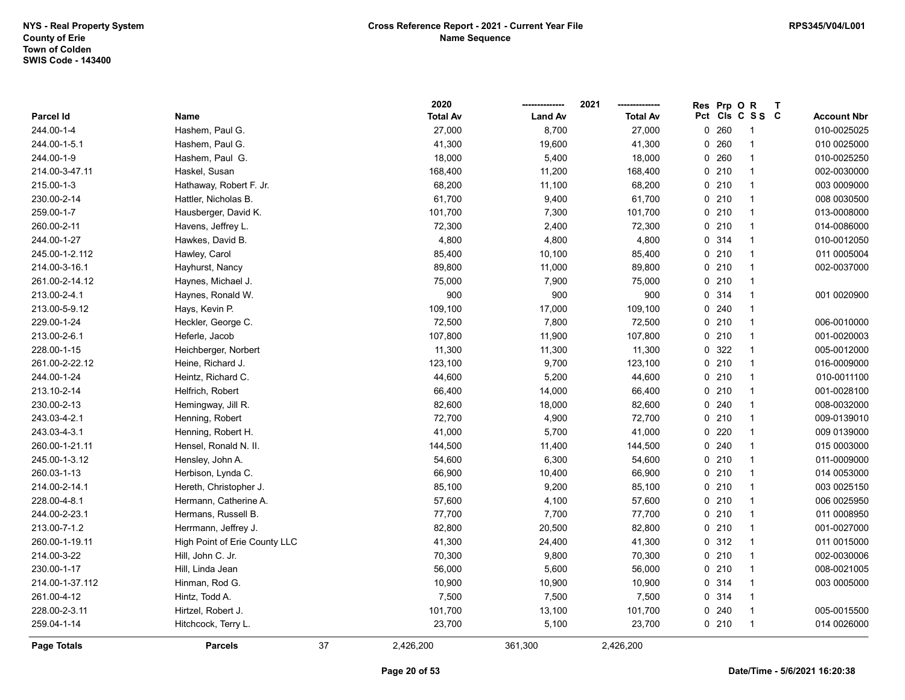NYS - Real Property System
County of Erie
Town of Colden
SWIS Code - 143400

**Cross Reference Report - 2021 - Current Year File**
**Name Sequence**

RPS345/V04/L001

| Parcel Id | Name | 2020 Total Av | 2021 Land Av | 2021 Total Av | Res Pct | Prp Cls | O C | R S S | T C | Account Nbr |
|---|---|---|---|---|---|---|---|---|---|---|
| 244.00-1-4 | Hashem, Paul G. | 27,000 | 8,700 | 27,000 | 0 | 260 | | 1 | | 010-0025025 |
| 244.00-1-5.1 | Hashem, Paul G. | 41,300 | 19,600 | 41,300 | 0 | 260 | | 1 | | 010 0025000 |
| 244.00-1-9 | Hashem, Paul G. | 18,000 | 5,400 | 18,000 | 0 | 260 | | 1 | | 010-0025250 |
| 214.00-3-47.11 | Haskel, Susan | 168,400 | 11,200 | 168,400 | 0 | 210 | | 1 | | 002-0030000 |
| 215.00-1-3 | Hathaway, Robert F. Jr. | 68,200 | 11,100 | 68,200 | 0 | 210 | | 1 | | 003 0009000 |
| 230.00-2-14 | Hattler, Nicholas B. | 61,700 | 9,400 | 61,700 | 0 | 210 | | 1 | | 008 0030500 |
| 259.00-1-7 | Hausberger, David K. | 101,700 | 7,300 | 101,700 | 0 | 210 | | 1 | | 013-0008000 |
| 260.00-2-11 | Havens, Jeffrey L. | 72,300 | 2,400 | 72,300 | 0 | 210 | | 1 | | 014-0086000 |
| 244.00-1-27 | Hawkes, David B. | 4,800 | 4,800 | 4,800 | 0 | 314 | | 1 | | 010-0012050 |
| 245.00-1-2.112 | Hawley, Carol | 85,400 | 10,100 | 85,400 | 0 | 210 | | 1 | | 011 0005004 |
| 214.00-3-16.1 | Hayhurst, Nancy | 89,800 | 11,000 | 89,800 | 0 | 210 | | 1 | | 002-0037000 |
| 261.00-2-14.12 | Haynes, Michael J. | 75,000 | 7,900 | 75,000 | 0 | 210 | | 1 | | |
| 213.00-2-4.1 | Haynes, Ronald W. | 900 | 900 | 900 | 0 | 314 | | 1 | | 001 0020900 |
| 213.00-5-9.12 | Hays, Kevin P. | 109,100 | 17,000 | 109,100 | 0 | 240 | | 1 | | |
| 229.00-1-24 | Heckler, George C. | 72,500 | 7,800 | 72,500 | 0 | 210 | | 1 | | 006-0010000 |
| 213.00-2-6.1 | Heferle, Jacob | 107,800 | 11,900 | 107,800 | 0 | 210 | | 1 | | 001-0020003 |
| 228.00-1-15 | Heichberger, Norbert | 11,300 | 11,300 | 11,300 | 0 | 322 | | 1 | | 005-0012000 |
| 261.00-2-22.12 | Heine, Richard J. | 123,100 | 9,700 | 123,100 | 0 | 210 | | 1 | | 016-0009000 |
| 244.00-1-24 | Heintz, Richard C. | 44,600 | 5,200 | 44,600 | 0 | 210 | | 1 | | 010-0011100 |
| 213.10-2-14 | Helfrich, Robert | 66,400 | 14,000 | 66,400 | 0 | 210 | | 1 | | 001-0028100 |
| 230.00-2-13 | Hemingway, Jill R. | 82,600 | 18,000 | 82,600 | 0 | 240 | | 1 | | 008-0032000 |
| 243.03-4-2.1 | Henning, Robert | 72,700 | 4,900 | 72,700 | 0 | 210 | | 1 | | 009-0139010 |
| 243.03-4-3.1 | Henning, Robert H. | 41,000 | 5,700 | 41,000 | 0 | 220 | | 1 | | 009 0139000 |
| 260.00-1-21.11 | Hensel, Ronald N. II. | 144,500 | 11,400 | 144,500 | 0 | 240 | | 1 | | 015 0003000 |
| 245.00-1-3.12 | Hensley, John A. | 54,600 | 6,300 | 54,600 | 0 | 210 | | 1 | | 011-0009000 |
| 260.03-1-13 | Herbison, Lynda C. | 66,900 | 10,400 | 66,900 | 0 | 210 | | 1 | | 014 0053000 |
| 214.00-2-14.1 | Hereth, Christopher J. | 85,100 | 9,200 | 85,100 | 0 | 210 | | 1 | | 003 0025150 |
| 228.00-4-8.1 | Hermann, Catherine A. | 57,600 | 4,100 | 57,600 | 0 | 210 | | 1 | | 006 0025950 |
| 244.00-2-23.1 | Hermans, Russell B. | 77,700 | 7,700 | 77,700 | 0 | 210 | | 1 | | 011 0008950 |
| 213.00-7-1.2 | Herrmann, Jeffrey J. | 82,800 | 20,500 | 82,800 | 0 | 210 | | 1 | | 001-0027000 |
| 260.00-1-19.11 | High Point of Erie County LLC | 41,300 | 24,400 | 41,300 | 0 | 312 | | 1 | | 011 0015000 |
| 214.00-3-22 | Hill, John C. Jr. | 70,300 | 9,800 | 70,300 | 0 | 210 | | 1 | | 002-0030006 |
| 230.00-1-17 | Hill, Linda Jean | 56,000 | 5,600 | 56,000 | 0 | 210 | | 1 | | 008-0021005 |
| 214.00-1-37.112 | Hinman, Rod G. | 10,900 | 10,900 | 10,900 | 0 | 314 | | 1 | | 003 0005000 |
| 261.00-4-12 | Hintz, Todd A. | 7,500 | 7,500 | 7,500 | 0 | 314 | | 1 | | |
| 228.00-2-3.11 | Hirtzel, Robert J. | 101,700 | 13,100 | 101,700 | 0 | 240 | | 1 | | 005-0015500 |
| 259.04-1-14 | Hitchcock, Terry L. | 23,700 | 5,100 | 23,700 | 0 | 210 | | 1 | | 014 0026000 |
| **Page Totals** | **Parcels** 37 | 2,426,200 | 361,300 | 2,426,200 | | | | | | |

Date/Time - 5/6/2021 16:20:38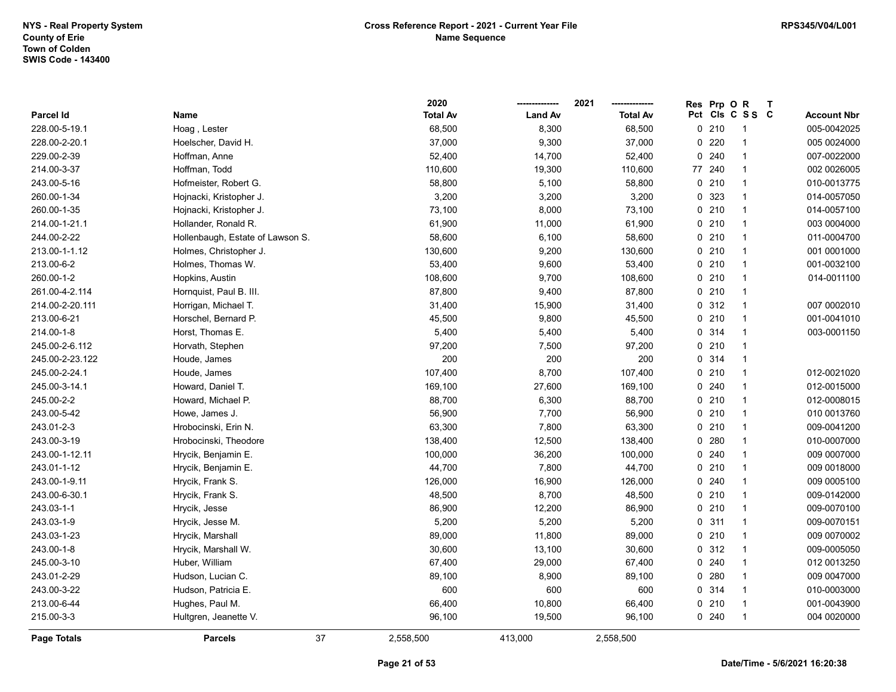NYS - Real Property System
County of Erie
Town of Colden
SWIS Code - 143400

**Cross Reference Report - 2021 - Current Year File**
**Name Sequence**

RPS345/V04/L001

| Parcel Id | Name | 2020 Total Av | 2021 Land Av | 2021 Total Av | Res Pct | Prp Cls | O C | R S S | T C | Account Nbr |
|---|---|---|---|---|---|---|---|---|---|---|
| 228.00-5-19.1 | Hoag , Lester | 68,500 | 8,300 | 68,500 | 0 | 210 | | 1 | | 005-0042025 |
| 228.00-2-20.1 | Hoelscher, David H. | 37,000 | 9,300 | 37,000 | 0 | 220 | | 1 | | 005 0024000 |
| 229.00-2-39 | Hoffman, Anne | 52,400 | 14,700 | 52,400 | 0 | 240 | | 1 | | 007-0022000 |
| 214.00-3-37 | Hoffman, Todd | 110,600 | 19,300 | 110,600 | 77 | 240 | | 1 | | 002 0026005 |
| 243.00-5-16 | Hofmeister, Robert G. | 58,800 | 5,100 | 58,800 | 0 | 210 | | 1 | | 010-0013775 |
| 260.00-1-34 | Hojnacki, Kristopher J. | 3,200 | 3,200 | 3,200 | 0 | 323 | | 1 | | 014-0057050 |
| 260.00-1-35 | Hojnacki, Kristopher J. | 73,100 | 8,000 | 73,100 | 0 | 210 | | 1 | | 014-0057100 |
| 214.00-1-21.1 | Hollander, Ronald R. | 61,900 | 11,000 | 61,900 | 0 | 210 | | 1 | | 003 0004000 |
| 244.00-2-22 | Hollenbaugh, Estate of Lawson S. | 58,600 | 6,100 | 58,600 | 0 | 210 | | 1 | | 011-0004700 |
| 213.00-1-1.12 | Holmes, Christopher J. | 130,600 | 9,200 | 130,600 | 0 | 210 | | 1 | | 001 0001000 |
| 213.00-6-2 | Holmes, Thomas W. | 53,400 | 9,600 | 53,400 | 0 | 210 | | 1 | | 001-0032100 |
| 260.00-1-2 | Hopkins, Austin | 108,600 | 9,700 | 108,600 | 0 | 210 | | 1 | | 014-0011100 |
| 261.00-4-2.114 | Hornquist, Paul B. III. | 87,800 | 9,400 | 87,800 | 0 | 210 | | 1 | | |
| 214.00-2-20.111 | Horrigan, Michael T. | 31,400 | 15,900 | 31,400 | 0 | 312 | | 1 | | 007 0002010 |
| 213.00-6-21 | Horschel, Bernard P. | 45,500 | 9,800 | 45,500 | 0 | 210 | | 1 | | 001-0041010 |
| 214.00-1-8 | Horst, Thomas E. | 5,400 | 5,400 | 5,400 | 0 | 314 | | 1 | | 003-0001150 |
| 245.00-2-6.112 | Horvath, Stephen | 97,200 | 7,500 | 97,200 | 0 | 210 | | 1 | | |
| 245.00-2-23.122 | Houde, James | 200 | 200 | 200 | 0 | 314 | | 1 | | |
| 245.00-2-24.1 | Houde, James | 107,400 | 8,700 | 107,400 | 0 | 210 | | 1 | | 012-0021020 |
| 245.00-3-14.1 | Howard, Daniel T. | 169,100 | 27,600 | 169,100 | 0 | 240 | | 1 | | 012-0015000 |
| 245.00-2-2 | Howard, Michael P. | 88,700 | 6,300 | 88,700 | 0 | 210 | | 1 | | 012-0008015 |
| 243.00-5-42 | Howe, James J. | 56,900 | 7,700 | 56,900 | 0 | 210 | | 1 | | 010 0013760 |
| 243.01-2-3 | Hrobocinski, Erin N. | 63,300 | 7,800 | 63,300 | 0 | 210 | | 1 | | 009-0041200 |
| 243.00-3-19 | Hrobocinski, Theodore | 138,400 | 12,500 | 138,400 | 0 | 280 | | 1 | | 010-0007000 |
| 243.00-1-12.11 | Hrycik, Benjamin E. | 100,000 | 36,200 | 100,000 | 0 | 240 | | 1 | | 009 0007000 |
| 243.01-1-12 | Hrycik, Benjamin E. | 44,700 | 7,800 | 44,700 | 0 | 210 | | 1 | | 009 0018000 |
| 243.00-1-9.11 | Hrycik, Frank S. | 126,000 | 16,900 | 126,000 | 0 | 240 | | 1 | | 009 0005100 |
| 243.00-6-30.1 | Hrycik, Frank S. | 48,500 | 8,700 | 48,500 | 0 | 210 | | 1 | | 009-0142000 |
| 243.03-1-1 | Hrycik, Jesse | 86,900 | 12,200 | 86,900 | 0 | 210 | | 1 | | 009-0070100 |
| 243.03-1-9 | Hrycik, Jesse M. | 5,200 | 5,200 | 5,200 | 0 | 311 | | 1 | | 009-0070151 |
| 243.03-1-23 | Hrycik, Marshall | 89,000 | 11,800 | 89,000 | 0 | 210 | | 1 | | 009 0070002 |
| 243.00-1-8 | Hrycik, Marshall W. | 30,600 | 13,100 | 30,600 | 0 | 312 | | 1 | | 009-0005050 |
| 245.00-3-10 | Huber, William | 67,400 | 29,000 | 67,400 | 0 | 240 | | 1 | | 012 0013250 |
| 243.01-2-29 | Hudson, Lucian C. | 89,100 | 8,900 | 89,100 | 0 | 280 | | 1 | | 009 0047000 |
| 243.00-3-22 | Hudson, Patricia E. | 600 | 600 | 600 | 0 | 314 | | 1 | | 010-0003000 |
| 213.00-6-44 | Hughes, Paul M. | 66,400 | 10,800 | 66,400 | 0 | 210 | | 1 | | 001-0043900 |
| 215.00-3-3 | Hultgren, Jeanette V. | 96,100 | 19,500 | 96,100 | 0 | 240 | | 1 | | 004 0020000 |
| **Page Totals** | **Parcels** 37 | 2,558,500 | 413,000 | 2,558,500 | | | | | | |

Date/Time - 5/6/2021 16:20:38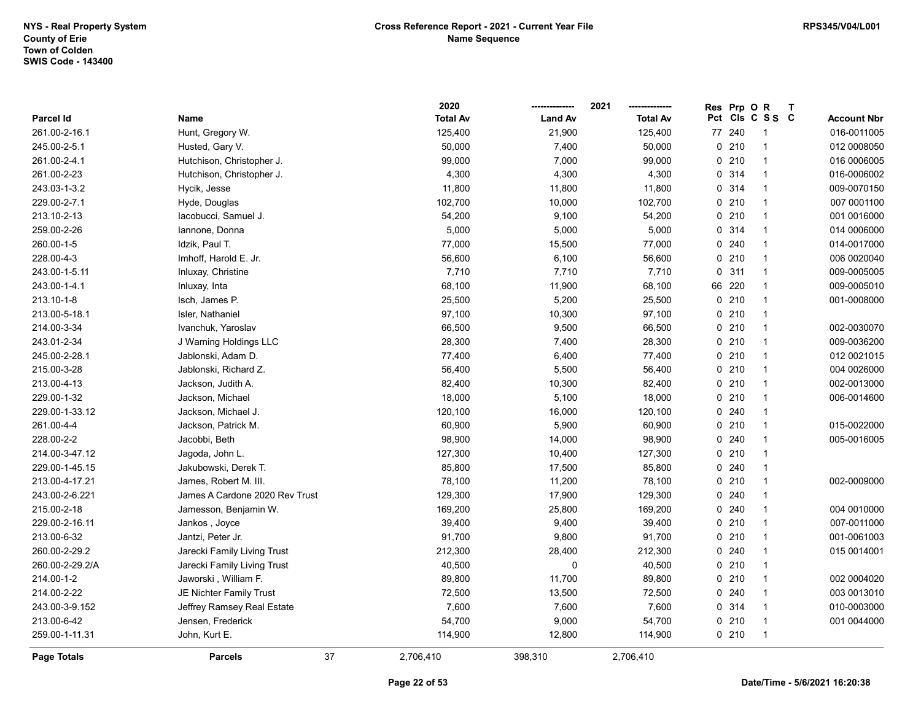NYS - Real Property System
County of Erie
Town of Colden
SWIS Code - 143400

**Cross Reference Report - 2021 - Current Year File**
**Name Sequence**

RPS345/V04/L001

| Parcel Id | Name | 2020 Total Av | 2021 Land Av | 2021 Total Av | Res Pct | Prp Cls | O C | R S S | T C | Account Nbr |
|---|---|---|---|---|---|---|---|---|---|---|
| 261.00-2-16.1 | Hunt, Gregory W. | 125,400 | 21,900 | 125,400 | 77 | 240 | | 1 | | 016-0011005 |
| 245.00-2-5.1 | Husted, Gary V. | 50,000 | 7,400 | 50,000 | 0 | 210 | | 1 | | 012 0008050 |
| 261.00-2-4.1 | Hutchison, Christopher J. | 99,000 | 7,000 | 99,000 | 0 | 210 | | 1 | | 016 0006005 |
| 261.00-2-23 | Hutchison, Christopher J. | 4,300 | 4,300 | 4,300 | 0 | 314 | | 1 | | 016-0006002 |
| 243.03-1-3.2 | Hycik, Jesse | 11,800 | 11,800 | 11,800 | 0 | 314 | | 1 | | 009-0070150 |
| 229.00-2-7.1 | Hyde, Douglas | 102,700 | 10,000 | 102,700 | 0 | 210 | | 1 | | 007 0001100 |
| 213.10-2-13 | Iacobucci, Samuel J. | 54,200 | 9,100 | 54,200 | 0 | 210 | | 1 | | 001 0016000 |
| 259.00-2-26 | Iannone, Donna | 5,000 | 5,000 | 5,000 | 0 | 314 | | 1 | | 014 0006000 |
| 260.00-1-5 | Idzik, Paul T. | 77,000 | 15,500 | 77,000 | 0 | 240 | | 1 | | 014-0017000 |
| 228.00-4-3 | Imhoff, Harold E. Jr. | 56,600 | 6,100 | 56,600 | 0 | 210 | | 1 | | 006 0020040 |
| 243.00-1-5.11 | Inluxay, Christine | 7,710 | 7,710 | 7,710 | 0 | 311 | | 1 | | 009-0005005 |
| 243.00-1-4.1 | Inluxay, Inta | 68,100 | 11,900 | 68,100 | 66 | 220 | | 1 | | 009-0005010 |
| 213.10-1-8 | Isch, James P. | 25,500 | 5,200 | 25,500 | 0 | 210 | | 1 | | 001-0008000 |
| 213.00-5-18.1 | Isler, Nathaniel | 97,100 | 10,300 | 97,100 | 0 | 210 | | 1 | | |
| 214.00-3-34 | Ivanchuk, Yaroslav | 66,500 | 9,500 | 66,500 | 0 | 210 | | 1 | | 002-0030070 |
| 243.01-2-34 | J Warning Holdings LLC | 28,300 | 7,400 | 28,300 | 0 | 210 | | 1 | | 009-0036200 |
| 245.00-2-28.1 | Jablonski, Adam D. | 77,400 | 6,400 | 77,400 | 0 | 210 | | 1 | | 012 0021015 |
| 215.00-3-28 | Jablonski, Richard Z. | 56,400 | 5,500 | 56,400 | 0 | 210 | | 1 | | 004 0026000 |
| 213.00-4-13 | Jackson, Judith A. | 82,400 | 10,300 | 82,400 | 0 | 210 | | 1 | | 002-0013000 |
| 229.00-1-32 | Jackson, Michael | 18,000 | 5,100 | 18,000 | 0 | 210 | | 1 | | 006-0014600 |
| 229.00-1-33.12 | Jackson, Michael J. | 120,100 | 16,000 | 120,100 | 0 | 240 | | 1 | | |
| 261.00-4-4 | Jackson, Patrick M. | 60,900 | 5,900 | 60,900 | 0 | 210 | | 1 | | 015-0022000 |
| 228.00-2-2 | Jacobbi, Beth | 98,900 | 14,000 | 98,900 | 0 | 240 | | 1 | | 005-0016005 |
| 214.00-3-47.12 | Jagoda, John L. | 127,300 | 10,400 | 127,300 | 0 | 210 | | 1 | | |
| 229.00-1-45.15 | Jakubowski, Derek T. | 85,800 | 17,500 | 85,800 | 0 | 240 | | 1 | | |
| 213.00-4-17.21 | James, Robert M. III. | 78,100 | 11,200 | 78,100 | 0 | 210 | | 1 | | 002-0009000 |
| 243.00-2-6.221 | James A Cardone 2020 Rev Trust | 129,300 | 17,900 | 129,300 | 0 | 240 | | 1 | | |
| 215.00-2-18 | Jamesson, Benjamin W. | 169,200 | 25,800 | 169,200 | 0 | 240 | | 1 | | 004 0010000 |
| 229.00-2-16.11 | Jankos , Joyce | 39,400 | 9,400 | 39,400 | 0 | 210 | | 1 | | 007-0011000 |
| 213.00-6-32 | Jantzi, Peter Jr. | 91,700 | 9,800 | 91,700 | 0 | 210 | | 1 | | 001-0061003 |
| 260.00-2-29.2 | Jarecki Family Living Trust | 212,300 | 28,400 | 212,300 | 0 | 240 | | 1 | | 015 0014001 |
| 260.00-2-29.2/A | Jarecki Family Living Trust | 40,500 | 0 | 40,500 | 0 | 210 | | 1 | | |
| 214.00-1-2 | Jaworski , William F. | 89,800 | 11,700 | 89,800 | 0 | 210 | | 1 | | 002 0004020 |
| 214.00-2-22 | JE Nichter Family Trust | 72,500 | 13,500 | 72,500 | 0 | 240 | | 1 | | 003 0013010 |
| 243.00-3-9.152 | Jeffrey Ramsey Real Estate | 7,600 | 7,600 | 7,600 | 0 | 314 | | 1 | | 010-0003000 |
| 213.00-6-42 | Jensen, Frederick | 54,700 | 9,000 | 54,700 | 0 | 210 | | 1 | | 001 0044000 |
| 259.00-1-11.31 | John, Kurt E. | 114,900 | 12,800 | 114,900 | 0 | 210 | | 1 | | |
| **Page Totals** | **Parcels** 37 | 2,706,410 | 398,310 | 2,706,410 | | | | | | |

Date/Time - 5/6/2021 16:20:38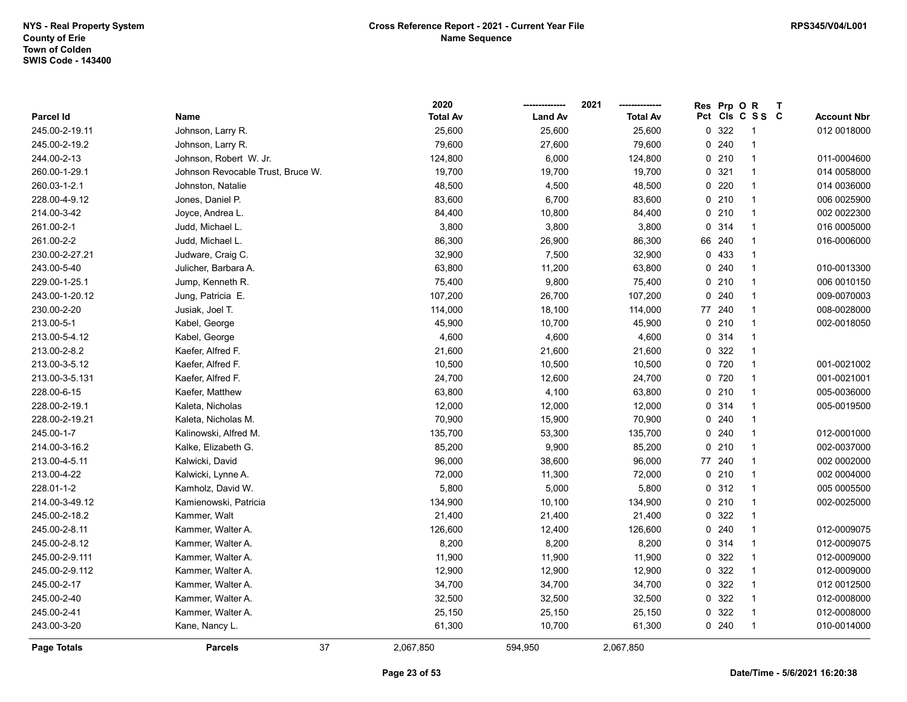NYS - Real Property System
County of Erie
Town of Colden
SWIS Code - 143400

## Cross Reference Report - 2021 - Current Year File
### Name Sequence

RPS345/V04/L001

| Parcel Id | Name | 2020 Total Av | 2021 Land Av | 2021 Total Av | Res Pct | Prp Cls | O C | R S S | T C | Account Nbr |
|---|---|---|---|---|---|---|---|---|---|---|
| 245.00-2-19.11 | Johnson, Larry R. | 25,600 | 25,600 | 25,600 | 0 | 322 | | 1 | | 012 0018000 |
| 245.00-2-19.2 | Johnson, Larry R. | 79,600 | 27,600 | 79,600 | 0 | 240 | | 1 | | |
| 244.00-2-13 | Johnson, Robert W. Jr. | 124,800 | 6,000 | 124,800 | 0 | 210 | | 1 | | 011-0004600 |
| 260.00-1-29.1 | Johnson Revocable Trust, Bruce W. | 19,700 | 19,700 | 19,700 | 0 | 321 | | 1 | | 014 0058000 |
| 260.03-1-2.1 | Johnston, Natalie | 48,500 | 4,500 | 48,500 | 0 | 220 | | 1 | | 014 0036000 |
| 228.00-4-9.12 | Jones, Daniel P. | 83,600 | 6,700 | 83,600 | 0 | 210 | | 1 | | 006 0025900 |
| 214.00-3-42 | Joyce, Andrea L. | 84,400 | 10,800 | 84,400 | 0 | 210 | | 1 | | 002 0022300 |
| 261.00-2-1 | Judd, Michael L. | 3,800 | 3,800 | 3,800 | 0 | 314 | | 1 | | 016 0005000 |
| 261.00-2-2 | Judd, Michael L. | 86,300 | 26,900 | 86,300 | 66 | 240 | | 1 | | 016-0006000 |
| 230.00-2-27.21 | Judware, Craig C. | 32,900 | 7,500 | 32,900 | 0 | 433 | | 1 | | |
| 243.00-5-40 | Julicher, Barbara A. | 63,800 | 11,200 | 63,800 | 0 | 240 | | 1 | | 010-0013300 |
| 229.00-1-25.1 | Jump, Kenneth R. | 75,400 | 9,800 | 75,400 | 0 | 210 | | 1 | | 006 0010150 |
| 243.00-1-20.12 | Jung, Patricia E. | 107,200 | 26,700 | 107,200 | 0 | 240 | | 1 | | 009-0070003 |
| 230.00-2-20 | Jusiak, Joel T. | 114,000 | 18,100 | 114,000 | 77 | 240 | | 1 | | 008-0028000 |
| 213.00-5-1 | Kabel, George | 45,900 | 10,700 | 45,900 | 0 | 210 | | 1 | | 002-0018050 |
| 213.00-5-4.12 | Kabel, George | 4,600 | 4,600 | 4,600 | 0 | 314 | | 1 | | |
| 213.00-2-8.2 | Kaefer, Alfred F. | 21,600 | 21,600 | 21,600 | 0 | 322 | | 1 | | |
| 213.00-3-5.12 | Kaefer, Alfred F. | 10,500 | 10,500 | 10,500 | 0 | 720 | | 1 | | 001-0021002 |
| 213.00-3-5.131 | Kaefer, Alfred F. | 24,700 | 12,600 | 24,700 | 0 | 720 | | 1 | | 001-0021001 |
| 228.00-6-15 | Kaefer, Matthew | 63,800 | 4,100 | 63,800 | 0 | 210 | | 1 | | 005-0036000 |
| 228.00-2-19.1 | Kaleta, Nicholas | 12,000 | 12,000 | 12,000 | 0 | 314 | | 1 | | 005-0019500 |
| 228.00-2-19.21 | Kaleta, Nicholas M. | 70,900 | 15,900 | 70,900 | 0 | 240 | | 1 | | |
| 245.00-1-7 | Kalinowski, Alfred M. | 135,700 | 53,300 | 135,700 | 0 | 240 | | 1 | | 012-0001000 |
| 214.00-3-16.2 | Kalke, Elizabeth G. | 85,200 | 9,900 | 85,200 | 0 | 210 | | 1 | | 002-0037000 |
| 213.00-4-5.11 | Kalwicki, David | 96,000 | 38,600 | 96,000 | 77 | 240 | | 1 | | 002 0002000 |
| 213.00-4-22 | Kalwicki, Lynne A. | 72,000 | 11,300 | 72,000 | 0 | 210 | | 1 | | 002 0004000 |
| 228.01-1-2 | Kamholz, David W. | 5,800 | 5,000 | 5,800 | 0 | 312 | | 1 | | 005 0005500 |
| 214.00-3-49.12 | Kamienowski, Patricia | 134,900 | 10,100 | 134,900 | 0 | 210 | | 1 | | 002-0025000 |
| 245.00-2-18.2 | Kammer, Walt | 21,400 | 21,400 | 21,400 | 0 | 322 | | 1 | | |
| 245.00-2-8.11 | Kammer, Walter A. | 126,600 | 12,400 | 126,600 | 0 | 240 | | 1 | | 012-0009075 |
| 245.00-2-8.12 | Kammer, Walter A. | 8,200 | 8,200 | 8,200 | 0 | 314 | | 1 | | 012-0009075 |
| 245.00-2-9.111 | Kammer, Walter A. | 11,900 | 11,900 | 11,900 | 0 | 322 | | 1 | | 012-0009000 |
| 245.00-2-9.112 | Kammer, Walter A. | 12,900 | 12,900 | 12,900 | 0 | 322 | | 1 | | 012-0009000 |
| 245.00-2-17 | Kammer, Walter A. | 34,700 | 34,700 | 34,700 | 0 | 322 | | 1 | | 012 0012500 |
| 245.00-2-40 | Kammer, Walter A. | 32,500 | 32,500 | 32,500 | 0 | 322 | | 1 | | 012-0008000 |
| 245.00-2-41 | Kammer, Walter A. | 25,150 | 25,150 | 25,150 | 0 | 322 | | 1 | | 012-0008000 |
| 243.00-3-20 | Kane, Nancy L. | 61,300 | 10,700 | 61,300 | 0 | 240 | | 1 | | 010-0014000 |
| **Page Totals** | **Parcels** 37 | 2,067,850 | 594,950 | 2,067,850 | | | | | | |

Date/Time - 5/6/2021 16:20:38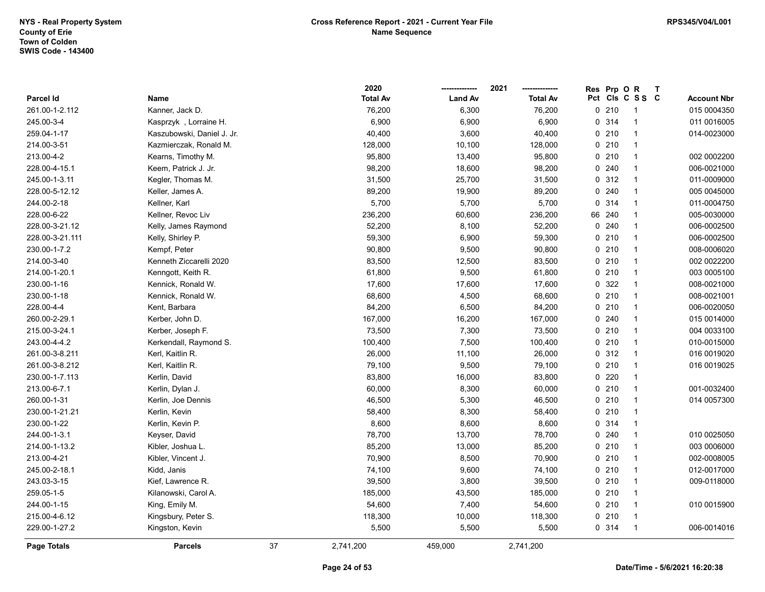NYS - Real Property System
County of Erie
Town of Colden
SWIS Code - 143400

**Cross Reference Report - 2021 - Current Year File**
**Name Sequence**

RPS345/V04/L001

| Parcel Id | Name | 2020 Total Av | 2021 Land Av | 2021 Total Av | Res Pct | Prp Cls | O C | R S S | T C | Account Nbr |
|---|---|---|---|---|---|---|---|---|---|---|
| 261.00-1-2.112 | Kanner, Jack D. | 76,200 | 6,300 | 76,200 | 0 | 210 | | 1 | | 015 0004350 |
| 245.00-3-4 | Kasprzyk , Lorraine H. | 6,900 | 6,900 | 6,900 | 0 | 314 | | 1 | | 011 0016005 |
| 259.04-1-17 | Kaszubowski, Daniel J. Jr. | 40,400 | 3,600 | 40,400 | 0 | 210 | | 1 | | 014-0023000 |
| 214.00-3-51 | Kazmierczak, Ronald M. | 128,000 | 10,100 | 128,000 | 0 | 210 | | 1 | | |
| 213.00-4-2 | Kearns, Timothy M. | 95,800 | 13,400 | 95,800 | 0 | 210 | | 1 | | 002 0002200 |
| 228.00-4-15.1 | Keem, Patrick J. Jr. | 98,200 | 18,600 | 98,200 | 0 | 240 | | 1 | | 006-0021000 |
| 245.00-1-3.11 | Kegler, Thomas M. | 31,500 | 25,700 | 31,500 | 0 | 312 | | 1 | | 011-0009000 |
| 228.00-5-12.12 | Keller, James A. | 89,200 | 19,900 | 89,200 | 0 | 240 | | 1 | | 005 0045000 |
| 244.00-2-18 | Kellner, Karl | 5,700 | 5,700 | 5,700 | 0 | 314 | | 1 | | 011-0004750 |
| 228.00-6-22 | Kellner, Revoc Liv | 236,200 | 60,600 | 236,200 | 66 | 240 | | 1 | | 005-0030000 |
| 228.00-3-21.12 | Kelly, James Raymond | 52,200 | 8,100 | 52,200 | 0 | 240 | | 1 | | 006-0002500 |
| 228.00-3-21.111 | Kelly, Shirley P. | 59,300 | 6,900 | 59,300 | 0 | 210 | | 1 | | 006-0002500 |
| 230.00-1-7.2 | Kempf, Peter | 90,800 | 9,500 | 90,800 | 0 | 210 | | 1 | | 008-0006020 |
| 214.00-3-40 | Kenneth Ziccarelli 2020 | 83,500 | 12,500 | 83,500 | 0 | 210 | | 1 | | 002 0022200 |
| 214.00-1-20.1 | Kenngott, Keith R. | 61,800 | 9,500 | 61,800 | 0 | 210 | | 1 | | 003 0005100 |
| 230.00-1-16 | Kennick, Ronald W. | 17,600 | 17,600 | 17,600 | 0 | 322 | | 1 | | 008-0021000 |
| 230.00-1-18 | Kennick, Ronald W. | 68,600 | 4,500 | 68,600 | 0 | 210 | | 1 | | 008-0021001 |
| 228.00-4-4 | Kent, Barbara | 84,200 | 6,500 | 84,200 | 0 | 210 | | 1 | | 006-0020050 |
| 260.00-2-29.1 | Kerber, John D. | 167,000 | 16,200 | 167,000 | 0 | 240 | | 1 | | 015 0014000 |
| 215.00-3-24.1 | Kerber, Joseph F. | 73,500 | 7,300 | 73,500 | 0 | 210 | | 1 | | 004 0033100 |
| 243.00-4-4.2 | Kerkendall, Raymond S. | 100,400 | 7,500 | 100,400 | 0 | 210 | | 1 | | 010-0015000 |
| 261.00-3-8.211 | Kerl, Kaitlin R. | 26,000 | 11,100 | 26,000 | 0 | 312 | | 1 | | 016 0019020 |
| 261.00-3-8.212 | Kerl, Kaitlin R. | 79,100 | 9,500 | 79,100 | 0 | 210 | | 1 | | 016 0019025 |
| 230.00-1-7.113 | Kerlin, David | 83,800 | 16,000 | 83,800 | 0 | 220 | | 1 | | |
| 213.00-6-7.1 | Kerlin, Dylan J. | 60,000 | 8,300 | 60,000 | 0 | 210 | | 1 | | 001-0032400 |
| 260.00-1-31 | Kerlin, Joe Dennis | 46,500 | 5,300 | 46,500 | 0 | 210 | | 1 | | 014 0057300 |
| 230.00-1-21.21 | Kerlin, Kevin | 58,400 | 8,300 | 58,400 | 0 | 210 | | 1 | | |
| 230.00-1-22 | Kerlin, Kevin P. | 8,600 | 8,600 | 8,600 | 0 | 314 | | 1 | | |
| 244.00-1-3.1 | Keyser, David | 78,700 | 13,700 | 78,700 | 0 | 240 | | 1 | | 010 0025050 |
| 214.00-1-13.2 | Kibler, Joshua L. | 85,200 | 13,000 | 85,200 | 0 | 210 | | 1 | | 003 0006000 |
| 213.00-4-21 | Kibler, Vincent J. | 70,900 | 8,500 | 70,900 | 0 | 210 | | 1 | | 002-0008005 |
| 245.00-2-18.1 | Kidd, Janis | 74,100 | 9,600 | 74,100 | 0 | 210 | | 1 | | 012-0017000 |
| 243.03-3-15 | Kief, Lawrence R. | 39,500 | 3,800 | 39,500 | 0 | 210 | | 1 | | 009-0118000 |
| 259.05-1-5 | Kilanowski, Carol A. | 185,000 | 43,500 | 185,000 | 0 | 210 | | 1 | | |
| 244.00-1-15 | King, Emily M. | 54,600 | 7,400 | 54,600 | 0 | 210 | | 1 | | 010 0015900 |
| 215.00-4-6.12 | Kingsbury, Peter S. | 118,300 | 10,000 | 118,300 | 0 | 210 | | 1 | | |
| 229.00-1-27.2 | Kingston, Kevin | 5,500 | 5,500 | 5,500 | 0 | 314 | | 1 | | 006-0014016 |
| **Page Totals** | **Parcels** 37 | 2,741,200 | 459,000 | 2,741,200 | | | | | | |

Date/Time - 5/6/2021 16:20:38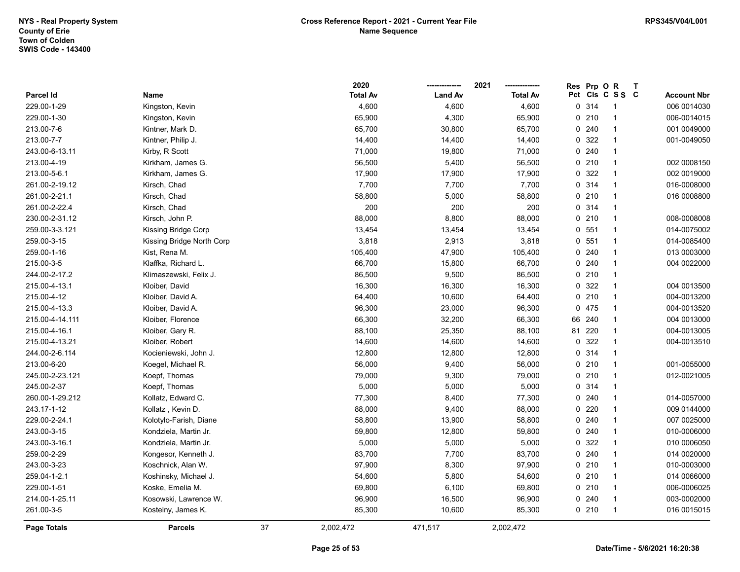NYS - Real Property System
County of Erie
Town of Colden
SWIS Code - 143400

**Cross Reference Report - 2021 - Current Year File**
**Name Sequence**

RPS345/V04/L001

| Parcel Id | Name | 2020 Total Av | 2021 Land Av | 2021 Total Av | Res Pct | Prp Cls | O C | R S S | T C | Account Nbr |
|---|---|---|---|---|---|---|---|---|---|---|
| 229.00-1-29 | Kingston, Kevin | 4,600 | 4,600 | 4,600 | 0 | 314 | | 1 | | 006 0014030 |
| 229.00-1-30 | Kingston, Kevin | 65,900 | 4,300 | 65,900 | 0 | 210 | | 1 | | 006-0014015 |
| 213.00-7-6 | Kintner, Mark D. | 65,700 | 30,800 | 65,700 | 0 | 240 | | 1 | | 001 0049000 |
| 213.00-7-7 | Kintner, Philip J. | 14,400 | 14,400 | 14,400 | 0 | 322 | | 1 | | 001-0049050 |
| 243.00-6-13.11 | Kirby, R Scott | 71,000 | 19,800 | 71,000 | 0 | 240 | | 1 | | |
| 213.00-4-19 | Kirkham, James G. | 56,500 | 5,400 | 56,500 | 0 | 210 | | 1 | | 002 0008150 |
| 213.00-5-6.1 | Kirkham, James G. | 17,900 | 17,900 | 17,900 | 0 | 322 | | 1 | | 002 0019000 |
| 261.00-2-19.12 | Kirsch, Chad | 7,700 | 7,700 | 7,700 | 0 | 314 | | 1 | | 016-0008000 |
| 261.00-2-21.1 | Kirsch, Chad | 58,800 | 5,000 | 58,800 | 0 | 210 | | 1 | | 016 0008800 |
| 261.00-2-22.4 | Kirsch, Chad | 200 | 200 | 200 | 0 | 314 | | 1 | | |
| 230.00-2-31.12 | Kirsch, John P. | 88,000 | 8,800 | 88,000 | 0 | 210 | | 1 | | 008-0008008 |
| 259.00-3-3.121 | Kissing Bridge Corp | 13,454 | 13,454 | 13,454 | 0 | 551 | | 1 | | 014-0075002 |
| 259.00-3-15 | Kissing Bridge North Corp | 3,818 | 2,913 | 3,818 | 0 | 551 | | 1 | | 014-0085400 |
| 259.00-1-16 | Kist, Rena M. | 105,400 | 47,900 | 105,400 | 0 | 240 | | 1 | | 013 0003000 |
| 215.00-3-5 | Klaffka, Richard L. | 66,700 | 15,800 | 66,700 | 0 | 240 | | 1 | | 004 0022000 |
| 244.00-2-17.2 | Klimaszewski, Felix J. | 86,500 | 9,500 | 86,500 | 0 | 210 | | 1 | | |
| 215.00-4-13.1 | Kloiber, David | 16,300 | 16,300 | 16,300 | 0 | 322 | | 1 | | 004 0013500 |
| 215.00-4-12 | Kloiber, David A. | 64,400 | 10,600 | 64,400 | 0 | 210 | | 1 | | 004-0013200 |
| 215.00-4-13.3 | Kloiber, David A. | 96,300 | 23,000 | 96,300 | 0 | 475 | | 1 | | 004-0013520 |
| 215.00-4-14.111 | Kloiber, Florence | 66,300 | 32,200 | 66,300 | 66 | 240 | | 1 | | 004 0013000 |
| 215.00-4-16.1 | Kloiber, Gary R. | 88,100 | 25,350 | 88,100 | 81 | 220 | | 1 | | 004-0013005 |
| 215.00-4-13.21 | Kloiber, Robert | 14,600 | 14,600 | 14,600 | 0 | 322 | | 1 | | 004-0013510 |
| 244.00-2-6.114 | Kocieniewski, John J. | 12,800 | 12,800 | 12,800 | 0 | 314 | | 1 | | |
| 213.00-6-20 | Koegel, Michael R. | 56,000 | 9,400 | 56,000 | 0 | 210 | | 1 | | 001-0055000 |
| 245.00-2-23.121 | Koepf, Thomas | 79,000 | 9,300 | 79,000 | 0 | 210 | | 1 | | 012-0021005 |
| 245.00-2-37 | Koepf, Thomas | 5,000 | 5,000 | 5,000 | 0 | 314 | | 1 | | |
| 260.00-1-29.212 | Kollatz, Edward C. | 77,300 | 8,400 | 77,300 | 0 | 240 | | 1 | | 014-0057000 |
| 243.17-1-12 | Kollatz , Kevin D. | 88,000 | 9,400 | 88,000 | 0 | 220 | | 1 | | 009 0144000 |
| 229.00-2-24.1 | Kolotylo-Farish, Diane | 58,800 | 13,900 | 58,800 | 0 | 240 | | 1 | | 007 0025000 |
| 243.00-3-15 | Kondziela, Martin Jr. | 59,800 | 12,800 | 59,800 | 0 | 240 | | 1 | | 010-0006000 |
| 243.00-3-16.1 | Kondziela, Martin Jr. | 5,000 | 5,000 | 5,000 | 0 | 322 | | 1 | | 010 0006050 |
| 259.00-2-29 | Kongesor, Kenneth J. | 83,700 | 7,700 | 83,700 | 0 | 240 | | 1 | | 014 0020000 |
| 243.00-3-23 | Koschnick, Alan W. | 97,900 | 8,300 | 97,900 | 0 | 210 | | 1 | | 010-0003000 |
| 259.04-1-2.1 | Koshinsky, Michael J. | 54,600 | 5,800 | 54,600 | 0 | 210 | | 1 | | 014 0066000 |
| 229.00-1-51 | Koske, Emelia M. | 69,800 | 6,100 | 69,800 | 0 | 210 | | 1 | | 006-0006025 |
| 214.00-1-25.11 | Kosowski, Lawrence W. | 96,900 | 16,500 | 96,900 | 0 | 240 | | 1 | | 003-0002000 |
| 261.00-3-5 | Kostelny, James K. | 85,300 | 10,600 | 85,300 | 0 | 210 | | 1 | | 016 0015015 |
| **Page Totals** | **Parcels** 37 | 2,002,472 | 471,517 | 2,002,472 | | | | | | |

Date/Time - 5/6/2021 16:20:38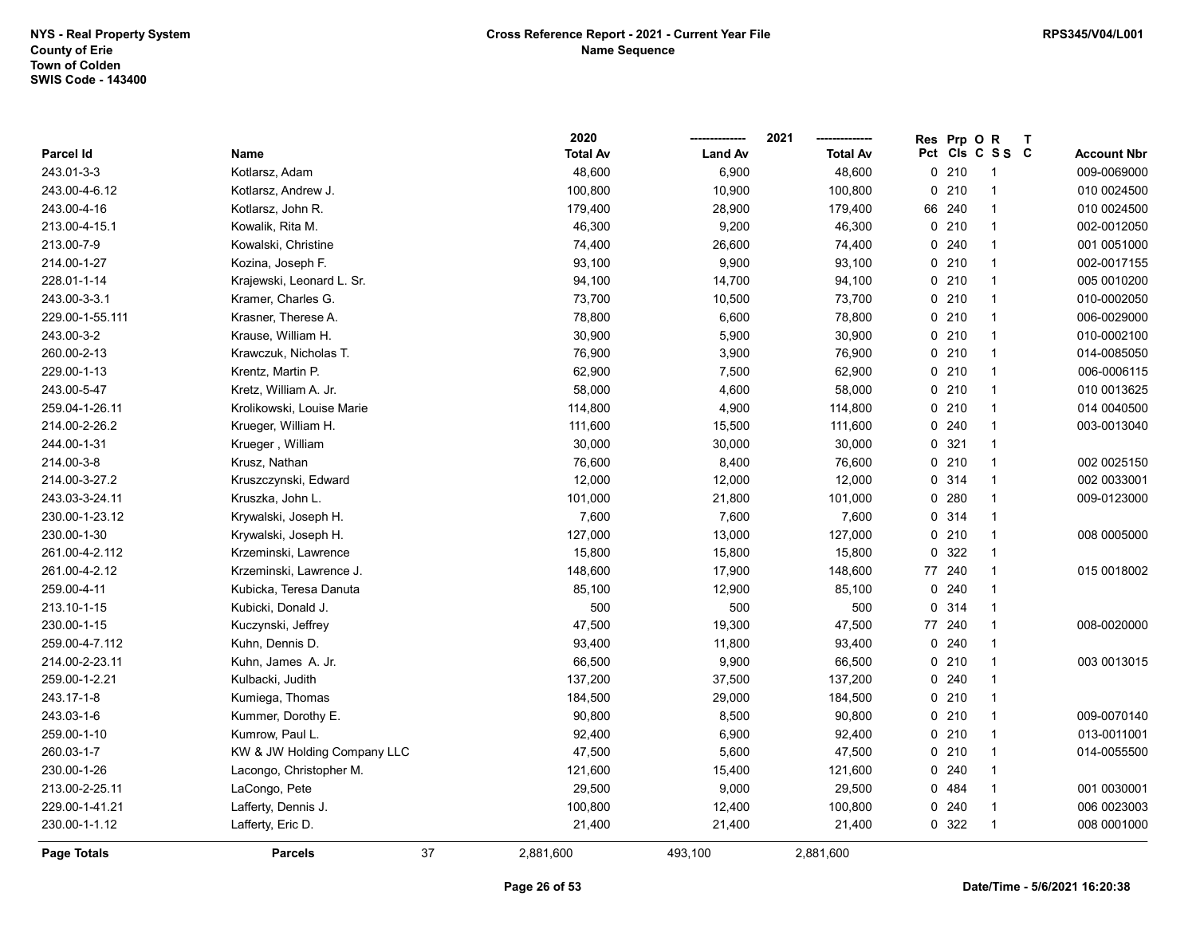| Parcel Id | Name | 2020 Total Av | 2021 Land Av | 2021 Total Av | Res Pct | Prp Cls | O C | R S S | T C | Account Nbr |
|---|---|---|---|---|---|---|---|---|---|---|
| 243.01-3-3 | Kotlarsz, Adam | 48,600 | 6,900 | 48,600 | 0 | 210 | | 1 | | 009-0069000 |
| 243.00-4-6.12 | Kotlarsz, Andrew J. | 100,800 | 10,900 | 100,800 | 0 | 210 | | 1 | | 010 0024500 |
| 243.00-4-16 | Kotlarsz, John R. | 179,400 | 28,900 | 179,400 | 66 | 240 | | 1 | | 010 0024500 |
| 213.00-4-15.1 | Kowalik, Rita M. | 46,300 | 9,200 | 46,300 | 0 | 210 | | 1 | | 002-0012050 |
| 213.00-7-9 | Kowalski, Christine | 74,400 | 26,600 | 74,400 | 0 | 240 | | 1 | | 001 0051000 |
| 214.00-1-27 | Kozina, Joseph F. | 93,100 | 9,900 | 93,100 | 0 | 210 | | 1 | | 002-0017155 |
| 228.01-1-14 | Krajewski, Leonard L. Sr. | 94,100 | 14,700 | 94,100 | 0 | 210 | | 1 | | 005 0010200 |
| 243.00-3-3.1 | Kramer, Charles G. | 73,700 | 10,500 | 73,700 | 0 | 210 | | 1 | | 010-0002050 |
| 229.00-1-55.111 | Krasner, Therese A. | 78,800 | 6,600 | 78,800 | 0 | 210 | | 1 | | 006-0029000 |
| 243.00-3-2 | Krause, William H. | 30,900 | 5,900 | 30,900 | 0 | 210 | | 1 | | 010-0002100 |
| 260.00-2-13 | Krawczuk, Nicholas T. | 76,900 | 3,900 | 76,900 | 0 | 210 | | 1 | | 014-0085050 |
| 229.00-1-13 | Krentz, Martin P. | 62,900 | 7,500 | 62,900 | 0 | 210 | | 1 | | 006-0006115 |
| 243.00-5-47 | Kretz, William A. Jr. | 58,000 | 4,600 | 58,000 | 0 | 210 | | 1 | | 010 0013625 |
| 259.04-1-26.11 | Krolikowski, Louise Marie | 114,800 | 4,900 | 114,800 | 0 | 210 | | 1 | | 014 0040500 |
| 214.00-2-26.2 | Krueger, William H. | 111,600 | 15,500 | 111,600 | 0 | 240 | | 1 | | 003-0013040 |
| 244.00-1-31 | Krueger , William | 30,000 | 30,000 | 30,000 | 0 | 321 | | 1 | | |
| 214.00-3-8 | Krusz, Nathan | 76,600 | 8,400 | 76,600 | 0 | 210 | | 1 | | 002 0025150 |
| 214.00-3-27.2 | Kruszczynski, Edward | 12,000 | 12,000 | 12,000 | 0 | 314 | | 1 | | 002 0033001 |
| 243.03-3-24.11 | Kruszka, John L. | 101,000 | 21,800 | 101,000 | 0 | 280 | | 1 | | 009-0123000 |
| 230.00-1-23.12 | Krywalski, Joseph H. | 7,600 | 7,600 | 7,600 | 0 | 314 | | 1 | | |
| 230.00-1-30 | Krywalski, Joseph H. | 127,000 | 13,000 | 127,000 | 0 | 210 | | 1 | | 008 0005000 |
| 261.00-4-2.112 | Krzeminski, Lawrence | 15,800 | 15,800 | 15,800 | 0 | 322 | | 1 | | |
| 261.00-4-2.12 | Krzeminski, Lawrence J. | 148,600 | 17,900 | 148,600 | 77 | 240 | | 1 | | 015 0018002 |
| 259.00-4-11 | Kubicka, Teresa Danuta | 85,100 | 12,900 | 85,100 | 0 | 240 | | 1 | | |
| 213.10-1-15 | Kubicki, Donald J. | 500 | 500 | 500 | 0 | 314 | | 1 | | |
| 230.00-1-15 | Kuczynski, Jeffrey | 47,500 | 19,300 | 47,500 | 77 | 240 | | 1 | | 008-0020000 |
| 259.00-4-7.112 | Kuhn, Dennis D. | 93,400 | 11,800 | 93,400 | 0 | 240 | | 1 | | |
| 214.00-2-23.11 | Kuhn, James A. Jr. | 66,500 | 9,900 | 66,500 | 0 | 210 | | 1 | | 003 0013015 |
| 259.00-1-2.21 | Kulbacki, Judith | 137,200 | 37,500 | 137,200 | 0 | 240 | | 1 | | |
| 243.17-1-8 | Kumiega, Thomas | 184,500 | 29,000 | 184,500 | 0 | 210 | | 1 | | |
| 243.03-1-6 | Kummer, Dorothy E. | 90,800 | 8,500 | 90,800 | 0 | 210 | | 1 | | 009-0070140 |
| 259.00-1-10 | Kumrow, Paul L. | 92,400 | 6,900 | 92,400 | 0 | 210 | | 1 | | 013-0011001 |
| 260.03-1-7 | KW & JW Holding Company LLC | 47,500 | 5,600 | 47,500 | 0 | 210 | | 1 | | 014-0055500 |
| 230.00-1-26 | Lacongo, Christopher M. | 121,600 | 15,400 | 121,600 | 0 | 240 | | 1 | | |
| 213.00-2-25.11 | LaCongo, Pete | 29,500 | 9,000 | 29,500 | 0 | 484 | | 1 | | 001 0030001 |
| 229.00-1-41.21 | Lafferty, Dennis J. | 100,800 | 12,400 | 100,800 | 0 | 240 | | 1 | | 006 0023003 |
| 230.00-1-1.12 | Lafferty, Eric D. | 21,400 | 21,400 | 21,400 | 0 | 322 | | 1 | | 008 0001000 |
| **Page Totals** | **Parcels** 37 | 2,881,600 | 493,100 | 2,881,600 | | | | | | |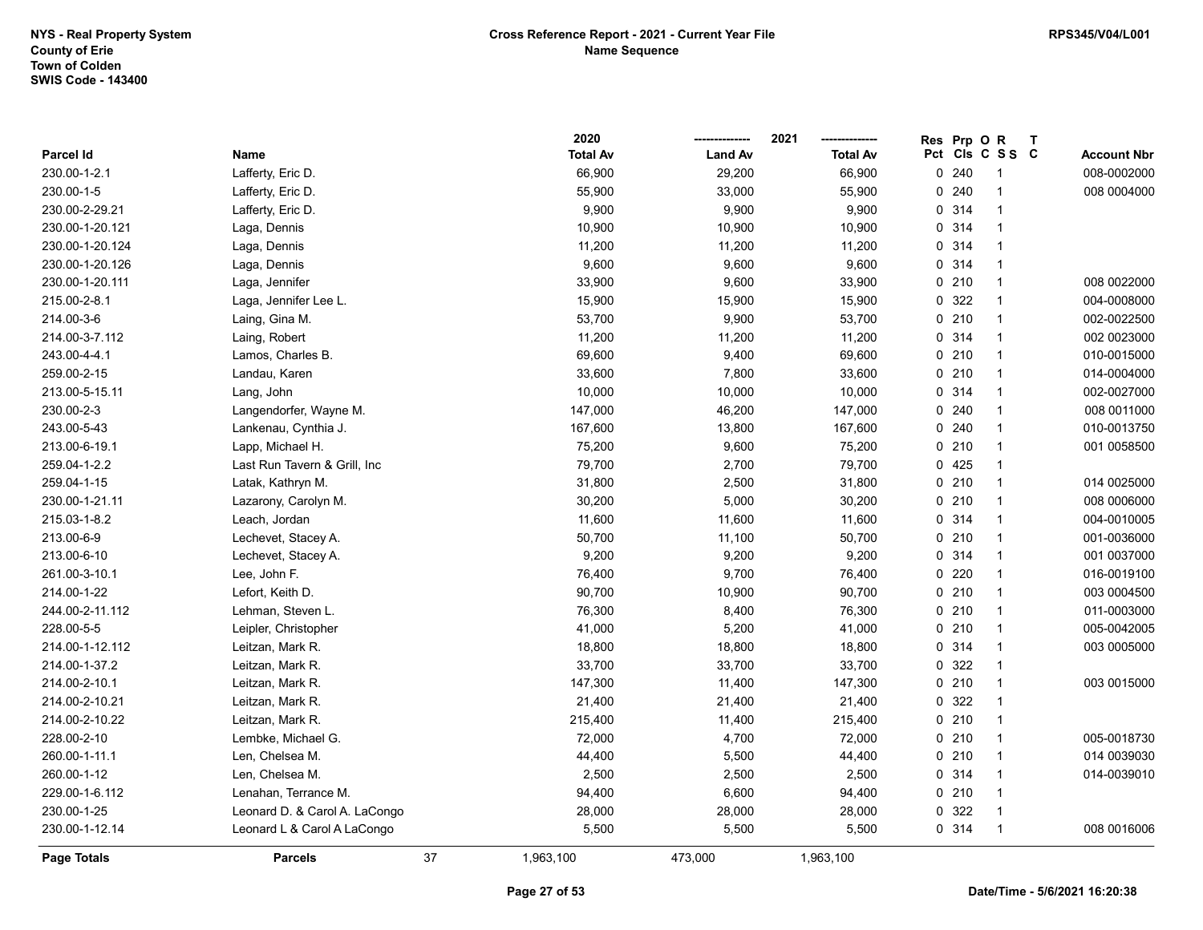NYS - Real Property System
County of Erie
Town of Colden
SWIS Code - 143400

**Cross Reference Report - 2021 - Current Year File**
**Name Sequence**

RPS345/V04/L001

| Parcel Id | Name | 2020 Total Av | 2021 Land Av | 2021 Total Av | Res Pct | Prp Cls | O C | R S S | T C | Account Nbr |
|---|---|---|---|---|---|---|---|---|---|---|
| 230.00-1-2.1 | Lafferty, Eric D. | 66,900 | 29,200 | 66,900 | 0 | 240 | | 1 | | 008-0002000 |
| 230.00-1-5 | Lafferty, Eric D. | 55,900 | 33,000 | 55,900 | 0 | 240 | | 1 | | 008 0004000 |
| 230.00-2-29.21 | Lafferty, Eric D. | 9,900 | 9,900 | 9,900 | 0 | 314 | | 1 | | |
| 230.00-1-20.121 | Laga, Dennis | 10,900 | 10,900 | 10,900 | 0 | 314 | | 1 | | |
| 230.00-1-20.124 | Laga, Dennis | 11,200 | 11,200 | 11,200 | 0 | 314 | | 1 | | |
| 230.00-1-20.126 | Laga, Dennis | 9,600 | 9,600 | 9,600 | 0 | 314 | | 1 | | |
| 230.00-1-20.111 | Laga, Jennifer | 33,900 | 9,600 | 33,900 | 0 | 210 | | 1 | | 008 0022000 |
| 215.00-2-8.1 | Laga, Jennifer Lee L. | 15,900 | 15,900 | 15,900 | 0 | 322 | | 1 | | 004-0008000 |
| 214.00-3-6 | Laing, Gina M. | 53,700 | 9,900 | 53,700 | 0 | 210 | | 1 | | 002-0022500 |
| 214.00-3-7.112 | Laing, Robert | 11,200 | 11,200 | 11,200 | 0 | 314 | | 1 | | 002 0023000 |
| 243.00-4-4.1 | Lamos, Charles B. | 69,600 | 9,400 | 69,600 | 0 | 210 | | 1 | | 010-0015000 |
| 259.00-2-15 | Landau, Karen | 33,600 | 7,800 | 33,600 | 0 | 210 | | 1 | | 014-0004000 |
| 213.00-5-15.11 | Lang, John | 10,000 | 10,000 | 10,000 | 0 | 314 | | 1 | | 002-0027000 |
| 230.00-2-3 | Langendorfer, Wayne M. | 147,000 | 46,200 | 147,000 | 0 | 240 | | 1 | | 008 0011000 |
| 243.00-5-43 | Lankenau, Cynthia J. | 167,600 | 13,800 | 167,600 | 0 | 240 | | 1 | | 010-0013750 |
| 213.00-6-19.1 | Lapp, Michael H. | 75,200 | 9,600 | 75,200 | 0 | 210 | | 1 | | 001 0058500 |
| 259.04-1-2.2 | Last Run Tavern & Grill, Inc | 79,700 | 2,700 | 79,700 | 0 | 425 | | 1 | | |
| 259.04-1-15 | Latak, Kathryn M. | 31,800 | 2,500 | 31,800 | 0 | 210 | | 1 | | 014 0025000 |
| 230.00-1-21.11 | Lazarony, Carolyn M. | 30,200 | 5,000 | 30,200 | 0 | 210 | | 1 | | 008 0006000 |
| 215.03-1-8.2 | Leach, Jordan | 11,600 | 11,600 | 11,600 | 0 | 314 | | 1 | | 004-0010005 |
| 213.00-6-9 | Lechevet, Stacey A. | 50,700 | 11,100 | 50,700 | 0 | 210 | | 1 | | 001-0036000 |
| 213.00-6-10 | Lechevet, Stacey A. | 9,200 | 9,200 | 9,200 | 0 | 314 | | 1 | | 001 0037000 |
| 261.00-3-10.1 | Lee, John F. | 76,400 | 9,700 | 76,400 | 0 | 220 | | 1 | | 016-0019100 |
| 214.00-1-22 | Lefort, Keith D. | 90,700 | 10,900 | 90,700 | 0 | 210 | | 1 | | 003 0004500 |
| 244.00-2-11.112 | Lehman, Steven L. | 76,300 | 8,400 | 76,300 | 0 | 210 | | 1 | | 011-0003000 |
| 228.00-5-5 | Leipler, Christopher | 41,000 | 5,200 | 41,000 | 0 | 210 | | 1 | | 005-0042005 |
| 214.00-1-12.112 | Leitzan, Mark R. | 18,800 | 18,800 | 18,800 | 0 | 314 | | 1 | | 003 0005000 |
| 214.00-1-37.2 | Leitzan, Mark R. | 33,700 | 33,700 | 33,700 | 0 | 322 | | 1 | | |
| 214.00-2-10.1 | Leitzan, Mark R. | 147,300 | 11,400 | 147,300 | 0 | 210 | | 1 | | 003 0015000 |
| 214.00-2-10.21 | Leitzan, Mark R. | 21,400 | 21,400 | 21,400 | 0 | 322 | | 1 | | |
| 214.00-2-10.22 | Leitzan, Mark R. | 215,400 | 11,400 | 215,400 | 0 | 210 | | 1 | | |
| 228.00-2-10 | Lembke, Michael G. | 72,000 | 4,700 | 72,000 | 0 | 210 | | 1 | | 005-0018730 |
| 260.00-1-11.1 | Len, Chelsea M. | 44,400 | 5,500 | 44,400 | 0 | 210 | | 1 | | 014 0039030 |
| 260.00-1-12 | Len, Chelsea M. | 2,500 | 2,500 | 2,500 | 0 | 314 | | 1 | | 014-0039010 |
| 229.00-1-6.112 | Lenahan, Terrance M. | 94,400 | 6,600 | 94,400 | 0 | 210 | | 1 | | |
| 230.00-1-25 | Leonard D. & Carol A. LaCongo | 28,000 | 28,000 | 28,000 | 0 | 322 | | 1 | | |
| 230.00-1-12.14 | Leonard L & Carol A LaCongo | 5,500 | 5,500 | 5,500 | 0 | 314 | | 1 | | 008 0016006 |
| **Page Totals** | **Parcels** 37 | 1,963,100 | 473,000 | 1,963,100 | | | | | | |

Date/Time - 5/6/2021 16:20:38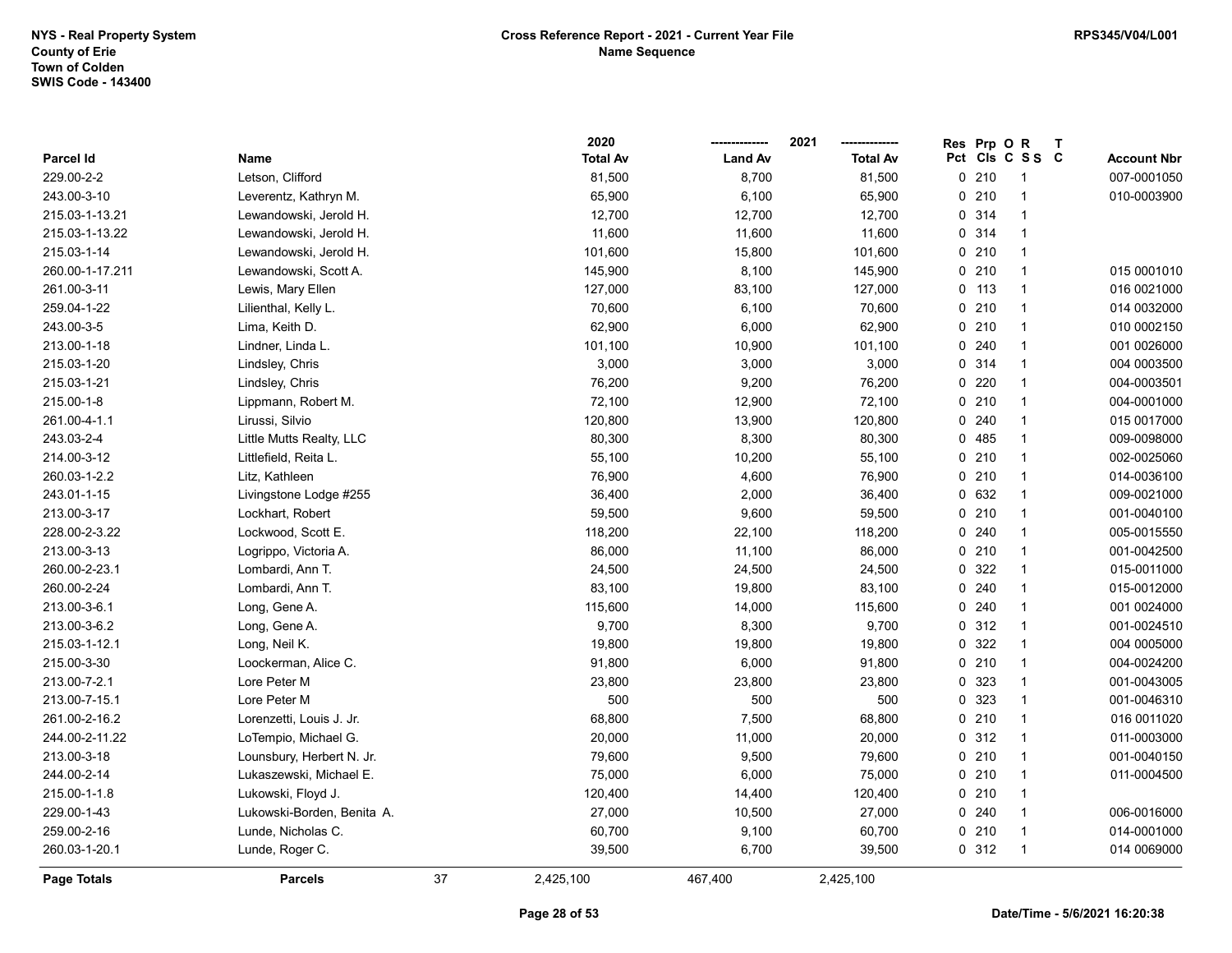| Parcel Id | Name | 2020 Total Av | 2021 Land Av | 2021 Total Av | Res Pct | Prp Cls | O C | R S S | T C | Account Nbr |
|---|---|---|---|---|---|---|---|---|---|---|
| 229.00-2-2 | Letson, Clifford | 81,500 | 8,700 | 81,500 | 0 | 210 | | 1 | | 007-0001050 |
| 243.00-3-10 | Leverentz, Kathryn M. | 65,900 | 6,100 | 65,900 | 0 | 210 | | 1 | | 010-0003900 |
| 215.03-1-13.21 | Lewandowski, Jerold H. | 12,700 | 12,700 | 12,700 | 0 | 314 | | 1 | | |
| 215.03-1-13.22 | Lewandowski, Jerold H. | 11,600 | 11,600 | 11,600 | 0 | 314 | | 1 | | |
| 215.03-1-14 | Lewandowski, Jerold H. | 101,600 | 15,800 | 101,600 | 0 | 210 | | 1 | | |
| 260.00-1-17.211 | Lewandowski, Scott A. | 145,900 | 8,100 | 145,900 | 0 | 210 | | 1 | | 015 0001010 |
| 261.00-3-11 | Lewis, Mary Ellen | 127,000 | 83,100 | 127,000 | 0 | 113 | | 1 | | 016 0021000 |
| 259.04-1-22 | Lilienthal, Kelly L. | 70,600 | 6,100 | 70,600 | 0 | 210 | | 1 | | 014 0032000 |
| 243.00-3-5 | Lima, Keith D. | 62,900 | 6,000 | 62,900 | 0 | 210 | | 1 | | 010 0002150 |
| 213.00-1-18 | Lindner, Linda L. | 101,100 | 10,900 | 101,100 | 0 | 240 | | 1 | | 001 0026000 |
| 215.03-1-20 | Lindsley, Chris | 3,000 | 3,000 | 3,000 | 0 | 314 | | 1 | | 004 0003500 |
| 215.03-1-21 | Lindsley, Chris | 76,200 | 9,200 | 76,200 | 0 | 220 | | 1 | | 004-0003501 |
| 215.00-1-8 | Lippmann, Robert M. | 72,100 | 12,900 | 72,100 | 0 | 210 | | 1 | | 004-0001000 |
| 261.00-4-1.1 | Lirussi, Silvio | 120,800 | 13,900 | 120,800 | 0 | 240 | | 1 | | 015 0017000 |
| 243.03-2-4 | Little Mutts Realty, LLC | 80,300 | 8,300 | 80,300 | 0 | 485 | | 1 | | 009-0098000 |
| 214.00-3-12 | Littlefield, Reita L. | 55,100 | 10,200 | 55,100 | 0 | 210 | | 1 | | 002-0025060 |
| 260.03-1-2.2 | Litz, Kathleen | 76,900 | 4,600 | 76,900 | 0 | 210 | | 1 | | 014-0036100 |
| 243.01-1-15 | Livingstone Lodge #255 | 36,400 | 2,000 | 36,400 | 0 | 632 | | 1 | | 009-0021000 |
| 213.00-3-17 | Lockhart, Robert | 59,500 | 9,600 | 59,500 | 0 | 210 | | 1 | | 001-0040100 |
| 228.00-2-3.22 | Lockwood, Scott E. | 118,200 | 22,100 | 118,200 | 0 | 240 | | 1 | | 005-0015550 |
| 213.00-3-13 | Logrippo, Victoria A. | 86,000 | 11,100 | 86,000 | 0 | 210 | | 1 | | 001-0042500 |
| 260.00-2-23.1 | Lombardi, Ann T. | 24,500 | 24,500 | 24,500 | 0 | 322 | | 1 | | 015-0011000 |
| 260.00-2-24 | Lombardi, Ann T. | 83,100 | 19,800 | 83,100 | 0 | 240 | | 1 | | 015-0012000 |
| 213.00-3-6.1 | Long, Gene A. | 115,600 | 14,000 | 115,600 | 0 | 240 | | 1 | | 001 0024000 |
| 213.00-3-6.2 | Long, Gene A. | 9,700 | 8,300 | 9,700 | 0 | 312 | | 1 | | 001-0024510 |
| 215.03-1-12.1 | Long, Neil K. | 19,800 | 19,800 | 19,800 | 0 | 322 | | 1 | | 004 0005000 |
| 215.00-3-30 | Loockerman, Alice C. | 91,800 | 6,000 | 91,800 | 0 | 210 | | 1 | | 004-0024200 |
| 213.00-7-2.1 | Lore Peter M | 23,800 | 23,800 | 23,800 | 0 | 323 | | 1 | | 001-0043005 |
| 213.00-7-15.1 | Lore Peter M | 500 | 500 | 500 | 0 | 323 | | 1 | | 001-0046310 |
| 261.00-2-16.2 | Lorenzetti, Louis J. Jr. | 68,800 | 7,500 | 68,800 | 0 | 210 | | 1 | | 016 0011020 |
| 244.00-2-11.22 | LoTempio, Michael G. | 20,000 | 11,000 | 20,000 | 0 | 312 | | 1 | | 011-0003000 |
| 213.00-3-18 | Lounsbury, Herbert N. Jr. | 79,600 | 9,500 | 79,600 | 0 | 210 | | 1 | | 001-0040150 |
| 244.00-2-14 | Lukaszewski, Michael E. | 75,000 | 6,000 | 75,000 | 0 | 210 | | 1 | | 011-0004500 |
| 215.00-1-1.8 | Lukowski, Floyd J. | 120,400 | 14,400 | 120,400 | 0 | 210 | | 1 | | |
| 229.00-1-43 | Lukowski-Borden, Benita A. | 27,000 | 10,500 | 27,000 | 0 | 240 | | 1 | | 006-0016000 |
| 259.00-2-16 | Lunde, Nicholas C. | 60,700 | 9,100 | 60,700 | 0 | 210 | | 1 | | 014-0001000 |
| 260.03-1-20.1 | Lunde, Roger C. | 39,500 | 6,700 | 39,500 | 0 | 312 | | 1 | | 014 0069000 |
| **Page Totals** | **Parcels** 37 | 2,425,100 | 467,400 | 2,425,100 | | | | | | |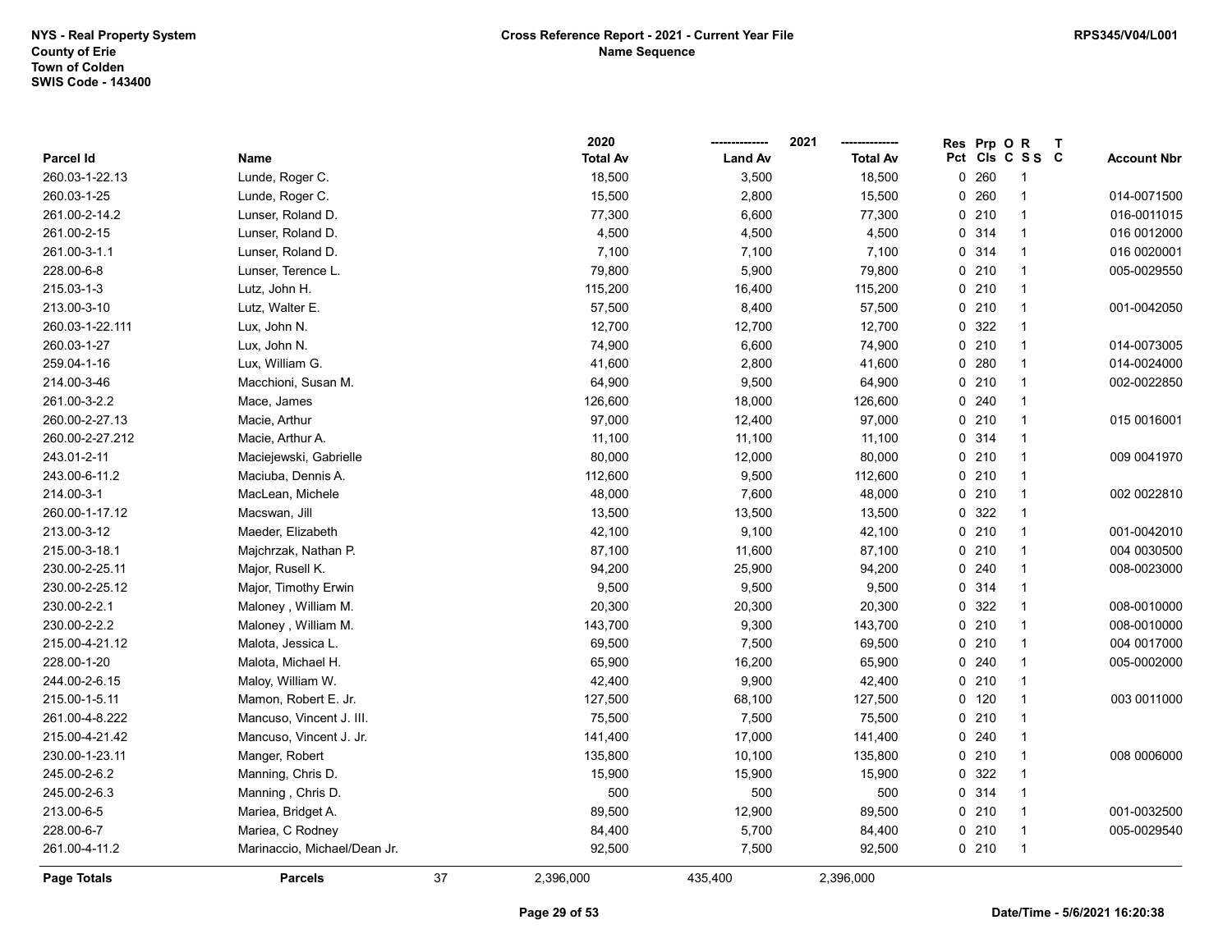NYS - Real Property System
County of Erie
Town of Colden
SWIS Code - 143400

Cross Reference Report - 2021 - Current Year File
Name Sequence

RPS345/V04/L001

| Parcel Id | Name | 2020 Total Av | 2021 Land Av | 2021 Total Av | Res Pct | Prp Cls | O C | R S S | T C | Account Nbr |
|---|---|---|---|---|---|---|---|---|---|---|
| 260.03-1-22.13 | Lunde, Roger C. | 18,500 | 3,500 | 18,500 | 0 | 260 | | 1 | | |
| 260.03-1-25 | Lunde, Roger C. | 15,500 | 2,800 | 15,500 | 0 | 260 | | 1 | | 014-0071500 |
| 261.00-2-14.2 | Lunser, Roland D. | 77,300 | 6,600 | 77,300 | 0 | 210 | | 1 | | 016-0011015 |
| 261.00-2-15 | Lunser, Roland D. | 4,500 | 4,500 | 4,500 | 0 | 314 | | 1 | | 016 0012000 |
| 261.00-3-1.1 | Lunser, Roland D. | 7,100 | 7,100 | 7,100 | 0 | 314 | | 1 | | 016 0020001 |
| 228.00-6-8 | Lunser, Terence L. | 79,800 | 5,900 | 79,800 | 0 | 210 | | 1 | | 005-0029550 |
| 215.03-1-3 | Lutz, John H. | 115,200 | 16,400 | 115,200 | 0 | 210 | | 1 | | |
| 213.00-3-10 | Lutz, Walter E. | 57,500 | 8,400 | 57,500 | 0 | 210 | | 1 | | 001-0042050 |
| 260.03-1-22.111 | Lux, John N. | 12,700 | 12,700 | 12,700 | 0 | 322 | | 1 | | |
| 260.03-1-27 | Lux, John N. | 74,900 | 6,600 | 74,900 | 0 | 210 | | 1 | | 014-0073005 |
| 259.04-1-16 | Lux, William G. | 41,600 | 2,800 | 41,600 | 0 | 280 | | 1 | | 014-0024000 |
| 214.00-3-46 | Macchioni, Susan M. | 64,900 | 9,500 | 64,900 | 0 | 210 | | 1 | | 002-0022850 |
| 261.00-3-2.2 | Mace, James | 126,600 | 18,000 | 126,600 | 0 | 240 | | 1 | | |
| 260.00-2-27.13 | Macie, Arthur | 97,000 | 12,400 | 97,000 | 0 | 210 | | 1 | | 015 0016001 |
| 260.00-2-27.212 | Macie, Arthur A. | 11,100 | 11,100 | 11,100 | 0 | 314 | | 1 | | |
| 243.01-2-11 | Maciejewski, Gabrielle | 80,000 | 12,000 | 80,000 | 0 | 210 | | 1 | | 009 0041970 |
| 243.00-6-11.2 | Maciuba, Dennis A. | 112,600 | 9,500 | 112,600 | 0 | 210 | | 1 | | |
| 214.00-3-1 | MacLean, Michele | 48,000 | 7,600 | 48,000 | 0 | 210 | | 1 | | 002 0022810 |
| 260.00-1-17.12 | Macswan, Jill | 13,500 | 13,500 | 13,500 | 0 | 322 | | 1 | | |
| 213.00-3-12 | Maeder, Elizabeth | 42,100 | 9,100 | 42,100 | 0 | 210 | | 1 | | 001-0042010 |
| 215.00-3-18.1 | Majchrzak, Nathan P. | 87,100 | 11,600 | 87,100 | 0 | 210 | | 1 | | 004 0030500 |
| 230.00-2-25.11 | Major, Rusell K. | 94,200 | 25,900 | 94,200 | 0 | 240 | | 1 | | 008-0023000 |
| 230.00-2-25.12 | Major, Timothy Erwin | 9,500 | 9,500 | 9,500 | 0 | 314 | | 1 | | |
| 230.00-2-2.1 | Maloney , William M. | 20,300 | 20,300 | 20,300 | 0 | 322 | | 1 | | 008-0010000 |
| 230.00-2-2.2 | Maloney , William M. | 143,700 | 9,300 | 143,700 | 0 | 210 | | 1 | | 008-0010000 |
| 215.00-4-21.12 | Malota, Jessica L. | 69,500 | 7,500 | 69,500 | 0 | 210 | | 1 | | 004 0017000 |
| 228.00-1-20 | Malota, Michael H. | 65,900 | 16,200 | 65,900 | 0 | 240 | | 1 | | 005-0002000 |
| 244.00-2-6.15 | Maloy, William W. | 42,400 | 9,900 | 42,400 | 0 | 210 | | 1 | | |
| 215.00-1-5.11 | Mamon, Robert E. Jr. | 127,500 | 68,100 | 127,500 | 0 | 120 | | 1 | | 003 0011000 |
| 261.00-4-8.222 | Mancuso, Vincent J. III. | 75,500 | 7,500 | 75,500 | 0 | 210 | | 1 | | |
| 215.00-4-21.42 | Mancuso, Vincent J. Jr. | 141,400 | 17,000 | 141,400 | 0 | 240 | | 1 | | |
| 230.00-1-23.11 | Manger, Robert | 135,800 | 10,100 | 135,800 | 0 | 210 | | 1 | | 008 0006000 |
| 245.00-2-6.2 | Manning, Chris D. | 15,900 | 15,900 | 15,900 | 0 | 322 | | 1 | | |
| 245.00-2-6.3 | Manning , Chris D. | 500 | 500 | 500 | 0 | 314 | | 1 | | |
| 213.00-6-5 | Mariea, Bridget A. | 89,500 | 12,900 | 89,500 | 0 | 210 | | 1 | | 001-0032500 |
| 228.00-6-7 | Mariea, C Rodney | 84,400 | 5,700 | 84,400 | 0 | 210 | | 1 | | 005-0029540 |
| 261.00-4-11.2 | Marinaccio, Michael/Dean Jr. | 92,500 | 7,500 | 92,500 | 0 | 210 | | 1 | | |
| **Page Totals** | **Parcels** 37 | 2,396,000 | 435,400 | 2,396,000 | | | | | | |

Date/Time - 5/6/2021 16:20:38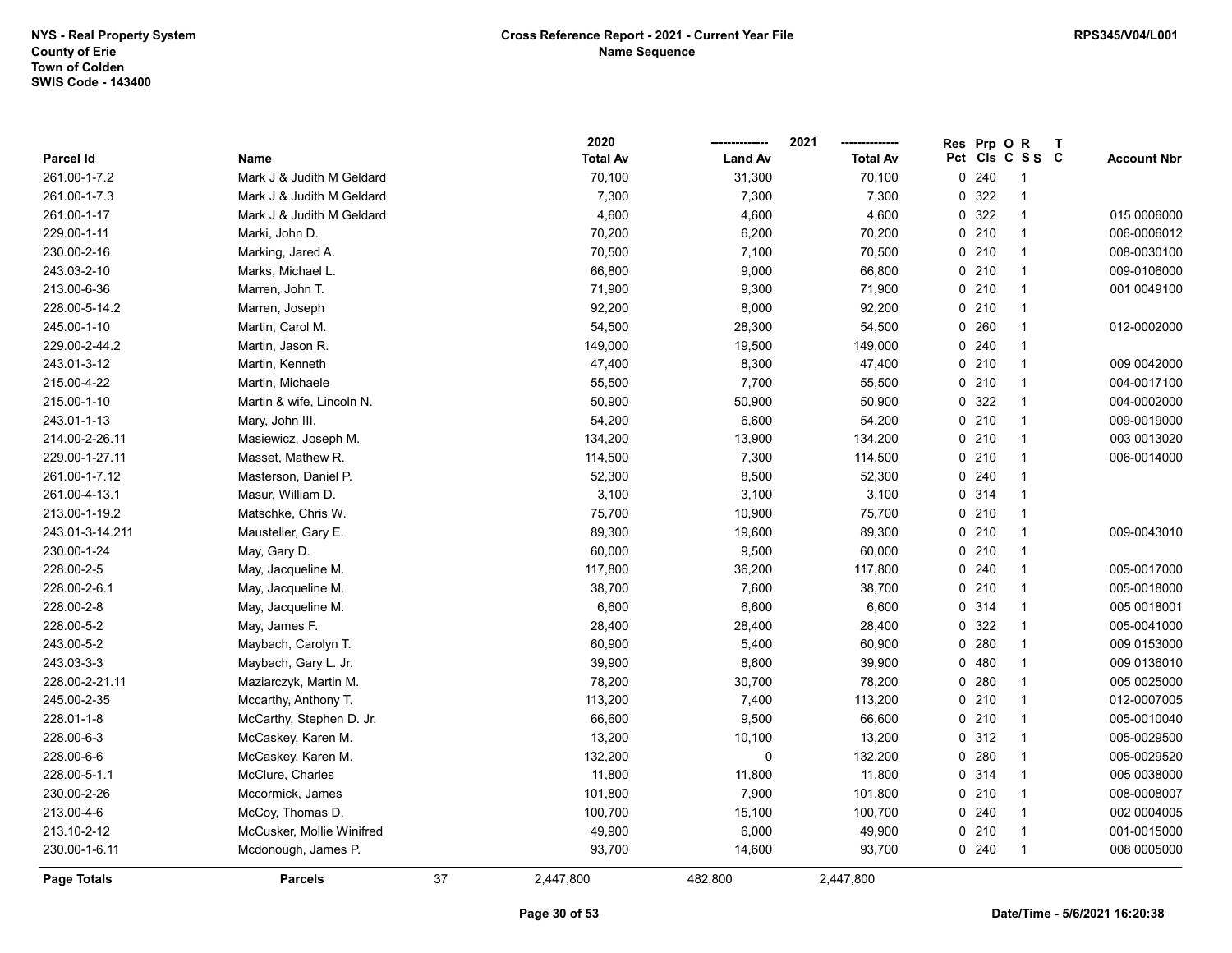NYS - Real Property System
County of Erie
Town of Colden
SWIS Code - 143400

**Cross Reference Report - 2021 - Current Year File**
**Name Sequence**

RPS345/V04/L001

| Parcel Id | Name | 2020 Total Av | 2021 Land Av | 2021 Total Av | Res Pct | Prp Cls | O C | R S S | T C | Account Nbr |
|---|---|---|---|---|---|---|---|---|---|---|
| 261.00-1-7.2 | Mark J & Judith M Geldard | 70,100 | 31,300 | 70,100 | 0 | 240 | | 1 | | |
| 261.00-1-7.3 | Mark J & Judith M Geldard | 7,300 | 7,300 | 7,300 | 0 | 322 | | 1 | | |
| 261.00-1-17 | Mark J & Judith M Geldard | 4,600 | 4,600 | 4,600 | 0 | 322 | | 1 | | 015 0006000 |
| 229.00-1-11 | Marki, John D. | 70,200 | 6,200 | 70,200 | 0 | 210 | | 1 | | 006-0006012 |
| 230.00-2-16 | Marking, Jared A. | 70,500 | 7,100 | 70,500 | 0 | 210 | | 1 | | 008-0030100 |
| 243.03-2-10 | Marks, Michael L. | 66,800 | 9,000 | 66,800 | 0 | 210 | | 1 | | 009-0106000 |
| 213.00-6-36 | Marren, John T. | 71,900 | 9,300 | 71,900 | 0 | 210 | | 1 | | 001 0049100 |
| 228.00-5-14.2 | Marren, Joseph | 92,200 | 8,000 | 92,200 | 0 | 210 | | 1 | | |
| 245.00-1-10 | Martin, Carol M. | 54,500 | 28,300 | 54,500 | 0 | 260 | | 1 | | 012-0002000 |
| 229.00-2-44.2 | Martin, Jason R. | 149,000 | 19,500 | 149,000 | 0 | 240 | | 1 | | |
| 243.01-3-12 | Martin, Kenneth | 47,400 | 8,300 | 47,400 | 0 | 210 | | 1 | | 009 0042000 |
| 215.00-4-22 | Martin, Michaele | 55,500 | 7,700 | 55,500 | 0 | 210 | | 1 | | 004-0017100 |
| 215.00-1-10 | Martin & wife, Lincoln N. | 50,900 | 50,900 | 50,900 | 0 | 322 | | 1 | | 004-0002000 |
| 243.01-1-13 | Mary, John III. | 54,200 | 6,600 | 54,200 | 0 | 210 | | 1 | | 009-0019000 |
| 214.00-2-26.11 | Masiewicz, Joseph M. | 134,200 | 13,900 | 134,200 | 0 | 210 | | 1 | | 003 0013020 |
| 229.00-1-27.11 | Masset, Mathew R. | 114,500 | 7,300 | 114,500 | 0 | 210 | | 1 | | 006-0014000 |
| 261.00-1-7.12 | Masterson, Daniel P. | 52,300 | 8,500 | 52,300 | 0 | 240 | | 1 | | |
| 261.00-4-13.1 | Masur, William D. | 3,100 | 3,100 | 3,100 | 0 | 314 | | 1 | | |
| 213.00-1-19.2 | Matschke, Chris W. | 75,700 | 10,900 | 75,700 | 0 | 210 | | 1 | | |
| 243.01-3-14.211 | Mausteller, Gary E. | 89,300 | 19,600 | 89,300 | 0 | 210 | | 1 | | 009-0043010 |
| 230.00-1-24 | May, Gary D. | 60,000 | 9,500 | 60,000 | 0 | 210 | | 1 | | |
| 228.00-2-5 | May, Jacqueline M. | 117,800 | 36,200 | 117,800 | 0 | 240 | | 1 | | 005-0017000 |
| 228.00-2-6.1 | May, Jacqueline M. | 38,700 | 7,600 | 38,700 | 0 | 210 | | 1 | | 005-0018000 |
| 228.00-2-8 | May, Jacqueline M. | 6,600 | 6,600 | 6,600 | 0 | 314 | | 1 | | 005 0018001 |
| 228.00-5-2 | May, James F. | 28,400 | 28,400 | 28,400 | 0 | 322 | | 1 | | 005-0041000 |
| 243.00-5-2 | Maybach, Carolyn T. | 60,900 | 5,400 | 60,900 | 0 | 280 | | 1 | | 009 0153000 |
| 243.03-3-3 | Maybach, Gary L. Jr. | 39,900 | 8,600 | 39,900 | 0 | 480 | | 1 | | 009 0136010 |
| 228.00-2-21.11 | Maziarczyk, Martin M. | 78,200 | 30,700 | 78,200 | 0 | 280 | | 1 | | 005 0025000 |
| 245.00-2-35 | Mccarthy, Anthony T. | 113,200 | 7,400 | 113,200 | 0 | 210 | | 1 | | 012-0007005 |
| 228.01-1-8 | McCarthy, Stephen D. Jr. | 66,600 | 9,500 | 66,600 | 0 | 210 | | 1 | | 005-0010040 |
| 228.00-6-3 | McCaskey, Karen M. | 13,200 | 10,100 | 13,200 | 0 | 312 | | 1 | | 005-0029500 |
| 228.00-6-6 | McCaskey, Karen M. | 132,200 | 0 | 132,200 | 0 | 280 | | 1 | | 005-0029520 |
| 228.00-5-1.1 | McClure, Charles | 11,800 | 11,800 | 11,800 | 0 | 314 | | 1 | | 005 0038000 |
| 230.00-2-26 | Mccormick, James | 101,800 | 7,900 | 101,800 | 0 | 210 | | 1 | | 008-0008007 |
| 213.00-4-6 | McCoy, Thomas D. | 100,700 | 15,100 | 100,700 | 0 | 240 | | 1 | | 002 0004005 |
| 213.10-2-12 | McCusker, Mollie Winifred | 49,900 | 6,000 | 49,900 | 0 | 210 | | 1 | | 001-0015000 |
| 230.00-1-6.11 | Mcdonough, James P. | 93,700 | 14,600 | 93,700 | 0 | 240 | | 1 | | 008 0005000 |
| **Page Totals** | **Parcels** 37 | 2,447,800 | 482,800 | 2,447,800 | | | | | | |

Date/Time - 5/6/2021 16:20:38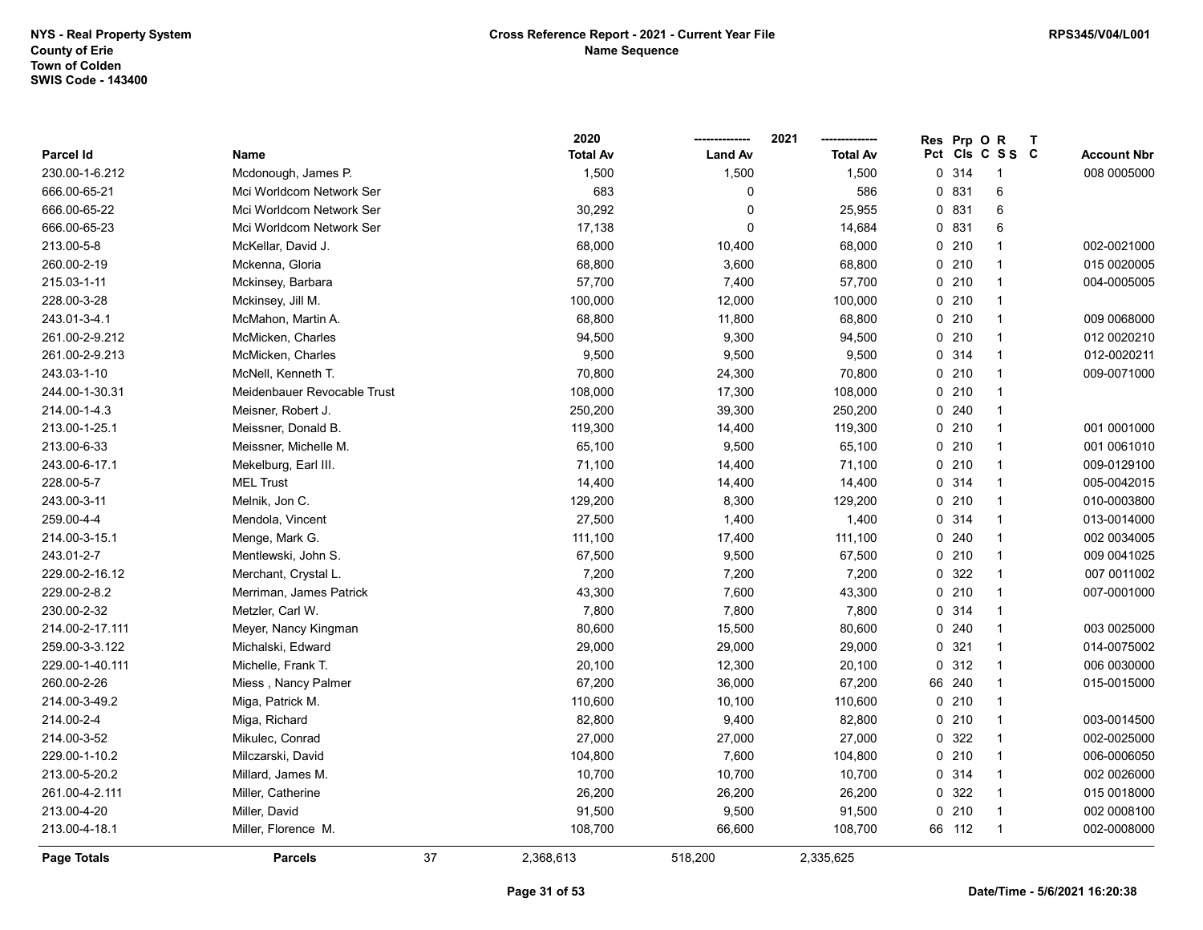NYS - Real Property System
County of Erie
Town of Colden
SWIS Code - 143400

**Cross Reference Report - 2021 - Current Year File**
**Name Sequence**

RPS345/V04/L001

| Parcel Id | Name | 2020 Total Av | 2021 Land Av | 2021 Total Av | Res Pct | Prp Cls | O C | R S S | T C | Account Nbr |
|---|---|---|---|---|---|---|---|---|---|---|
| 230.00-1-6.212 | Mcdonough, James P. | 1,500 | 1,500 | 1,500 | 0 | 314 | | 1 | | 008 0005000 |
| 666.00-65-21 | Mci Worldcom Network Ser | 683 | 0 | 586 | 0 | 831 | | 6 | | |
| 666.00-65-22 | Mci Worldcom Network Ser | 30,292 | 0 | 25,955 | 0 | 831 | | 6 | | |
| 666.00-65-23 | Mci Worldcom Network Ser | 17,138 | 0 | 14,684 | 0 | 831 | | 6 | | |
| 213.00-5-8 | McKellar, David J. | 68,000 | 10,400 | 68,000 | 0 | 210 | | 1 | | 002-0021000 |
| 260.00-2-19 | Mckenna, Gloria | 68,800 | 3,600 | 68,800 | 0 | 210 | | 1 | | 015 0020005 |
| 215.03-1-11 | Mckinsey, Barbara | 57,700 | 7,400 | 57,700 | 0 | 210 | | 1 | | 004-0005005 |
| 228.00-3-28 | Mckinsey, Jill M. | 100,000 | 12,000 | 100,000 | 0 | 210 | | 1 | | |
| 243.01-3-4.1 | McMahon, Martin A. | 68,800 | 11,800 | 68,800 | 0 | 210 | | 1 | | 009 0068000 |
| 261.00-2-9.212 | McMicken, Charles | 94,500 | 9,300 | 94,500 | 0 | 210 | | 1 | | 012 0020210 |
| 261.00-2-9.213 | McMicken, Charles | 9,500 | 9,500 | 9,500 | 0 | 314 | | 1 | | 012-0020211 |
| 243.03-1-10 | McNell, Kenneth T. | 70,800 | 24,300 | 70,800 | 0 | 210 | | 1 | | 009-0071000 |
| 244.00-1-30.31 | Meidenbauer Revocable Trust | 108,000 | 17,300 | 108,000 | 0 | 210 | | 1 | | |
| 214.00-1-4.3 | Meisner, Robert J. | 250,200 | 39,300 | 250,200 | 0 | 240 | | 1 | | |
| 213.00-1-25.1 | Meissner, Donald B. | 119,300 | 14,400 | 119,300 | 0 | 210 | | 1 | | 001 0001000 |
| 213.00-6-33 | Meissner, Michelle M. | 65,100 | 9,500 | 65,100 | 0 | 210 | | 1 | | 001 0061010 |
| 243.00-6-17.1 | Mekelburg, Earl III. | 71,100 | 14,400 | 71,100 | 0 | 210 | | 1 | | 009-0129100 |
| 228.00-5-7 | MEL Trust | 14,400 | 14,400 | 14,400 | 0 | 314 | | 1 | | 005-0042015 |
| 243.00-3-11 | Melnik, Jon C. | 129,200 | 8,300 | 129,200 | 0 | 210 | | 1 | | 010-0003800 |
| 259.00-4-4 | Mendola, Vincent | 27,500 | 1,400 | 1,400 | 0 | 314 | | 1 | | 013-0014000 |
| 214.00-3-15.1 | Menge, Mark G. | 111,100 | 17,400 | 111,100 | 0 | 240 | | 1 | | 002 0034005 |
| 243.01-2-7 | Mentlewski, John S. | 67,500 | 9,500 | 67,500 | 0 | 210 | | 1 | | 009 0041025 |
| 229.00-2-16.12 | Merchant, Crystal L. | 7,200 | 7,200 | 7,200 | 0 | 322 | | 1 | | 007 0011002 |
| 229.00-2-8.2 | Merriman, James Patrick | 43,300 | 7,600 | 43,300 | 0 | 210 | | 1 | | 007-0001000 |
| 230.00-2-32 | Metzler, Carl W. | 7,800 | 7,800 | 7,800 | 0 | 314 | | 1 | | |
| 214.00-2-17.111 | Meyer, Nancy Kingman | 80,600 | 15,500 | 80,600 | 0 | 240 | | 1 | | 003 0025000 |
| 259.00-3-3.122 | Michalski, Edward | 29,000 | 29,000 | 29,000 | 0 | 321 | | 1 | | 014-0075002 |
| 229.00-1-40.111 | Michelle, Frank T. | 20,100 | 12,300 | 20,100 | 0 | 312 | | 1 | | 006 0030000 |
| 260.00-2-26 | Miess , Nancy Palmer | 67,200 | 36,000 | 67,200 | 66 | 240 | | 1 | | 015-0015000 |
| 214.00-3-49.2 | Miga, Patrick M. | 110,600 | 10,100 | 110,600 | 0 | 210 | | 1 | | |
| 214.00-2-4 | Miga, Richard | 82,800 | 9,400 | 82,800 | 0 | 210 | | 1 | | 003-0014500 |
| 214.00-3-52 | Mikulec, Conrad | 27,000 | 27,000 | 27,000 | 0 | 322 | | 1 | | 002-0025000 |
| 229.00-1-10.2 | Milczarski, David | 104,800 | 7,600 | 104,800 | 0 | 210 | | 1 | | 006-0006050 |
| 213.00-5-20.2 | Millard, James M. | 10,700 | 10,700 | 10,700 | 0 | 314 | | 1 | | 002 0026000 |
| 261.00-4-2.111 | Miller, Catherine | 26,200 | 26,200 | 26,200 | 0 | 322 | | 1 | | 015 0018000 |
| 213.00-4-20 | Miller, David | 91,500 | 9,500 | 91,500 | 0 | 210 | | 1 | | 002 0008100 |
| 213.00-4-18.1 | Miller, Florence M. | 108,700 | 66,600 | 108,700 | 66 | 112 | | 1 | | 002-0008000 |
| **Page Totals** | **Parcels** 37 | 2,368,613 | 518,200 | 2,335,625 | | | | | | |

Date/Time - 5/6/2021 16:20:38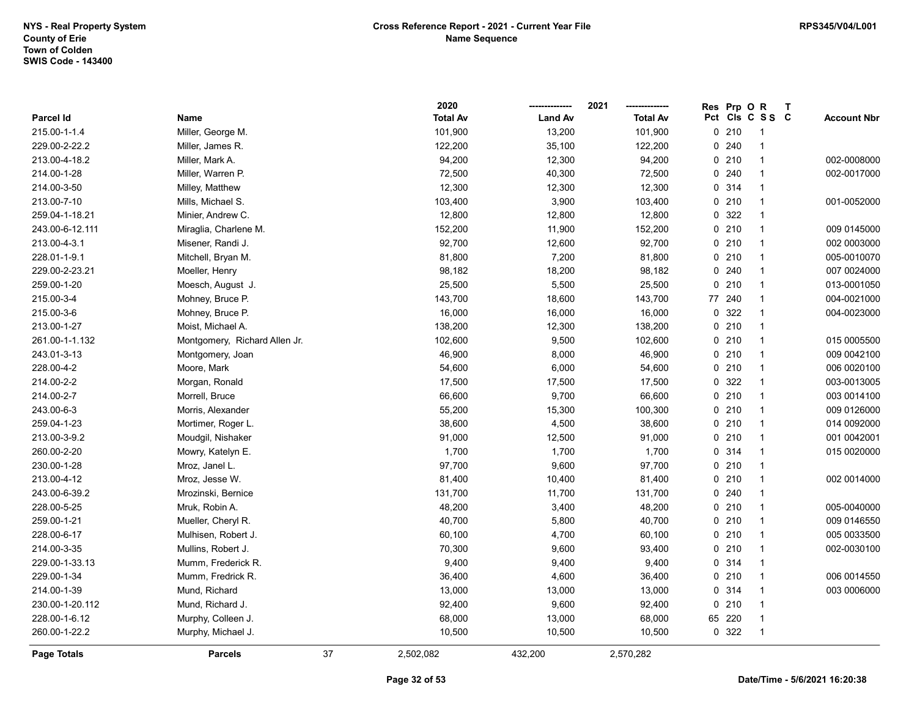NYS - Real Property System
County of Erie
Town of Colden
SWIS Code - 143400

**Cross Reference Report - 2021 - Current Year File**
**Name Sequence**

RPS345/V04/L001

| Parcel Id | Name | 2020 Total Av | 2021 Land Av | 2021 Total Av | Res Pct | Prp Cls | O C | R S S | T C | Account Nbr |
|---|---|---|---|---|---|---|---|---|---|---|
| 215.00-1-1.4 | Miller, George M. | 101,900 | 13,200 | 101,900 | 0 | 210 | | 1 | | |
| 229.00-2-22.2 | Miller, James R. | 122,200 | 35,100 | 122,200 | 0 | 240 | | 1 | | |
| 213.00-4-18.2 | Miller, Mark A. | 94,200 | 12,300 | 94,200 | 0 | 210 | | 1 | | 002-0008000 |
| 214.00-1-28 | Miller, Warren P. | 72,500 | 40,300 | 72,500 | 0 | 240 | | 1 | | 002-0017000 |
| 214.00-3-50 | Milley, Matthew | 12,300 | 12,300 | 12,300 | 0 | 314 | | 1 | | |
| 213.00-7-10 | Mills, Michael S. | 103,400 | 3,900 | 103,400 | 0 | 210 | | 1 | | 001-0052000 |
| 259.04-1-18.21 | Minier, Andrew C. | 12,800 | 12,800 | 12,800 | 0 | 322 | | 1 | | |
| 243.00-6-12.111 | Miraglia, Charlene M. | 152,200 | 11,900 | 152,200 | 0 | 210 | | 1 | | 009 0145000 |
| 213.00-4-3.1 | Misener, Randi J. | 92,700 | 12,600 | 92,700 | 0 | 210 | | 1 | | 002 0003000 |
| 228.01-1-9.1 | Mitchell, Bryan M. | 81,800 | 7,200 | 81,800 | 0 | 210 | | 1 | | 005-0010070 |
| 229.00-2-23.21 | Moeller, Henry | 98,182 | 18,200 | 98,182 | 0 | 240 | | 1 | | 007 0024000 |
| 259.00-1-20 | Moesch, August J. | 25,500 | 5,500 | 25,500 | 0 | 210 | | 1 | | 013-0001050 |
| 215.00-3-4 | Mohney, Bruce P. | 143,700 | 18,600 | 143,700 | 77 | 240 | | 1 | | 004-0021000 |
| 215.00-3-6 | Mohney, Bruce P. | 16,000 | 16,000 | 16,000 | 0 | 322 | | 1 | | 004-0023000 |
| 213.00-1-27 | Moist, Michael A. | 138,200 | 12,300 | 138,200 | 0 | 210 | | 1 | | |
| 261.00-1-1.132 | Montgomery, Richard Allen Jr. | 102,600 | 9,500 | 102,600 | 0 | 210 | | 1 | | 015 0005500 |
| 243.01-3-13 | Montgomery, Joan | 46,900 | 8,000 | 46,900 | 0 | 210 | | 1 | | 009 0042100 |
| 228.00-4-2 | Moore, Mark | 54,600 | 6,000 | 54,600 | 0 | 210 | | 1 | | 006 0020100 |
| 214.00-2-2 | Morgan, Ronald | 17,500 | 17,500 | 17,500 | 0 | 322 | | 1 | | 003-0013005 |
| 214.00-2-7 | Morrell, Bruce | 66,600 | 9,700 | 66,600 | 0 | 210 | | 1 | | 003 0014100 |
| 243.00-6-3 | Morris, Alexander | 55,200 | 15,300 | 100,300 | 0 | 210 | | 1 | | 009 0126000 |
| 259.04-1-23 | Mortimer, Roger L. | 38,600 | 4,500 | 38,600 | 0 | 210 | | 1 | | 014 0092000 |
| 213.00-3-9.2 | Moudgil, Nishaker | 91,000 | 12,500 | 91,000 | 0 | 210 | | 1 | | 001 0042001 |
| 260.00-2-20 | Mowry, Katelyn E. | 1,700 | 1,700 | 1,700 | 0 | 314 | | 1 | | 015 0020000 |
| 230.00-1-28 | Mroz, Janel L. | 97,700 | 9,600 | 97,700 | 0 | 210 | | 1 | | |
| 213.00-4-12 | Mroz, Jesse W. | 81,400 | 10,400 | 81,400 | 0 | 210 | | 1 | | 002 0014000 |
| 243.00-6-39.2 | Mrozinski, Bernice | 131,700 | 11,700 | 131,700 | 0 | 240 | | 1 | | |
| 228.00-5-25 | Mruk, Robin A. | 48,200 | 3,400 | 48,200 | 0 | 210 | | 1 | | 005-0040000 |
| 259.00-1-21 | Mueller, Cheryl R. | 40,700 | 5,800 | 40,700 | 0 | 210 | | 1 | | 009 0146550 |
| 228.00-6-17 | Mulhisen, Robert J. | 60,100 | 4,700 | 60,100 | 0 | 210 | | 1 | | 005 0033500 |
| 214.00-3-35 | Mullins, Robert J. | 70,300 | 9,600 | 93,400 | 0 | 210 | | 1 | | 002-0030100 |
| 229.00-1-33.13 | Mumm, Frederick R. | 9,400 | 9,400 | 9,400 | 0 | 314 | | 1 | | |
| 229.00-1-34 | Mumm, Fredrick R. | 36,400 | 4,600 | 36,400 | 0 | 210 | | 1 | | 006 0014550 |
| 214.00-1-39 | Mund, Richard | 13,000 | 13,000 | 13,000 | 0 | 314 | | 1 | | 003 0006000 |
| 230.00-1-20.112 | Mund, Richard J. | 92,400 | 9,600 | 92,400 | 0 | 210 | | 1 | | |
| 228.00-1-6.12 | Murphy, Colleen J. | 68,000 | 13,000 | 68,000 | 65 | 220 | | 1 | | |
| 260.00-1-22.2 | Murphy, Michael J. | 10,500 | 10,500 | 10,500 | 0 | 322 | | 1 | | |
| **Page Totals** | **Parcels** 37 | 2,502,082 | 432,200 | 2,570,282 | | | | | | |

Date/Time - 5/6/2021 16:20:38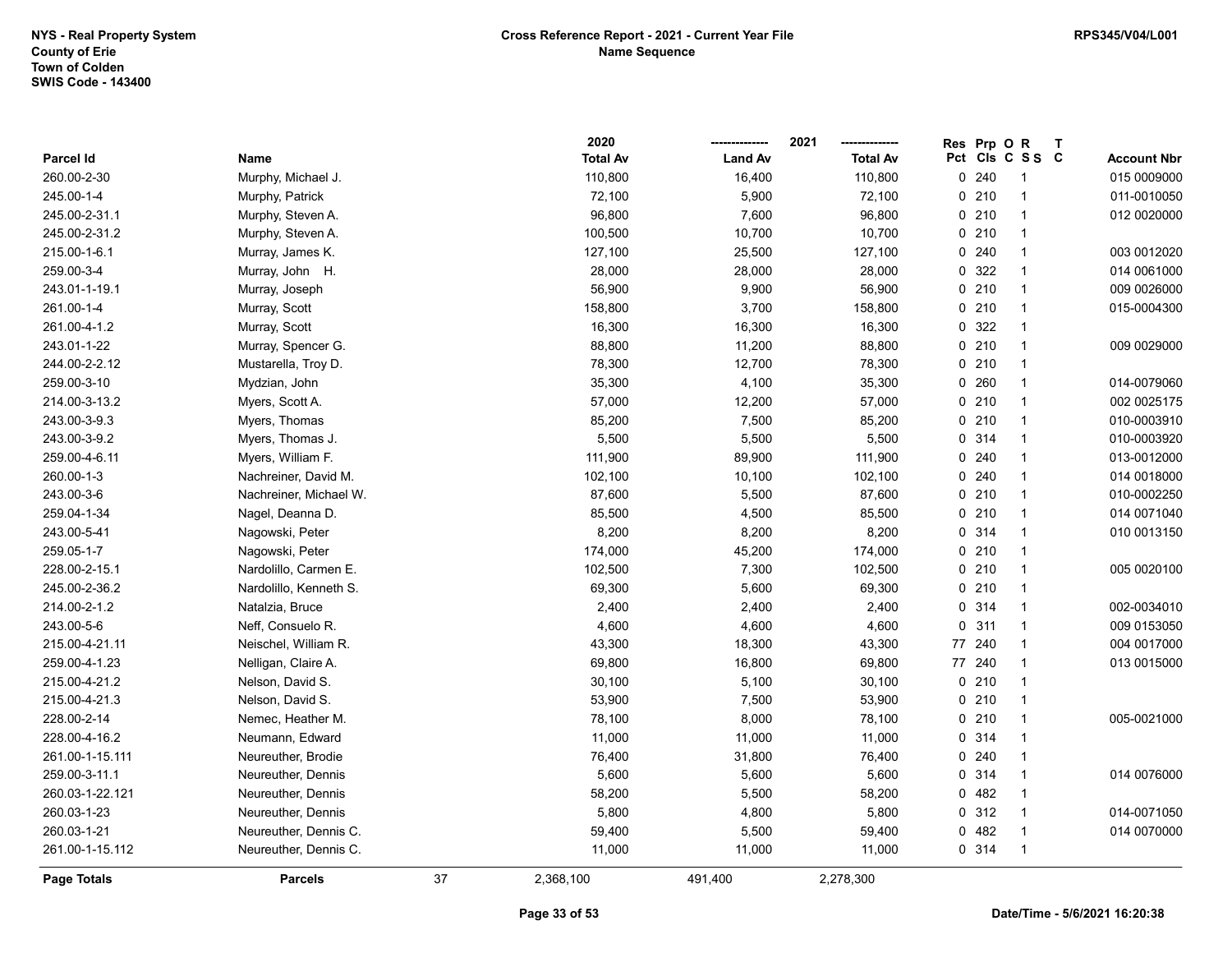NYS - Real Property System
County of Erie
Town of Colden
SWIS Code - 143400

**Cross Reference Report - 2021 - Current Year File**
**Name Sequence**

RPS345/V04/L001

| Parcel Id | Name | 2020 Total Av | 2021 Land Av | 2021 Total Av | Res Pct | Prp Cls | O C | R S S | T C | Account Nbr |
|---|---|---|---|---|---|---|---|---|---|---|
| 260.00-2-30 | Murphy, Michael J. | 110,800 | 16,400 | 110,800 | 0 | 240 | | 1 | | 015 0009000 |
| 245.00-1-4 | Murphy, Patrick | 72,100 | 5,900 | 72,100 | 0 | 210 | | 1 | | 011-0010050 |
| 245.00-2-31.1 | Murphy, Steven A. | 96,800 | 7,600 | 96,800 | 0 | 210 | | 1 | | 012 0020000 |
| 245.00-2-31.2 | Murphy, Steven A. | 100,500 | 10,700 | 10,700 | 0 | 210 | | 1 | | |
| 215.00-1-6.1 | Murray, James K. | 127,100 | 25,500 | 127,100 | 0 | 240 | | 1 | | 003 0012020 |
| 259.00-3-4 | Murray, John H. | 28,000 | 28,000 | 28,000 | 0 | 322 | | 1 | | 014 0061000 |
| 243.01-1-19.1 | Murray, Joseph | 56,900 | 9,900 | 56,900 | 0 | 210 | | 1 | | 009 0026000 |
| 261.00-1-4 | Murray, Scott | 158,800 | 3,700 | 158,800 | 0 | 210 | | 1 | | 015-0004300 |
| 261.00-4-1.2 | Murray, Scott | 16,300 | 16,300 | 16,300 | 0 | 322 | | 1 | | |
| 243.01-1-22 | Murray, Spencer G. | 88,800 | 11,200 | 88,800 | 0 | 210 | | 1 | | 009 0029000 |
| 244.00-2-2.12 | Mustarella, Troy D. | 78,300 | 12,700 | 78,300 | 0 | 210 | | 1 | | |
| 259.00-3-10 | Mydzian, John | 35,300 | 4,100 | 35,300 | 0 | 260 | | 1 | | 014-0079060 |
| 214.00-3-13.2 | Myers, Scott A. | 57,000 | 12,200 | 57,000 | 0 | 210 | | 1 | | 002 0025175 |
| 243.00-3-9.3 | Myers, Thomas | 85,200 | 7,500 | 85,200 | 0 | 210 | | 1 | | 010-0003910 |
| 243.00-3-9.2 | Myers, Thomas J. | 5,500 | 5,500 | 5,500 | 0 | 314 | | 1 | | 010-0003920 |
| 259.00-4-6.11 | Myers, William F. | 111,900 | 89,900 | 111,900 | 0 | 240 | | 1 | | 013-0012000 |
| 260.00-1-3 | Nachreiner, David M. | 102,100 | 10,100 | 102,100 | 0 | 240 | | 1 | | 014 0018000 |
| 243.00-3-6 | Nachreiner, Michael W. | 87,600 | 5,500 | 87,600 | 0 | 210 | | 1 | | 010-0002250 |
| 259.04-1-34 | Nagel, Deanna D. | 85,500 | 4,500 | 85,500 | 0 | 210 | | 1 | | 014 0071040 |
| 243.00-5-41 | Nagowski, Peter | 8,200 | 8,200 | 8,200 | 0 | 314 | | 1 | | 010 0013150 |
| 259.05-1-7 | Nagowski, Peter | 174,000 | 45,200 | 174,000 | 0 | 210 | | 1 | | |
| 228.00-2-15.1 | Nardolillo, Carmen E. | 102,500 | 7,300 | 102,500 | 0 | 210 | | 1 | | 005 0020100 |
| 245.00-2-36.2 | Nardolillo, Kenneth S. | 69,300 | 5,600 | 69,300 | 0 | 210 | | 1 | | |
| 214.00-2-1.2 | Natalzia, Bruce | 2,400 | 2,400 | 2,400 | 0 | 314 | | 1 | | 002-0034010 |
| 243.00-5-6 | Neff, Consuelo R. | 4,600 | 4,600 | 4,600 | 0 | 311 | | 1 | | 009 0153050 |
| 215.00-4-21.11 | Neischel, William R. | 43,300 | 18,300 | 43,300 | 77 | 240 | | 1 | | 004 0017000 |
| 259.00-4-1.23 | Nelligan, Claire A. | 69,800 | 16,800 | 69,800 | 77 | 240 | | 1 | | 013 0015000 |
| 215.00-4-21.2 | Nelson, David S. | 30,100 | 5,100 | 30,100 | 0 | 210 | | 1 | | |
| 215.00-4-21.3 | Nelson, David S. | 53,900 | 7,500 | 53,900 | 0 | 210 | | 1 | | |
| 228.00-2-14 | Nemec, Heather M. | 78,100 | 8,000 | 78,100 | 0 | 210 | | 1 | | 005-0021000 |
| 228.00-4-16.2 | Neumann, Edward | 11,000 | 11,000 | 11,000 | 0 | 314 | | 1 | | |
| 261.00-1-15.111 | Neureuther, Brodie | 76,400 | 31,800 | 76,400 | 0 | 240 | | 1 | | |
| 259.00-3-11.1 | Neureuther, Dennis | 5,600 | 5,600 | 5,600 | 0 | 314 | | 1 | | 014 0076000 |
| 260.03-1-22.121 | Neureuther, Dennis | 58,200 | 5,500 | 58,200 | 0 | 482 | | 1 | | |
| 260.03-1-23 | Neureuther, Dennis | 5,800 | 4,800 | 5,800 | 0 | 312 | | 1 | | 014-0071050 |
| 260.03-1-21 | Neureuther, Dennis C. | 59,400 | 5,500 | 59,400 | 0 | 482 | | 1 | | 014 0070000 |
| 261.00-1-15.112 | Neureuther, Dennis C. | 11,000 | 11,000 | 11,000 | 0 | 314 | | 1 | | |
| **Page Totals** | **Parcels** 37 | 2,368,100 | 491,400 | 2,278,300 | | | | | | |

Date/Time - 5/6/2021 16:20:38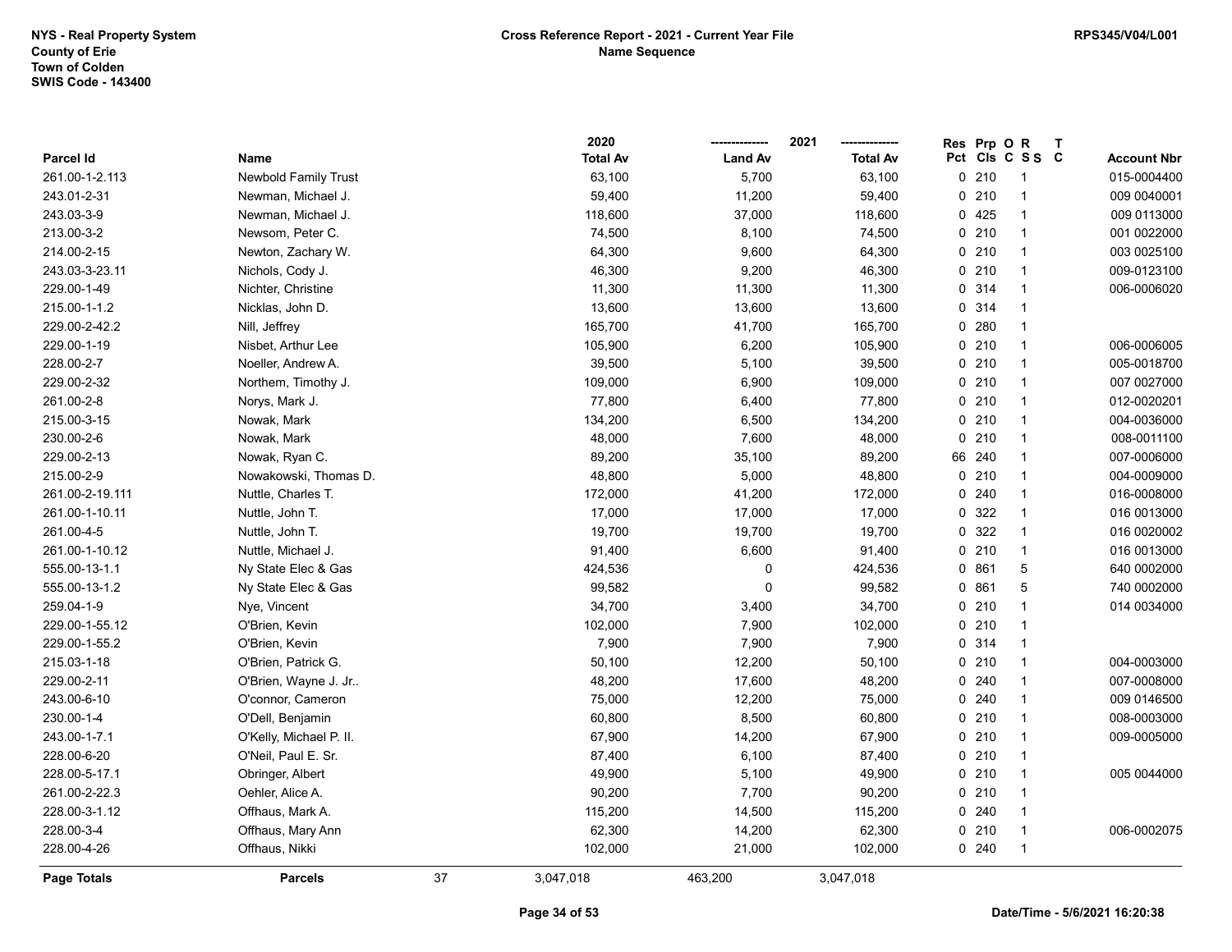NYS - Real Property System
County of Erie
Town of Colden
SWIS Code - 143400

**Cross Reference Report - 2021 - Current Year File**
**Name Sequence**

RPS345/V04/L001

| Parcel Id | Name | 2020 Total Av | 2021 Land Av | 2021 Total Av | Res Pct | Prp Cls | O C | R S S | T C | Account Nbr |
|---|---|---|---|---|---|---|---|---|---|---|
| 261.00-1-2.113 | Newbold Family Trust | 63,100 | 5,700 | 63,100 | 0 | 210 | | 1 | | 015-0004400 |
| 243.01-2-31 | Newman, Michael J. | 59,400 | 11,200 | 59,400 | 0 | 210 | | 1 | | 009 0040001 |
| 243.03-3-9 | Newman, Michael J. | 118,600 | 37,000 | 118,600 | 0 | 425 | | 1 | | 009 0113000 |
| 213.00-3-2 | Newsom, Peter C. | 74,500 | 8,100 | 74,500 | 0 | 210 | | 1 | | 001 0022000 |
| 214.00-2-15 | Newton, Zachary W. | 64,300 | 9,600 | 64,300 | 0 | 210 | | 1 | | 003 0025100 |
| 243.03-3-23.11 | Nichols, Cody J. | 46,300 | 9,200 | 46,300 | 0 | 210 | | 1 | | 009-0123100 |
| 229.00-1-49 | Nichter, Christine | 11,300 | 11,300 | 11,300 | 0 | 314 | | 1 | | 006-0006020 |
| 215.00-1-1.2 | Nicklas, John D. | 13,600 | 13,600 | 13,600 | 0 | 314 | | 1 | | |
| 229.00-2-42.2 | Nill, Jeffrey | 165,700 | 41,700 | 165,700 | 0 | 280 | | 1 | | |
| 229.00-1-19 | Nisbet, Arthur Lee | 105,900 | 6,200 | 105,900 | 0 | 210 | | 1 | | 006-0006005 |
| 228.00-2-7 | Noeller, Andrew A. | 39,500 | 5,100 | 39,500 | 0 | 210 | | 1 | | 005-0018700 |
| 229.00-2-32 | Northem, Timothy J. | 109,000 | 6,900 | 109,000 | 0 | 210 | | 1 | | 007 0027000 |
| 261.00-2-8 | Norys, Mark J. | 77,800 | 6,400 | 77,800 | 0 | 210 | | 1 | | 012-0020201 |
| 215.00-3-15 | Nowak, Mark | 134,200 | 6,500 | 134,200 | 0 | 210 | | 1 | | 004-0036000 |
| 230.00-2-6 | Nowak, Mark | 48,000 | 7,600 | 48,000 | 0 | 210 | | 1 | | 008-0011100 |
| 229.00-2-13 | Nowak, Ryan C. | 89,200 | 35,100 | 89,200 | 66 | 240 | | 1 | | 007-0006000 |
| 215.00-2-9 | Nowakowski, Thomas D. | 48,800 | 5,000 | 48,800 | 0 | 210 | | 1 | | 004-0009000 |
| 261.00-2-19.111 | Nuttle, Charles T. | 172,000 | 41,200 | 172,000 | 0 | 240 | | 1 | | 016-0008000 |
| 261.00-1-10.11 | Nuttle, John T. | 17,000 | 17,000 | 17,000 | 0 | 322 | | 1 | | 016 0013000 |
| 261.00-4-5 | Nuttle, John T. | 19,700 | 19,700 | 19,700 | 0 | 322 | | 1 | | 016 0020002 |
| 261.00-1-10.12 | Nuttle, Michael J. | 91,400 | 6,600 | 91,400 | 0 | 210 | | 1 | | 016 0013000 |
| 555.00-13-1.1 | Ny State Elec & Gas | 424,536 | 0 | 424,536 | 0 | 861 | | 5 | | 640 0002000 |
| 555.00-13-1.2 | Ny State Elec & Gas | 99,582 | 0 | 99,582 | 0 | 861 | | 5 | | 740 0002000 |
| 259.04-1-9 | Nye, Vincent | 34,700 | 3,400 | 34,700 | 0 | 210 | | 1 | | 014 0034000 |
| 229.00-1-55.12 | O'Brien, Kevin | 102,000 | 7,900 | 102,000 | 0 | 210 | | 1 | | |
| 229.00-1-55.2 | O'Brien, Kevin | 7,900 | 7,900 | 7,900 | 0 | 314 | | 1 | | |
| 215.03-1-18 | O'Brien, Patrick G. | 50,100 | 12,200 | 50,100 | 0 | 210 | | 1 | | 004-0003000 |
| 229.00-2-11 | O'Brien, Wayne J. Jr.. | 48,200 | 17,600 | 48,200 | 0 | 240 | | 1 | | 007-0008000 |
| 243.00-6-10 | O'connor, Cameron | 75,000 | 12,200 | 75,000 | 0 | 240 | | 1 | | 009 0146500 |
| 230.00-1-4 | O'Dell, Benjamin | 60,800 | 8,500 | 60,800 | 0 | 210 | | 1 | | 008-0003000 |
| 243.00-1-7.1 | O'Kelly, Michael P. II. | 67,900 | 14,200 | 67,900 | 0 | 210 | | 1 | | 009-0005000 |
| 228.00-6-20 | O'Neil, Paul E. Sr. | 87,400 | 6,100 | 87,400 | 0 | 210 | | 1 | | |
| 228.00-5-17.1 | Obringer, Albert | 49,900 | 5,100 | 49,900 | 0 | 210 | | 1 | | 005 0044000 |
| 261.00-2-22.3 | Oehler, Alice A. | 90,200 | 7,700 | 90,200 | 0 | 210 | | 1 | | |
| 228.00-3-1.12 | Offhaus, Mark A. | 115,200 | 14,500 | 115,200 | 0 | 240 | | 1 | | |
| 228.00-3-4 | Offhaus, Mary Ann | 62,300 | 14,200 | 62,300 | 0 | 210 | | 1 | | 006-0002075 |
| 228.00-4-26 | Offhaus, Nikki | 102,000 | 21,000 | 102,000 | 0 | 240 | | 1 | | |
| **Page Totals** | **Parcels** 37 | 3,047,018 | 463,200 | 3,047,018 | | | | | | |

Date/Time - 5/6/2021 16:20:38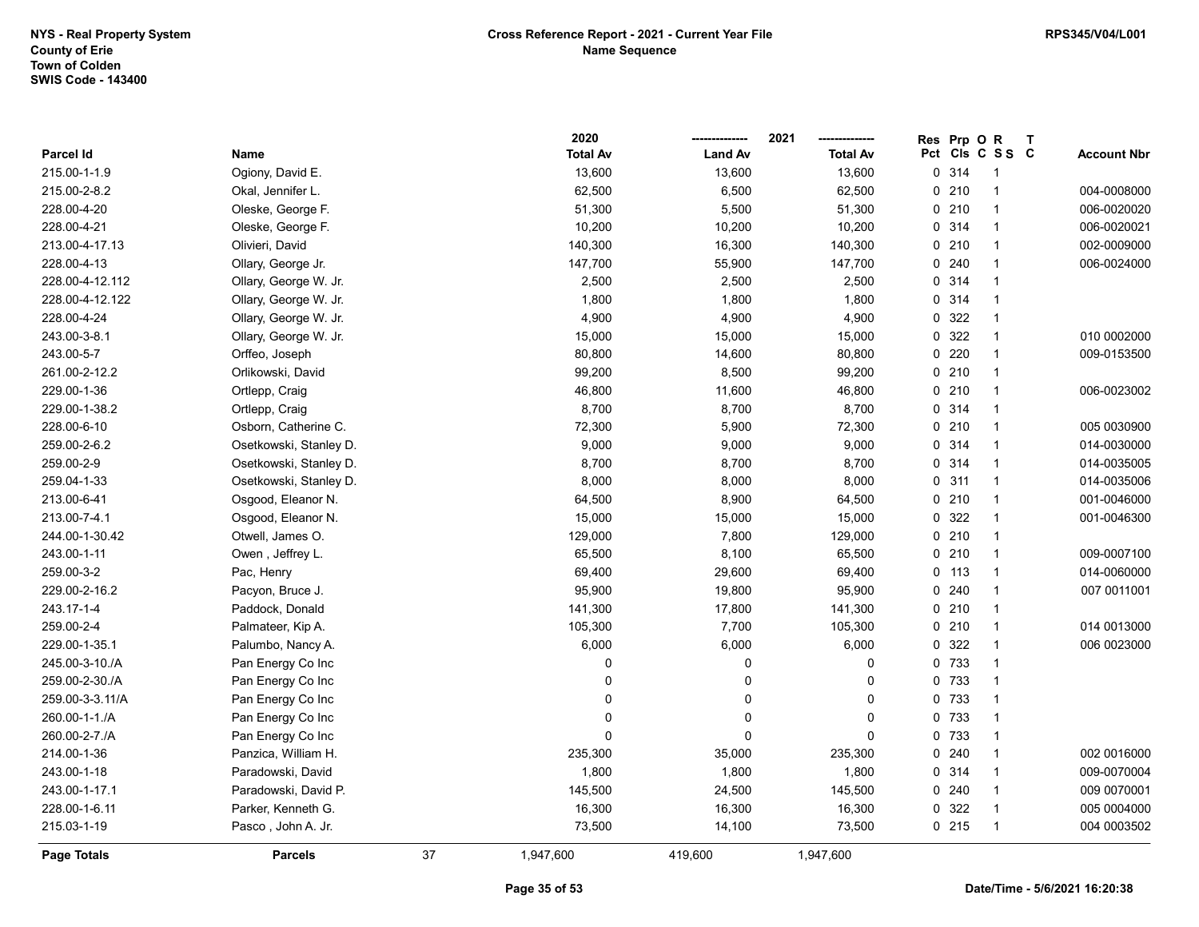NYS - Real Property System
County of Erie
Town of Colden
SWIS Code - 143400

**Cross Reference Report - 2021 - Current Year File**
**Name Sequence**

RPS345/V04/L001

| Parcel Id | Name | 2020 Total Av | 2021 Land Av | 2021 Total Av | Res Pct | Prp Cls | O C | R S S | T C | Account Nbr |
|---|---|---|---|---|---|---|---|---|---|---|
| 215.00-1-1.9 | Ogiony, David E. | 13,600 | 13,600 | 13,600 | 0 | 314 | | 1 | | |
| 215.00-2-8.2 | Okal, Jennifer L. | 62,500 | 6,500 | 62,500 | 0 | 210 | | 1 | | 004-0008000 |
| 228.00-4-20 | Oleske, George F. | 51,300 | 5,500 | 51,300 | 0 | 210 | | 1 | | 006-0020020 |
| 228.00-4-21 | Oleske, George F. | 10,200 | 10,200 | 10,200 | 0 | 314 | | 1 | | 006-0020021 |
| 213.00-4-17.13 | Olivieri, David | 140,300 | 16,300 | 140,300 | 0 | 210 | | 1 | | 002-0009000 |
| 228.00-4-13 | Ollary, George Jr. | 147,700 | 55,900 | 147,700 | 0 | 240 | | 1 | | 006-0024000 |
| 228.00-4-12.112 | Ollary, George W. Jr. | 2,500 | 2,500 | 2,500 | 0 | 314 | | 1 | | |
| 228.00-4-12.122 | Ollary, George W. Jr. | 1,800 | 1,800 | 1,800 | 0 | 314 | | 1 | | |
| 228.00-4-24 | Ollary, George W. Jr. | 4,900 | 4,900 | 4,900 | 0 | 322 | | 1 | | |
| 243.00-3-8.1 | Ollary, George W. Jr. | 15,000 | 15,000 | 15,000 | 0 | 322 | | 1 | | 010 0002000 |
| 243.00-5-7 | Orffeo, Joseph | 80,800 | 14,600 | 80,800 | 0 | 220 | | 1 | | 009-0153500 |
| 261.00-2-12.2 | Orlikowski, David | 99,200 | 8,500 | 99,200 | 0 | 210 | | 1 | | |
| 229.00-1-36 | Ortlepp, Craig | 46,800 | 11,600 | 46,800 | 0 | 210 | | 1 | | 006-0023002 |
| 229.00-1-38.2 | Ortlepp, Craig | 8,700 | 8,700 | 8,700 | 0 | 314 | | 1 | | |
| 228.00-6-10 | Osborn, Catherine C. | 72,300 | 5,900 | 72,300 | 0 | 210 | | 1 | | 005 0030900 |
| 259.00-2-6.2 | Osetkowski, Stanley D. | 9,000 | 9,000 | 9,000 | 0 | 314 | | 1 | | 014-0030000 |
| 259.00-2-9 | Osetkowski, Stanley D. | 8,700 | 8,700 | 8,700 | 0 | 314 | | 1 | | 014-0035005 |
| 259.04-1-33 | Osetkowski, Stanley D. | 8,000 | 8,000 | 8,000 | 0 | 311 | | 1 | | 014-0035006 |
| 213.00-6-41 | Osgood, Eleanor N. | 64,500 | 8,900 | 64,500 | 0 | 210 | | 1 | | 001-0046000 |
| 213.00-7-4.1 | Osgood, Eleanor N. | 15,000 | 15,000 | 15,000 | 0 | 322 | | 1 | | 001-0046300 |
| 244.00-1-30.42 | Otwell, James O. | 129,000 | 7,800 | 129,000 | 0 | 210 | | 1 | | |
| 243.00-1-11 | Owen , Jeffrey L. | 65,500 | 8,100 | 65,500 | 0 | 210 | | 1 | | 009-0007100 |
| 259.00-3-2 | Pac, Henry | 69,400 | 29,600 | 69,400 | 0 | 113 | | 1 | | 014-0060000 |
| 229.00-2-16.2 | Pacyon, Bruce J. | 95,900 | 19,800 | 95,900 | 0 | 240 | | 1 | | 007 0011001 |
| 243.17-1-4 | Paddock, Donald | 141,300 | 17,800 | 141,300 | 0 | 210 | | 1 | | |
| 259.00-2-4 | Palmateer, Kip A. | 105,300 | 7,700 | 105,300 | 0 | 210 | | 1 | | 014 0013000 |
| 229.00-1-35.1 | Palumbo, Nancy A. | 6,000 | 6,000 | 6,000 | 0 | 322 | | 1 | | 006 0023000 |
| 245.00-3-10./A | Pan Energy Co Inc | 0 | 0 | 0 | 0 | 733 | | 1 | | |
| 259.00-2-30./A | Pan Energy Co Inc | 0 | 0 | 0 | 0 | 733 | | 1 | | |
| 259.00-3-3.11/A | Pan Energy Co Inc | 0 | 0 | 0 | 0 | 733 | | 1 | | |
| 260.00-1-1./A | Pan Energy Co Inc | 0 | 0 | 0 | 0 | 733 | | 1 | | |
| 260.00-2-7./A | Pan Energy Co Inc | 0 | 0 | 0 | 0 | 733 | | 1 | | |
| 214.00-1-36 | Panzica, William H. | 235,300 | 35,000 | 235,300 | 0 | 240 | | 1 | | 002 0016000 |
| 243.00-1-18 | Paradowski, David | 1,800 | 1,800 | 1,800 | 0 | 314 | | 1 | | 009-0070004 |
| 243.00-1-17.1 | Paradowski, David P. | 145,500 | 24,500 | 145,500 | 0 | 240 | | 1 | | 009 0070001 |
| 228.00-1-6.11 | Parker, Kenneth G. | 16,300 | 16,300 | 16,300 | 0 | 322 | | 1 | | 005 0004000 |
| 215.03-1-19 | Pasco , John A. Jr. | 73,500 | 14,100 | 73,500 | 0 | 215 | | 1 | | 004 0003502 |
| **Page Totals** | **Parcels** 37 | 1,947,600 | 419,600 | 1,947,600 | | | | | | |

Date/Time - 5/6/2021 16:20:38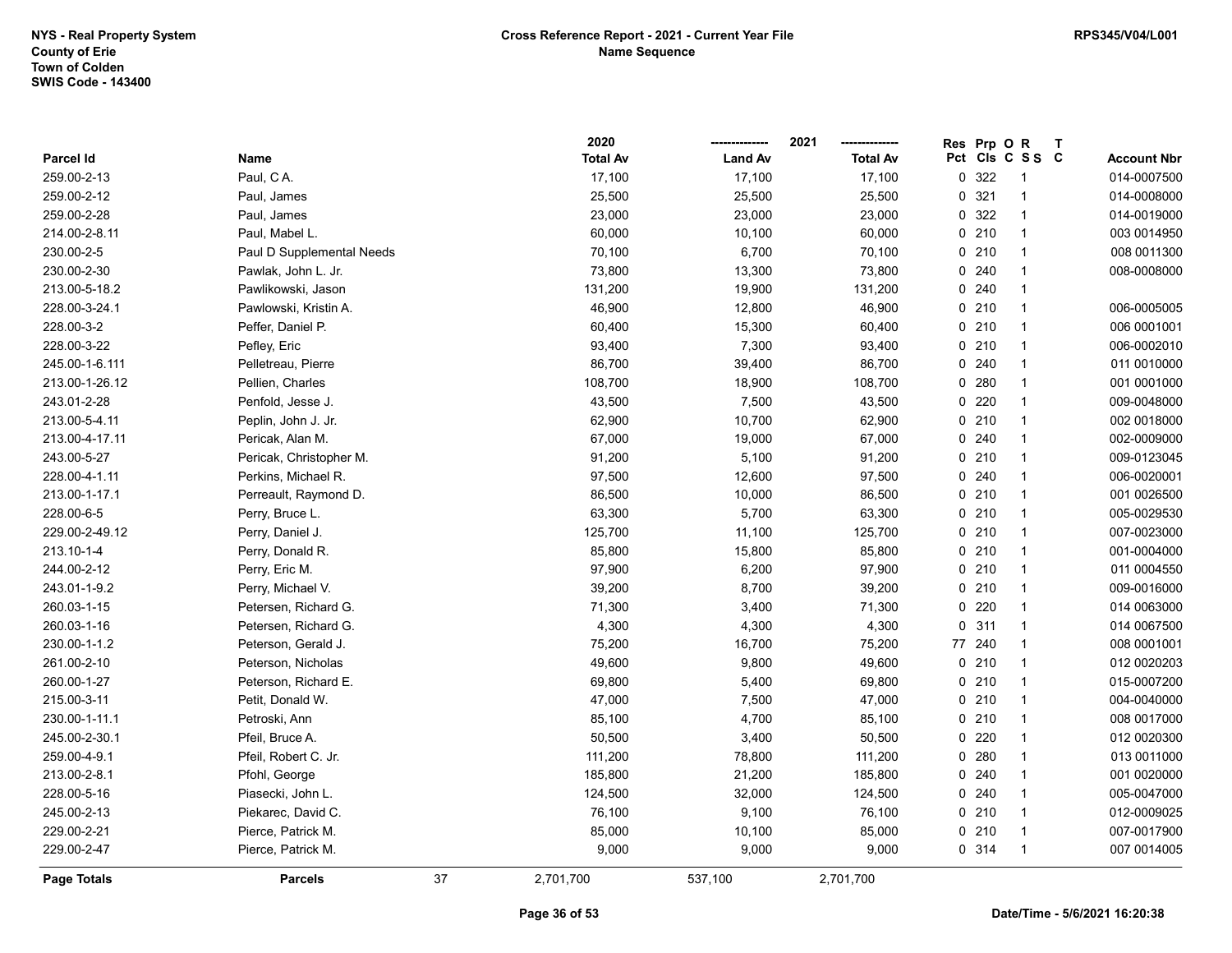**NYS - Real Property System**
**County of Erie**
**Town of Colden**
**SWIS Code - 143400**

**Cross Reference Report - 2021 - Current Year File**
**Name Sequence**

**RPS345/V04/L001**

| Parcel Id | Name | 2020 Total Av | 2021 Land Av | 2021 Total Av | Res Pct | Prp Cls | O C | R S S | T C | Account Nbr |
|---|---|---|---|---|---|---|---|---|---|---|
| 259.00-2-13 | Paul, C A. | 17,100 | 17,100 | 17,100 | 0 | 322 | | 1 | | 014-0007500 |
| 259.00-2-12 | Paul, James | 25,500 | 25,500 | 25,500 | 0 | 321 | | 1 | | 014-0008000 |
| 259.00-2-28 | Paul, James | 23,000 | 23,000 | 23,000 | 0 | 322 | | 1 | | 014-0019000 |
| 214.00-2-8.11 | Paul, Mabel L. | 60,000 | 10,100 | 60,000 | 0 | 210 | | 1 | | 003 0014950 |
| 230.00-2-5 | Paul D Supplemental Needs | 70,100 | 6,700 | 70,100 | 0 | 210 | | 1 | | 008 0011300 |
| 230.00-2-30 | Pawlak, John L. Jr. | 73,800 | 13,300 | 73,800 | 0 | 240 | | 1 | | 008-0008000 |
| 213.00-5-18.2 | Pawlikowski, Jason | 131,200 | 19,900 | 131,200 | 0 | 240 | | 1 | | |
| 228.00-3-24.1 | Pawlowski, Kristin A. | 46,900 | 12,800 | 46,900 | 0 | 210 | | 1 | | 006-0005005 |
| 228.00-3-2 | Peffer, Daniel P. | 60,400 | 15,300 | 60,400 | 0 | 210 | | 1 | | 006 0001001 |
| 228.00-3-22 | Pefley, Eric | 93,400 | 7,300 | 93,400 | 0 | 210 | | 1 | | 006-0002010 |
| 245.00-1-6.111 | Pelletreau, Pierre | 86,700 | 39,400 | 86,700 | 0 | 240 | | 1 | | 011 0010000 |
| 213.00-1-26.12 | Pellien, Charles | 108,700 | 18,900 | 108,700 | 0 | 280 | | 1 | | 001 0001000 |
| 243.01-2-28 | Penfold, Jesse J. | 43,500 | 7,500 | 43,500 | 0 | 220 | | 1 | | 009-0048000 |
| 213.00-5-4.11 | Peplin, John J. Jr. | 62,900 | 10,700 | 62,900 | 0 | 210 | | 1 | | 002 0018000 |
| 213.00-4-17.11 | Pericak, Alan M. | 67,000 | 19,000 | 67,000 | 0 | 240 | | 1 | | 002-0009000 |
| 243.00-5-27 | Pericak, Christopher M. | 91,200 | 5,100 | 91,200 | 0 | 210 | | 1 | | 009-0123045 |
| 228.00-4-1.11 | Perkins, Michael R. | 97,500 | 12,600 | 97,500 | 0 | 240 | | 1 | | 006-0020001 |
| 213.00-1-17.1 | Perreault, Raymond D. | 86,500 | 10,000 | 86,500 | 0 | 210 | | 1 | | 001 0026500 |
| 228.00-6-5 | Perry, Bruce L. | 63,300 | 5,700 | 63,300 | 0 | 210 | | 1 | | 005-0029530 |
| 229.00-2-49.12 | Perry, Daniel J. | 125,700 | 11,100 | 125,700 | 0 | 210 | | 1 | | 007-0023000 |
| 213.10-1-4 | Perry, Donald R. | 85,800 | 15,800 | 85,800 | 0 | 210 | | 1 | | 001-0004000 |
| 244.00-2-12 | Perry, Eric M. | 97,900 | 6,200 | 97,900 | 0 | 210 | | 1 | | 011 0004550 |
| 243.01-1-9.2 | Perry, Michael V. | 39,200 | 8,700 | 39,200 | 0 | 210 | | 1 | | 009-0016000 |
| 260.03-1-15 | Petersen, Richard G. | 71,300 | 3,400 | 71,300 | 0 | 220 | | 1 | | 014 0063000 |
| 260.03-1-16 | Petersen, Richard G. | 4,300 | 4,300 | 4,300 | 0 | 311 | | 1 | | 014 0067500 |
| 230.00-1-1.2 | Peterson, Gerald J. | 75,200 | 16,700 | 75,200 | 77 | 240 | | 1 | | 008 0001001 |
| 261.00-2-10 | Peterson, Nicholas | 49,600 | 9,800 | 49,600 | 0 | 210 | | 1 | | 012 0020203 |
| 260.00-1-27 | Peterson, Richard E. | 69,800 | 5,400 | 69,800 | 0 | 210 | | 1 | | 015-0007200 |
| 215.00-3-11 | Petit, Donald W. | 47,000 | 7,500 | 47,000 | 0 | 210 | | 1 | | 004-0040000 |
| 230.00-1-11.1 | Petroski, Ann | 85,100 | 4,700 | 85,100 | 0 | 210 | | 1 | | 008 0017000 |
| 245.00-2-30.1 | Pfeil, Bruce A. | 50,500 | 3,400 | 50,500 | 0 | 220 | | 1 | | 012 0020300 |
| 259.00-4-9.1 | Pfeil, Robert C. Jr. | 111,200 | 78,800 | 111,200 | 0 | 280 | | 1 | | 013 0011000 |
| 213.00-2-8.1 | Pfohl, George | 185,800 | 21,200 | 185,800 | 0 | 240 | | 1 | | 001 0020000 |
| 228.00-5-16 | Piasecki, John L. | 124,500 | 32,000 | 124,500 | 0 | 240 | | 1 | | 005-0047000 |
| 245.00-2-13 | Piekarec, David C. | 76,100 | 9,100 | 76,100 | 0 | 210 | | 1 | | 012-0009025 |
| 229.00-2-21 | Pierce, Patrick M. | 85,000 | 10,100 | 85,000 | 0 | 210 | | 1 | | 007-0017900 |
| 229.00-2-47 | Pierce, Patrick M. | 9,000 | 9,000 | 9,000 | 0 | 314 | | 1 | | 007 0014005 |
| **Page Totals** | **Parcels** 37 | 2,701,700 | 537,100 | 2,701,700 | | | | | | |

**Date/Time - 5/6/2021 16:20:38**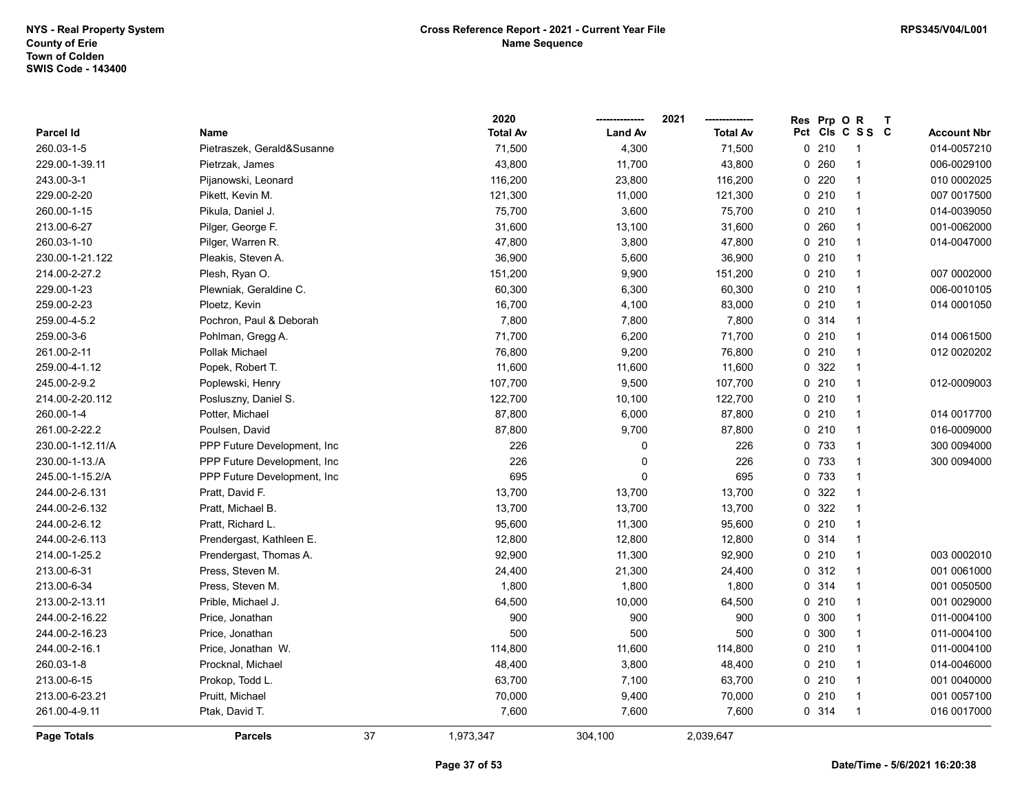NYS - Real Property System
County of Erie
Town of Colden
SWIS Code - 143400

**Cross Reference Report - 2021 - Current Year File**
**Name Sequence**

RPS345/V04/L001

| Parcel Id | Name | 2020 Total Av | 2021 Land Av | 2021 Total Av | Res Pct | Prp Cls | O C | R S S | T C | Account Nbr |
|---|---|---|---|---|---|---|---|---|---|---|
| 260.03-1-5 | Pietraszek, Gerald&Susanne | 71,500 | 4,300 | 71,500 | 0 | 210 | | 1 | | 014-0057210 |
| 229.00-1-39.11 | Pietrzak, James | 43,800 | 11,700 | 43,800 | 0 | 260 | | 1 | | 006-0029100 |
| 243.00-3-1 | Pijanowski, Leonard | 116,200 | 23,800 | 116,200 | 0 | 220 | | 1 | | 010 0002025 |
| 229.00-2-20 | Pikett, Kevin M. | 121,300 | 11,000 | 121,300 | 0 | 210 | | 1 | | 007 0017500 |
| 260.00-1-15 | Pikula, Daniel J. | 75,700 | 3,600 | 75,700 | 0 | 210 | | 1 | | 014-0039050 |
| 213.00-6-27 | Pilger, George F. | 31,600 | 13,100 | 31,600 | 0 | 260 | | 1 | | 001-0062000 |
| 260.03-1-10 | Pilger, Warren R. | 47,800 | 3,800 | 47,800 | 0 | 210 | | 1 | | 014-0047000 |
| 230.00-1-21.122 | Pleakis, Steven A. | 36,900 | 5,600 | 36,900 | 0 | 210 | | 1 | | |
| 214.00-2-27.2 | Plesh, Ryan O. | 151,200 | 9,900 | 151,200 | 0 | 210 | | 1 | | 007 0002000 |
| 229.00-1-23 | Plewniak, Geraldine C. | 60,300 | 6,300 | 60,300 | 0 | 210 | | 1 | | 006-0010105 |
| 259.00-2-23 | Ploetz, Kevin | 16,700 | 4,100 | 83,000 | 0 | 210 | | 1 | | 014 0001050 |
| 259.00-4-5.2 | Pochron, Paul & Deborah | 7,800 | 7,800 | 7,800 | 0 | 314 | | 1 | | |
| 259.00-3-6 | Pohlman, Gregg A. | 71,700 | 6,200 | 71,700 | 0 | 210 | | 1 | | 014 0061500 |
| 261.00-2-11 | Pollak Michael | 76,800 | 9,200 | 76,800 | 0 | 210 | | 1 | | 012 0020202 |
| 259.00-4-1.12 | Popek, Robert T. | 11,600 | 11,600 | 11,600 | 0 | 322 | | 1 | | |
| 245.00-2-9.2 | Poplewski, Henry | 107,700 | 9,500 | 107,700 | 0 | 210 | | 1 | | 012-0009003 |
| 214.00-2-20.112 | Posluszny, Daniel S. | 122,700 | 10,100 | 122,700 | 0 | 210 | | 1 | | |
| 260.00-1-4 | Potter, Michael | 87,800 | 6,000 | 87,800 | 0 | 210 | | 1 | | 014 0017700 |
| 261.00-2-22.2 | Poulsen, David | 87,800 | 9,700 | 87,800 | 0 | 210 | | 1 | | 016-0009000 |
| 230.00-1-12.11/A | PPP Future Development, Inc | 226 | 0 | 226 | 0 | 733 | | 1 | | 300 0094000 |
| 230.00-1-13./A | PPP Future Development, Inc | 226 | 0 | 226 | 0 | 733 | | 1 | | 300 0094000 |
| 245.00-1-15.2/A | PPP Future Development, Inc | 695 | 0 | 695 | 0 | 733 | | 1 | | |
| 244.00-2-6.131 | Pratt, David F. | 13,700 | 13,700 | 13,700 | 0 | 322 | | 1 | | |
| 244.00-2-6.132 | Pratt, Michael B. | 13,700 | 13,700 | 13,700 | 0 | 322 | | 1 | | |
| 244.00-2-6.12 | Pratt, Richard L. | 95,600 | 11,300 | 95,600 | 0 | 210 | | 1 | | |
| 244.00-2-6.113 | Prendergast, Kathleen E. | 12,800 | 12,800 | 12,800 | 0 | 314 | | 1 | | |
| 214.00-1-25.2 | Prendergast, Thomas A. | 92,900 | 11,300 | 92,900 | 0 | 210 | | 1 | | 003 0002010 |
| 213.00-6-31 | Press, Steven M. | 24,400 | 21,300 | 24,400 | 0 | 312 | | 1 | | 001 0061000 |
| 213.00-6-34 | Press, Steven M. | 1,800 | 1,800 | 1,800 | 0 | 314 | | 1 | | 001 0050500 |
| 213.00-2-13.11 | Prible, Michael J. | 64,500 | 10,000 | 64,500 | 0 | 210 | | 1 | | 001 0029000 |
| 244.00-2-16.22 | Price, Jonathan | 900 | 900 | 900 | 0 | 300 | | 1 | | 011-0004100 |
| 244.00-2-16.23 | Price, Jonathan | 500 | 500 | 500 | 0 | 300 | | 1 | | 011-0004100 |
| 244.00-2-16.1 | Price, Jonathan W. | 114,800 | 11,600 | 114,800 | 0 | 210 | | 1 | | 011-0004100 |
| 260.03-1-8 | Procknal, Michael | 48,400 | 3,800 | 48,400 | 0 | 210 | | 1 | | 014-0046000 |
| 213.00-6-15 | Prokop, Todd L. | 63,700 | 7,100 | 63,700 | 0 | 210 | | 1 | | 001 0040000 |
| 213.00-6-23.21 | Pruitt, Michael | 70,000 | 9,400 | 70,000 | 0 | 210 | | 1 | | 001 0057100 |
| 261.00-4-9.11 | Ptak, David T. | 7,600 | 7,600 | 7,600 | 0 | 314 | | 1 | | 016 0017000 |
| **Page Totals** | **Parcels** 37 | 1,973,347 | 304,100 | 2,039,647 | | | | | | |

Date/Time - 5/6/2021 16:20:38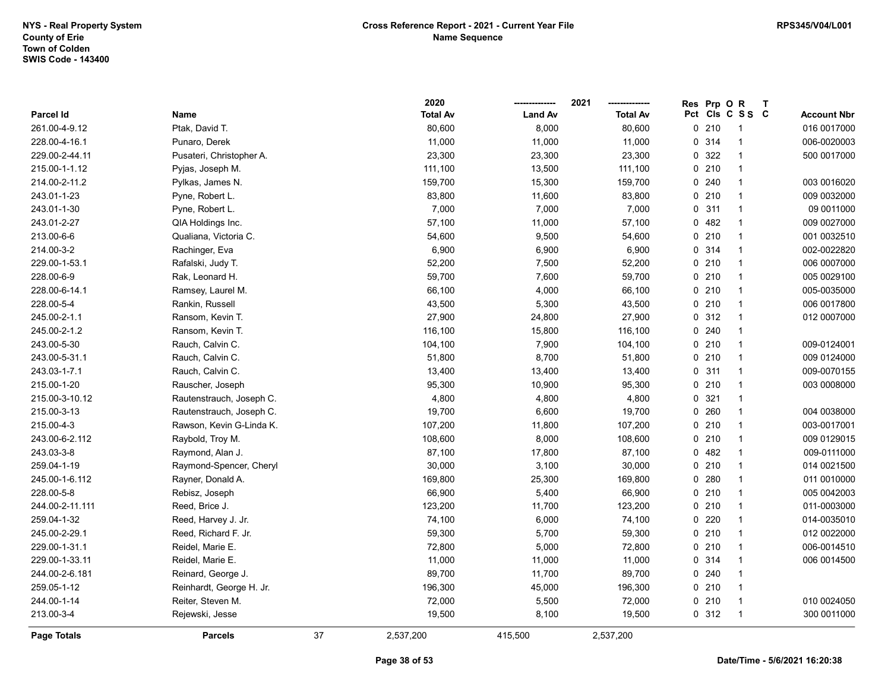NYS - Real Property System
County of Erie
Town of Colden
SWIS Code - 143400

Cross Reference Report - 2021 - Current Year File
Name Sequence

RPS345/V04/L001

| Parcel Id | Name | 2020 Total Av | 2021 Land Av | 2021 Total Av | Res Pct | Prp Cls | O C | R S S | T C | Account Nbr |
|---|---|---|---|---|---|---|---|---|---|---|
| 261.00-4-9.12 | Ptak, David T. | 80,600 | 8,000 | 80,600 | 0 | 210 | | 1 | | 016 0017000 |
| 228.00-4-16.1 | Punaro, Derek | 11,000 | 11,000 | 11,000 | 0 | 314 | | 1 | | 006-0020003 |
| 229.00-2-44.11 | Pusateri, Christopher A. | 23,300 | 23,300 | 23,300 | 0 | 322 | | 1 | | 500 0017000 |
| 215.00-1-1.12 | Pyjas, Joseph M. | 111,100 | 13,500 | 111,100 | 0 | 210 | | 1 | | |
| 214.00-2-11.2 | Pylkas, James N. | 159,700 | 15,300 | 159,700 | 0 | 240 | | 1 | | 003 0016020 |
| 243.01-1-23 | Pyne, Robert L. | 83,800 | 11,600 | 83,800 | 0 | 210 | | 1 | | 009 0032000 |
| 243.01-1-30 | Pyne, Robert L. | 7,000 | 7,000 | 7,000 | 0 | 311 | | 1 | | 09 0011000 |
| 243.01-2-27 | QIA Holdings Inc. | 57,100 | 11,000 | 57,100 | 0 | 482 | | 1 | | 009 0027000 |
| 213.00-6-6 | Qualiana, Victoria C. | 54,600 | 9,500 | 54,600 | 0 | 210 | | 1 | | 001 0032510 |
| 214.00-3-2 | Rachinger, Eva | 6,900 | 6,900 | 6,900 | 0 | 314 | | 1 | | 002-0022820 |
| 229.00-1-53.1 | Rafalski, Judy T. | 52,200 | 7,500 | 52,200 | 0 | 210 | | 1 | | 006 0007000 |
| 228.00-6-9 | Rak, Leonard H. | 59,700 | 7,600 | 59,700 | 0 | 210 | | 1 | | 005 0029100 |
| 228.00-6-14.1 | Ramsey, Laurel M. | 66,100 | 4,000 | 66,100 | 0 | 210 | | 1 | | 005-0035000 |
| 228.00-5-4 | Rankin, Russell | 43,500 | 5,300 | 43,500 | 0 | 210 | | 1 | | 006 0017800 |
| 245.00-2-1.1 | Ransom, Kevin T. | 27,900 | 24,800 | 27,900 | 0 | 312 | | 1 | | 012 0007000 |
| 245.00-2-1.2 | Ransom, Kevin T. | 116,100 | 15,800 | 116,100 | 0 | 240 | | 1 | | |
| 243.00-5-30 | Rauch, Calvin C. | 104,100 | 7,900 | 104,100 | 0 | 210 | | 1 | | 009-0124001 |
| 243.00-5-31.1 | Rauch, Calvin C. | 51,800 | 8,700 | 51,800 | 0 | 210 | | 1 | | 009 0124000 |
| 243.03-1-7.1 | Rauch, Calvin C. | 13,400 | 13,400 | 13,400 | 0 | 311 | | 1 | | 009-0070155 |
| 215.00-1-20 | Rauscher, Joseph | 95,300 | 10,900 | 95,300 | 0 | 210 | | 1 | | 003 0008000 |
| 215.00-3-10.12 | Rautenstrauch, Joseph C. | 4,800 | 4,800 | 4,800 | 0 | 321 | | 1 | | |
| 215.00-3-13 | Rautenstrauch, Joseph C. | 19,700 | 6,600 | 19,700 | 0 | 260 | | 1 | | 004 0038000 |
| 215.00-4-3 | Rawson, Kevin G-Linda K. | 107,200 | 11,800 | 107,200 | 0 | 210 | | 1 | | 003-0017001 |
| 243.00-6-2.112 | Raybold, Troy M. | 108,600 | 8,000 | 108,600 | 0 | 210 | | 1 | | 009 0129015 |
| 243.03-3-8 | Raymond, Alan J. | 87,100 | 17,800 | 87,100 | 0 | 482 | | 1 | | 009-0111000 |
| 259.04-1-19 | Raymond-Spencer, Cheryl | 30,000 | 3,100 | 30,000 | 0 | 210 | | 1 | | 014 0021500 |
| 245.00-1-6.112 | Rayner, Donald A. | 169,800 | 25,300 | 169,800 | 0 | 280 | | 1 | | 011 0010000 |
| 228.00-5-8 | Rebisz, Joseph | 66,900 | 5,400 | 66,900 | 0 | 210 | | 1 | | 005 0042003 |
| 244.00-2-11.111 | Reed, Brice J. | 123,200 | 11,700 | 123,200 | 0 | 210 | | 1 | | 011-0003000 |
| 259.04-1-32 | Reed, Harvey J. Jr. | 74,100 | 6,000 | 74,100 | 0 | 220 | | 1 | | 014-0035010 |
| 245.00-2-29.1 | Reed, Richard F. Jr. | 59,300 | 5,700 | 59,300 | 0 | 210 | | 1 | | 012 0022000 |
| 229.00-1-31.1 | Reidel, Marie E. | 72,800 | 5,000 | 72,800 | 0 | 210 | | 1 | | 006-0014510 |
| 229.00-1-33.11 | Reidel, Marie E. | 11,000 | 11,000 | 11,000 | 0 | 314 | | 1 | | 006 0014500 |
| 244.00-2-6.181 | Reinard, George J. | 89,700 | 11,700 | 89,700 | 0 | 240 | | 1 | | |
| 259.05-1-12 | Reinhardt, George H. Jr. | 196,300 | 45,000 | 196,300 | 0 | 210 | | 1 | | |
| 244.00-1-14 | Reiter, Steven M. | 72,000 | 5,500 | 72,000 | 0 | 210 | | 1 | | 010 0024050 |
| 213.00-3-4 | Rejewski, Jesse | 19,500 | 8,100 | 19,500 | 0 | 312 | | 1 | | 300 0011000 |
| **Page Totals** | **Parcels** 37 | 2,537,200 | 415,500 | 2,537,200 | | | | | | |

Date/Time - 5/6/2021 16:20:38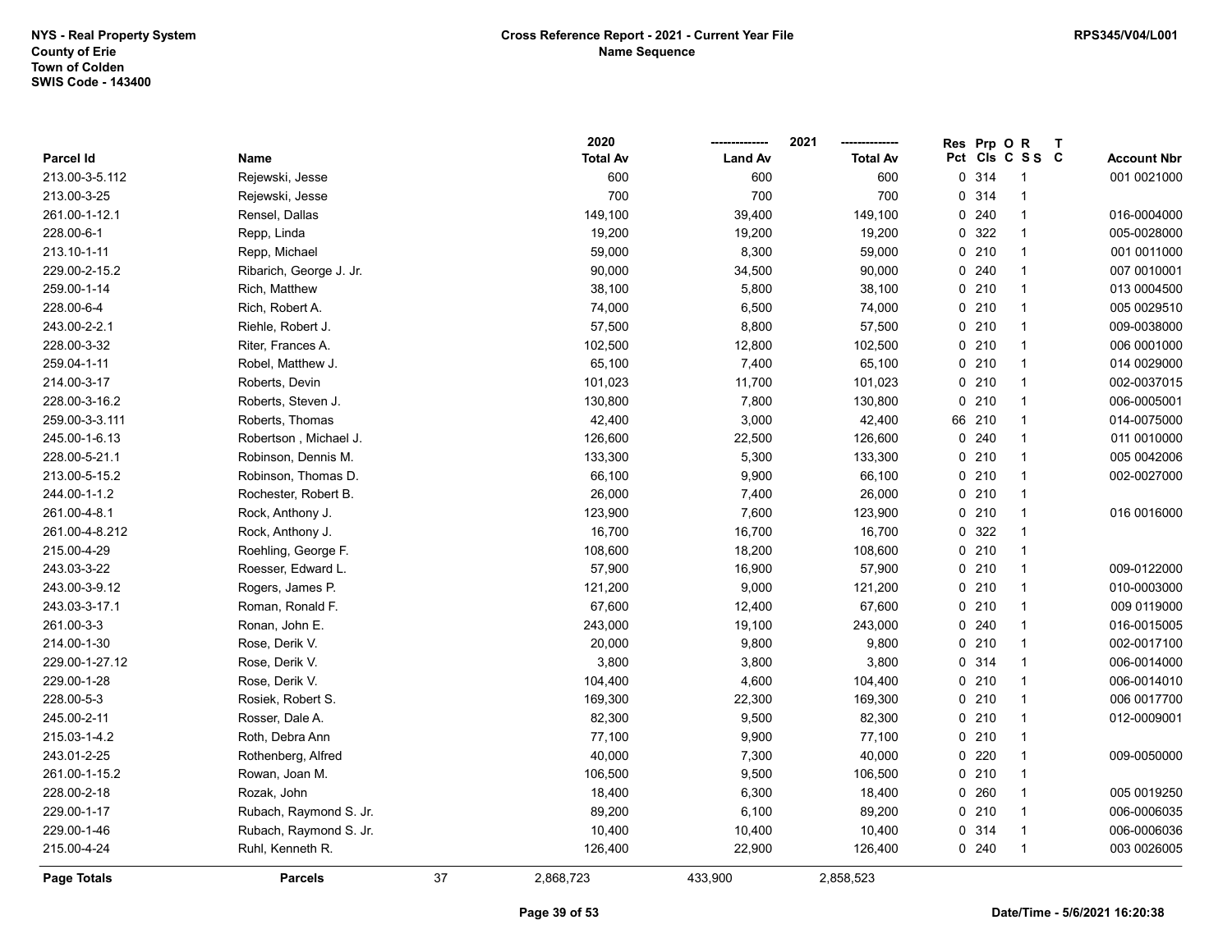NYS - Real Property System
County of Erie
Town of Colden
SWIS Code - 143400

**Cross Reference Report - 2021 - Current Year File**
**Name Sequence**

RPS345/V04/L001

| Parcel Id | Name | 2020 Total Av | 2021 Land Av | 2021 Total Av | Res Pct | Prp Cls | O C | R S S | T C | Account Nbr |
|---|---|---|---|---|---|---|---|---|---|---|
| 213.00-3-5.112 | Rejewski, Jesse | 600 | 600 | 600 | 0 | 314 | | 1 | | 001 0021000 |
| 213.00-3-25 | Rejewski, Jesse | 700 | 700 | 700 | 0 | 314 | | 1 | | |
| 261.00-1-12.1 | Rensel, Dallas | 149,100 | 39,400 | 149,100 | 0 | 240 | | 1 | | 016-0004000 |
| 228.00-6-1 | Repp, Linda | 19,200 | 19,200 | 19,200 | 0 | 322 | | 1 | | 005-0028000 |
| 213.10-1-11 | Repp, Michael | 59,000 | 8,300 | 59,000 | 0 | 210 | | 1 | | 001 0011000 |
| 229.00-2-15.2 | Ribarich, George J. Jr. | 90,000 | 34,500 | 90,000 | 0 | 240 | | 1 | | 007 0010001 |
| 259.00-1-14 | Rich, Matthew | 38,100 | 5,800 | 38,100 | 0 | 210 | | 1 | | 013 0004500 |
| 228.00-6-4 | Rich, Robert A. | 74,000 | 6,500 | 74,000 | 0 | 210 | | 1 | | 005 0029510 |
| 243.00-2-2.1 | Riehle, Robert J. | 57,500 | 8,800 | 57,500 | 0 | 210 | | 1 | | 009-0038000 |
| 228.00-3-32 | Riter, Frances A. | 102,500 | 12,800 | 102,500 | 0 | 210 | | 1 | | 006 0001000 |
| 259.04-1-11 | Robel, Matthew J. | 65,100 | 7,400 | 65,100 | 0 | 210 | | 1 | | 014 0029000 |
| 214.00-3-17 | Roberts, Devin | 101,023 | 11,700 | 101,023 | 0 | 210 | | 1 | | 002-0037015 |
| 228.00-3-16.2 | Roberts, Steven J. | 130,800 | 7,800 | 130,800 | 0 | 210 | | 1 | | 006-0005001 |
| 259.00-3-3.111 | Roberts, Thomas | 42,400 | 3,000 | 42,400 | 66 | 210 | | 1 | | 014-0075000 |
| 245.00-1-6.13 | Robertson , Michael J. | 126,600 | 22,500 | 126,600 | 0 | 240 | | 1 | | 011 0010000 |
| 228.00-5-21.1 | Robinson, Dennis M. | 133,300 | 5,300 | 133,300 | 0 | 210 | | 1 | | 005 0042006 |
| 213.00-5-15.2 | Robinson, Thomas D. | 66,100 | 9,900 | 66,100 | 0 | 210 | | 1 | | 002-0027000 |
| 244.00-1-1.2 | Rochester, Robert B. | 26,000 | 7,400 | 26,000 | 0 | 210 | | 1 | | |
| 261.00-4-8.1 | Rock, Anthony J. | 123,900 | 7,600 | 123,900 | 0 | 210 | | 1 | | 016 0016000 |
| 261.00-4-8.212 | Rock, Anthony J. | 16,700 | 16,700 | 16,700 | 0 | 322 | | 1 | | |
| 215.00-4-29 | Roehling, George F. | 108,600 | 18,200 | 108,600 | 0 | 210 | | 1 | | |
| 243.03-3-22 | Roesser, Edward L. | 57,900 | 16,900 | 57,900 | 0 | 210 | | 1 | | 009-0122000 |
| 243.00-3-9.12 | Rogers, James P. | 121,200 | 9,000 | 121,200 | 0 | 210 | | 1 | | 010-0003000 |
| 243.03-3-17.1 | Roman, Ronald F. | 67,600 | 12,400 | 67,600 | 0 | 210 | | 1 | | 009 0119000 |
| 261.00-3-3 | Ronan, John E. | 243,000 | 19,100 | 243,000 | 0 | 240 | | 1 | | 016-0015005 |
| 214.00-1-30 | Rose, Derik V. | 20,000 | 9,800 | 9,800 | 0 | 210 | | 1 | | 002-0017100 |
| 229.00-1-27.12 | Rose, Derik V. | 3,800 | 3,800 | 3,800 | 0 | 314 | | 1 | | 006-0014000 |
| 229.00-1-28 | Rose, Derik V. | 104,400 | 4,600 | 104,400 | 0 | 210 | | 1 | | 006-0014010 |
| 228.00-5-3 | Rosiek, Robert S. | 169,300 | 22,300 | 169,300 | 0 | 210 | | 1 | | 006 0017700 |
| 245.00-2-11 | Rosser, Dale A. | 82,300 | 9,500 | 82,300 | 0 | 210 | | 1 | | 012-0009001 |
| 215.03-1-4.2 | Roth, Debra Ann | 77,100 | 9,900 | 77,100 | 0 | 210 | | 1 | | |
| 243.01-2-25 | Rothenberg, Alfred | 40,000 | 7,300 | 40,000 | 0 | 220 | | 1 | | 009-0050000 |
| 261.00-1-15.2 | Rowan, Joan M. | 106,500 | 9,500 | 106,500 | 0 | 210 | | 1 | | |
| 228.00-2-18 | Rozak, John | 18,400 | 6,300 | 18,400 | 0 | 260 | | 1 | | 005 0019250 |
| 229.00-1-17 | Rubach, Raymond S. Jr. | 89,200 | 6,100 | 89,200 | 0 | 210 | | 1 | | 006-0006035 |
| 229.00-1-46 | Rubach, Raymond S. Jr. | 10,400 | 10,400 | 10,400 | 0 | 314 | | 1 | | 006-0006036 |
| 215.00-4-24 | Ruhl, Kenneth R. | 126,400 | 22,900 | 126,400 | 0 | 240 | | 1 | | 003 0026005 |
| **Page Totals** | **Parcels** 37 | 2,868,723 | 433,900 | 2,858,523 | | | | | | |

Date/Time - 5/6/2021 16:20:38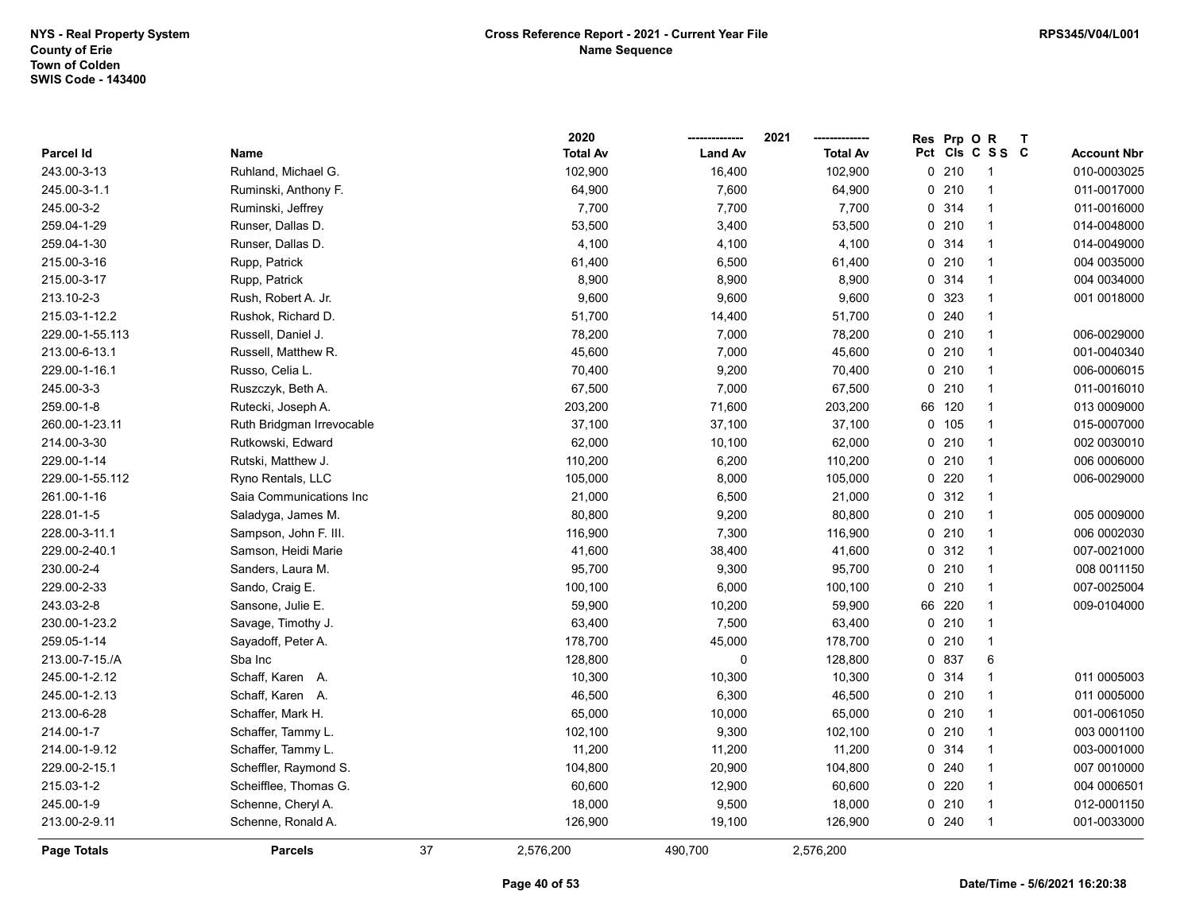NYS - Real Property System
County of Erie
Town of Colden
SWIS Code - 143400

**Cross Reference Report - 2021 - Current Year File**
**Name Sequence**

RPS345/V04/L001

| Parcel Id | Name | 2020 Total Av | 2021 Land Av | 2021 Total Av | Res Pct | Prp Cls | O C | R S S | T C | Account Nbr |
|---|---|---|---|---|---|---|---|---|---|---|
| 243.00-3-13 | Ruhland, Michael G. | 102,900 | 16,400 | 102,900 | 0 | 210 | | 1 | | 010-0003025 |
| 245.00-3-1.1 | Ruminski, Anthony F. | 64,900 | 7,600 | 64,900 | 0 | 210 | | 1 | | 011-0017000 |
| 245.00-3-2 | Ruminski, Jeffrey | 7,700 | 7,700 | 7,700 | 0 | 314 | | 1 | | 011-0016000 |
| 259.04-1-29 | Runser, Dallas D. | 53,500 | 3,400 | 53,500 | 0 | 210 | | 1 | | 014-0048000 |
| 259.04-1-30 | Runser, Dallas D. | 4,100 | 4,100 | 4,100 | 0 | 314 | | 1 | | 014-0049000 |
| 215.00-3-16 | Rupp, Patrick | 61,400 | 6,500 | 61,400 | 0 | 210 | | 1 | | 004 0035000 |
| 215.00-3-17 | Rupp, Patrick | 8,900 | 8,900 | 8,900 | 0 | 314 | | 1 | | 004 0034000 |
| 213.10-2-3 | Rush, Robert A. Jr. | 9,600 | 9,600 | 9,600 | 0 | 323 | | 1 | | 001 0018000 |
| 215.03-1-12.2 | Rushok, Richard D. | 51,700 | 14,400 | 51,700 | 0 | 240 | | 1 | | |
| 229.00-1-55.113 | Russell, Daniel J. | 78,200 | 7,000 | 78,200 | 0 | 210 | | 1 | | 006-0029000 |
| 213.00-6-13.1 | Russell, Matthew R. | 45,600 | 7,000 | 45,600 | 0 | 210 | | 1 | | 001-0040340 |
| 229.00-1-16.1 | Russo, Celia L. | 70,400 | 9,200 | 70,400 | 0 | 210 | | 1 | | 006-0006015 |
| 245.00-3-3 | Ruszczyk, Beth A. | 67,500 | 7,000 | 67,500 | 0 | 210 | | 1 | | 011-0016010 |
| 259.00-1-8 | Rutecki, Joseph A. | 203,200 | 71,600 | 203,200 | 66 | 120 | | 1 | | 013 0009000 |
| 260.00-1-23.11 | Ruth Bridgman Irrevocable | 37,100 | 37,100 | 37,100 | 0 | 105 | | 1 | | 015-0007000 |
| 214.00-3-30 | Rutkowski, Edward | 62,000 | 10,100 | 62,000 | 0 | 210 | | 1 | | 002 0030010 |
| 229.00-1-14 | Rutski, Matthew J. | 110,200 | 6,200 | 110,200 | 0 | 210 | | 1 | | 006 0006000 |
| 229.00-1-55.112 | Ryno Rentals, LLC | 105,000 | 8,000 | 105,000 | 0 | 220 | | 1 | | 006-0029000 |
| 261.00-1-16 | Saia Communications Inc | 21,000 | 6,500 | 21,000 | 0 | 312 | | 1 | | |
| 228.01-1-5 | Saladyga, James M. | 80,800 | 9,200 | 80,800 | 0 | 210 | | 1 | | 005 0009000 |
| 228.00-3-11.1 | Sampson, John F. III. | 116,900 | 7,300 | 116,900 | 0 | 210 | | 1 | | 006 0002030 |
| 229.00-2-40.1 | Samson, Heidi Marie | 41,600 | 38,400 | 41,600 | 0 | 312 | | 1 | | 007-0021000 |
| 230.00-2-4 | Sanders, Laura M. | 95,700 | 9,300 | 95,700 | 0 | 210 | | 1 | | 008 0011150 |
| 229.00-2-33 | Sando, Craig E. | 100,100 | 6,000 | 100,100 | 0 | 210 | | 1 | | 007-0025004 |
| 243.03-2-8 | Sansone, Julie E. | 59,900 | 10,200 | 59,900 | 66 | 220 | | 1 | | 009-0104000 |
| 230.00-1-23.2 | Savage, Timothy J. | 63,400 | 7,500 | 63,400 | 0 | 210 | | 1 | | |
| 259.05-1-14 | Sayadoff, Peter A. | 178,700 | 45,000 | 178,700 | 0 | 210 | | 1 | | |
| 213.00-7-15./A | Sba Inc | 128,800 | 0 | 128,800 | 0 | 837 | | 6 | | |
| 245.00-1-2.12 | Schaff, Karen A. | 10,300 | 10,300 | 10,300 | 0 | 314 | | 1 | | 011 0005003 |
| 245.00-1-2.13 | Schaff, Karen A. | 46,500 | 6,300 | 46,500 | 0 | 210 | | 1 | | 011 0005000 |
| 213.00-6-28 | Schaffer, Mark H. | 65,000 | 10,000 | 65,000 | 0 | 210 | | 1 | | 001-0061050 |
| 214.00-1-7 | Schaffer, Tammy L. | 102,100 | 9,300 | 102,100 | 0 | 210 | | 1 | | 003 0001100 |
| 214.00-1-9.12 | Schaffer, Tammy L. | 11,200 | 11,200 | 11,200 | 0 | 314 | | 1 | | 003-0001000 |
| 229.00-2-15.1 | Scheffler, Raymond S. | 104,800 | 20,900 | 104,800 | 0 | 240 | | 1 | | 007 0010000 |
| 215.03-1-2 | Scheifflee, Thomas G. | 60,600 | 12,900 | 60,600 | 0 | 220 | | 1 | | 004 0006501 |
| 245.00-1-9 | Schenne, Cheryl A. | 18,000 | 9,500 | 18,000 | 0 | 210 | | 1 | | 012-0001150 |
| 213.00-2-9.11 | Schenne, Ronald A. | 126,900 | 19,100 | 126,900 | 0 | 240 | | 1 | | 001-0033000 |
| **Page Totals** | **Parcels** 37 | 2,576,200 | 490,700 | 2,576,200 | | | | | | |

**Date/Time - 5/6/2021 16:20:38**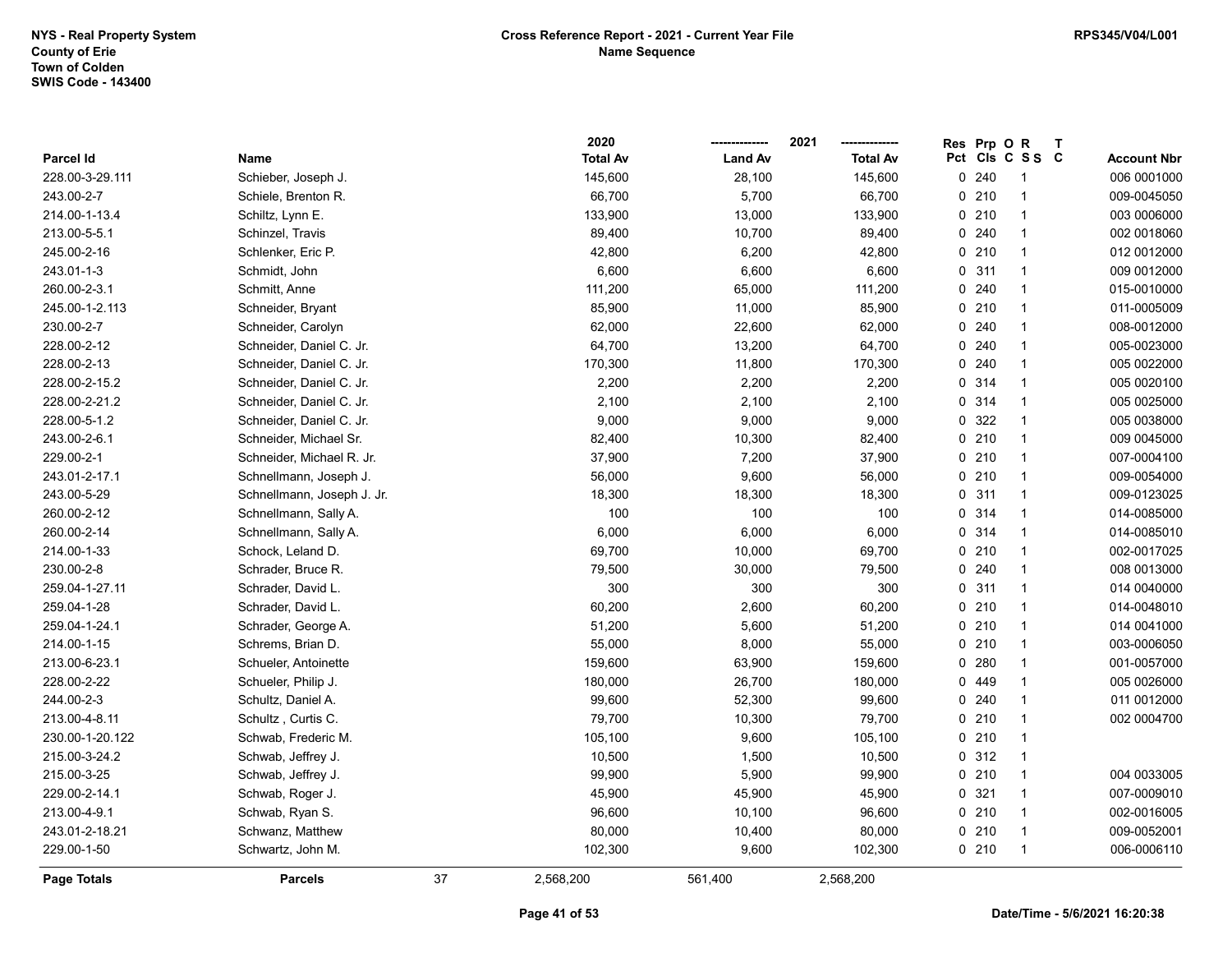NYS - Real Property System
County of Erie
Town of Colden
SWIS Code - 143400

**Cross Reference Report - 2021 - Current Year File**
**Name Sequence**

RPS345/V04/L001

| Parcel Id | Name | 2020 Total Av | 2021 Land Av | 2021 Total Av | Res Pct | Prp Cls | O C | R S S | T C | Account Nbr |
|---|---|---|---|---|---|---|---|---|---|---|
| 228.00-3-29.111 | Schieber, Joseph J. | 145,600 | 28,100 | 145,600 | 0 | 240 | | 1 | | 006 0001000 |
| 243.00-2-7 | Schiele, Brenton R. | 66,700 | 5,700 | 66,700 | 0 | 210 | | 1 | | 009-0045050 |
| 214.00-1-13.4 | Schiltz, Lynn E. | 133,900 | 13,000 | 133,900 | 0 | 210 | | 1 | | 003 0006000 |
| 213.00-5-5.1 | Schinzel, Travis | 89,400 | 10,700 | 89,400 | 0 | 240 | | 1 | | 002 0018060 |
| 245.00-2-16 | Schlenker, Eric P. | 42,800 | 6,200 | 42,800 | 0 | 210 | | 1 | | 012 0012000 |
| 243.01-1-3 | Schmidt, John | 6,600 | 6,600 | 6,600 | 0 | 311 | | 1 | | 009 0012000 |
| 260.00-2-3.1 | Schmitt, Anne | 111,200 | 65,000 | 111,200 | 0 | 240 | | 1 | | 015-0010000 |
| 245.00-1-2.113 | Schneider, Bryant | 85,900 | 11,000 | 85,900 | 0 | 210 | | 1 | | 011-0005009 |
| 230.00-2-7 | Schneider, Carolyn | 62,000 | 22,600 | 62,000 | 0 | 240 | | 1 | | 008-0012000 |
| 228.00-2-12 | Schneider, Daniel C. Jr. | 64,700 | 13,200 | 64,700 | 0 | 240 | | 1 | | 005-0023000 |
| 228.00-2-13 | Schneider, Daniel C. Jr. | 170,300 | 11,800 | 170,300 | 0 | 240 | | 1 | | 005 0022000 |
| 228.00-2-15.2 | Schneider, Daniel C. Jr. | 2,200 | 2,200 | 2,200 | 0 | 314 | | 1 | | 005 0020100 |
| 228.00-2-21.2 | Schneider, Daniel C. Jr. | 2,100 | 2,100 | 2,100 | 0 | 314 | | 1 | | 005 0025000 |
| 228.00-5-1.2 | Schneider, Daniel C. Jr. | 9,000 | 9,000 | 9,000 | 0 | 322 | | 1 | | 005 0038000 |
| 243.00-2-6.1 | Schneider, Michael Sr. | 82,400 | 10,300 | 82,400 | 0 | 210 | | 1 | | 009 0045000 |
| 229.00-2-1 | Schneider, Michael R. Jr. | 37,900 | 7,200 | 37,900 | 0 | 210 | | 1 | | 007-0004100 |
| 243.01-2-17.1 | Schnellmann, Joseph J. | 56,000 | 9,600 | 56,000 | 0 | 210 | | 1 | | 009-0054000 |
| 243.00-5-29 | Schnellmann, Joseph J. Jr. | 18,300 | 18,300 | 18,300 | 0 | 311 | | 1 | | 009-0123025 |
| 260.00-2-12 | Schnellmann, Sally A. | 100 | 100 | 100 | 0 | 314 | | 1 | | 014-0085000 |
| 260.00-2-14 | Schnellmann, Sally A. | 6,000 | 6,000 | 6,000 | 0 | 314 | | 1 | | 014-0085010 |
| 214.00-1-33 | Schock, Leland D. | 69,700 | 10,000 | 69,700 | 0 | 210 | | 1 | | 002-0017025 |
| 230.00-2-8 | Schrader, Bruce R. | 79,500 | 30,000 | 79,500 | 0 | 240 | | 1 | | 008 0013000 |
| 259.04-1-27.11 | Schrader, David L. | 300 | 300 | 300 | 0 | 311 | | 1 | | 014 0040000 |
| 259.04-1-28 | Schrader, David L. | 60,200 | 2,600 | 60,200 | 0 | 210 | | 1 | | 014-0048010 |
| 259.04-1-24.1 | Schrader, George A. | 51,200 | 5,600 | 51,200 | 0 | 210 | | 1 | | 014 0041000 |
| 214.00-1-15 | Schrems, Brian D. | 55,000 | 8,000 | 55,000 | 0 | 210 | | 1 | | 003-0006050 |
| 213.00-6-23.1 | Schueler, Antoinette | 159,600 | 63,900 | 159,600 | 0 | 280 | | 1 | | 001-0057000 |
| 228.00-2-22 | Schueler, Philip J. | 180,000 | 26,700 | 180,000 | 0 | 449 | | 1 | | 005 0026000 |
| 244.00-2-3 | Schultz, Daniel A. | 99,600 | 52,300 | 99,600 | 0 | 240 | | 1 | | 011 0012000 |
| 213.00-4-8.11 | Schultz , Curtis C. | 79,700 | 10,300 | 79,700 | 0 | 210 | | 1 | | 002 0004700 |
| 230.00-1-20.122 | Schwab, Frederic M. | 105,100 | 9,600 | 105,100 | 0 | 210 | | 1 | | |
| 215.00-3-24.2 | Schwab, Jeffrey J. | 10,500 | 1,500 | 10,500 | 0 | 312 | | 1 | | |
| 215.00-3-25 | Schwab, Jeffrey J. | 99,900 | 5,900 | 99,900 | 0 | 210 | | 1 | | 004 0033005 |
| 229.00-2-14.1 | Schwab, Roger J. | 45,900 | 45,900 | 45,900 | 0 | 321 | | 1 | | 007-0009010 |
| 213.00-4-9.1 | Schwab, Ryan S. | 96,600 | 10,100 | 96,600 | 0 | 210 | | 1 | | 002-0016005 |
| 243.01-2-18.21 | Schwanz, Matthew | 80,000 | 10,400 | 80,000 | 0 | 210 | | 1 | | 009-0052001 |
| 229.00-1-50 | Schwartz, John M. | 102,300 | 9,600 | 102,300 | 0 | 210 | | 1 | | 006-0006110 |
| **Page Totals** | **Parcels** 37 | 2,568,200 | 561,400 | 2,568,200 | | | | | | |

Date/Time - 5/6/2021 16:20:38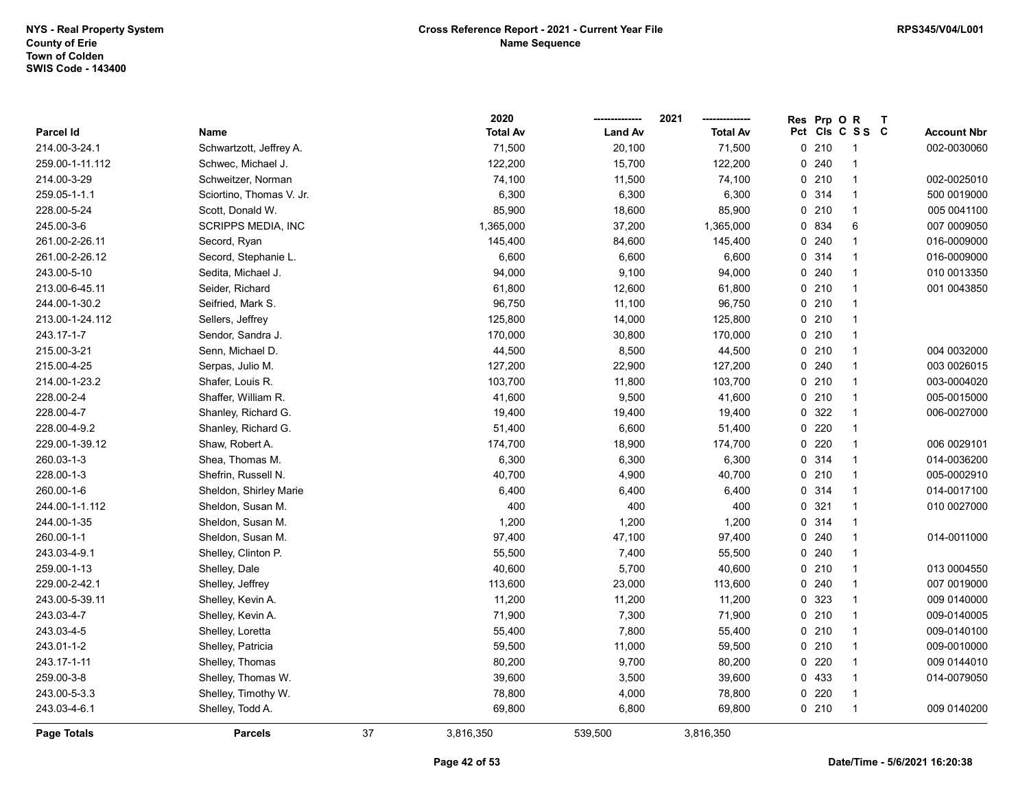| Parcel Id | Name | 2020 Total Av | 2021 Land Av | 2021 Total Av | Res Pct | Prp Cls | O C | R S S | T C | Account Nbr |
|---|---|---|---|---|---|---|---|---|---|---|
| 214.00-3-24.1 | Schwartzott, Jeffrey A. | 71,500 | 20,100 | 71,500 | 0 | 210 | | 1 | | 002-0030060 |
| 259.00-1-11.112 | Schwec, Michael J. | 122,200 | 15,700 | 122,200 | 0 | 240 | | 1 | | |
| 214.00-3-29 | Schweitzer, Norman | 74,100 | 11,500 | 74,100 | 0 | 210 | | 1 | | 002-0025010 |
| 259.05-1-1.1 | Sciortino, Thomas V. Jr. | 6,300 | 6,300 | 6,300 | 0 | 314 | | 1 | | 500 0019000 |
| 228.00-5-24 | Scott, Donald W. | 85,900 | 18,600 | 85,900 | 0 | 210 | | 1 | | 005 0041100 |
| 245.00-3-6 | SCRIPPS MEDIA, INC | 1,365,000 | 37,200 | 1,365,000 | 0 | 834 | | 6 | | 007 0009050 |
| 261.00-2-26.11 | Secord, Ryan | 145,400 | 84,600 | 145,400 | 0 | 240 | | 1 | | 016-0009000 |
| 261.00-2-26.12 | Secord, Stephanie L. | 6,600 | 6,600 | 6,600 | 0 | 314 | | 1 | | 016-0009000 |
| 243.00-5-10 | Sedita, Michael J. | 94,000 | 9,100 | 94,000 | 0 | 240 | | 1 | | 010 0013350 |
| 213.00-6-45.11 | Seider, Richard | 61,800 | 12,600 | 61,800 | 0 | 210 | | 1 | | 001 0043850 |
| 244.00-1-30.2 | Seifried, Mark S. | 96,750 | 11,100 | 96,750 | 0 | 210 | | 1 | | |
| 213.00-1-24.112 | Sellers, Jeffrey | 125,800 | 14,000 | 125,800 | 0 | 210 | | 1 | | |
| 243.17-1-7 | Sendor, Sandra J. | 170,000 | 30,800 | 170,000 | 0 | 210 | | 1 | | |
| 215.00-3-21 | Senn, Michael D. | 44,500 | 8,500 | 44,500 | 0 | 210 | | 1 | | 004 0032000 |
| 215.00-4-25 | Serpas, Julio M. | 127,200 | 22,900 | 127,200 | 0 | 240 | | 1 | | 003 0026015 |
| 214.00-1-23.2 | Shafer, Louis R. | 103,700 | 11,800 | 103,700 | 0 | 210 | | 1 | | 003-0004020 |
| 228.00-2-4 | Shaffer, William R. | 41,600 | 9,500 | 41,600 | 0 | 210 | | 1 | | 005-0015000 |
| 228.00-4-7 | Shanley, Richard G. | 19,400 | 19,400 | 19,400 | 0 | 322 | | 1 | | 006-0027000 |
| 228.00-4-9.2 | Shanley, Richard G. | 51,400 | 6,600 | 51,400 | 0 | 220 | | 1 | | |
| 229.00-1-39.12 | Shaw, Robert A. | 174,700 | 18,900 | 174,700 | 0 | 220 | | 1 | | 006 0029101 |
| 260.03-1-3 | Shea, Thomas M. | 6,300 | 6,300 | 6,300 | 0 | 314 | | 1 | | 014-0036200 |
| 228.00-1-3 | Shefrin, Russell N. | 40,700 | 4,900 | 40,700 | 0 | 210 | | 1 | | 005-0002910 |
| 260.00-1-6 | Sheldon, Shirley Marie | 6,400 | 6,400 | 6,400 | 0 | 314 | | 1 | | 014-0017100 |
| 244.00-1-1.112 | Sheldon, Susan M. | 400 | 400 | 400 | 0 | 321 | | 1 | | 010 0027000 |
| 244.00-1-35 | Sheldon, Susan M. | 1,200 | 1,200 | 1,200 | 0 | 314 | | 1 | | |
| 260.00-1-1 | Sheldon, Susan M. | 97,400 | 47,100 | 97,400 | 0 | 240 | | 1 | | 014-0011000 |
| 243.03-4-9.1 | Shelley, Clinton P. | 55,500 | 7,400 | 55,500 | 0 | 240 | | 1 | | |
| 259.00-1-13 | Shelley, Dale | 40,600 | 5,700 | 40,600 | 0 | 210 | | 1 | | 013 0004550 |
| 229.00-2-42.1 | Shelley, Jeffrey | 113,600 | 23,000 | 113,600 | 0 | 240 | | 1 | | 007 0019000 |
| 243.00-5-39.11 | Shelley, Kevin A. | 11,200 | 11,200 | 11,200 | 0 | 323 | | 1 | | 009 0140000 |
| 243.03-4-7 | Shelley, Kevin A. | 71,900 | 7,300 | 71,900 | 0 | 210 | | 1 | | 009-0140005 |
| 243.03-4-5 | Shelley, Loretta | 55,400 | 7,800 | 55,400 | 0 | 210 | | 1 | | 009-0140100 |
| 243.01-1-2 | Shelley, Patricia | 59,500 | 11,000 | 59,500 | 0 | 210 | | 1 | | 009-0010000 |
| 243.17-1-11 | Shelley, Thomas | 80,200 | 9,700 | 80,200 | 0 | 220 | | 1 | | 009 0144010 |
| 259.00-3-8 | Shelley, Thomas W. | 39,600 | 3,500 | 39,600 | 0 | 433 | | 1 | | 014-0079050 |
| 243.00-5-3.3 | Shelley, Timothy W. | 78,800 | 4,000 | 78,800 | 0 | 220 | | 1 | | |
| 243.03-4-6.1 | Shelley, Todd A. | 69,800 | 6,800 | 69,800 | 0 | 210 | | 1 | | 009 0140200 |

| Page Totals | Parcels | 37 | 3,816,350 | 539,500 | 3,816,350 |
|---|---|---|---|---|---|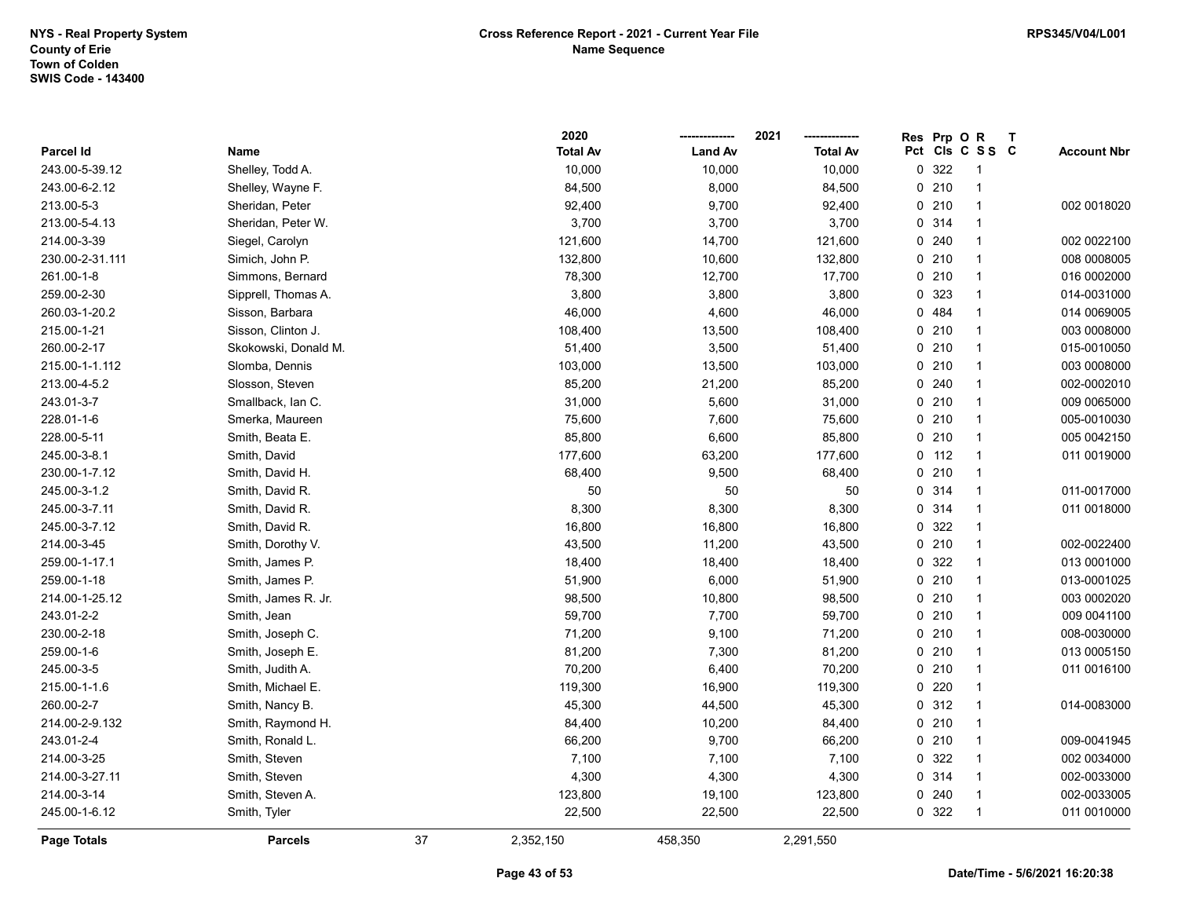NYS - Real Property System
County of Erie
Town of Colden
SWIS Code - 143400

**Cross Reference Report - 2021 - Current Year File**
**Name Sequence**

RPS345/V04/L001

| Parcel Id | Name | 2020 Total Av | 2021 Land Av | 2021 Total Av | Res Pct | Prp Cls | O C | R S S | T C | Account Nbr |
|---|---|---|---|---|---|---|---|---|---|---|
| 243.00-5-39.12 | Shelley, Todd A. | 10,000 | 10,000 | 10,000 | 0 | 322 | | 1 | | |
| 243.00-6-2.12 | Shelley, Wayne F. | 84,500 | 8,000 | 84,500 | 0 | 210 | | 1 | | |
| 213.00-5-3 | Sheridan, Peter | 92,400 | 9,700 | 92,400 | 0 | 210 | | 1 | | 002 0018020 |
| 213.00-5-4.13 | Sheridan, Peter W. | 3,700 | 3,700 | 3,700 | 0 | 314 | | 1 | | |
| 214.00-3-39 | Siegel, Carolyn | 121,600 | 14,700 | 121,600 | 0 | 240 | | 1 | | 002 0022100 |
| 230.00-2-31.111 | Simich, John P. | 132,800 | 10,600 | 132,800 | 0 | 210 | | 1 | | 008 0008005 |
| 261.00-1-8 | Simmons, Bernard | 78,300 | 12,700 | 17,700 | 0 | 210 | | 1 | | 016 0002000 |
| 259.00-2-30 | Sipprell, Thomas A. | 3,800 | 3,800 | 3,800 | 0 | 323 | | 1 | | 014-0031000 |
| 260.03-1-20.2 | Sisson, Barbara | 46,000 | 4,600 | 46,000 | 0 | 484 | | 1 | | 014 0069005 |
| 215.00-1-21 | Sisson, Clinton J. | 108,400 | 13,500 | 108,400 | 0 | 210 | | 1 | | 003 0008000 |
| 260.00-2-17 | Skokowski, Donald M. | 51,400 | 3,500 | 51,400 | 0 | 210 | | 1 | | 015-0010050 |
| 215.00-1-1.112 | Slomba, Dennis | 103,000 | 13,500 | 103,000 | 0 | 210 | | 1 | | 003 0008000 |
| 213.00-4-5.2 | Slosson, Steven | 85,200 | 21,200 | 85,200 | 0 | 240 | | 1 | | 002-0002010 |
| 243.01-3-7 | Smallback, Ian C. | 31,000 | 5,600 | 31,000 | 0 | 210 | | 1 | | 009 0065000 |
| 228.01-1-6 | Smerka, Maureen | 75,600 | 7,600 | 75,600 | 0 | 210 | | 1 | | 005-0010030 |
| 228.00-5-11 | Smith, Beata E. | 85,800 | 6,600 | 85,800 | 0 | 210 | | 1 | | 005 0042150 |
| 245.00-3-8.1 | Smith, David | 177,600 | 63,200 | 177,600 | 0 | 112 | | 1 | | 011 0019000 |
| 230.00-1-7.12 | Smith, David H. | 68,400 | 9,500 | 68,400 | 0 | 210 | | 1 | | |
| 245.00-3-1.2 | Smith, David R. | 50 | 50 | 50 | 0 | 314 | | 1 | | 011-0017000 |
| 245.00-3-7.11 | Smith, David R. | 8,300 | 8,300 | 8,300 | 0 | 314 | | 1 | | 011 0018000 |
| 245.00-3-7.12 | Smith, David R. | 16,800 | 16,800 | 16,800 | 0 | 322 | | 1 | | |
| 214.00-3-45 | Smith, Dorothy V. | 43,500 | 11,200 | 43,500 | 0 | 210 | | 1 | | 002-0022400 |
| 259.00-1-17.1 | Smith, James P. | 18,400 | 18,400 | 18,400 | 0 | 322 | | 1 | | 013 0001000 |
| 259.00-1-18 | Smith, James P. | 51,900 | 6,000 | 51,900 | 0 | 210 | | 1 | | 013-0001025 |
| 214.00-1-25.12 | Smith, James R. Jr. | 98,500 | 10,800 | 98,500 | 0 | 210 | | 1 | | 003 0002020 |
| 243.01-2-2 | Smith, Jean | 59,700 | 7,700 | 59,700 | 0 | 210 | | 1 | | 009 0041100 |
| 230.00-2-18 | Smith, Joseph C. | 71,200 | 9,100 | 71,200 | 0 | 210 | | 1 | | 008-0030000 |
| 259.00-1-6 | Smith, Joseph E. | 81,200 | 7,300 | 81,200 | 0 | 210 | | 1 | | 013 0005150 |
| 245.00-3-5 | Smith, Judith A. | 70,200 | 6,400 | 70,200 | 0 | 210 | | 1 | | 011 0016100 |
| 215.00-1-1.6 | Smith, Michael E. | 119,300 | 16,900 | 119,300 | 0 | 220 | | 1 | | |
| 260.00-2-7 | Smith, Nancy B. | 45,300 | 44,500 | 45,300 | 0 | 312 | | 1 | | 014-0083000 |
| 214.00-2-9.132 | Smith, Raymond H. | 84,400 | 10,200 | 84,400 | 0 | 210 | | 1 | | |
| 243.01-2-4 | Smith, Ronald L. | 66,200 | 9,700 | 66,200 | 0 | 210 | | 1 | | 009-0041945 |
| 214.00-3-25 | Smith, Steven | 7,100 | 7,100 | 7,100 | 0 | 322 | | 1 | | 002 0034000 |
| 214.00-3-27.11 | Smith, Steven | 4,300 | 4,300 | 4,300 | 0 | 314 | | 1 | | 002-0033000 |
| 214.00-3-14 | Smith, Steven A. | 123,800 | 19,100 | 123,800 | 0 | 240 | | 1 | | 002-0033005 |
| 245.00-1-6.12 | Smith, Tyler | 22,500 | 22,500 | 22,500 | 0 | 322 | | 1 | | 011 0010000 |
| **Page Totals** | **Parcels** 37 | 2,352,150 | 458,350 | 2,291,550 | | | | | | |

Date/Time - 5/6/2021 16:20:38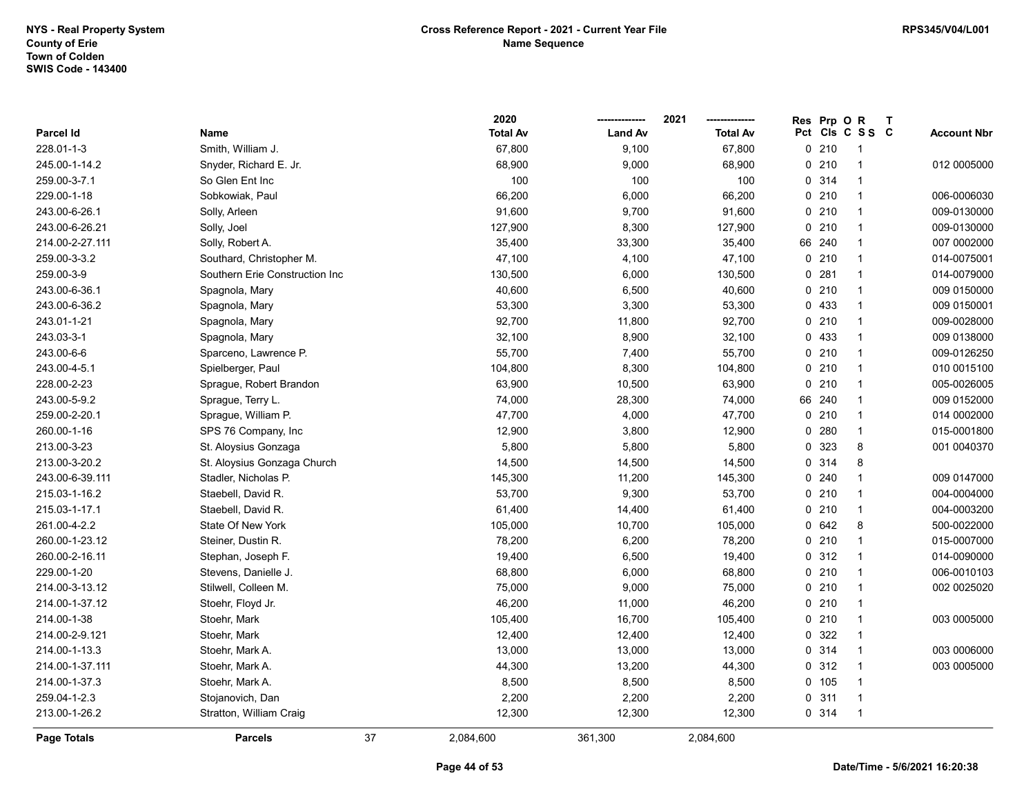NYS - Real Property System
County of Erie
Town of Colden
SWIS Code - 143400

# Cross Reference Report - 2021 - Current Year File
## Name Sequence

RPS345/V04/L001

| Parcel Id | Name | 2020 Total Av | 2021 Land Av | 2021 Total Av | Res Pct | Prp Cls | O C | R S S | T C | Account Nbr |
|---|---|---|---|---|---|---|---|---|---|---|
| 228.01-1-3 | Smith, William J. | 67,800 | 9,100 | 67,800 | 0 | 210 | | 1 | | |
| 245.00-1-14.2 | Snyder, Richard E. Jr. | 68,900 | 9,000 | 68,900 | 0 | 210 | | 1 | | 012 0005000 |
| 259.00-3-7.1 | So Glen Ent Inc | 100 | 100 | 100 | 0 | 314 | | 1 | | |
| 229.00-1-18 | Sobkowiak, Paul | 66,200 | 6,000 | 66,200 | 0 | 210 | | 1 | | 006-0006030 |
| 243.00-6-26.1 | Solly, Arleen | 91,600 | 9,700 | 91,600 | 0 | 210 | | 1 | | 009-0130000 |
| 243.00-6-26.21 | Solly, Joel | 127,900 | 8,300 | 127,900 | 0 | 210 | | 1 | | 009-0130000 |
| 214.00-2-27.111 | Solly, Robert A. | 35,400 | 33,300 | 35,400 | 66 | 240 | | 1 | | 007 0002000 |
| 259.00-3-3.2 | Southard, Christopher M. | 47,100 | 4,100 | 47,100 | 0 | 210 | | 1 | | 014-0075001 |
| 259.00-3-9 | Southern Erie Construction Inc | 130,500 | 6,000 | 130,500 | 0 | 281 | | 1 | | 014-0079000 |
| 243.00-6-36.1 | Spagnola, Mary | 40,600 | 6,500 | 40,600 | 0 | 210 | | 1 | | 009 0150000 |
| 243.00-6-36.2 | Spagnola, Mary | 53,300 | 3,300 | 53,300 | 0 | 433 | | 1 | | 009 0150001 |
| 243.01-1-21 | Spagnola, Mary | 92,700 | 11,800 | 92,700 | 0 | 210 | | 1 | | 009-0028000 |
| 243.03-3-1 | Spagnola, Mary | 32,100 | 8,900 | 32,100 | 0 | 433 | | 1 | | 009 0138000 |
| 243.00-6-6 | Sparceno, Lawrence P. | 55,700 | 7,400 | 55,700 | 0 | 210 | | 1 | | 009-0126250 |
| 243.00-4-5.1 | Spielberger, Paul | 104,800 | 8,300 | 104,800 | 0 | 210 | | 1 | | 010 0015100 |
| 228.00-2-23 | Sprague, Robert Brandon | 63,900 | 10,500 | 63,900 | 0 | 210 | | 1 | | 005-0026005 |
| 243.00-5-9.2 | Sprague, Terry L. | 74,000 | 28,300 | 74,000 | 66 | 240 | | 1 | | 009 0152000 |
| 259.00-2-20.1 | Sprague, William P. | 47,700 | 4,000 | 47,700 | 0 | 210 | | 1 | | 014 0002000 |
| 260.00-1-16 | SPS 76 Company, Inc | 12,900 | 3,800 | 12,900 | 0 | 280 | | 1 | | 015-0001800 |
| 213.00-3-23 | St. Aloysius Gonzaga | 5,800 | 5,800 | 5,800 | 0 | 323 | | 8 | | 001 0040370 |
| 213.00-3-20.2 | St. Aloysius Gonzaga Church | 14,500 | 14,500 | 14,500 | 0 | 314 | | 8 | | |
| 243.00-6-39.111 | Stadler, Nicholas P. | 145,300 | 11,200 | 145,300 | 0 | 240 | | 1 | | 009 0147000 |
| 215.03-1-16.2 | Staebell, David R. | 53,700 | 9,300 | 53,700 | 0 | 210 | | 1 | | 004-0004000 |
| 215.03-1-17.1 | Staebell, David R. | 61,400 | 14,400 | 61,400 | 0 | 210 | | 1 | | 004-0003200 |
| 261.00-4-2.2 | State Of New York | 105,000 | 10,700 | 105,000 | 0 | 642 | | 8 | | 500-0022000 |
| 260.00-1-23.12 | Steiner, Dustin R. | 78,200 | 6,200 | 78,200 | 0 | 210 | | 1 | | 015-0007000 |
| 260.00-2-16.11 | Stephan, Joseph F. | 19,400 | 6,500 | 19,400 | 0 | 312 | | 1 | | 014-0090000 |
| 229.00-1-20 | Stevens, Danielle J. | 68,800 | 6,000 | 68,800 | 0 | 210 | | 1 | | 006-0010103 |
| 214.00-3-13.12 | Stilwell, Colleen M. | 75,000 | 9,000 | 75,000 | 0 | 210 | | 1 | | 002 0025020 |
| 214.00-1-37.12 | Stoehr, Floyd Jr. | 46,200 | 11,000 | 46,200 | 0 | 210 | | 1 | | |
| 214.00-1-38 | Stoehr, Mark | 105,400 | 16,700 | 105,400 | 0 | 210 | | 1 | | 003 0005000 |
| 214.00-2-9.121 | Stoehr, Mark | 12,400 | 12,400 | 12,400 | 0 | 322 | | 1 | | |
| 214.00-1-13.3 | Stoehr, Mark A. | 13,000 | 13,000 | 13,000 | 0 | 314 | | 1 | | 003 0006000 |
| 214.00-1-37.111 | Stoehr, Mark A. | 44,300 | 13,200 | 44,300 | 0 | 312 | | 1 | | 003 0005000 |
| 214.00-1-37.3 | Stoehr, Mark A. | 8,500 | 8,500 | 8,500 | 0 | 105 | | 1 | | |
| 259.04-1-2.3 | Stojanovich, Dan | 2,200 | 2,200 | 2,200 | 0 | 311 | | 1 | | |
| 213.00-1-26.2 | Stratton, William Craig | 12,300 | 12,300 | 12,300 | 0 | 314 | | 1 | | |
| **Page Totals** | **Parcels** 37 | 2,084,600 | 361,300 | 2,084,600 | | | | | | |

Date/Time - 5/6/2021 16:20:38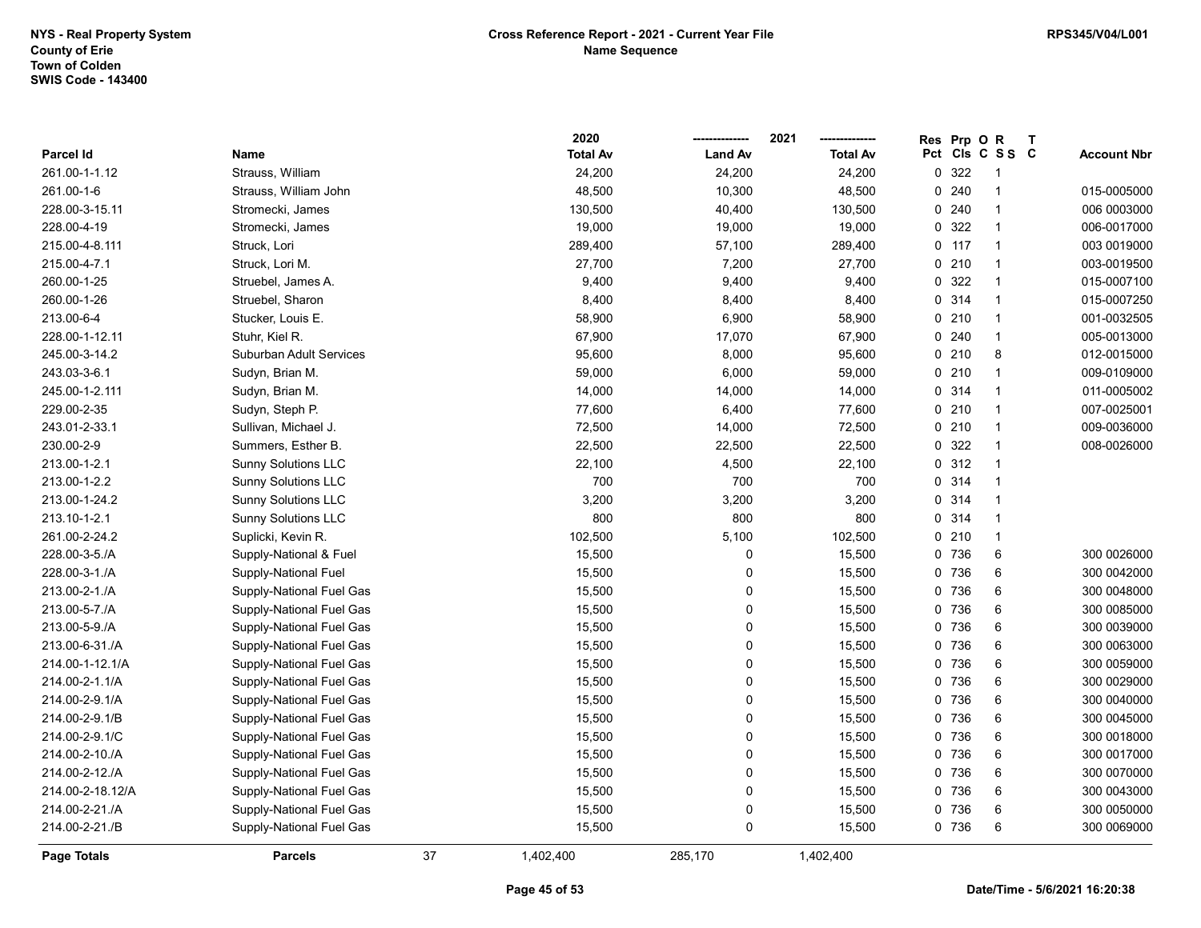NYS - Real Property System
County of Erie
Town of Colden
SWIS Code - 143400

**Cross Reference Report - 2021 - Current Year File**
**Name Sequence**

RPS345/V04/L001

| Parcel Id | Name | 2020 Total Av | 2021 Land Av | 2021 Total Av | Res Pct | Prp Cls | O C | R S S | T C | Account Nbr |
|---|---|---|---|---|---|---|---|---|---|---|
| 261.00-1-1.12 | Strauss, William | 24,200 | 24,200 | 24,200 | 0 | 322 | | 1 | | |
| 261.00-1-6 | Strauss, William John | 48,500 | 10,300 | 48,500 | 0 | 240 | | 1 | | 015-0005000 |
| 228.00-3-15.11 | Stromecki, James | 130,500 | 40,400 | 130,500 | 0 | 240 | | 1 | | 006 0003000 |
| 228.00-4-19 | Stromecki, James | 19,000 | 19,000 | 19,000 | 0 | 322 | | 1 | | 006-0017000 |
| 215.00-4-8.111 | Struck, Lori | 289,400 | 57,100 | 289,400 | 0 | 117 | | 1 | | 003 0019000 |
| 215.00-4-7.1 | Struck, Lori M. | 27,700 | 7,200 | 27,700 | 0 | 210 | | 1 | | 003-0019500 |
| 260.00-1-25 | Struebel, James A. | 9,400 | 9,400 | 9,400 | 0 | 322 | | 1 | | 015-0007100 |
| 260.00-1-26 | Struebel, Sharon | 8,400 | 8,400 | 8,400 | 0 | 314 | | 1 | | 015-0007250 |
| 213.00-6-4 | Stucker, Louis E. | 58,900 | 6,900 | 58,900 | 0 | 210 | | 1 | | 001-0032505 |
| 228.00-1-12.11 | Stuhr, Kiel R. | 67,900 | 17,070 | 67,900 | 0 | 240 | | 1 | | 005-0013000 |
| 245.00-3-14.2 | Suburban Adult Services | 95,600 | 8,000 | 95,600 | 0 | 210 | | 8 | | 012-0015000 |
| 243.03-3-6.1 | Sudyn, Brian M. | 59,000 | 6,000 | 59,000 | 0 | 210 | | 1 | | 009-0109000 |
| 245.00-1-2.111 | Sudyn, Brian M. | 14,000 | 14,000 | 14,000 | 0 | 314 | | 1 | | 011-0005002 |
| 229.00-2-35 | Sudyn, Steph P. | 77,600 | 6,400 | 77,600 | 0 | 210 | | 1 | | 007-0025001 |
| 243.01-2-33.1 | Sullivan, Michael J. | 72,500 | 14,000 | 72,500 | 0 | 210 | | 1 | | 009-0036000 |
| 230.00-2-9 | Summers, Esther B. | 22,500 | 22,500 | 22,500 | 0 | 322 | | 1 | | 008-0026000 |
| 213.00-1-2.1 | Sunny Solutions LLC | 22,100 | 4,500 | 22,100 | 0 | 312 | | 1 | | |
| 213.00-1-2.2 | Sunny Solutions LLC | 700 | 700 | 700 | 0 | 314 | | 1 | | |
| 213.00-1-24.2 | Sunny Solutions LLC | 3,200 | 3,200 | 3,200 | 0 | 314 | | 1 | | |
| 213.10-1-2.1 | Sunny Solutions LLC | 800 | 800 | 800 | 0 | 314 | | 1 | | |
| 261.00-2-24.2 | Suplicki, Kevin R. | 102,500 | 5,100 | 102,500 | 0 | 210 | | 1 | | |
| 228.00-3-5./A | Supply-National & Fuel | 15,500 | 0 | 15,500 | 0 | 736 | | 6 | | 300 0026000 |
| 228.00-3-1./A | Supply-National Fuel | 15,500 | 0 | 15,500 | 0 | 736 | | 6 | | 300 0042000 |
| 213.00-2-1./A | Supply-National Fuel Gas | 15,500 | 0 | 15,500 | 0 | 736 | | 6 | | 300 0048000 |
| 213.00-5-7./A | Supply-National Fuel Gas | 15,500 | 0 | 15,500 | 0 | 736 | | 6 | | 300 0085000 |
| 213.00-5-9./A | Supply-National Fuel Gas | 15,500 | 0 | 15,500 | 0 | 736 | | 6 | | 300 0039000 |
| 213.00-6-31./A | Supply-National Fuel Gas | 15,500 | 0 | 15,500 | 0 | 736 | | 6 | | 300 0063000 |
| 214.00-1-12.1/A | Supply-National Fuel Gas | 15,500 | 0 | 15,500 | 0 | 736 | | 6 | | 300 0059000 |
| 214.00-2-1.1/A | Supply-National Fuel Gas | 15,500 | 0 | 15,500 | 0 | 736 | | 6 | | 300 0029000 |
| 214.00-2-9.1/A | Supply-National Fuel Gas | 15,500 | 0 | 15,500 | 0 | 736 | | 6 | | 300 0040000 |
| 214.00-2-9.1/B | Supply-National Fuel Gas | 15,500 | 0 | 15,500 | 0 | 736 | | 6 | | 300 0045000 |
| 214.00-2-9.1/C | Supply-National Fuel Gas | 15,500 | 0 | 15,500 | 0 | 736 | | 6 | | 300 0018000 |
| 214.00-2-10./A | Supply-National Fuel Gas | 15,500 | 0 | 15,500 | 0 | 736 | | 6 | | 300 0017000 |
| 214.00-2-12./A | Supply-National Fuel Gas | 15,500 | 0 | 15,500 | 0 | 736 | | 6 | | 300 0070000 |
| 214.00-2-18.12/A | Supply-National Fuel Gas | 15,500 | 0 | 15,500 | 0 | 736 | | 6 | | 300 0043000 |
| 214.00-2-21./A | Supply-National Fuel Gas | 15,500 | 0 | 15,500 | 0 | 736 | | 6 | | 300 0050000 |
| 214.00-2-21./B | Supply-National Fuel Gas | 15,500 | 0 | 15,500 | 0 | 736 | | 6 | | 300 0069000 |
| **Page Totals** | **Parcels** 37 | 1,402,400 | 285,170 | 1,402,400 | | | | | | |

Date/Time - 5/6/2021 16:20:38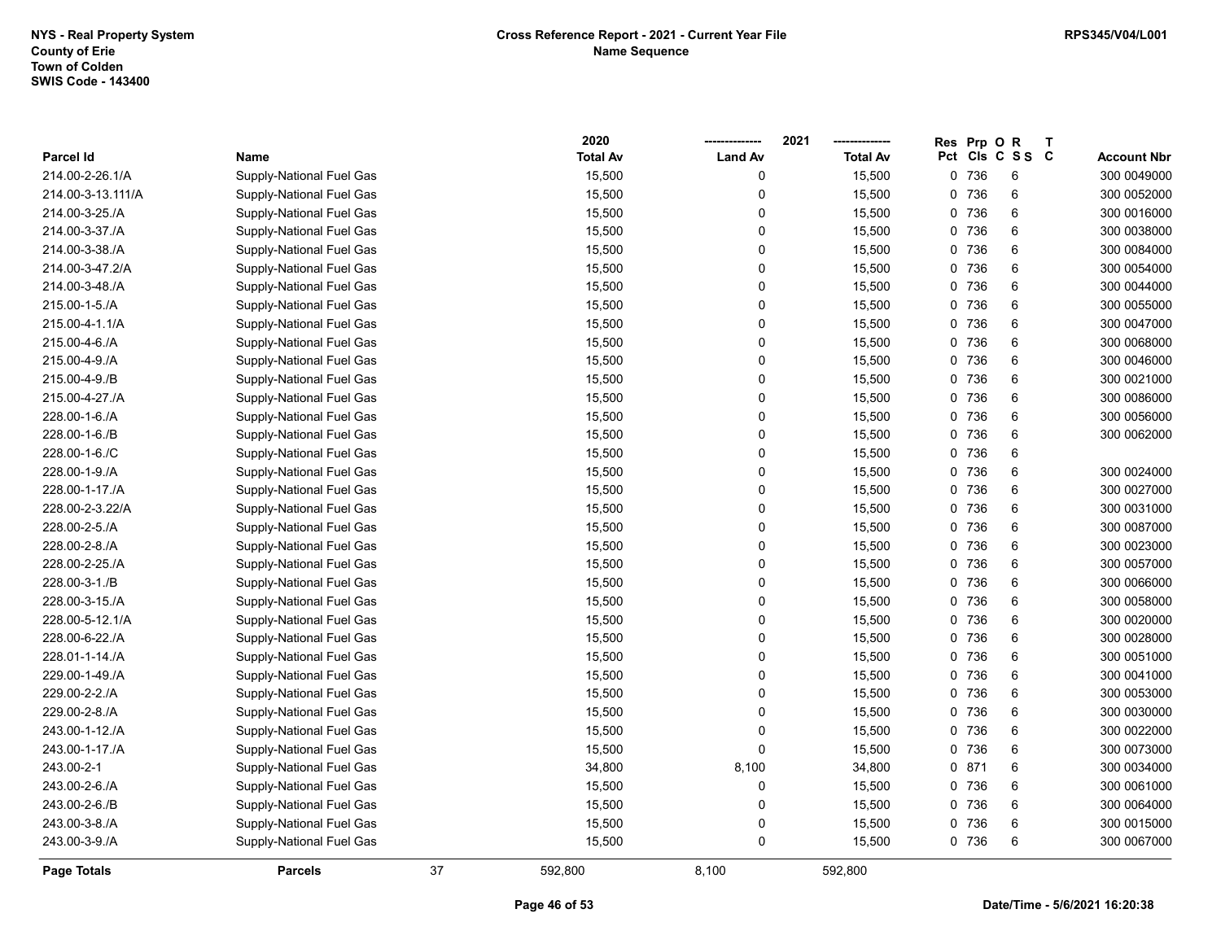NYS - Real Property System
County of Erie
Town of Colden
SWIS Code - 143400

**Cross Reference Report - 2021 - Current Year File**
**Name Sequence**

RPS345/V04/L001

| Parcel Id | Name | 2020 Total Av | 2021 Land Av | 2021 Total Av | Res Pct | Prp Cls | O C | R S S | T C | Account Nbr |
|---|---|---|---|---|---|---|---|---|---|---|
| 214.00-2-26.1/A | Supply-National Fuel Gas | 15,500 | 0 | 15,500 | 0 | 736 | | 6 | | 300 0049000 |
| 214.00-3-13.111/A | Supply-National Fuel Gas | 15,500 | 0 | 15,500 | 0 | 736 | | 6 | | 300 0052000 |
| 214.00-3-25./A | Supply-National Fuel Gas | 15,500 | 0 | 15,500 | 0 | 736 | | 6 | | 300 0016000 |
| 214.00-3-37./A | Supply-National Fuel Gas | 15,500 | 0 | 15,500 | 0 | 736 | | 6 | | 300 0038000 |
| 214.00-3-38./A | Supply-National Fuel Gas | 15,500 | 0 | 15,500 | 0 | 736 | | 6 | | 300 0084000 |
| 214.00-3-47.2/A | Supply-National Fuel Gas | 15,500 | 0 | 15,500 | 0 | 736 | | 6 | | 300 0054000 |
| 214.00-3-48./A | Supply-National Fuel Gas | 15,500 | 0 | 15,500 | 0 | 736 | | 6 | | 300 0044000 |
| 215.00-1-5./A | Supply-National Fuel Gas | 15,500 | 0 | 15,500 | 0 | 736 | | 6 | | 300 0055000 |
| 215.00-4-1.1/A | Supply-National Fuel Gas | 15,500 | 0 | 15,500 | 0 | 736 | | 6 | | 300 0047000 |
| 215.00-4-6./A | Supply-National Fuel Gas | 15,500 | 0 | 15,500 | 0 | 736 | | 6 | | 300 0068000 |
| 215.00-4-9./A | Supply-National Fuel Gas | 15,500 | 0 | 15,500 | 0 | 736 | | 6 | | 300 0046000 |
| 215.00-4-9./B | Supply-National Fuel Gas | 15,500 | 0 | 15,500 | 0 | 736 | | 6 | | 300 0021000 |
| 215.00-4-27./A | Supply-National Fuel Gas | 15,500 | 0 | 15,500 | 0 | 736 | | 6 | | 300 0086000 |
| 228.00-1-6./A | Supply-National Fuel Gas | 15,500 | 0 | 15,500 | 0 | 736 | | 6 | | 300 0056000 |
| 228.00-1-6./B | Supply-National Fuel Gas | 15,500 | 0 | 15,500 | 0 | 736 | | 6 | | 300 0062000 |
| 228.00-1-6./C | Supply-National Fuel Gas | 15,500 | 0 | 15,500 | 0 | 736 | | 6 | | |
| 228.00-1-9./A | Supply-National Fuel Gas | 15,500 | 0 | 15,500 | 0 | 736 | | 6 | | 300 0024000 |
| 228.00-1-17./A | Supply-National Fuel Gas | 15,500 | 0 | 15,500 | 0 | 736 | | 6 | | 300 0027000 |
| 228.00-2-3.22/A | Supply-National Fuel Gas | 15,500 | 0 | 15,500 | 0 | 736 | | 6 | | 300 0031000 |
| 228.00-2-5./A | Supply-National Fuel Gas | 15,500 | 0 | 15,500 | 0 | 736 | | 6 | | 300 0087000 |
| 228.00-2-8./A | Supply-National Fuel Gas | 15,500 | 0 | 15,500 | 0 | 736 | | 6 | | 300 0023000 |
| 228.00-2-25./A | Supply-National Fuel Gas | 15,500 | 0 | 15,500 | 0 | 736 | | 6 | | 300 0057000 |
| 228.00-3-1./B | Supply-National Fuel Gas | 15,500 | 0 | 15,500 | 0 | 736 | | 6 | | 300 0066000 |
| 228.00-3-15./A | Supply-National Fuel Gas | 15,500 | 0 | 15,500 | 0 | 736 | | 6 | | 300 0058000 |
| 228.00-5-12.1/A | Supply-National Fuel Gas | 15,500 | 0 | 15,500 | 0 | 736 | | 6 | | 300 0020000 |
| 228.00-6-22./A | Supply-National Fuel Gas | 15,500 | 0 | 15,500 | 0 | 736 | | 6 | | 300 0028000 |
| 228.01-1-14./A | Supply-National Fuel Gas | 15,500 | 0 | 15,500 | 0 | 736 | | 6 | | 300 0051000 |
| 229.00-1-49./A | Supply-National Fuel Gas | 15,500 | 0 | 15,500 | 0 | 736 | | 6 | | 300 0041000 |
| 229.00-2-2./A | Supply-National Fuel Gas | 15,500 | 0 | 15,500 | 0 | 736 | | 6 | | 300 0053000 |
| 229.00-2-8./A | Supply-National Fuel Gas | 15,500 | 0 | 15,500 | 0 | 736 | | 6 | | 300 0030000 |
| 243.00-1-12./A | Supply-National Fuel Gas | 15,500 | 0 | 15,500 | 0 | 736 | | 6 | | 300 0022000 |
| 243.00-1-17./A | Supply-National Fuel Gas | 15,500 | 0 | 15,500 | 0 | 736 | | 6 | | 300 0073000 |
| 243.00-2-1 | Supply-National Fuel Gas | 34,800 | 8,100 | 34,800 | 0 | 871 | | 6 | | 300 0034000 |
| 243.00-2-6./A | Supply-National Fuel Gas | 15,500 | 0 | 15,500 | 0 | 736 | | 6 | | 300 0061000 |
| 243.00-2-6./B | Supply-National Fuel Gas | 15,500 | 0 | 15,500 | 0 | 736 | | 6 | | 300 0064000 |
| 243.00-3-8./A | Supply-National Fuel Gas | 15,500 | 0 | 15,500 | 0 | 736 | | 6 | | 300 0015000 |
| 243.00-3-9./A | Supply-National Fuel Gas | 15,500 | 0 | 15,500 | 0 | 736 | | 6 | | 300 0067000 |
| **Page Totals** | **Parcels** 37 | 592,800 | 8,100 | 592,800 | | | | | | |

Date/Time - 5/6/2021 16:20:38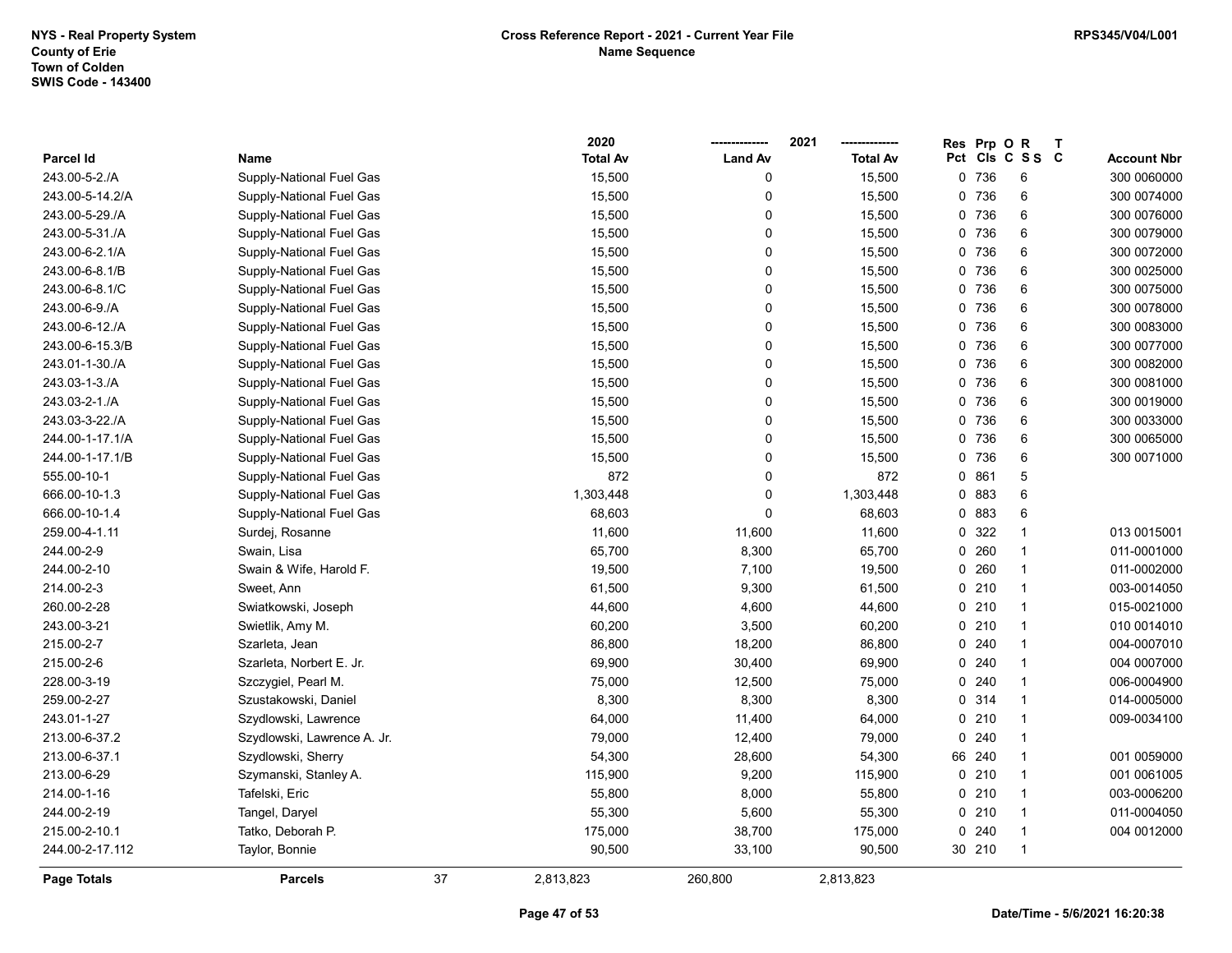NYS - Real Property System
County of Erie
Town of Colden
SWIS Code - 143400

**Cross Reference Report - 2021 - Current Year File**
**Name Sequence**

RPS345/V04/L001

| Parcel Id | Name | 2020 Total Av | 2021 Land Av | 2021 Total Av | Res Pct | Prp Cls | O C | R S S | T C | Account Nbr |
|---|---|---|---|---|---|---|---|---|---|---|
| 243.00-5-2./A | Supply-National Fuel Gas | 15,500 | 0 | 15,500 | 0 | 736 | | 6 | | 300 0060000 |
| 243.00-5-14.2/A | Supply-National Fuel Gas | 15,500 | 0 | 15,500 | 0 | 736 | | 6 | | 300 0074000 |
| 243.00-5-29./A | Supply-National Fuel Gas | 15,500 | 0 | 15,500 | 0 | 736 | | 6 | | 300 0076000 |
| 243.00-5-31./A | Supply-National Fuel Gas | 15,500 | 0 | 15,500 | 0 | 736 | | 6 | | 300 0079000 |
| 243.00-6-2.1/A | Supply-National Fuel Gas | 15,500 | 0 | 15,500 | 0 | 736 | | 6 | | 300 0072000 |
| 243.00-6-8.1/B | Supply-National Fuel Gas | 15,500 | 0 | 15,500 | 0 | 736 | | 6 | | 300 0025000 |
| 243.00-6-8.1/C | Supply-National Fuel Gas | 15,500 | 0 | 15,500 | 0 | 736 | | 6 | | 300 0075000 |
| 243.00-6-9./A | Supply-National Fuel Gas | 15,500 | 0 | 15,500 | 0 | 736 | | 6 | | 300 0078000 |
| 243.00-6-12./A | Supply-National Fuel Gas | 15,500 | 0 | 15,500 | 0 | 736 | | 6 | | 300 0083000 |
| 243.00-6-15.3/B | Supply-National Fuel Gas | 15,500 | 0 | 15,500 | 0 | 736 | | 6 | | 300 0077000 |
| 243.01-1-30./A | Supply-National Fuel Gas | 15,500 | 0 | 15,500 | 0 | 736 | | 6 | | 300 0082000 |
| 243.03-1-3./A | Supply-National Fuel Gas | 15,500 | 0 | 15,500 | 0 | 736 | | 6 | | 300 0081000 |
| 243.03-2-1./A | Supply-National Fuel Gas | 15,500 | 0 | 15,500 | 0 | 736 | | 6 | | 300 0019000 |
| 243.03-3-22./A | Supply-National Fuel Gas | 15,500 | 0 | 15,500 | 0 | 736 | | 6 | | 300 0033000 |
| 244.00-1-17.1/A | Supply-National Fuel Gas | 15,500 | 0 | 15,500 | 0 | 736 | | 6 | | 300 0065000 |
| 244.00-1-17.1/B | Supply-National Fuel Gas | 15,500 | 0 | 15,500 | 0 | 736 | | 6 | | 300 0071000 |
| 555.00-10-1 | Supply-National Fuel Gas | 872 | 0 | 872 | 0 | 861 | | 5 | | |
| 666.00-10-1.3 | Supply-National Fuel Gas | 1,303,448 | 0 | 1,303,448 | 0 | 883 | | 6 | | |
| 666.00-10-1.4 | Supply-National Fuel Gas | 68,603 | 0 | 68,603 | 0 | 883 | | 6 | | |
| 259.00-4-1.11 | Surdej, Rosanne | 11,600 | 11,600 | 11,600 | 0 | 322 | | 1 | | 013 0015001 |
| 244.00-2-9 | Swain, Lisa | 65,700 | 8,300 | 65,700 | 0 | 260 | | 1 | | 011-0001000 |
| 244.00-2-10 | Swain & Wife, Harold F. | 19,500 | 7,100 | 19,500 | 0 | 260 | | 1 | | 011-0002000 |
| 214.00-2-3 | Sweet, Ann | 61,500 | 9,300 | 61,500 | 0 | 210 | | 1 | | 003-0014050 |
| 260.00-2-28 | Swiatkowski, Joseph | 44,600 | 4,600 | 44,600 | 0 | 210 | | 1 | | 015-0021000 |
| 243.00-3-21 | Swietlik, Amy M. | 60,200 | 3,500 | 60,200 | 0 | 210 | | 1 | | 010 0014010 |
| 215.00-2-7 | Szarleta, Jean | 86,800 | 18,200 | 86,800 | 0 | 240 | | 1 | | 004-0007010 |
| 215.00-2-6 | Szarleta, Norbert E. Jr. | 69,900 | 30,400 | 69,900 | 0 | 240 | | 1 | | 004 0007000 |
| 228.00-3-19 | Szczygiel, Pearl M. | 75,000 | 12,500 | 75,000 | 0 | 240 | | 1 | | 006-0004900 |
| 259.00-2-27 | Szustakowski, Daniel | 8,300 | 8,300 | 8,300 | 0 | 314 | | 1 | | 014-0005000 |
| 243.01-1-27 | Szydlowski, Lawrence | 64,000 | 11,400 | 64,000 | 0 | 210 | | 1 | | 009-0034100 |
| 213.00-6-37.2 | Szydlowski, Lawrence A. Jr. | 79,000 | 12,400 | 79,000 | 0 | 240 | | 1 | | |
| 213.00-6-37.1 | Szydlowski, Sherry | 54,300 | 28,600 | 54,300 | 66 | 240 | | 1 | | 001 0059000 |
| 213.00-6-29 | Szymanski, Stanley A. | 115,900 | 9,200 | 115,900 | 0 | 210 | | 1 | | 001 0061005 |
| 214.00-1-16 | Tafelski, Eric | 55,800 | 8,000 | 55,800 | 0 | 210 | | 1 | | 003-0006200 |
| 244.00-2-19 | Tangel, Daryel | 55,300 | 5,600 | 55,300 | 0 | 210 | | 1 | | 011-0004050 |
| 215.00-2-10.1 | Tatko, Deborah P. | 175,000 | 38,700 | 175,000 | 0 | 240 | | 1 | | 004 0012000 |
| 244.00-2-17.112 | Taylor, Bonnie | 90,500 | 33,100 | 90,500 | 30 | 210 | | 1 | | |
| **Page Totals** | **Parcels** 37 | 2,813,823 | 260,800 | 2,813,823 | | | | | | |

Date/Time - 5/6/2021 16:20:38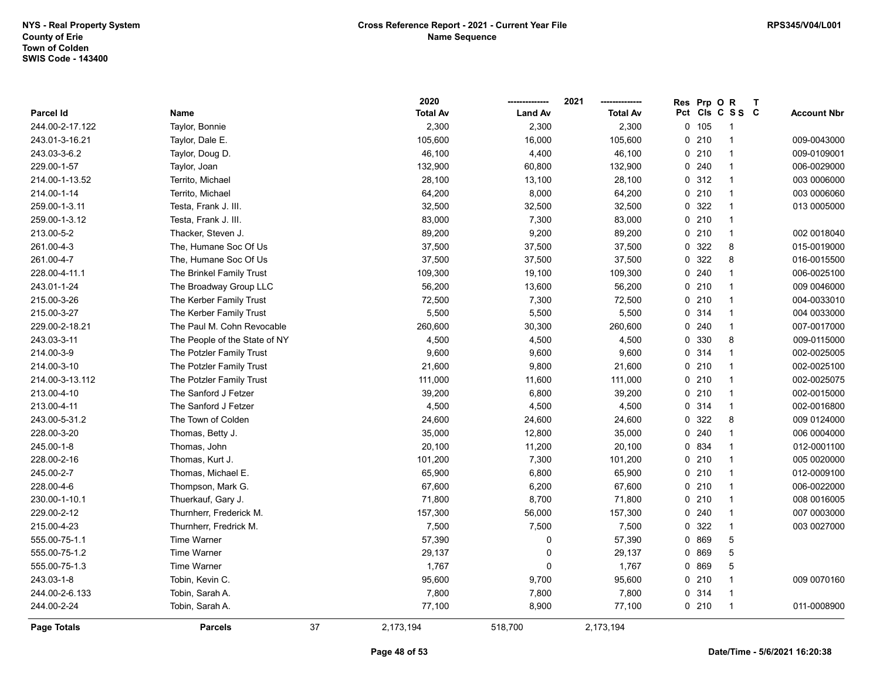NYS - Real Property System
County of Erie
Town of Colden
SWIS Code - 143400

**Cross Reference Report - 2021 - Current Year File**
**Name Sequence**

RPS345/V04/L001

| Parcel Id | Name | 2020 Total Av | 2021 Land Av | 2021 Total Av | Res Pct | Prp Cls | O C | R S S | T C | Account Nbr |
|---|---|---|---|---|---|---|---|---|---|---|
| 244.00-2-17.122 | Taylor, Bonnie | 2,300 | 2,300 | 2,300 | 0 | 105 | | 1 | | |
| 243.01-3-16.21 | Taylor, Dale E. | 105,600 | 16,000 | 105,600 | 0 | 210 | | 1 | | 009-0043000 |
| 243.03-3-6.2 | Taylor, Doug D. | 46,100 | 4,400 | 46,100 | 0 | 210 | | 1 | | 009-0109001 |
| 229.00-1-57 | Taylor, Joan | 132,900 | 60,800 | 132,900 | 0 | 240 | | 1 | | 006-0029000 |
| 214.00-1-13.52 | Territo, Michael | 28,100 | 13,100 | 28,100 | 0 | 312 | | 1 | | 003 0006000 |
| 214.00-1-14 | Territo, Michael | 64,200 | 8,000 | 64,200 | 0 | 210 | | 1 | | 003 0006060 |
| 259.00-1-3.11 | Testa, Frank J. III. | 32,500 | 32,500 | 32,500 | 0 | 322 | | 1 | | 013 0005000 |
| 259.00-1-3.12 | Testa, Frank J. III. | 83,000 | 7,300 | 83,000 | 0 | 210 | | 1 | | |
| 213.00-5-2 | Thacker, Steven J. | 89,200 | 9,200 | 89,200 | 0 | 210 | | 1 | | 002 0018040 |
| 261.00-4-3 | The, Humane Soc Of Us | 37,500 | 37,500 | 37,500 | 0 | 322 | | 8 | | 015-0019000 |
| 261.00-4-7 | The, Humane Soc Of Us | 37,500 | 37,500 | 37,500 | 0 | 322 | | 8 | | 016-0015500 |
| 228.00-4-11.1 | The Brinkel Family Trust | 109,300 | 19,100 | 109,300 | 0 | 240 | | 1 | | 006-0025100 |
| 243.01-1-24 | The Broadway Group LLC | 56,200 | 13,600 | 56,200 | 0 | 210 | | 1 | | 009 0046000 |
| 215.00-3-26 | The Kerber Family Trust | 72,500 | 7,300 | 72,500 | 0 | 210 | | 1 | | 004-0033010 |
| 215.00-3-27 | The Kerber Family Trust | 5,500 | 5,500 | 5,500 | 0 | 314 | | 1 | | 004 0033000 |
| 229.00-2-18.21 | The Paul M. Cohn Revocable | 260,600 | 30,300 | 260,600 | 0 | 240 | | 1 | | 007-0017000 |
| 243.03-3-11 | The People of the State of NY | 4,500 | 4,500 | 4,500 | 0 | 330 | | 8 | | 009-0115000 |
| 214.00-3-9 | The Potzler Family Trust | 9,600 | 9,600 | 9,600 | 0 | 314 | | 1 | | 002-0025005 |
| 214.00-3-10 | The Potzler Family Trust | 21,600 | 9,800 | 21,600 | 0 | 210 | | 1 | | 002-0025100 |
| 214.00-3-13.112 | The Potzler Family Trust | 111,000 | 11,600 | 111,000 | 0 | 210 | | 1 | | 002-0025075 |
| 213.00-4-10 | The Sanford J Fetzer | 39,200 | 6,800 | 39,200 | 0 | 210 | | 1 | | 002-0015000 |
| 213.00-4-11 | The Sanford J Fetzer | 4,500 | 4,500 | 4,500 | 0 | 314 | | 1 | | 002-0016800 |
| 243.00-5-31.2 | The Town of Colden | 24,600 | 24,600 | 24,600 | 0 | 322 | | 8 | | 009 0124000 |
| 228.00-3-20 | Thomas, Betty J. | 35,000 | 12,800 | 35,000 | 0 | 240 | | 1 | | 006 0004000 |
| 245.00-1-8 | Thomas, John | 20,100 | 11,200 | 20,100 | 0 | 834 | | 1 | | 012-0001100 |
| 228.00-2-16 | Thomas, Kurt J. | 101,200 | 7,300 | 101,200 | 0 | 210 | | 1 | | 005 0020000 |
| 245.00-2-7 | Thomas, Michael E. | 65,900 | 6,800 | 65,900 | 0 | 210 | | 1 | | 012-0009100 |
| 228.00-4-6 | Thompson, Mark G. | 67,600 | 6,200 | 67,600 | 0 | 210 | | 1 | | 006-0022000 |
| 230.00-1-10.1 | Thuerkauf, Gary J. | 71,800 | 8,700 | 71,800 | 0 | 210 | | 1 | | 008 0016005 |
| 229.00-2-12 | Thurnherr, Frederick M. | 157,300 | 56,000 | 157,300 | 0 | 240 | | 1 | | 007 0003000 |
| 215.00-4-23 | Thurnherr, Fredrick M. | 7,500 | 7,500 | 7,500 | 0 | 322 | | 1 | | 003 0027000 |
| 555.00-75-1.1 | Time Warner | 57,390 | 0 | 57,390 | 0 | 869 | | 5 | | |
| 555.00-75-1.2 | Time Warner | 29,137 | 0 | 29,137 | 0 | 869 | | 5 | | |
| 555.00-75-1.3 | Time Warner | 1,767 | 0 | 1,767 | 0 | 869 | | 5 | | |
| 243.03-1-8 | Tobin, Kevin C. | 95,600 | 9,700 | 95,600 | 0 | 210 | | 1 | | 009 0070160 |
| 244.00-2-6.133 | Tobin, Sarah A. | 7,800 | 7,800 | 7,800 | 0 | 314 | | 1 | | |
| 244.00-2-24 | Tobin, Sarah A. | 77,100 | 8,900 | 77,100 | 0 | 210 | | 1 | | 011-0008900 |
| **Page Totals** | **Parcels** 37 | 2,173,194 | 518,700 | 2,173,194 | | | | | | |

Date/Time - 5/6/2021 16:20:38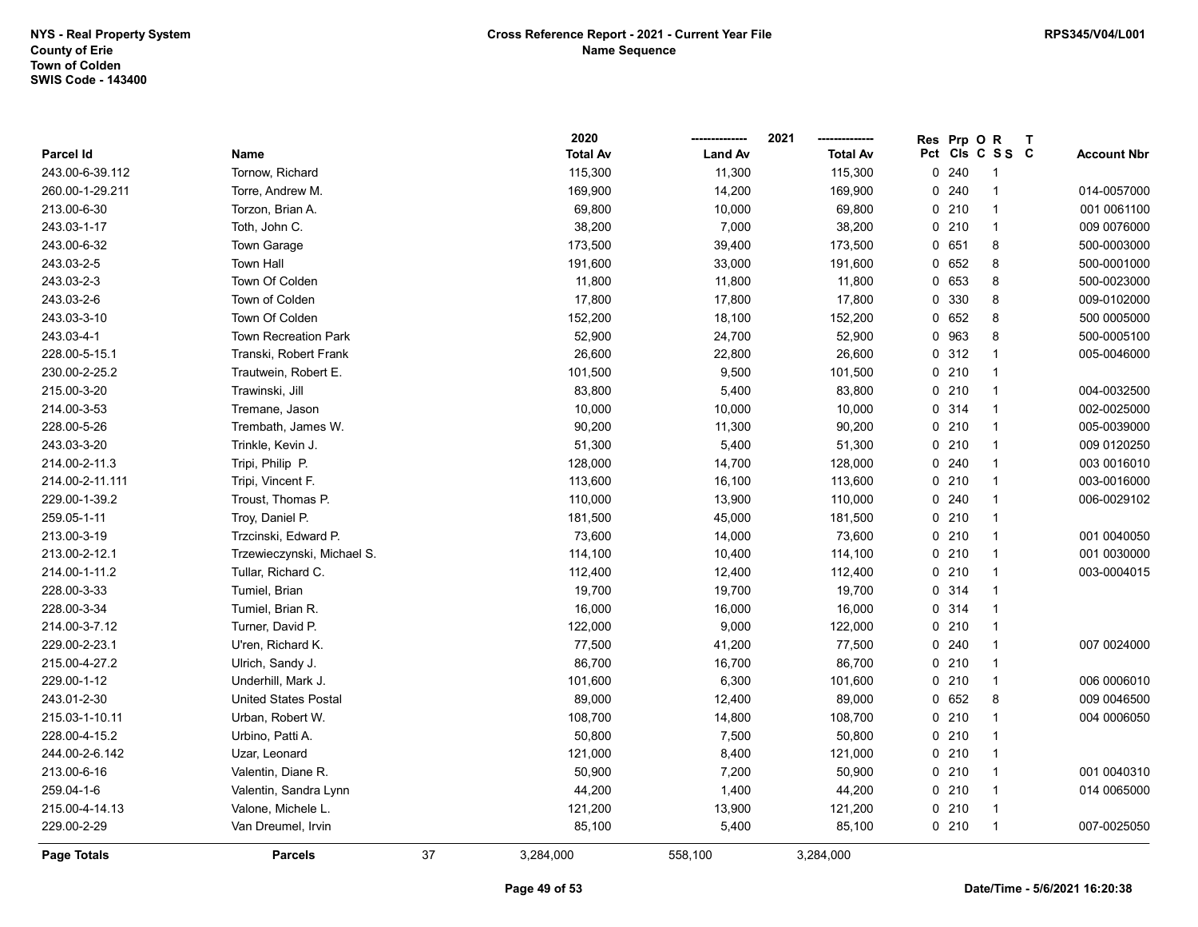NYS - Real Property System
County of Erie
Town of Colden
SWIS Code - 143400

**Cross Reference Report - 2021 - Current Year File**
**Name Sequence**

RPS345/V04/L001

| Parcel Id | Name | 2020 Total Av | 2021 Land Av | 2021 Total Av | Res Pct | Prp Cls | O C | R S S | T C | Account Nbr |
|---|---|---|---|---|---|---|---|---|---|---|
| 243.00-6-39.112 | Tornow, Richard | 115,300 | 11,300 | 115,300 | 0 | 240 | | 1 | | |
| 260.00-1-29.211 | Torre, Andrew M. | 169,900 | 14,200 | 169,900 | 0 | 240 | | 1 | | 014-0057000 |
| 213.00-6-30 | Torzon, Brian A. | 69,800 | 10,000 | 69,800 | 0 | 210 | | 1 | | 001 0061100 |
| 243.03-1-17 | Toth, John C. | 38,200 | 7,000 | 38,200 | 0 | 210 | | 1 | | 009 0076000 |
| 243.00-6-32 | Town Garage | 173,500 | 39,400 | 173,500 | 0 | 651 | | 8 | | 500-0003000 |
| 243.03-2-5 | Town Hall | 191,600 | 33,000 | 191,600 | 0 | 652 | | 8 | | 500-0001000 |
| 243.03-2-3 | Town Of Colden | 11,800 | 11,800 | 11,800 | 0 | 653 | | 8 | | 500-0023000 |
| 243.03-2-6 | Town of Colden | 17,800 | 17,800 | 17,800 | 0 | 330 | | 8 | | 009-0102000 |
| 243.03-3-10 | Town Of Colden | 152,200 | 18,100 | 152,200 | 0 | 652 | | 8 | | 500 0005000 |
| 243.03-4-1 | Town Recreation Park | 52,900 | 24,700 | 52,900 | 0 | 963 | | 8 | | 500-0005100 |
| 228.00-5-15.1 | Transki, Robert Frank | 26,600 | 22,800 | 26,600 | 0 | 312 | | 1 | | 005-0046000 |
| 230.00-2-25.2 | Trautwein, Robert E. | 101,500 | 9,500 | 101,500 | 0 | 210 | | 1 | | |
| 215.00-3-20 | Trawinski, Jill | 83,800 | 5,400 | 83,800 | 0 | 210 | | 1 | | 004-0032500 |
| 214.00-3-53 | Tremane, Jason | 10,000 | 10,000 | 10,000 | 0 | 314 | | 1 | | 002-0025000 |
| 228.00-5-26 | Trembath, James W. | 90,200 | 11,300 | 90,200 | 0 | 210 | | 1 | | 005-0039000 |
| 243.03-3-20 | Trinkle, Kevin J. | 51,300 | 5,400 | 51,300 | 0 | 210 | | 1 | | 009 0120250 |
| 214.00-2-11.3 | Tripi, Philip P. | 128,000 | 14,700 | 128,000 | 0 | 240 | | 1 | | 003 0016010 |
| 214.00-2-11.111 | Tripi, Vincent F. | 113,600 | 16,100 | 113,600 | 0 | 210 | | 1 | | 003-0016000 |
| 229.00-1-39.2 | Troust, Thomas P. | 110,000 | 13,900 | 110,000 | 0 | 240 | | 1 | | 006-0029102 |
| 259.05-1-11 | Troy, Daniel P. | 181,500 | 45,000 | 181,500 | 0 | 210 | | 1 | | |
| 213.00-3-19 | Trzcinski, Edward P. | 73,600 | 14,000 | 73,600 | 0 | 210 | | 1 | | 001 0040050 |
| 213.00-2-12.1 | Trzewieczynski, Michael S. | 114,100 | 10,400 | 114,100 | 0 | 210 | | 1 | | 001 0030000 |
| 214.00-1-11.2 | Tullar, Richard C. | 112,400 | 12,400 | 112,400 | 0 | 210 | | 1 | | 003-0004015 |
| 228.00-3-33 | Tumiel, Brian | 19,700 | 19,700 | 19,700 | 0 | 314 | | 1 | | |
| 228.00-3-34 | Tumiel, Brian R. | 16,000 | 16,000 | 16,000 | 0 | 314 | | 1 | | |
| 214.00-3-7.12 | Turner, David P. | 122,000 | 9,000 | 122,000 | 0 | 210 | | 1 | | |
| 229.00-2-23.1 | U'ren, Richard K. | 77,500 | 41,200 | 77,500 | 0 | 240 | | 1 | | 007 0024000 |
| 215.00-4-27.2 | Ulrich, Sandy J. | 86,700 | 16,700 | 86,700 | 0 | 210 | | 1 | | |
| 229.00-1-12 | Underhill, Mark J. | 101,600 | 6,300 | 101,600 | 0 | 210 | | 1 | | 006 0006010 |
| 243.01-2-30 | United States Postal | 89,000 | 12,400 | 89,000 | 0 | 652 | | 8 | | 009 0046500 |
| 215.03-1-10.11 | Urban, Robert W. | 108,700 | 14,800 | 108,700 | 0 | 210 | | 1 | | 004 0006050 |
| 228.00-4-15.2 | Urbino, Patti A. | 50,800 | 7,500 | 50,800 | 0 | 210 | | 1 | | |
| 244.00-2-6.142 | Uzar, Leonard | 121,000 | 8,400 | 121,000 | 0 | 210 | | 1 | | |
| 213.00-6-16 | Valentin, Diane R. | 50,900 | 7,200 | 50,900 | 0 | 210 | | 1 | | 001 0040310 |
| 259.04-1-6 | Valentin, Sandra Lynn | 44,200 | 1,400 | 44,200 | 0 | 210 | | 1 | | 014 0065000 |
| 215.00-4-14.13 | Valone, Michele L. | 121,200 | 13,900 | 121,200 | 0 | 210 | | 1 | | |
| 229.00-2-29 | Van Dreumel, Irvin | 85,100 | 5,400 | 85,100 | 0 | 210 | | 1 | | 007-0025050 |
| **Page Totals** | **Parcels** 37 | 3,284,000 | 558,100 | 3,284,000 | | | | | | |

Date/Time - 5/6/2021 16:20:38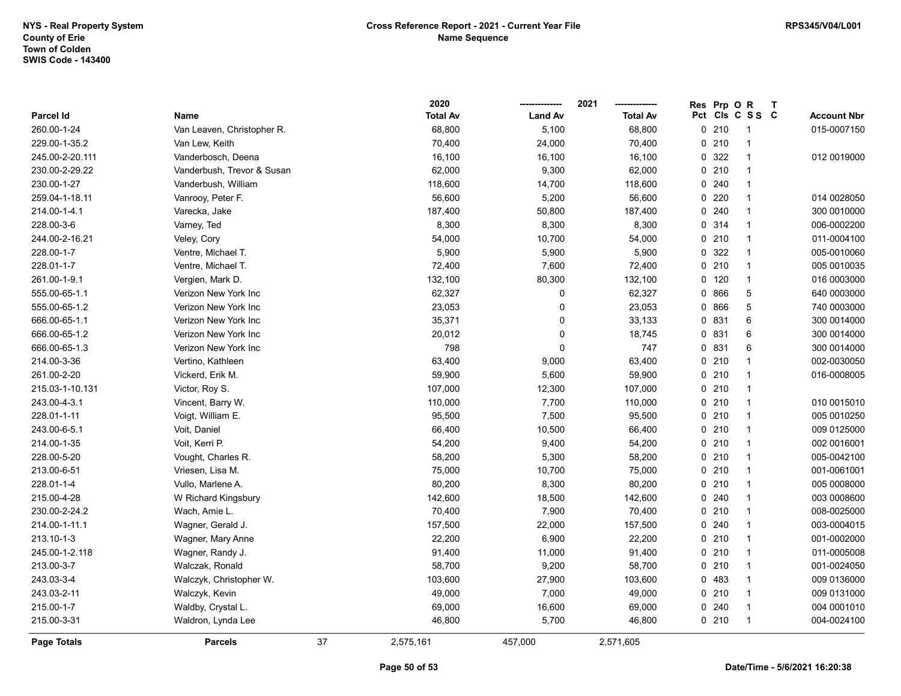NYS - Real Property System
County of Erie
Town of Colden
SWIS Code - 143400

**Cross Reference Report - 2021 - Current Year File**
**Name Sequence**

RPS345/V04/L001

| Parcel Id | Name | 2020 Total Av | 2021 Land Av | 2021 Total Av | Res Pct | Prp Cls | O C | R S S | T C | Account Nbr |
|---|---|---|---|---|---|---|---|---|---|---|
| 260.00-1-24 | Van Leaven, Christopher R. | 68,800 | 5,100 | 68,800 | 0 | 210 | | 1 | | 015-0007150 |
| 229.00-1-35.2 | Van Lew, Keith | 70,400 | 24,000 | 70,400 | 0 | 210 | | 1 | | |
| 245.00-2-20.111 | Vanderbosch, Deena | 16,100 | 16,100 | 16,100 | 0 | 322 | | 1 | | 012 0019000 |
| 230.00-2-29.22 | Vanderbush, Trevor & Susan | 62,000 | 9,300 | 62,000 | 0 | 210 | | 1 | | |
| 230.00-1-27 | Vanderbush, William | 118,600 | 14,700 | 118,600 | 0 | 240 | | 1 | | |
| 259.04-1-18.11 | Vanrooy, Peter F. | 56,600 | 5,200 | 56,600 | 0 | 220 | | 1 | | 014 0028050 |
| 214.00-1-4.1 | Varecka, Jake | 187,400 | 50,800 | 187,400 | 0 | 240 | | 1 | | 300 0010000 |
| 228.00-3-6 | Varney, Ted | 8,300 | 8,300 | 8,300 | 0 | 314 | | 1 | | 006-0002200 |
| 244.00-2-16.21 | Veley, Cory | 54,000 | 10,700 | 54,000 | 0 | 210 | | 1 | | 011-0004100 |
| 228.00-1-7 | Ventre, Michael T. | 5,900 | 5,900 | 5,900 | 0 | 322 | | 1 | | 005-0010060 |
| 228.01-1-7 | Ventre, Michael T. | 72,400 | 7,600 | 72,400 | 0 | 210 | | 1 | | 005 0010035 |
| 261.00-1-9.1 | Vergien, Mark D. | 132,100 | 80,300 | 132,100 | 0 | 120 | | 1 | | 016 0003000 |
| 555.00-65-1.1 | Verizon New York Inc | 62,327 | 0 | 62,327 | 0 | 866 | | 5 | | 640 0003000 |
| 555.00-65-1.2 | Verizon New York Inc | 23,053 | 0 | 23,053 | 0 | 866 | | 5 | | 740 0003000 |
| 666.00-65-1.1 | Verizon New York Inc | 35,371 | 0 | 33,133 | 0 | 831 | | 6 | | 300 0014000 |
| 666.00-65-1.2 | Verizon New York Inc | 20,012 | 0 | 18,745 | 0 | 831 | | 6 | | 300 0014000 |
| 666.00-65-1.3 | Verizon New York Inc | 798 | 0 | 747 | 0 | 831 | | 6 | | 300 0014000 |
| 214.00-3-36 | Vertino, Kathleen | 63,400 | 9,000 | 63,400 | 0 | 210 | | 1 | | 002-0030050 |
| 261.00-2-20 | Vickerd, Erik M. | 59,900 | 5,600 | 59,900 | 0 | 210 | | 1 | | 016-0008005 |
| 215.03-1-10.131 | Victor, Roy S. | 107,000 | 12,300 | 107,000 | 0 | 210 | | 1 | | |
| 243.00-4-3.1 | Vincent, Barry W. | 110,000 | 7,700 | 110,000 | 0 | 210 | | 1 | | 010 0015010 |
| 228.01-1-11 | Voigt, William E. | 95,500 | 7,500 | 95,500 | 0 | 210 | | 1 | | 005 0010250 |
| 243.00-6-5.1 | Voit, Daniel | 66,400 | 10,500 | 66,400 | 0 | 210 | | 1 | | 009 0125000 |
| 214.00-1-35 | Voit, Kerri P. | 54,200 | 9,400 | 54,200 | 0 | 210 | | 1 | | 002 0016001 |
| 228.00-5-20 | Vought, Charles R. | 58,200 | 5,300 | 58,200 | 0 | 210 | | 1 | | 005-0042100 |
| 213.00-6-51 | Vriesen, Lisa M. | 75,000 | 10,700 | 75,000 | 0 | 210 | | 1 | | 001-0061001 |
| 228.01-1-4 | Vullo, Marlene A. | 80,200 | 8,300 | 80,200 | 0 | 210 | | 1 | | 005 0008000 |
| 215.00-4-28 | W Richard Kingsbury | 142,600 | 18,500 | 142,600 | 0 | 240 | | 1 | | 003 0008600 |
| 230.00-2-24.2 | Wach, Amie L. | 70,400 | 7,900 | 70,400 | 0 | 210 | | 1 | | 008-0025000 |
| 214.00-1-11.1 | Wagner, Gerald J. | 157,500 | 22,000 | 157,500 | 0 | 240 | | 1 | | 003-0004015 |
| 213.10-1-3 | Wagner, Mary Anne | 22,200 | 6,900 | 22,200 | 0 | 210 | | 1 | | 001-0002000 |
| 245.00-1-2.118 | Wagner, Randy J. | 91,400 | 11,000 | 91,400 | 0 | 210 | | 1 | | 011-0005008 |
| 213.00-3-7 | Walczak, Ronald | 58,700 | 9,200 | 58,700 | 0 | 210 | | 1 | | 001-0024050 |
| 243.03-3-4 | Walczyk, Christopher W. | 103,600 | 27,900 | 103,600 | 0 | 483 | | 1 | | 009 0136000 |
| 243.03-2-11 | Walczyk, Kevin | 49,000 | 7,000 | 49,000 | 0 | 210 | | 1 | | 009 0131000 |
| 215.00-1-7 | Waldby, Crystal L. | 69,000 | 16,600 | 69,000 | 0 | 240 | | 1 | | 004 0001010 |
| 215.00-3-31 | Waldron, Lynda Lee | 46,800 | 5,700 | 46,800 | 0 | 210 | | 1 | | 004-0024100 |
| **Page Totals** | **Parcels** 37 | 2,575,161 | 457,000 | 2,571,605 | | | | | | |

Date/Time - 5/6/2021 16:20:38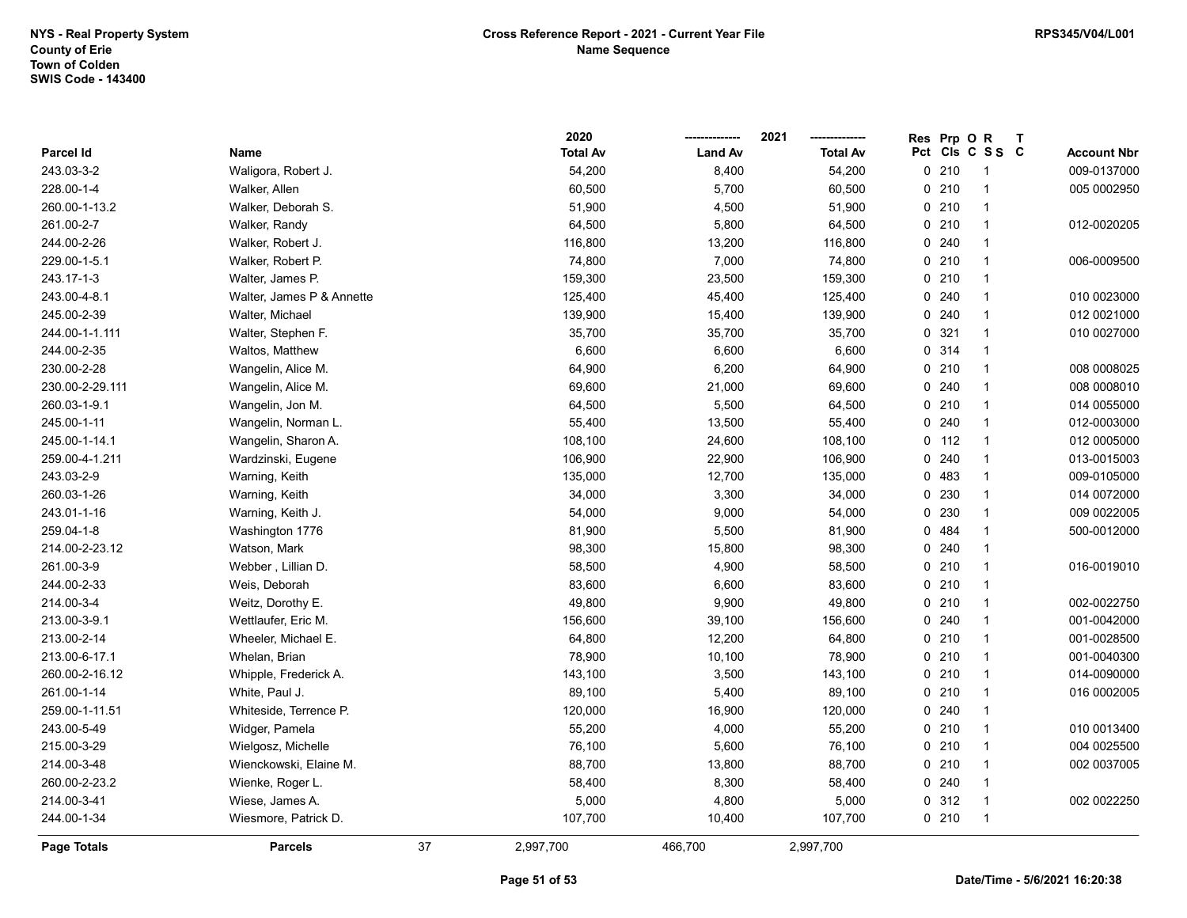NYS - Real Property System
County of Erie
Town of Colden
SWIS Code - 143400

Cross Reference Report - 2021 - Current Year File
Name Sequence

RPS345/V04/L001

| Parcel Id | Name | 2020 Total Av | 2021 Land Av | 2021 Total Av | Res Pct | Prp Cls | O C | R S S | T C | Account Nbr |
|---|---|---|---|---|---|---|---|---|---|---|
| 243.03-3-2 | Waligora, Robert J. | 54,200 | 8,400 | 54,200 | 0 | 210 | | 1 | | 009-0137000 |
| 228.00-1-4 | Walker, Allen | 60,500 | 5,700 | 60,500 | 0 | 210 | | 1 | | 005 0002950 |
| 260.00-1-13.2 | Walker, Deborah S. | 51,900 | 4,500 | 51,900 | 0 | 210 | | 1 | | |
| 261.00-2-7 | Walker, Randy | 64,500 | 5,800 | 64,500 | 0 | 210 | | 1 | | 012-0020205 |
| 244.00-2-26 | Walker, Robert J. | 116,800 | 13,200 | 116,800 | 0 | 240 | | 1 | | |
| 229.00-1-5.1 | Walker, Robert P. | 74,800 | 7,000 | 74,800 | 0 | 210 | | 1 | | 006-0009500 |
| 243.17-1-3 | Walter, James P. | 159,300 | 23,500 | 159,300 | 0 | 210 | | 1 | | |
| 243.00-4-8.1 | Walter, James P & Annette | 125,400 | 45,400 | 125,400 | 0 | 240 | | 1 | | 010 0023000 |
| 245.00-2-39 | Walter, Michael | 139,900 | 15,400 | 139,900 | 0 | 240 | | 1 | | 012 0021000 |
| 244.00-1-1.111 | Walter, Stephen F. | 35,700 | 35,700 | 35,700 | 0 | 321 | | 1 | | 010 0027000 |
| 244.00-2-35 | Waltos, Matthew | 6,600 | 6,600 | 6,600 | 0 | 314 | | 1 | | |
| 230.00-2-28 | Wangelin, Alice M. | 64,900 | 6,200 | 64,900 | 0 | 210 | | 1 | | 008 0008025 |
| 230.00-2-29.111 | Wangelin, Alice M. | 69,600 | 21,000 | 69,600 | 0 | 240 | | 1 | | 008 0008010 |
| 260.03-1-9.1 | Wangelin, Jon M. | 64,500 | 5,500 | 64,500 | 0 | 210 | | 1 | | 014 0055000 |
| 245.00-1-11 | Wangelin, Norman L. | 55,400 | 13,500 | 55,400 | 0 | 240 | | 1 | | 012-0003000 |
| 245.00-1-14.1 | Wangelin, Sharon A. | 108,100 | 24,600 | 108,100 | 0 | 112 | | 1 | | 012 0005000 |
| 259.00-4-1.211 | Wardzinski, Eugene | 106,900 | 22,900 | 106,900 | 0 | 240 | | 1 | | 013-0015003 |
| 243.03-2-9 | Warning, Keith | 135,000 | 12,700 | 135,000 | 0 | 483 | | 1 | | 009-0105000 |
| 260.03-1-26 | Warning, Keith | 34,000 | 3,300 | 34,000 | 0 | 230 | | 1 | | 014 0072000 |
| 243.01-1-16 | Warning, Keith J. | 54,000 | 9,000 | 54,000 | 0 | 230 | | 1 | | 009 0022005 |
| 259.04-1-8 | Washington 1776 | 81,900 | 5,500 | 81,900 | 0 | 484 | | 1 | | 500-0012000 |
| 214.00-2-23.12 | Watson, Mark | 98,300 | 15,800 | 98,300 | 0 | 240 | | 1 | | |
| 261.00-3-9 | Webber , Lillian D. | 58,500 | 4,900 | 58,500 | 0 | 210 | | 1 | | 016-0019010 |
| 244.00-2-33 | Weis, Deborah | 83,600 | 6,600 | 83,600 | 0 | 210 | | 1 | | |
| 214.00-3-4 | Weitz, Dorothy E. | 49,800 | 9,900 | 49,800 | 0 | 210 | | 1 | | 002-0022750 |
| 213.00-3-9.1 | Wettlaufer, Eric M. | 156,600 | 39,100 | 156,600 | 0 | 240 | | 1 | | 001-0042000 |
| 213.00-2-14 | Wheeler, Michael E. | 64,800 | 12,200 | 64,800 | 0 | 210 | | 1 | | 001-0028500 |
| 213.00-6-17.1 | Whelan, Brian | 78,900 | 10,100 | 78,900 | 0 | 210 | | 1 | | 001-0040300 |
| 260.00-2-16.12 | Whipple, Frederick A. | 143,100 | 3,500 | 143,100 | 0 | 210 | | 1 | | 014-0090000 |
| 261.00-1-14 | White, Paul J. | 89,100 | 5,400 | 89,100 | 0 | 210 | | 1 | | 016 0002005 |
| 259.00-1-11.51 | Whiteside, Terrence P. | 120,000 | 16,900 | 120,000 | 0 | 240 | | 1 | | |
| 243.00-5-49 | Widger, Pamela | 55,200 | 4,000 | 55,200 | 0 | 210 | | 1 | | 010 0013400 |
| 215.00-3-29 | Wielgosz, Michelle | 76,100 | 5,600 | 76,100 | 0 | 210 | | 1 | | 004 0025500 |
| 214.00-3-48 | Wienckowski, Elaine M. | 88,700 | 13,800 | 88,700 | 0 | 210 | | 1 | | 002 0037005 |
| 260.00-2-23.2 | Wienke, Roger L. | 58,400 | 8,300 | 58,400 | 0 | 240 | | 1 | | |
| 214.00-3-41 | Wiese, James A. | 5,000 | 4,800 | 5,000 | 0 | 312 | | 1 | | 002 0022250 |
| 244.00-1-34 | Wiesmore, Patrick D. | 107,700 | 10,400 | 107,700 | 0 | 210 | | 1 | | |
| **Page Totals** | **Parcels** 37 | 2,997,700 | 466,700 | 2,997,700 | | | | | | |

Date/Time - 5/6/2021 16:20:38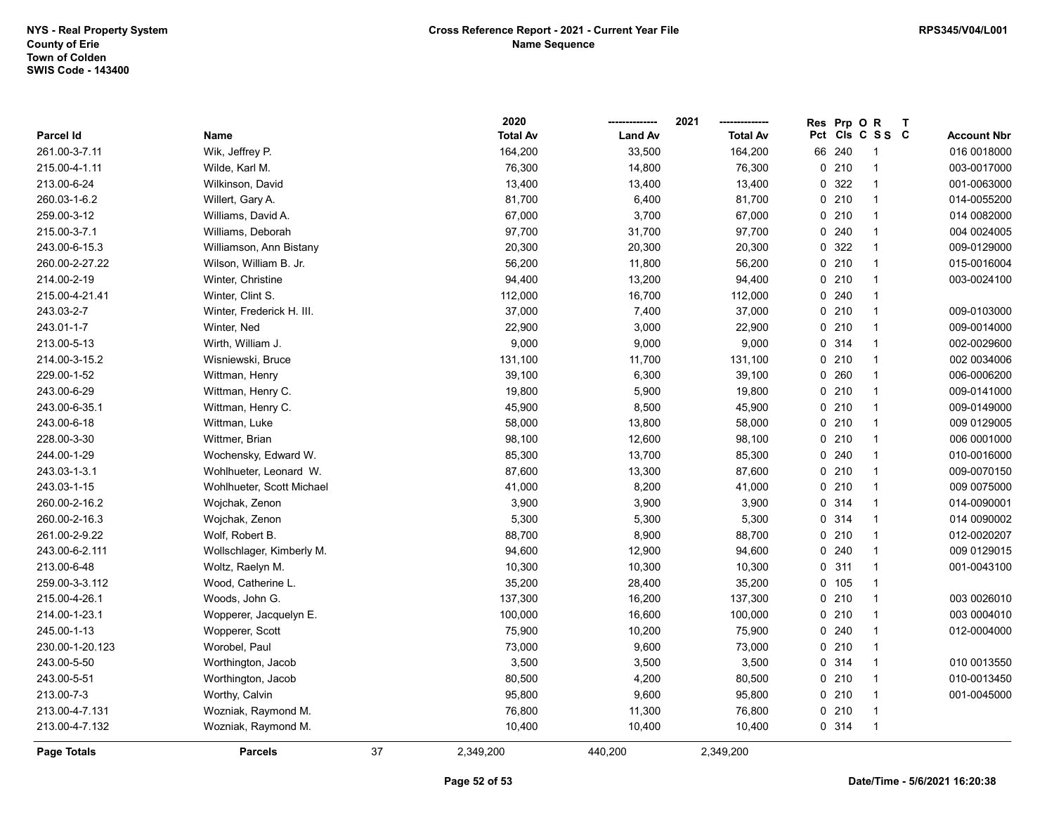NYS - Real Property System
County of Erie
Town of Colden
SWIS Code - 143400

**Cross Reference Report - 2021 - Current Year File**
**Name Sequence**

RPS345/V04/L001

| Parcel Id | Name | 2020 Total Av | 2021 Land Av | 2021 Total Av | Res Pct | Prp Cls | O C | R S S | T C | Account Nbr |
|---|---|---|---|---|---|---|---|---|---|---|
| 261.00-3-7.11 | Wik, Jeffrey P. | 164,200 | 33,500 | 164,200 | 66 | 240 | | 1 | | 016 0018000 |
| 215.00-4-1.11 | Wilde, Karl M. | 76,300 | 14,800 | 76,300 | 0 | 210 | | 1 | | 003-0017000 |
| 213.00-6-24 | Wilkinson, David | 13,400 | 13,400 | 13,400 | 0 | 322 | | 1 | | 001-0063000 |
| 260.03-1-6.2 | Willert, Gary A. | 81,700 | 6,400 | 81,700 | 0 | 210 | | 1 | | 014-0055200 |
| 259.00-3-12 | Williams, David A. | 67,000 | 3,700 | 67,000 | 0 | 210 | | 1 | | 014 0082000 |
| 215.00-3-7.1 | Williams, Deborah | 97,700 | 31,700 | 97,700 | 0 | 240 | | 1 | | 004 0024005 |
| 243.00-6-15.3 | Williamson, Ann Bistany | 20,300 | 20,300 | 20,300 | 0 | 322 | | 1 | | 009-0129000 |
| 260.00-2-27.22 | Wilson, William B. Jr. | 56,200 | 11,800 | 56,200 | 0 | 210 | | 1 | | 015-0016004 |
| 214.00-2-19 | Winter, Christine | 94,400 | 13,200 | 94,400 | 0 | 210 | | 1 | | 003-0024100 |
| 215.00-4-21.41 | Winter, Clint S. | 112,000 | 16,700 | 112,000 | 0 | 240 | | 1 | | |
| 243.03-2-7 | Winter, Frederick H. III. | 37,000 | 7,400 | 37,000 | 0 | 210 | | 1 | | 009-0103000 |
| 243.01-1-7 | Winter, Ned | 22,900 | 3,000 | 22,900 | 0 | 210 | | 1 | | 009-0014000 |
| 213.00-5-13 | Wirth, William J. | 9,000 | 9,000 | 9,000 | 0 | 314 | | 1 | | 002-0029600 |
| 214.00-3-15.2 | Wisniewski, Bruce | 131,100 | 11,700 | 131,100 | 0 | 210 | | 1 | | 002 0034006 |
| 229.00-1-52 | Wittman, Henry | 39,100 | 6,300 | 39,100 | 0 | 260 | | 1 | | 006-0006200 |
| 243.00-6-29 | Wittman, Henry C. | 19,800 | 5,900 | 19,800 | 0 | 210 | | 1 | | 009-0141000 |
| 243.00-6-35.1 | Wittman, Henry C. | 45,900 | 8,500 | 45,900 | 0 | 210 | | 1 | | 009-0149000 |
| 243.00-6-18 | Wittman, Luke | 58,000 | 13,800 | 58,000 | 0 | 210 | | 1 | | 009 0129005 |
| 228.00-3-30 | Wittmer, Brian | 98,100 | 12,600 | 98,100 | 0 | 210 | | 1 | | 006 0001000 |
| 244.00-1-29 | Wochensky, Edward W. | 85,300 | 13,700 | 85,300 | 0 | 240 | | 1 | | 010-0016000 |
| 243.03-1-3.1 | Wohlhueter, Leonard W. | 87,600 | 13,300 | 87,600 | 0 | 210 | | 1 | | 009-0070150 |
| 243.03-1-15 | Wohlhueter, Scott Michael | 41,000 | 8,200 | 41,000 | 0 | 210 | | 1 | | 009 0075000 |
| 260.00-2-16.2 | Wojchak, Zenon | 3,900 | 3,900 | 3,900 | 0 | 314 | | 1 | | 014-0090001 |
| 260.00-2-16.3 | Wojchak, Zenon | 5,300 | 5,300 | 5,300 | 0 | 314 | | 1 | | 014 0090002 |
| 261.00-2-9.22 | Wolf, Robert B. | 88,700 | 8,900 | 88,700 | 0 | 210 | | 1 | | 012-0020207 |
| 243.00-6-2.111 | Wollschlager, Kimberly M. | 94,600 | 12,900 | 94,600 | 0 | 240 | | 1 | | 009 0129015 |
| 213.00-6-48 | Woltz, Raelyn M. | 10,300 | 10,300 | 10,300 | 0 | 311 | | 1 | | 001-0043100 |
| 259.00-3-3.112 | Wood, Catherine L. | 35,200 | 28,400 | 35,200 | 0 | 105 | | 1 | | |
| 215.00-4-26.1 | Woods, John G. | 137,300 | 16,200 | 137,300 | 0 | 210 | | 1 | | 003 0026010 |
| 214.00-1-23.1 | Wopperer, Jacquelyn E. | 100,000 | 16,600 | 100,000 | 0 | 210 | | 1 | | 003 0004010 |
| 245.00-1-13 | Wopperer, Scott | 75,900 | 10,200 | 75,900 | 0 | 240 | | 1 | | 012-0004000 |
| 230.00-1-20.123 | Worobel, Paul | 73,000 | 9,600 | 73,000 | 0 | 210 | | 1 | | |
| 243.00-5-50 | Worthington, Jacob | 3,500 | 3,500 | 3,500 | 0 | 314 | | 1 | | 010 0013550 |
| 243.00-5-51 | Worthington, Jacob | 80,500 | 4,200 | 80,500 | 0 | 210 | | 1 | | 010-0013450 |
| 213.00-7-3 | Worthy, Calvin | 95,800 | 9,600 | 95,800 | 0 | 210 | | 1 | | 001-0045000 |
| 213.00-4-7.131 | Wozniak, Raymond M. | 76,800 | 11,300 | 76,800 | 0 | 210 | | 1 | | |
| 213.00-4-7.132 | Wozniak, Raymond M. | 10,400 | 10,400 | 10,400 | 0 | 314 | | 1 | | |
| **Page Totals** | **Parcels** 37 | 2,349,200 | 440,200 | 2,349,200 | | | | | | |

Date/Time - 5/6/2021 16:20:38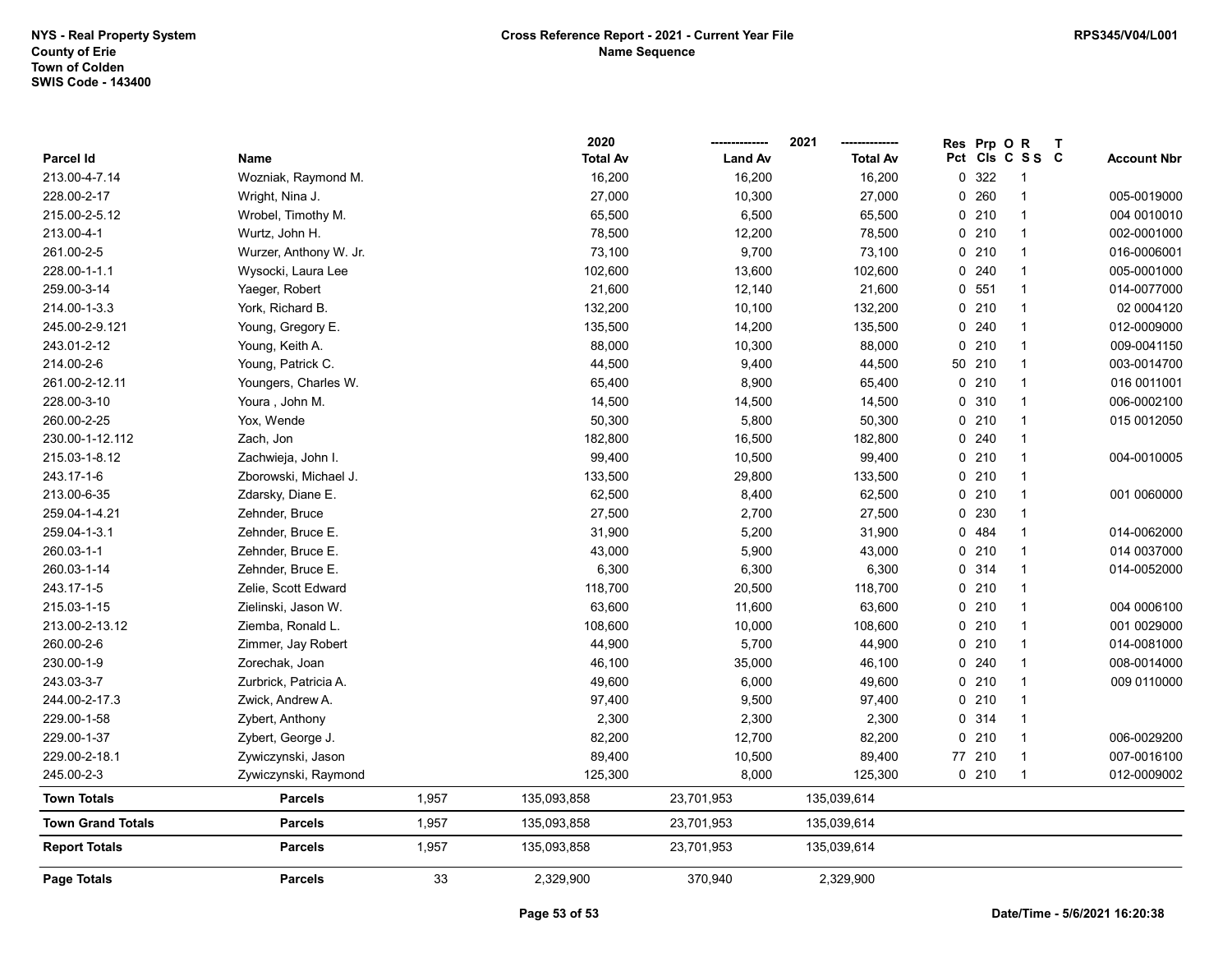| Parcel Id | Name | | 2020 Total Av | 2021 Land Av | 2021 Total Av | Res Pct | Prp Cls | O C | R SS | T C | Account Nbr |
|---|---|---|---|---|---|---|---|---|---|---|---|
| 213.00-4-7.14 | Wozniak, Raymond M. | | 16,200 | 16,200 | 16,200 | 0 | 322 | | 1 | | |
| 228.00-2-17 | Wright, Nina J. | | 27,000 | 10,300 | 27,000 | 0 | 260 | | 1 | | 005-0019000 |
| 215.00-2-5.12 | Wrobel, Timothy M. | | 65,500 | 6,500 | 65,500 | 0 | 210 | | 1 | | 004 0010010 |
| 213.00-4-1 | Wurtz, John H. | | 78,500 | 12,200 | 78,500 | 0 | 210 | | 1 | | 002-0001000 |
| 261.00-2-5 | Wurzer, Anthony W. Jr. | | 73,100 | 9,700 | 73,100 | 0 | 210 | | 1 | | 016-0006001 |
| 228.00-1-1.1 | Wysocki, Laura Lee | | 102,600 | 13,600 | 102,600 | 0 | 240 | | 1 | | 005-0001000 |
| 259.00-3-14 | Yaeger, Robert | | 21,600 | 12,140 | 21,600 | 0 | 551 | | 1 | | 014-0077000 |
| 214.00-1-3.3 | York, Richard B. | | 132,200 | 10,100 | 132,200 | 0 | 210 | | 1 | | 02 0004120 |
| 245.00-2-9.121 | Young, Gregory E. | | 135,500 | 14,200 | 135,500 | 0 | 240 | | 1 | | 012-0009000 |
| 243.01-2-12 | Young, Keith A. | | 88,000 | 10,300 | 88,000 | 0 | 210 | | 1 | | 009-0041150 |
| 214.00-2-6 | Young, Patrick C. | | 44,500 | 9,400 | 44,500 | 50 | 210 | | 1 | | 003-0014700 |
| 261.00-2-12.11 | Youngers, Charles W. | | 65,400 | 8,900 | 65,400 | 0 | 210 | | 1 | | 016 0011001 |
| 228.00-3-10 | Youra , John M. | | 14,500 | 14,500 | 14,500 | 0 | 310 | | 1 | | 006-0002100 |
| 260.00-2-25 | Yox, Wende | | 50,300 | 5,800 | 50,300 | 0 | 210 | | 1 | | 015 0012050 |
| 230.00-1-12.112 | Zach, Jon | | 182,800 | 16,500 | 182,800 | 0 | 240 | | 1 | | |
| 215.03-1-8.12 | Zachwieja, John I. | | 99,400 | 10,500 | 99,400 | 0 | 210 | | 1 | | 004-0010005 |
| 243.17-1-6 | Zborowski, Michael J. | | 133,500 | 29,800 | 133,500 | 0 | 210 | | 1 | | |
| 213.00-6-35 | Zdarsky, Diane E. | | 62,500 | 8,400 | 62,500 | 0 | 210 | | 1 | | 001 0060000 |
| 259.04-1-4.21 | Zehnder, Bruce | | 27,500 | 2,700 | 27,500 | 0 | 230 | | 1 | | |
| 259.04-1-3.1 | Zehnder, Bruce E. | | 31,900 | 5,200 | 31,900 | 0 | 484 | | 1 | | 014-0062000 |
| 260.03-1-1 | Zehnder, Bruce E. | | 43,000 | 5,900 | 43,000 | 0 | 210 | | 1 | | 014 0037000 |
| 260.03-1-14 | Zehnder, Bruce E. | | 6,300 | 6,300 | 6,300 | 0 | 314 | | 1 | | 014-0052000 |
| 243.17-1-5 | Zelie, Scott Edward | | 118,700 | 20,500 | 118,700 | 0 | 210 | | 1 | | |
| 215.03-1-15 | Zielinski, Jason W. | | 63,600 | 11,600 | 63,600 | 0 | 210 | | 1 | | 004 0006100 |
| 213.00-2-13.12 | Ziemba, Ronald L. | | 108,600 | 10,000 | 108,600 | 0 | 210 | | 1 | | 001 0029000 |
| 260.00-2-6 | Zimmer, Jay Robert | | 44,900 | 5,700 | 44,900 | 0 | 210 | | 1 | | 014-0081000 |
| 230.00-1-9 | Zorechak, Joan | | 46,100 | 35,000 | 46,100 | 0 | 240 | | 1 | | 008-0014000 |
| 243.03-3-7 | Zurbrick, Patricia A. | | 49,600 | 6,000 | 49,600 | 0 | 210 | | 1 | | 009 0110000 |
| 244.00-2-17.3 | Zwick, Andrew A. | | 97,400 | 9,500 | 97,400 | 0 | 210 | | 1 | | |
| 229.00-1-58 | Zybert, Anthony | | 2,300 | 2,300 | 2,300 | 0 | 314 | | 1 | | |
| 229.00-1-37 | Zybert, George J. | | 82,200 | 12,700 | 82,200 | 0 | 210 | | 1 | | 006-0029200 |
| 229.00-2-18.1 | Zywiczynski, Jason | | 89,400 | 10,500 | 89,400 | 77 | 210 | | 1 | | 007-0016100 |
| 245.00-2-3 | Zywiczynski, Raymond | | 125,300 | 8,000 | 125,300 | 0 | 210 | | 1 | | 012-0009002 |
| **Town Totals** | **Parcels** | 1,957 | 135,093,858 | 23,701,953 | 135,039,614 | | | | | | |
| **Town Grand Totals** | **Parcels** | 1,957 | 135,093,858 | 23,701,953 | 135,039,614 | | | | | | |
| **Report Totals** | **Parcels** | 1,957 | 135,093,858 | 23,701,953 | 135,039,614 | | | | | | |
| **Page Totals** | **Parcels** | 33 | 2,329,900 | 370,940 | 2,329,900 | | | | | | |